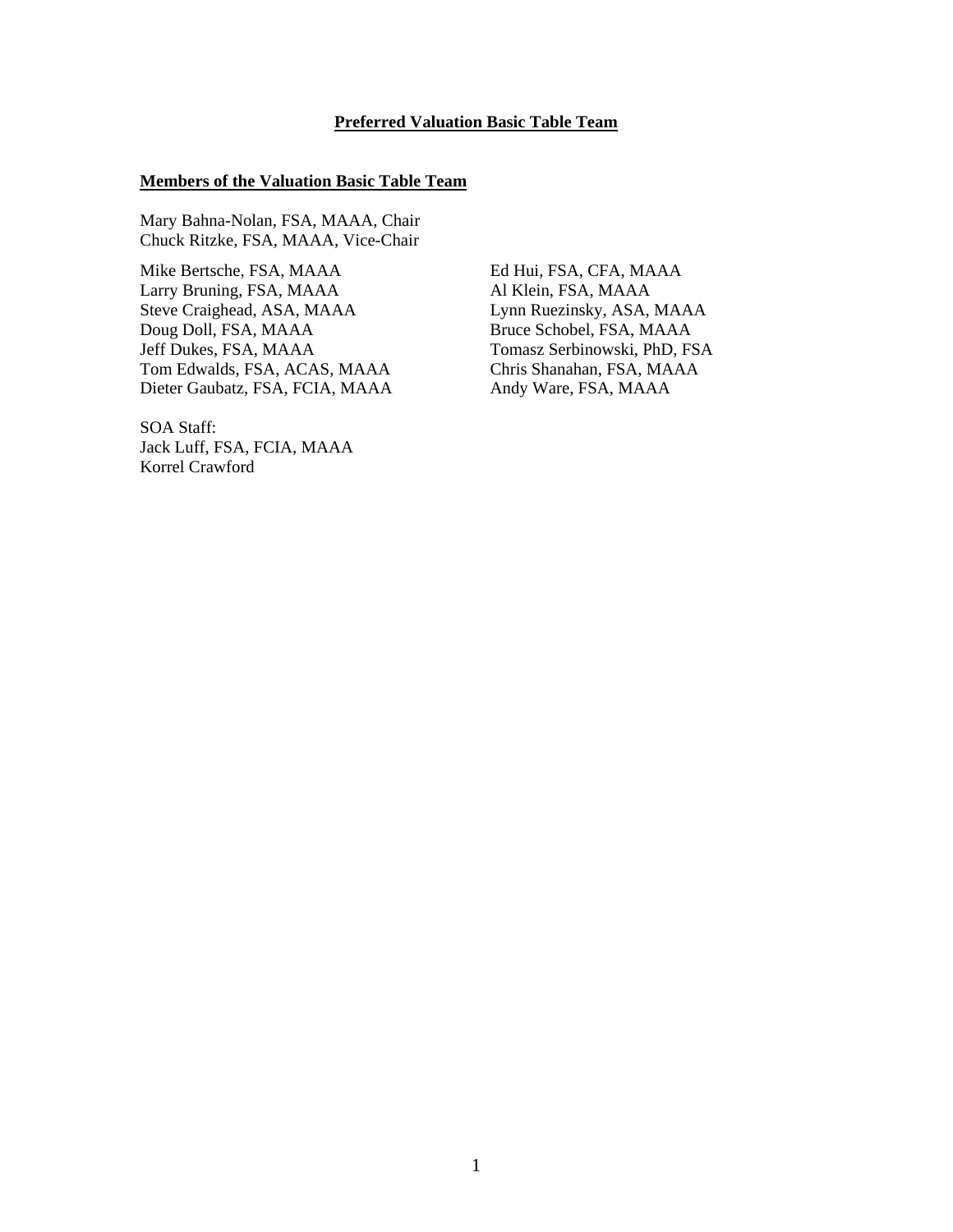# Preferred Valuation Basic Table Team

## Members of the Valuation Basic Table Team

Mary Bahna-Nolan, FSA, MAAA, Chair
Chuck Ritzke, FSA, MAAA, Vice-Chair

Mike Bertsche, FSA, MAAA
Larry Bruning, FSA, MAAA
Steve Craighead, ASA, MAAA
Doug Doll, FSA, MAAA
Jeff Dukes, FSA, MAAA
Tom Edwalds, FSA, ACAS, MAAA
Dieter Gaubatz, FSA, FCIA, MAAA
Ed Hui, FSA, CFA, MAAA
Al Klein, FSA, MAAA
Lynn Ruezinsky, ASA, MAAA
Bruce Schobel, FSA, MAAA
Tomasz Serbinowski, PhD, FSA
Chris Shanahan, FSA, MAAA
Andy Ware, FSA, MAAA

SOA Staff:
Jack Luff, FSA, FCIA, MAAA
Korrel Crawford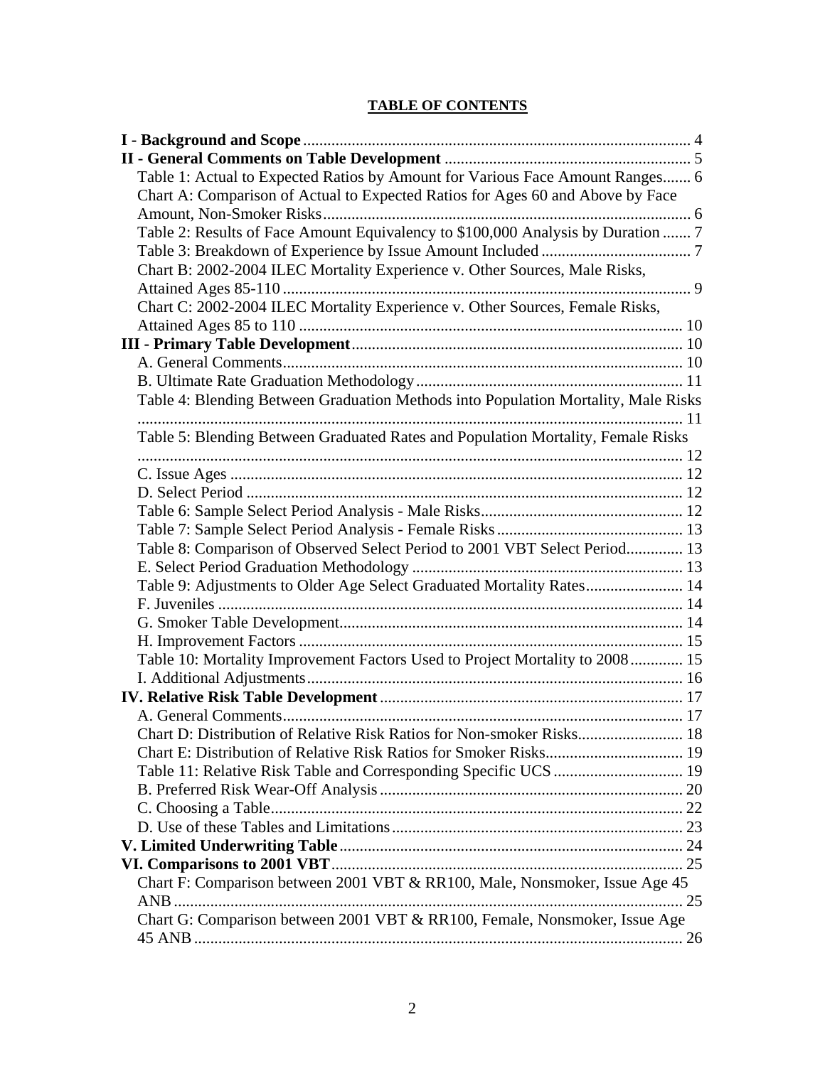# TABLE OF CONTENTS

**I - Background and Scope** .......... 4

**II - General Comments on Table Development** .......... 5

- Table 1: Actual to Expected Ratios by Amount for Various Face Amount Ranges .......... 6
- Chart A: Comparison of Actual to Expected Ratios for Ages 60 and Above by Face Amount, Non-Smoker Risks .......... 6
- Table 2: Results of Face Amount Equivalency to $100,000 Analysis by Duration .......... 7
- Table 3: Breakdown of Experience by Issue Amount Included .......... 7
- Chart B: 2002-2004 ILEC Mortality Experience v. Other Sources, Male Risks, Attained Ages 85-110 .......... 9
- Chart C: 2002-2004 ILEC Mortality Experience v. Other Sources, Female Risks, Attained Ages 85 to 110 .......... 10

**III - Primary Table Development** .......... 10

- A. General Comments .......... 10
- B. Ultimate Rate Graduation Methodology .......... 11
- Table 4: Blending Between Graduation Methods into Population Mortality, Male Risks .......... 11
- Table 5: Blending Between Graduated Rates and Population Mortality, Female Risks .......... 12
- C. Issue Ages .......... 12
- D. Select Period .......... 12
- Table 6: Sample Select Period Analysis - Male Risks .......... 12
- Table 7: Sample Select Period Analysis - Female Risks .......... 13
- Table 8: Comparison of Observed Select Period to 2001 VBT Select Period .......... 13
- E. Select Period Graduation Methodology .......... 13
- Table 9: Adjustments to Older Age Select Graduated Mortality Rates .......... 14
- F. Juveniles .......... 14
- G. Smoker Table Development .......... 14
- H. Improvement Factors .......... 15
- Table 10: Mortality Improvement Factors Used to Project Mortality to 2008 .......... 15
- I. Additional Adjustments .......... 16

**IV. Relative Risk Table Development** .......... 17

- A. General Comments .......... 17
- Chart D: Distribution of Relative Risk Ratios for Non-smoker Risks .......... 18
- Chart E: Distribution of Relative Risk Ratios for Smoker Risks .......... 19
- Table 11: Relative Risk Table and Corresponding Specific UCS .......... 19
- B. Preferred Risk Wear-Off Analysis .......... 20
- C. Choosing a Table .......... 22
- D. Use of these Tables and Limitations .......... 23

**V. Limited Underwriting Table** .......... 24

**VI. Comparisons to 2001 VBT** .......... 25

- Chart F: Comparison between 2001 VBT & RR100, Male, Nonsmoker, Issue Age 45 ANB .......... 25
- Chart G: Comparison between 2001 VBT & RR100, Female, Nonsmoker, Issue Age 45 ANB .......... 26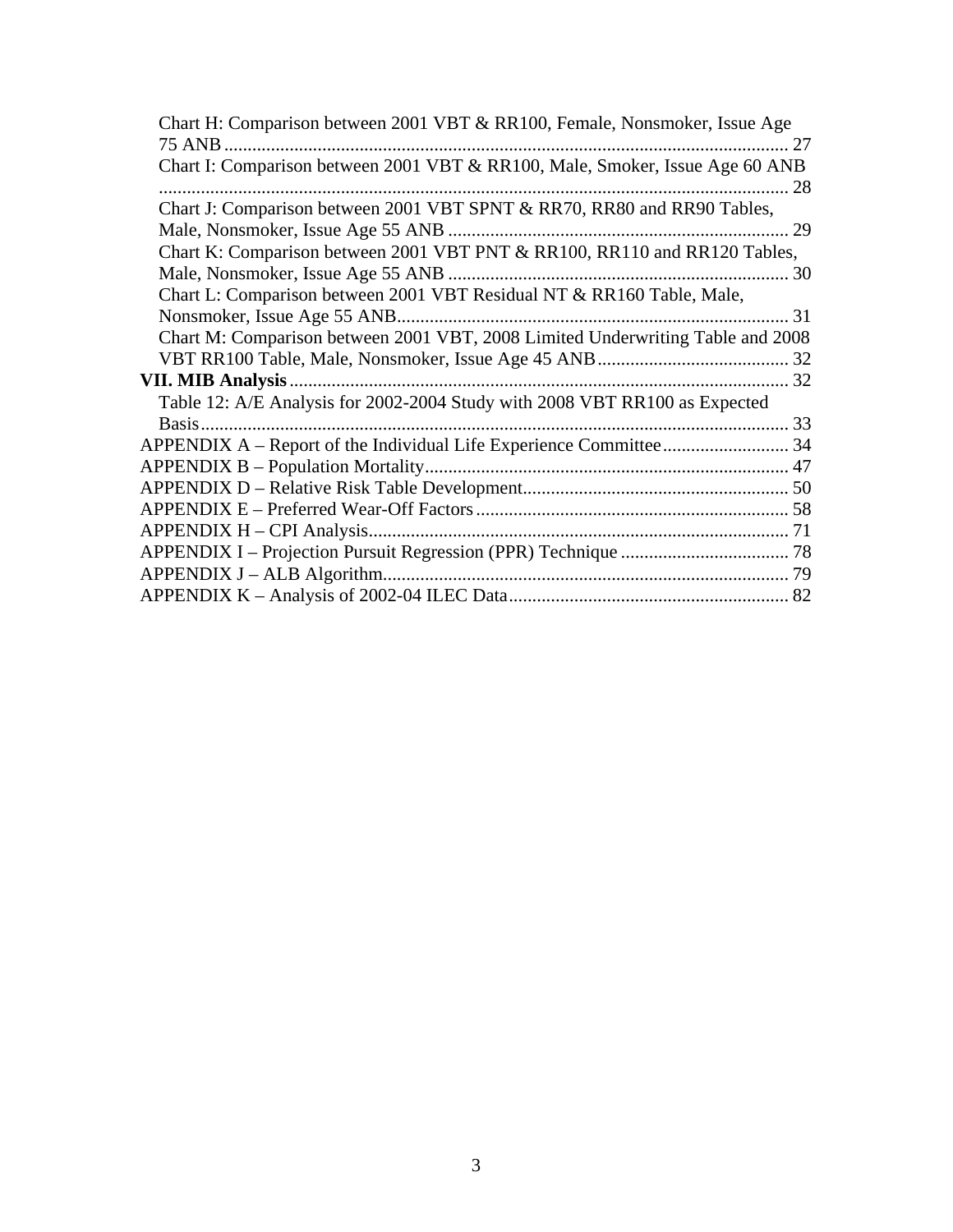Chart H: Comparison between 2001 VBT & RR100, Female, Nonsmoker, Issue Age 75 ANB ........ 27
Chart I: Comparison between 2001 VBT & RR100, Male, Smoker, Issue Age 60 ANB ........ 28
Chart J: Comparison between 2001 VBT SPNT & RR70, RR80 and RR90 Tables, Male, Nonsmoker, Issue Age 55 ANB ........ 29
Chart K: Comparison between 2001 VBT PNT & RR100, RR110 and RR120 Tables, Male, Nonsmoker, Issue Age 55 ANB ........ 30
Chart L: Comparison between 2001 VBT Residual NT & RR160 Table, Male, Nonsmoker, Issue Age 55 ANB ........ 31
Chart M: Comparison between 2001 VBT, 2008 Limited Underwriting Table and 2008 VBT RR100 Table, Male, Nonsmoker, Issue Age 45 ANB ........ 32

**VII. MIB Analysis** ........ 32

Table 12: A/E Analysis for 2002-2004 Study with 2008 VBT RR100 as Expected Basis ........ 33

APPENDIX A – Report of the Individual Life Experience Committee ........ 34
APPENDIX B – Population Mortality ........ 47
APPENDIX D – Relative Risk Table Development ........ 50
APPENDIX E – Preferred Wear-Off Factors ........ 58
APPENDIX H – CPI Analysis ........ 71
APPENDIX I – Projection Pursuit Regression (PPR) Technique ........ 78
APPENDIX J – ALB Algorithm ........ 79
APPENDIX K – Analysis of 2002-04 ILEC Data ........ 82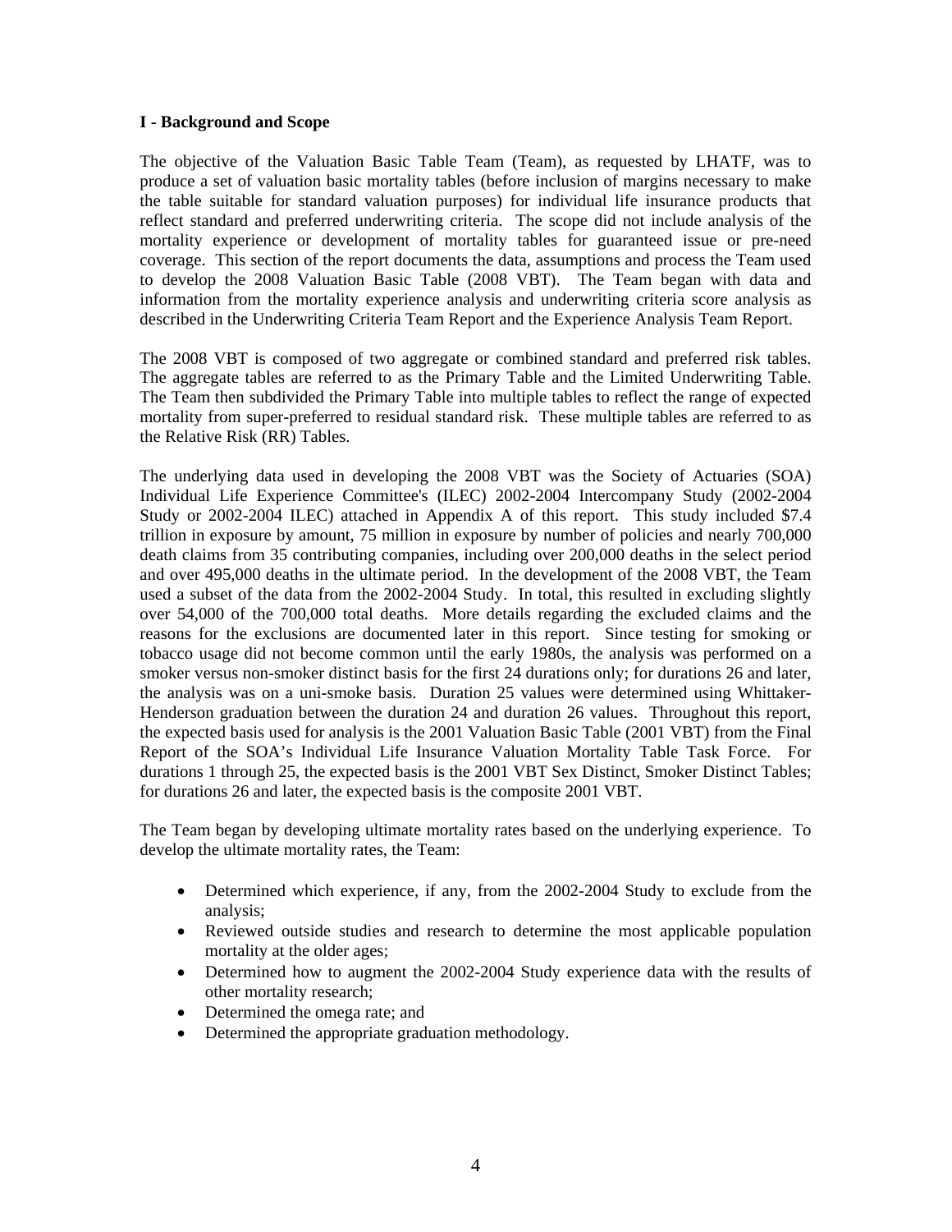### I - Background and Scope

The objective of the Valuation Basic Table Team (Team), as requested by LHATF, was to produce a set of valuation basic mortality tables (before inclusion of margins necessary to make the table suitable for standard valuation purposes) for individual life insurance products that reflect standard and preferred underwriting criteria. The scope did not include analysis of the mortality experience or development of mortality tables for guaranteed issue or pre-need coverage. This section of the report documents the data, assumptions and process the Team used to develop the 2008 Valuation Basic Table (2008 VBT). The Team began with data and information from the mortality experience analysis and underwriting criteria score analysis as described in the Underwriting Criteria Team Report and the Experience Analysis Team Report.

The 2008 VBT is composed of two aggregate or combined standard and preferred risk tables. The aggregate tables are referred to as the Primary Table and the Limited Underwriting Table. The Team then subdivided the Primary Table into multiple tables to reflect the range of expected mortality from super-preferred to residual standard risk. These multiple tables are referred to as the Relative Risk (RR) Tables.

The underlying data used in developing the 2008 VBT was the Society of Actuaries (SOA) Individual Life Experience Committee's (ILEC) 2002-2004 Intercompany Study (2002-2004 Study or 2002-2004 ILEC) attached in Appendix A of this report. This study included $7.4 trillion in exposure by amount, 75 million in exposure by number of policies and nearly 700,000 death claims from 35 contributing companies, including over 200,000 deaths in the select period and over 495,000 deaths in the ultimate period. In the development of the 2008 VBT, the Team used a subset of the data from the 2002-2004 Study. In total, this resulted in excluding slightly over 54,000 of the 700,000 total deaths. More details regarding the excluded claims and the reasons for the exclusions are documented later in this report. Since testing for smoking or tobacco usage did not become common until the early 1980s, the analysis was performed on a smoker versus non-smoker distinct basis for the first 24 durations only; for durations 26 and later, the analysis was on a uni-smoke basis. Duration 25 values were determined using Whittaker-Henderson graduation between the duration 24 and duration 26 values. Throughout this report, the expected basis used for analysis is the 2001 Valuation Basic Table (2001 VBT) from the Final Report of the SOA's Individual Life Insurance Valuation Mortality Table Task Force. For durations 1 through 25, the expected basis is the 2001 VBT Sex Distinct, Smoker Distinct Tables; for durations 26 and later, the expected basis is the composite 2001 VBT.

The Team began by developing ultimate mortality rates based on the underlying experience. To develop the ultimate mortality rates, the Team:

- Determined which experience, if any, from the 2002-2004 Study to exclude from the analysis;
- Reviewed outside studies and research to determine the most applicable population mortality at the older ages;
- Determined how to augment the 2002-2004 Study experience data with the results of other mortality research;
- Determined the omega rate; and
- Determined the appropriate graduation methodology.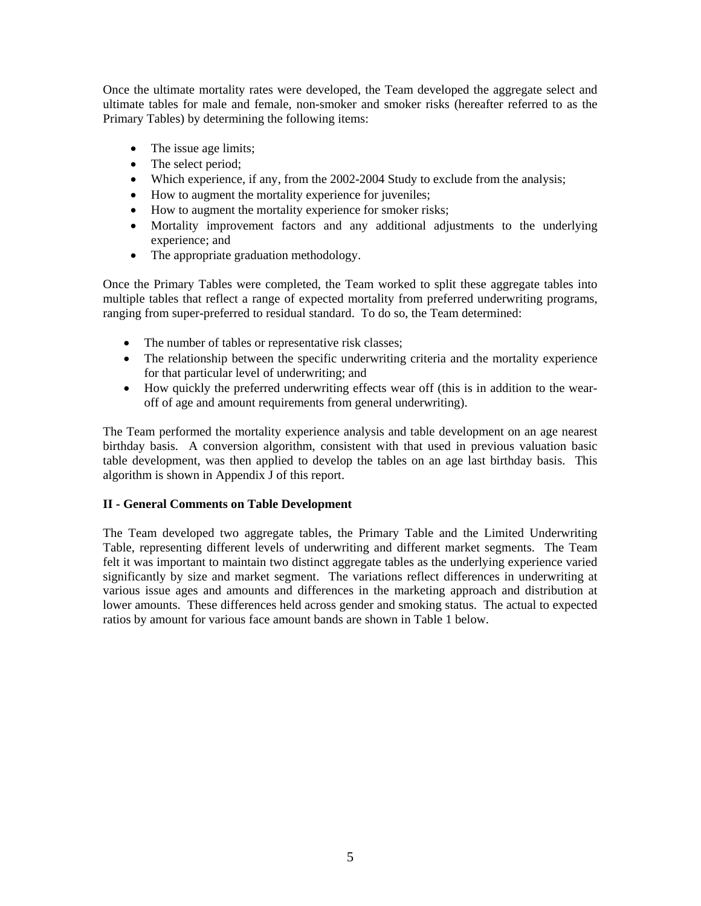Once the ultimate mortality rates were developed, the Team developed the aggregate select and ultimate tables for male and female, non-smoker and smoker risks (hereafter referred to as the Primary Tables) by determining the following items:

- The issue age limits;
- The select period;
- Which experience, if any, from the 2002-2004 Study to exclude from the analysis;
- How to augment the mortality experience for juveniles;
- How to augment the mortality experience for smoker risks;
- Mortality improvement factors and any additional adjustments to the underlying experience; and
- The appropriate graduation methodology.

Once the Primary Tables were completed, the Team worked to split these aggregate tables into multiple tables that reflect a range of expected mortality from preferred underwriting programs, ranging from super-preferred to residual standard. To do so, the Team determined:

- The number of tables or representative risk classes;
- The relationship between the specific underwriting criteria and the mortality experience for that particular level of underwriting; and
- How quickly the preferred underwriting effects wear off (this is in addition to the wear-off of age and amount requirements from general underwriting).

The Team performed the mortality experience analysis and table development on an age nearest birthday basis. A conversion algorithm, consistent with that used in previous valuation basic table development, was then applied to develop the tables on an age last birthday basis. This algorithm is shown in Appendix J of this report.

## II - General Comments on Table Development

The Team developed two aggregate tables, the Primary Table and the Limited Underwriting Table, representing different levels of underwriting and different market segments. The Team felt it was important to maintain two distinct aggregate tables as the underlying experience varied significantly by size and market segment. The variations reflect differences in underwriting at various issue ages and amounts and differences in the marketing approach and distribution at lower amounts. These differences held across gender and smoking status. The actual to expected ratios by amount for various face amount bands are shown in Table 1 below.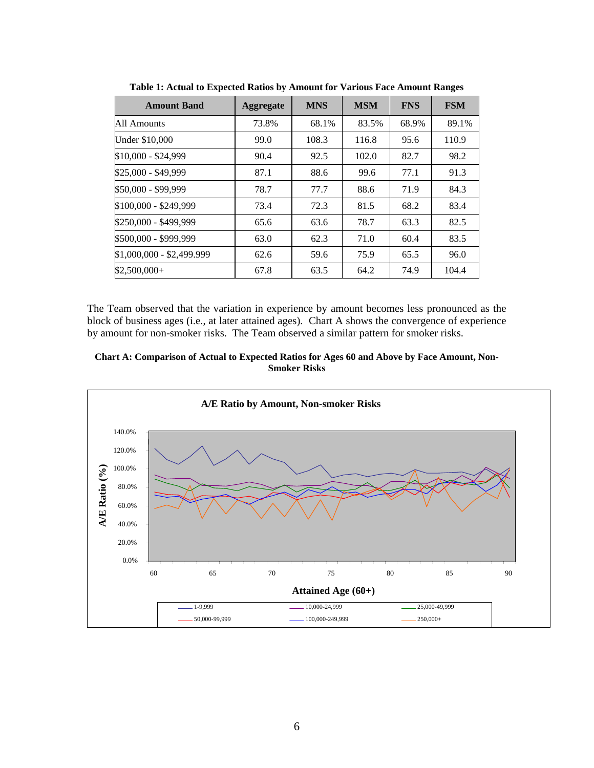**Table 1: Actual to Expected Ratios by Amount for Various Face Amount Ranges**

| Amount Band | Aggregate | MNS | MSM | FNS | FSM |
|---|---|---|---|---|---|
| All Amounts | 73.8% | 68.1% | 83.5% | 68.9% | 89.1% |
| Under $10,000 | 99.0 | 108.3 | 116.8 | 95.6 | 110.9 |
| $10,000 - $24,999 | 90.4 | 92.5 | 102.0 | 82.7 | 98.2 |
| $25,000 - $49,999 | 87.1 | 88.6 | 99.6 | 77.1 | 91.3 |
| $50,000 - $99,999 | 78.7 | 77.7 | 88.6 | 71.9 | 84.3 |
| $100,000 - $249,999 | 73.4 | 72.3 | 81.5 | 68.2 | 83.4 |
| $250,000 - $499,999 | 65.6 | 63.6 | 78.7 | 63.3 | 82.5 |
| $500,000 - $999,999 | 63.0 | 62.3 | 71.0 | 60.4 | 83.5 |
| $1,000,000 - $2,499.999 | 62.6 | 59.6 | 75.9 | 65.5 | 96.0 |
| $2,500,000+ | 67.8 | 63.5 | 64.2 | 74.9 | 104.4 |

The Team observed that the variation in experience by amount becomes less pronounced as the block of business ages (i.e., at later attained ages). Chart A shows the convergence of experience by amount for non-smoker risks. The Team observed a similar pattern for smoker risks.

**Chart A: Comparison of Actual to Expected Ratios for Ages 60 and Above by Face Amount, Non-Smoker Risks**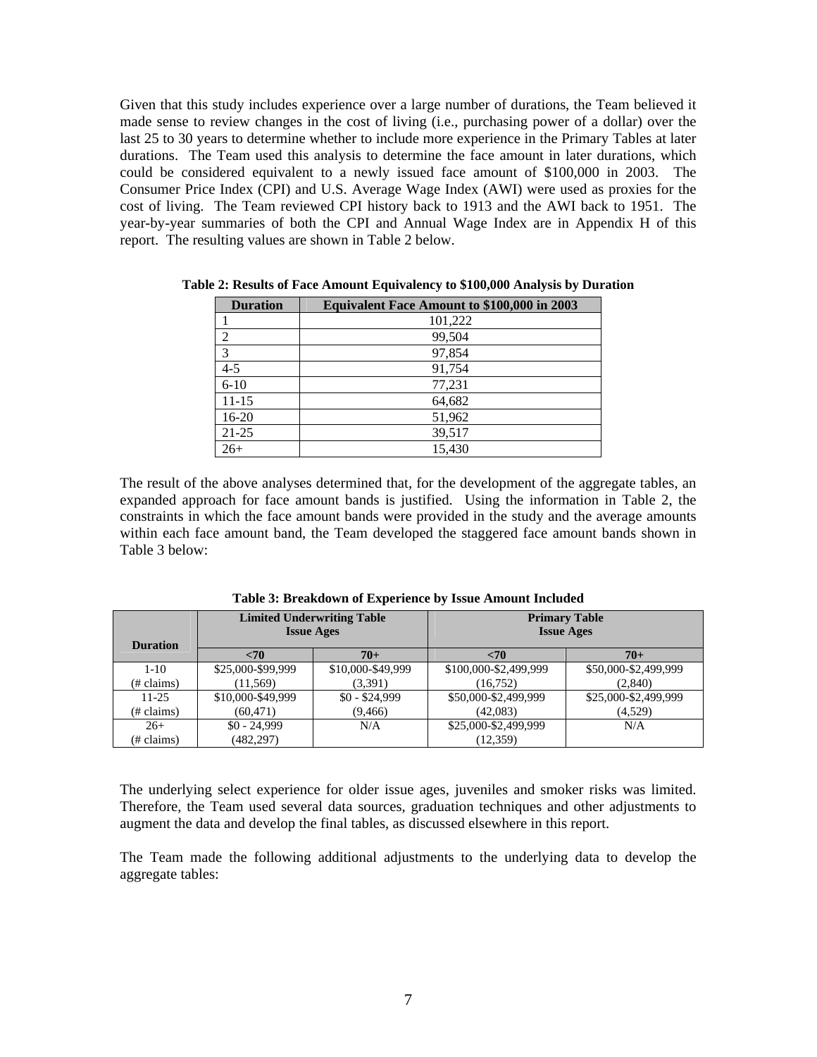Given that this study includes experience over a large number of durations, the Team believed it made sense to review changes in the cost of living (i.e., purchasing power of a dollar) over the last 25 to 30 years to determine whether to include more experience in the Primary Tables at later durations. The Team used this analysis to determine the face amount in later durations, which could be considered equivalent to a newly issued face amount of $100,000 in 2003. The Consumer Price Index (CPI) and U.S. Average Wage Index (AWI) were used as proxies for the cost of living. The Team reviewed CPI history back to 1913 and the AWI back to 1951. The year-by-year summaries of both the CPI and Annual Wage Index are in Appendix H of this report. The resulting values are shown in Table 2 below.

**Table 2: Results of Face Amount Equivalency to $100,000 Analysis by Duration**

| Duration | Equivalent Face Amount to $100,000 in 2003 |
|---|---|
| 1 | 101,222 |
| 2 | 99,504 |
| 3 | 97,854 |
| 4-5 | 91,754 |
| 6-10 | 77,231 |
| 11-15 | 64,682 |
| 16-20 | 51,962 |
| 21-25 | 39,517 |
| 26+ | 15,430 |

The result of the above analyses determined that, for the development of the aggregate tables, an expanded approach for face amount bands is justified. Using the information in Table 2, the constraints in which the face amount bands were provided in the study and the average amounts within each face amount band, the Team developed the staggered face amount bands shown in Table 3 below:

**Table 3: Breakdown of Experience by Issue Amount Included**

| Duration | Limited Underwriting Table Issue Ages | | Primary Table Issue Ages | |
|---|---|---|---|---|
| | <70 | 70+ | <70 | 70+ |
| 1-10 (# claims) | $25,000-$99,999 (11,569) | $10,000-$49,999 (3,391) | $100,000-$2,499,999 (16,752) | $50,000-$2,499,999 (2,840) |
| 11-25 (# claims) | $10,000-$49,999 (60,471) | $0 - $24,999 (9,466) | $50,000-$2,499,999 (42,083) | $25,000-$2,499,999 (4,529) |
| 26+ (# claims) | $0 - 24,999 (482,297) | N/A | $25,000-$2,499,999 (12,359) | N/A |

The underlying select experience for older issue ages, juveniles and smoker risks was limited. Therefore, the Team used several data sources, graduation techniques and other adjustments to augment the data and develop the final tables, as discussed elsewhere in this report.

The Team made the following additional adjustments to the underlying data to develop the aggregate tables: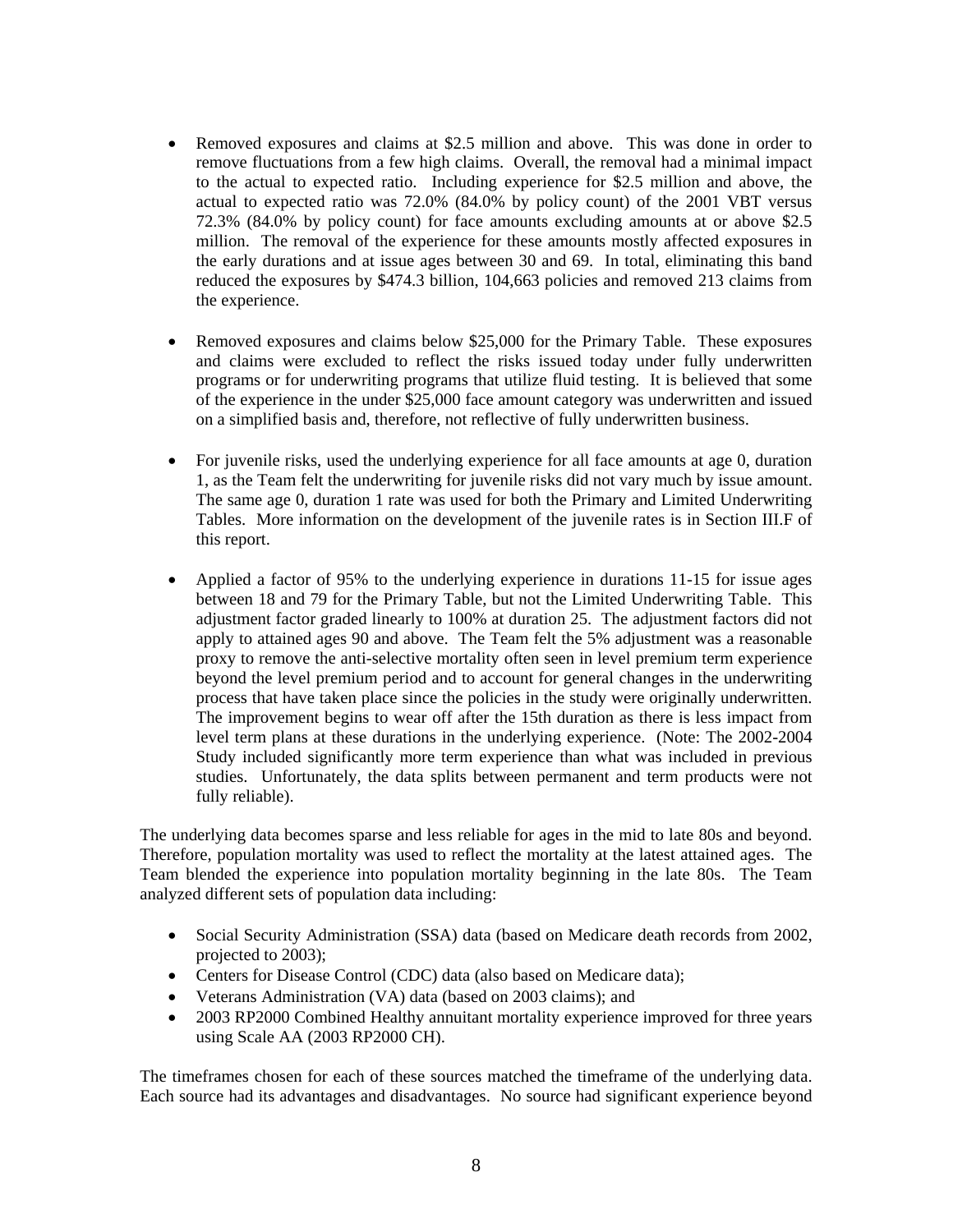- Removed exposures and claims at \$2.5 million and above. This was done in order to remove fluctuations from a few high claims. Overall, the removal had a minimal impact to the actual to expected ratio. Including experience for \$2.5 million and above, the actual to expected ratio was 72.0% (84.0% by policy count) of the 2001 VBT versus 72.3% (84.0% by policy count) for face amounts excluding amounts at or above \$2.5 million. The removal of the experience for these amounts mostly affected exposures in the early durations and at issue ages between 30 and 69. In total, eliminating this band reduced the exposures by \$474.3 billion, 104,663 policies and removed 213 claims from the experience.

- Removed exposures and claims below \$25,000 for the Primary Table. These exposures and claims were excluded to reflect the risks issued today under fully underwritten programs or for underwriting programs that utilize fluid testing. It is believed that some of the experience in the under \$25,000 face amount category was underwritten and issued on a simplified basis and, therefore, not reflective of fully underwritten business.

- For juvenile risks, used the underlying experience for all face amounts at age 0, duration 1, as the Team felt the underwriting for juvenile risks did not vary much by issue amount. The same age 0, duration 1 rate was used for both the Primary and Limited Underwriting Tables. More information on the development of the juvenile rates is in Section III.F of this report.

- Applied a factor of 95% to the underlying experience in durations 11-15 for issue ages between 18 and 79 for the Primary Table, but not the Limited Underwriting Table. This adjustment factor graded linearly to 100% at duration 25. The adjustment factors did not apply to attained ages 90 and above. The Team felt the 5% adjustment was a reasonable proxy to remove the anti-selective mortality often seen in level premium term experience beyond the level premium period and to account for general changes in the underwriting process that have taken place since the policies in the study were originally underwritten. The improvement begins to wear off after the 15th duration as there is less impact from level term plans at these durations in the underlying experience. (Note: The 2002-2004 Study included significantly more term experience than what was included in previous studies. Unfortunately, the data splits between permanent and term products were not fully reliable).

The underlying data becomes sparse and less reliable for ages in the mid to late 80s and beyond. Therefore, population mortality was used to reflect the mortality at the latest attained ages. The Team blended the experience into population mortality beginning in the late 80s. The Team analyzed different sets of population data including:

- Social Security Administration (SSA) data (based on Medicare death records from 2002, projected to 2003);
- Centers for Disease Control (CDC) data (also based on Medicare data);
- Veterans Administration (VA) data (based on 2003 claims); and
- 2003 RP2000 Combined Healthy annuitant mortality experience improved for three years using Scale AA (2003 RP2000 CH).

The timeframes chosen for each of these sources matched the timeframe of the underlying data. Each source had its advantages and disadvantages. No source had significant experience beyond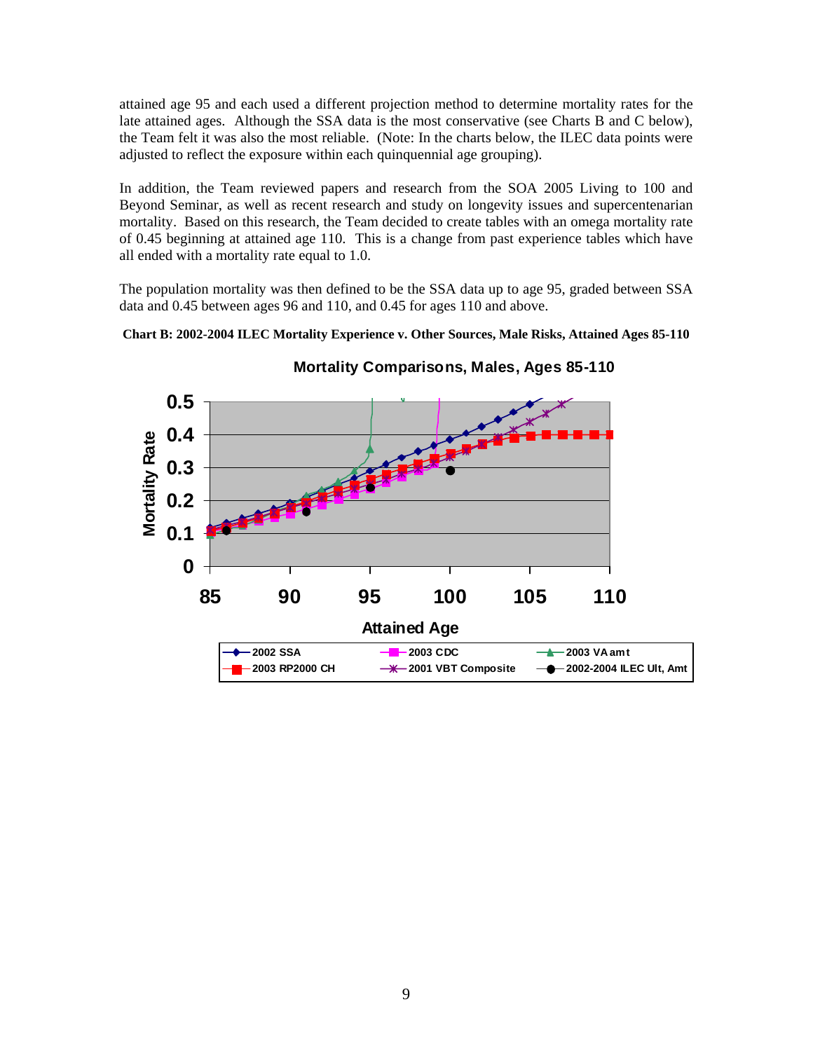attained age 95 and each used a different projection method to determine mortality rates for the late attained ages. Although the SSA data is the most conservative (see Charts B and C below), the Team felt it was also the most reliable. (Note: In the charts below, the ILEC data points were adjusted to reflect the exposure within each quinquennial age grouping).

In addition, the Team reviewed papers and research from the SOA 2005 Living to 100 and Beyond Seminar, as well as recent research and study on longevity issues and supercentenarian mortality. Based on this research, the Team decided to create tables with an omega mortality rate of 0.45 beginning at attained age 110. This is a change from past experience tables which have all ended with a mortality rate equal to 1.0.

The population mortality was then defined to be the SSA data up to age 95, graded between SSA data and 0.45 between ages 96 and 110, and 0.45 for ages 110 and above.

**Chart B: 2002-2004 ILEC Mortality Experience v. Other Sources, Male Risks, Attained Ages 85-110**

**Mortality Comparisons, Males, Ages 85-110**

Legend: 2002 SSA; 2003 CDC; 2003 VA amt; 2003 RP2000 CH; 2001 VBT Composite; 2002-2004 ILEC Ult, Amt

Axes: Mortality Rate (0 to 0.5); Attained Age (85 to 110)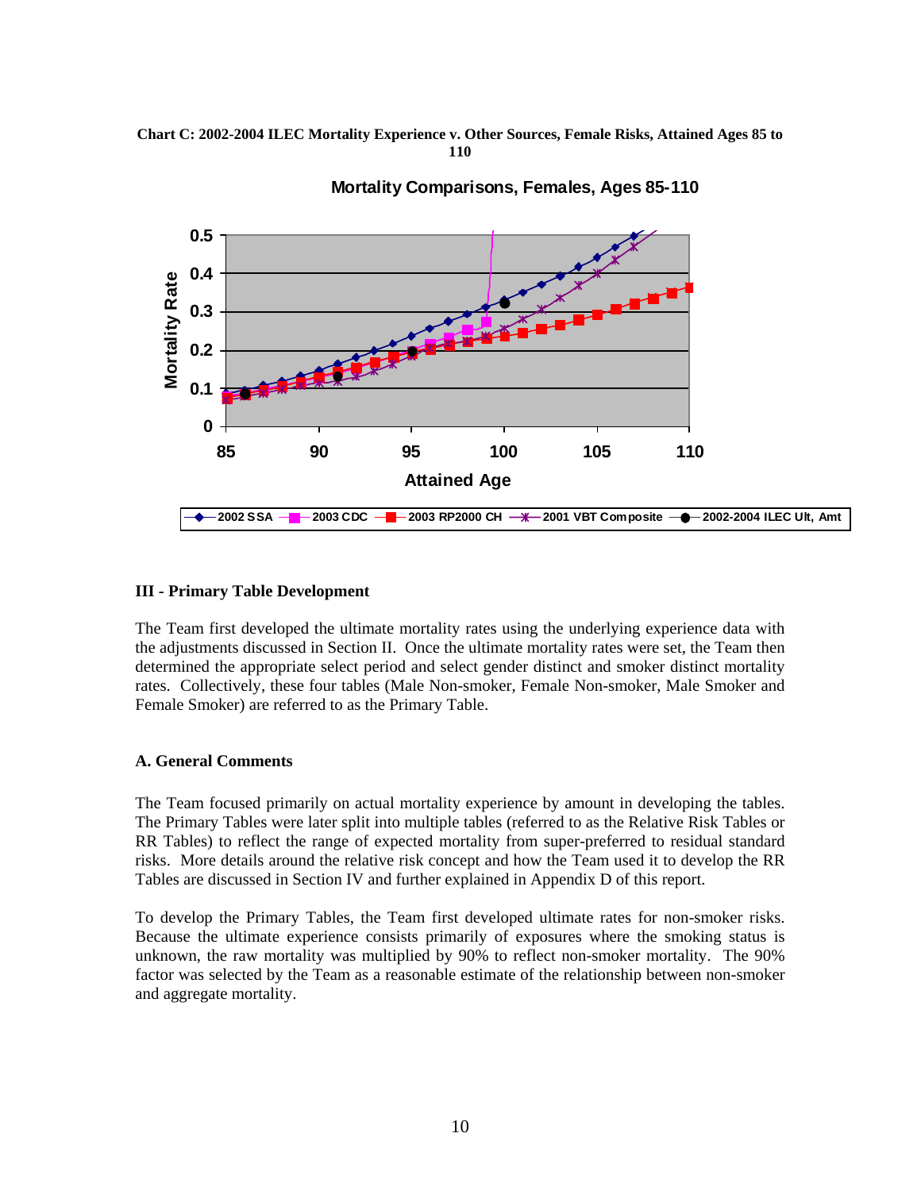**Chart C: 2002-2004 ILEC Mortality Experience v. Other Sources, Female Risks, Attained Ages 85 to 110**

## III - Primary Table Development

The Team first developed the ultimate mortality rates using the underlying experience data with the adjustments discussed in Section II. Once the ultimate mortality rates were set, the Team then determined the appropriate select period and select gender distinct and smoker distinct mortality rates. Collectively, these four tables (Male Non-smoker, Female Non-smoker, Male Smoker and Female Smoker) are referred to as the Primary Table.

### A. General Comments

The Team focused primarily on actual mortality experience by amount in developing the tables. The Primary Tables were later split into multiple tables (referred to as the Relative Risk Tables or RR Tables) to reflect the range of expected mortality from super-preferred to residual standard risks. More details around the relative risk concept and how the Team used it to develop the RR Tables are discussed in Section IV and further explained in Appendix D of this report.

To develop the Primary Tables, the Team first developed ultimate rates for non-smoker risks. Because the ultimate experience consists primarily of exposures where the smoking status is unknown, the raw mortality was multiplied by 90% to reflect non-smoker mortality. The 90% factor was selected by the Team as a reasonable estimate of the relationship between non-smoker and aggregate mortality.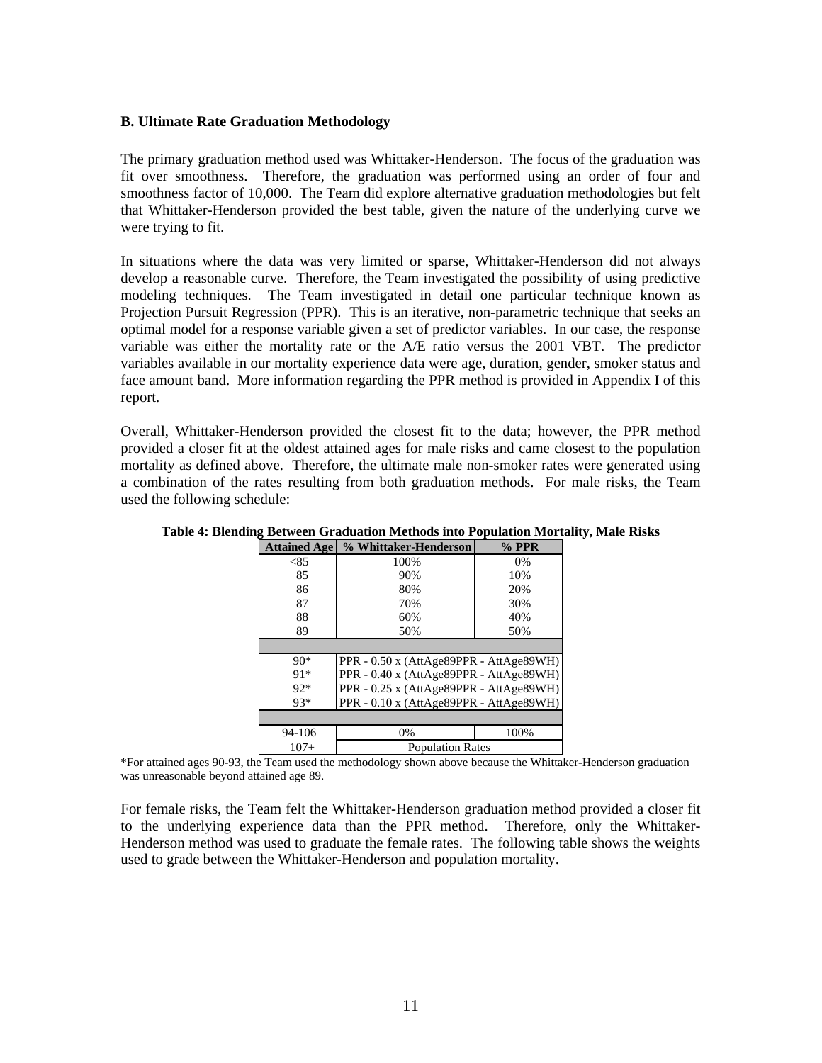### B. Ultimate Rate Graduation Methodology

The primary graduation method used was Whittaker-Henderson. The focus of the graduation was fit over smoothness. Therefore, the graduation was performed using an order of four and smoothness factor of 10,000. The Team did explore alternative graduation methodologies but felt that Whittaker-Henderson provided the best table, given the nature of the underlying curve we were trying to fit.

In situations where the data was very limited or sparse, Whittaker-Henderson did not always develop a reasonable curve. Therefore, the Team investigated the possibility of using predictive modeling techniques. The Team investigated in detail one particular technique known as Projection Pursuit Regression (PPR). This is an iterative, non-parametric technique that seeks an optimal model for a response variable given a set of predictor variables. In our case, the response variable was either the mortality rate or the A/E ratio versus the 2001 VBT. The predictor variables available in our mortality experience data were age, duration, gender, smoker status and face amount band. More information regarding the PPR method is provided in Appendix I of this report.

Overall, Whittaker-Henderson provided the closest fit to the data; however, the PPR method provided a closer fit at the oldest attained ages for male risks and came closest to the population mortality as defined above. Therefore, the ultimate male non-smoker rates were generated using a combination of the rates resulting from both graduation methods. For male risks, the Team used the following schedule:

**Table 4: Blending Between Graduation Methods into Population Mortality, Male Risks**

| Attained Age | % Whittaker-Henderson | % PPR |
|---|---|---|
| <85 | 100% | 0% |
| 85 | 90% | 10% |
| 86 | 80% | 20% |
| 87 | 70% | 30% |
| 88 | 60% | 40% |
| 89 | 50% | 50% |
| | | |
| 90* | PPR - 0.50 x (AttAge89PPR - AttAge89WH) | |
| 91* | PPR - 0.40 x (AttAge89PPR - AttAge89WH) | |
| 92* | PPR - 0.25 x (AttAge89PPR - AttAge89WH) | |
| 93* | PPR - 0.10 x (AttAge89PPR - AttAge89WH) | |
| | | |
| 94-106 | 0% | 100% |
| 107+ | Population Rates | |

*For attained ages 90-93, the Team used the methodology shown above because the Whittaker-Henderson graduation was unreasonable beyond attained age 89.

For female risks, the Team felt the Whittaker-Henderson graduation method provided a closer fit to the underlying experience data than the PPR method. Therefore, only the Whittaker-Henderson method was used to graduate the female rates. The following table shows the weights used to grade between the Whittaker-Henderson and population mortality.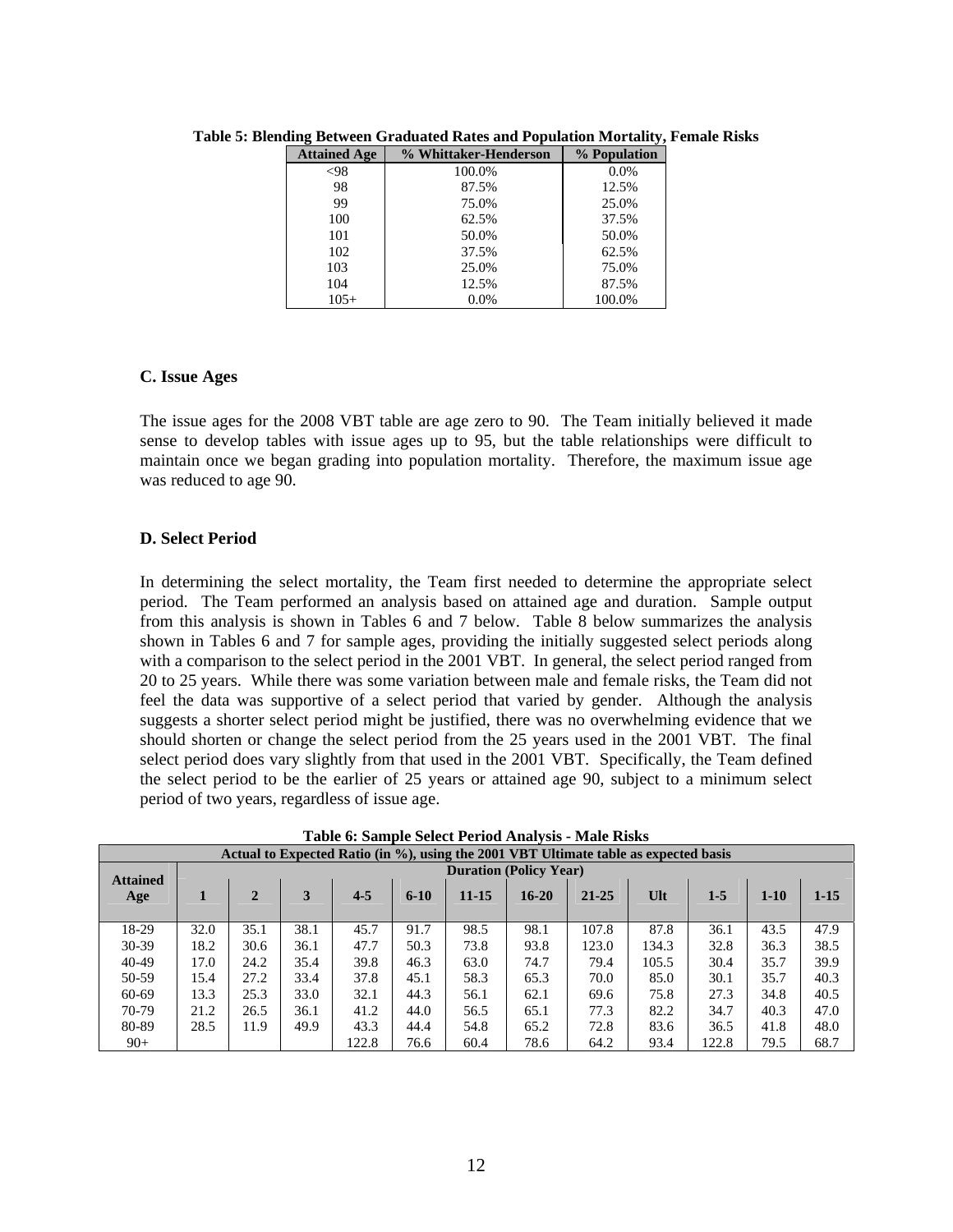**Table 5: Blending Between Graduated Rates and Population Mortality, Female Risks**

| Attained Age | % Whittaker-Henderson | % Population |
|---|---|---|
| <98 | 100.0% | 0.0% |
| 98 | 87.5% | 12.5% |
| 99 | 75.0% | 25.0% |
| 100 | 62.5% | 37.5% |
| 101 | 50.0% | 50.0% |
| 102 | 37.5% | 62.5% |
| 103 | 25.0% | 75.0% |
| 104 | 12.5% | 87.5% |
| 105+ | 0.0% | 100.0% |

### C. Issue Ages

The issue ages for the 2008 VBT table are age zero to 90. The Team initially believed it made sense to develop tables with issue ages up to 95, but the table relationships were difficult to maintain once we began grading into population mortality. Therefore, the maximum issue age was reduced to age 90.

### D. Select Period

In determining the select mortality, the Team first needed to determine the appropriate select period. The Team performed an analysis based on attained age and duration. Sample output from this analysis is shown in Tables 6 and 7 below. Table 8 below summarizes the analysis shown in Tables 6 and 7 for sample ages, providing the initially suggested select periods along with a comparison to the select period in the 2001 VBT. In general, the select period ranged from 20 to 25 years. While there was some variation between male and female risks, the Team did not feel the data was supportive of a select period that varied by gender. Although the analysis suggests a shorter select period might be justified, there was no overwhelming evidence that we should shorten or change the select period from the 25 years used in the 2001 VBT. The final select period does vary slightly from that used in the 2001 VBT. Specifically, the Team defined the select period to be the earlier of 25 years or attained age 90, subject to a minimum select period of two years, regardless of issue age.

**Table 6: Sample Select Period Analysis - Male Risks**

| Actual to Expected Ratio (in %), using the 2001 VBT Ultimate table as expected basis | | | | | | | | | | | | |
|---|---|---|---|---|---|---|---|---|---|---|---|---|
| | Duration (Policy Year) | | | | | | | | | | | |
| Attained Age | 1 | 2 | 3 | 4-5 | 6-10 | 11-15 | 16-20 | 21-25 | Ult | 1-5 | 1-10 | 1-15 |
| 18-29 | 32.0 | 35.1 | 38.1 | 45.7 | 91.7 | 98.5 | 98.1 | 107.8 | 87.8 | 36.1 | 43.5 | 47.9 |
| 30-39 | 18.2 | 30.6 | 36.1 | 47.7 | 50.3 | 73.8 | 93.8 | 123.0 | 134.3 | 32.8 | 36.3 | 38.5 |
| 40-49 | 17.0 | 24.2 | 35.4 | 39.8 | 46.3 | 63.0 | 74.7 | 79.4 | 105.5 | 30.4 | 35.7 | 39.9 |
| 50-59 | 15.4 | 27.2 | 33.4 | 37.8 | 45.1 | 58.3 | 65.3 | 70.0 | 85.0 | 30.1 | 35.7 | 40.3 |
| 60-69 | 13.3 | 25.3 | 33.0 | 32.1 | 44.3 | 56.1 | 62.1 | 69.6 | 75.8 | 27.3 | 34.8 | 40.5 |
| 70-79 | 21.2 | 26.5 | 36.1 | 41.2 | 44.0 | 56.5 | 65.1 | 77.3 | 82.2 | 34.7 | 40.3 | 47.0 |
| 80-89 | 28.5 | 11.9 | 49.9 | 43.3 | 44.4 | 54.8 | 65.2 | 72.8 | 83.6 | 36.5 | 41.8 | 48.0 |
| 90+ | | | | 122.8 | 76.6 | 60.4 | 78.6 | 64.2 | 93.4 | 122.8 | 79.5 | 68.7 |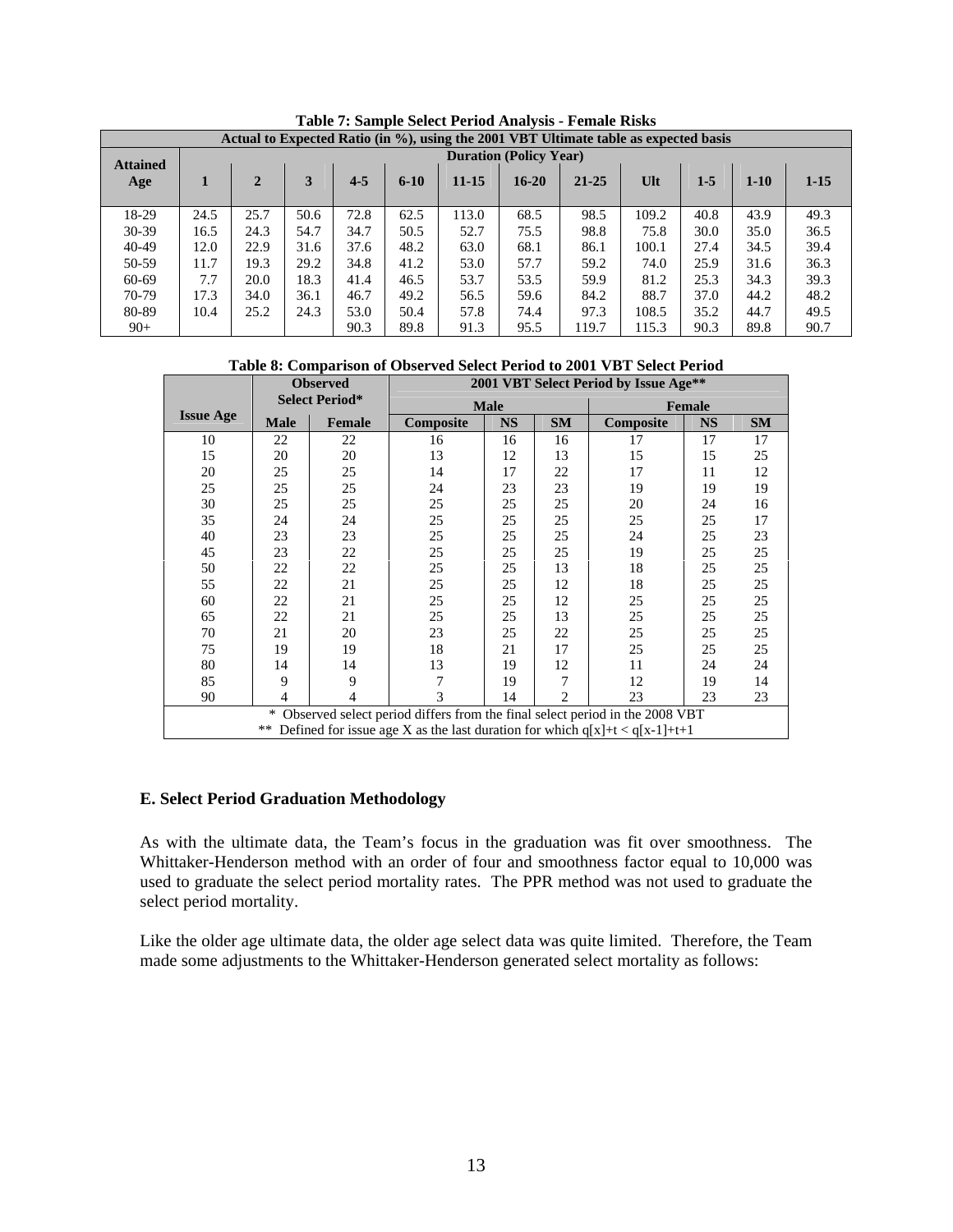**Table 7: Sample Select Period Analysis - Female Risks**

| Actual to Expected Ratio (in %), using the 2001 VBT Ultimate table as expected basis | | | | | | | | | | | | |
|---|---|---|---|---|---|---|---|---|---|---|---|---|
| Attained Age | Duration (Policy Year) | | | | | | | | | | | |
| | 1 | 2 | 3 | 4-5 | 6-10 | 11-15 | 16-20 | 21-25 | Ult | 1-5 | 1-10 | 1-15 |
| 18-29 | 24.5 | 25.7 | 50.6 | 72.8 | 62.5 | 113.0 | 68.5 | 98.5 | 109.2 | 40.8 | 43.9 | 49.3 |
| 30-39 | 16.5 | 24.3 | 54.7 | 34.7 | 50.5 | 52.7 | 75.5 | 98.8 | 75.8 | 30.0 | 35.0 | 36.5 |
| 40-49 | 12.0 | 22.9 | 31.6 | 37.6 | 48.2 | 63.0 | 68.1 | 86.1 | 100.1 | 27.4 | 34.5 | 39.4 |
| 50-59 | 11.7 | 19.3 | 29.2 | 34.8 | 41.2 | 53.0 | 57.7 | 59.2 | 74.0 | 25.9 | 31.6 | 36.3 |
| 60-69 | 7.7 | 20.0 | 18.3 | 41.4 | 46.5 | 53.7 | 53.5 | 59.9 | 81.2 | 25.3 | 34.3 | 39.3 |
| 70-79 | 17.3 | 34.0 | 36.1 | 46.7 | 49.2 | 56.5 | 59.6 | 84.2 | 88.7 | 37.0 | 44.2 | 48.2 |
| 80-89 | 10.4 | 25.2 | 24.3 | 53.0 | 50.4 | 57.8 | 74.4 | 97.3 | 108.5 | 35.2 | 44.7 | 49.5 |
| 90+ | | | | 90.3 | 89.8 | 91.3 | 95.5 | 119.7 | 115.3 | 90.3 | 89.8 | 90.7 |

**Table 8: Comparison of Observed Select Period to 2001 VBT Select Period**

| Issue Age | Observed Select Period* | | 2001 VBT Select Period by Issue Age** | | | | | |
|---|---|---|---|---|---|---|---|---|
| | | | Male | | | Female | | |
| | Male | Female | Composite | NS | SM | Composite | NS | SM |
| 10 | 22 | 22 | 16 | 16 | 16 | 17 | 17 | 17 |
| 15 | 20 | 20 | 13 | 12 | 13 | 15 | 15 | 25 |
| 20 | 25 | 25 | 14 | 17 | 22 | 17 | 11 | 12 |
| 25 | 25 | 25 | 24 | 23 | 23 | 19 | 19 | 19 |
| 30 | 25 | 25 | 25 | 25 | 25 | 20 | 24 | 16 |
| 35 | 24 | 24 | 25 | 25 | 25 | 25 | 25 | 17 |
| 40 | 23 | 23 | 25 | 25 | 25 | 24 | 25 | 23 |
| 45 | 23 | 22 | 25 | 25 | 25 | 19 | 25 | 25 |
| 50 | 22 | 22 | 25 | 25 | 13 | 18 | 25 | 25 |
| 55 | 22 | 21 | 25 | 25 | 12 | 18 | 25 | 25 |
| 60 | 22 | 21 | 25 | 25 | 12 | 25 | 25 | 25 |
| 65 | 22 | 21 | 25 | 25 | 13 | 25 | 25 | 25 |
| 70 | 21 | 20 | 23 | 25 | 22 | 25 | 25 | 25 |
| 75 | 19 | 19 | 18 | 21 | 17 | 25 | 25 | 25 |
| 80 | 14 | 14 | 13 | 19 | 12 | 11 | 24 | 24 |
| 85 | 9 | 9 | 7 | 19 | 7 | 12 | 19 | 14 |
| 90 | 4 | 4 | 3 | 14 | 2 | 23 | 23 | 23 |

\* Observed select period differs from the final select period in the 2008 VBT
\*\* Defined for issue age X as the last duration for which $q[x]+t < q[x-1]+t+1$

### E. Select Period Graduation Methodology

As with the ultimate data, the Team's focus in the graduation was fit over smoothness. The Whittaker-Henderson method with an order of four and smoothness factor equal to 10,000 was used to graduate the select period mortality rates. The PPR method was not used to graduate the select period mortality.

Like the older age ultimate data, the older age select data was quite limited. Therefore, the Team made some adjustments to the Whittaker-Henderson generated select mortality as follows: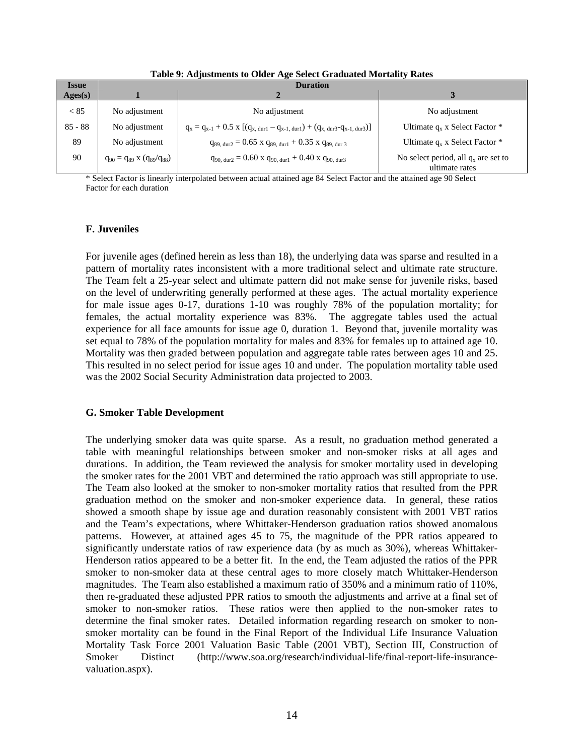**Table 9: Adjustments to Older Age Select Graduated Mortality Rates**

| Issue Ages(s) | Duration | | |
|---|---|---|---|
| | 1 | 2 | 3 |
| < 85 | No adjustment | No adjustment | No adjustment |
| 85 - 88 | No adjustment | $q_x = q_{x-1} + 0.5 \times [(q_{x,\,dur1} - q_{x-1,\,dur1}) + (q_{x,\,dur3} - q_{x-1,\,dur3})]$ | Ultimate $q_x$ x Select Factor * |
| 89 | No adjustment | $q_{89,\,dur2} = 0.65 \times q_{89,\,dur1} + 0.35 \times q_{89,\,dur\,3}$ | Ultimate $q_x$ x Select Factor * |
| 90 | $q_{90} = q_{89} \times (q_{89}/q_{88})$ | $q_{90,\,dur2} = 0.60 \times q_{90,\,dur1} + 0.40 \times q_{90,\,dur3}$ | No select period, all $q_x$ are set to ultimate rates |

\* Select Factor is linearly interpolated between actual attained age 84 Select Factor and the attained age 90 Select Factor for each duration

### F. Juveniles

For juvenile ages (defined herein as less than 18), the underlying data was sparse and resulted in a pattern of mortality rates inconsistent with a more traditional select and ultimate rate structure. The Team felt a 25-year select and ultimate pattern did not make sense for juvenile risks, based on the level of underwriting generally performed at these ages. The actual mortality experience for male issue ages 0-17, durations 1-10 was roughly 78% of the population mortality; for females, the actual mortality experience was 83%. The aggregate tables used the actual experience for all face amounts for issue age 0, duration 1. Beyond that, juvenile mortality was set equal to 78% of the population mortality for males and 83% for females up to attained age 10. Mortality was then graded between population and aggregate table rates between ages 10 and 25. This resulted in no select period for issue ages 10 and under. The population mortality table used was the 2002 Social Security Administration data projected to 2003.

### G. Smoker Table Development

The underlying smoker data was quite sparse. As a result, no graduation method generated a table with meaningful relationships between smoker and non-smoker risks at all ages and durations. In addition, the Team reviewed the analysis for smoker mortality used in developing the smoker rates for the 2001 VBT and determined the ratio approach was still appropriate to use. The Team also looked at the smoker to non-smoker mortality ratios that resulted from the PPR graduation method on the smoker and non-smoker experience data. In general, these ratios showed a smooth shape by issue age and duration reasonably consistent with 2001 VBT ratios and the Team's expectations, where Whittaker-Henderson graduation ratios showed anomalous patterns. However, at attained ages 45 to 75, the magnitude of the PPR ratios appeared to significantly understate ratios of raw experience data (by as much as 30%), whereas Whittaker-Henderson ratios appeared to be a better fit. In the end, the Team adjusted the ratios of the PPR smoker to non-smoker data at these central ages to more closely match Whittaker-Henderson magnitudes. The Team also established a maximum ratio of 350% and a minimum ratio of 110%, then re-graduated these adjusted PPR ratios to smooth the adjustments and arrive at a final set of smoker to non-smoker ratios. These ratios were then applied to the non-smoker rates to determine the final smoker rates. Detailed information regarding research on smoker to non-smoker mortality can be found in the Final Report of the Individual Life Insurance Valuation Mortality Task Force 2001 Valuation Basic Table (2001 VBT), Section III, Construction of Smoker Distinct (http://www.soa.org/research/individual-life/final-report-life-insurance-valuation.aspx).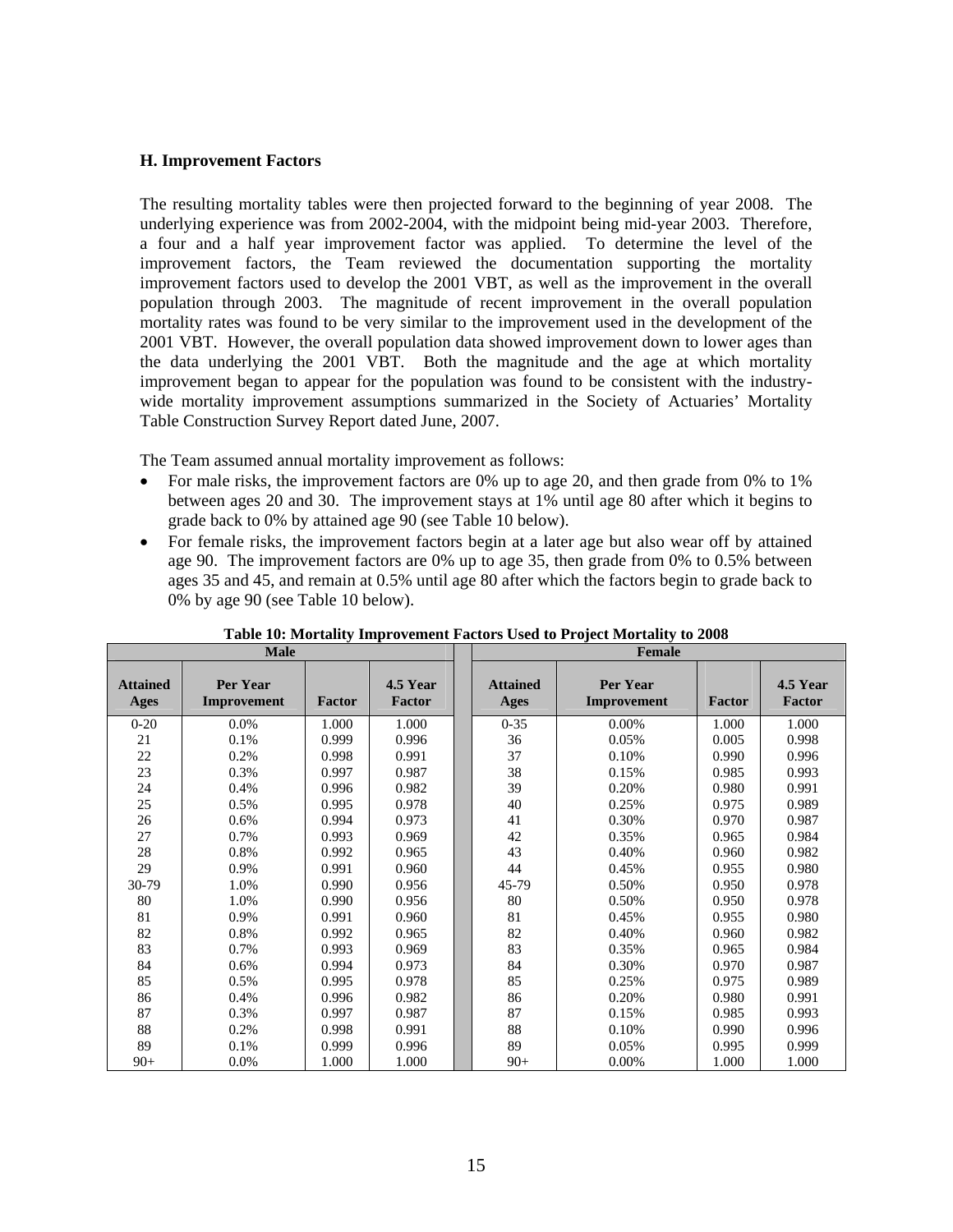### H. Improvement Factors

The resulting mortality tables were then projected forward to the beginning of year 2008. The underlying experience was from 2002-2004, with the midpoint being mid-year 2003. Therefore, a four and a half year improvement factor was applied. To determine the level of the improvement factors, the Team reviewed the documentation supporting the mortality improvement factors used to develop the 2001 VBT, as well as the improvement in the overall population through 2003. The magnitude of recent improvement in the overall population mortality rates was found to be very similar to the improvement used in the development of the 2001 VBT. However, the overall population data showed improvement down to lower ages than the data underlying the 2001 VBT. Both the magnitude and the age at which mortality improvement began to appear for the population was found to be consistent with the industry-wide mortality improvement assumptions summarized in the Society of Actuaries' Mortality Table Construction Survey Report dated June, 2007.

The Team assumed annual mortality improvement as follows:

- For male risks, the improvement factors are 0% up to age 20, and then grade from 0% to 1% between ages 20 and 30. The improvement stays at 1% until age 80 after which it begins to grade back to 0% by attained age 90 (see Table 10 below).
- For female risks, the improvement factors begin at a later age but also wear off by attained age 90. The improvement factors are 0% up to age 35, then grade from 0% to 0.5% between ages 35 and 45, and remain at 0.5% until age 80 after which the factors begin to grade back to 0% by age 90 (see Table 10 below).

**Table 10: Mortality Improvement Factors Used to Project Mortality to 2008**

| Male | | | | Female | | | |
|---|---|---|---|---|---|---|---|
| **Attained Ages** | **Per Year Improvement** | **Factor** | **4.5 Year Factor** | **Attained Ages** | **Per Year Improvement** | **Factor** | **4.5 Year Factor** |
| 0-20 | 0.0% | 1.000 | 1.000 | 0-35 | 0.00% | 1.000 | 1.000 |
| 21 | 0.1% | 0.999 | 0.996 | 36 | 0.05% | 0.005 | 0.998 |
| 22 | 0.2% | 0.998 | 0.991 | 37 | 0.10% | 0.990 | 0.996 |
| 23 | 0.3% | 0.997 | 0.987 | 38 | 0.15% | 0.985 | 0.993 |
| 24 | 0.4% | 0.996 | 0.982 | 39 | 0.20% | 0.980 | 0.991 |
| 25 | 0.5% | 0.995 | 0.978 | 40 | 0.25% | 0.975 | 0.989 |
| 26 | 0.6% | 0.994 | 0.973 | 41 | 0.30% | 0.970 | 0.987 |
| 27 | 0.7% | 0.993 | 0.969 | 42 | 0.35% | 0.965 | 0.984 |
| 28 | 0.8% | 0.992 | 0.965 | 43 | 0.40% | 0.960 | 0.982 |
| 29 | 0.9% | 0.991 | 0.960 | 44 | 0.45% | 0.955 | 0.980 |
| 30-79 | 1.0% | 0.990 | 0.956 | 45-79 | 0.50% | 0.950 | 0.978 |
| 80 | 1.0% | 0.990 | 0.956 | 80 | 0.50% | 0.950 | 0.978 |
| 81 | 0.9% | 0.991 | 0.960 | 81 | 0.45% | 0.955 | 0.980 |
| 82 | 0.8% | 0.992 | 0.965 | 82 | 0.40% | 0.960 | 0.982 |
| 83 | 0.7% | 0.993 | 0.969 | 83 | 0.35% | 0.965 | 0.984 |
| 84 | 0.6% | 0.994 | 0.973 | 84 | 0.30% | 0.970 | 0.987 |
| 85 | 0.5% | 0.995 | 0.978 | 85 | 0.25% | 0.975 | 0.989 |
| 86 | 0.4% | 0.996 | 0.982 | 86 | 0.20% | 0.980 | 0.991 |
| 87 | 0.3% | 0.997 | 0.987 | 87 | 0.15% | 0.985 | 0.993 |
| 88 | 0.2% | 0.998 | 0.991 | 88 | 0.10% | 0.990 | 0.996 |
| 89 | 0.1% | 0.999 | 0.996 | 89 | 0.05% | 0.995 | 0.999 |
| 90+ | 0.0% | 1.000 | 1.000 | 90+ | 0.00% | 1.000 | 1.000 |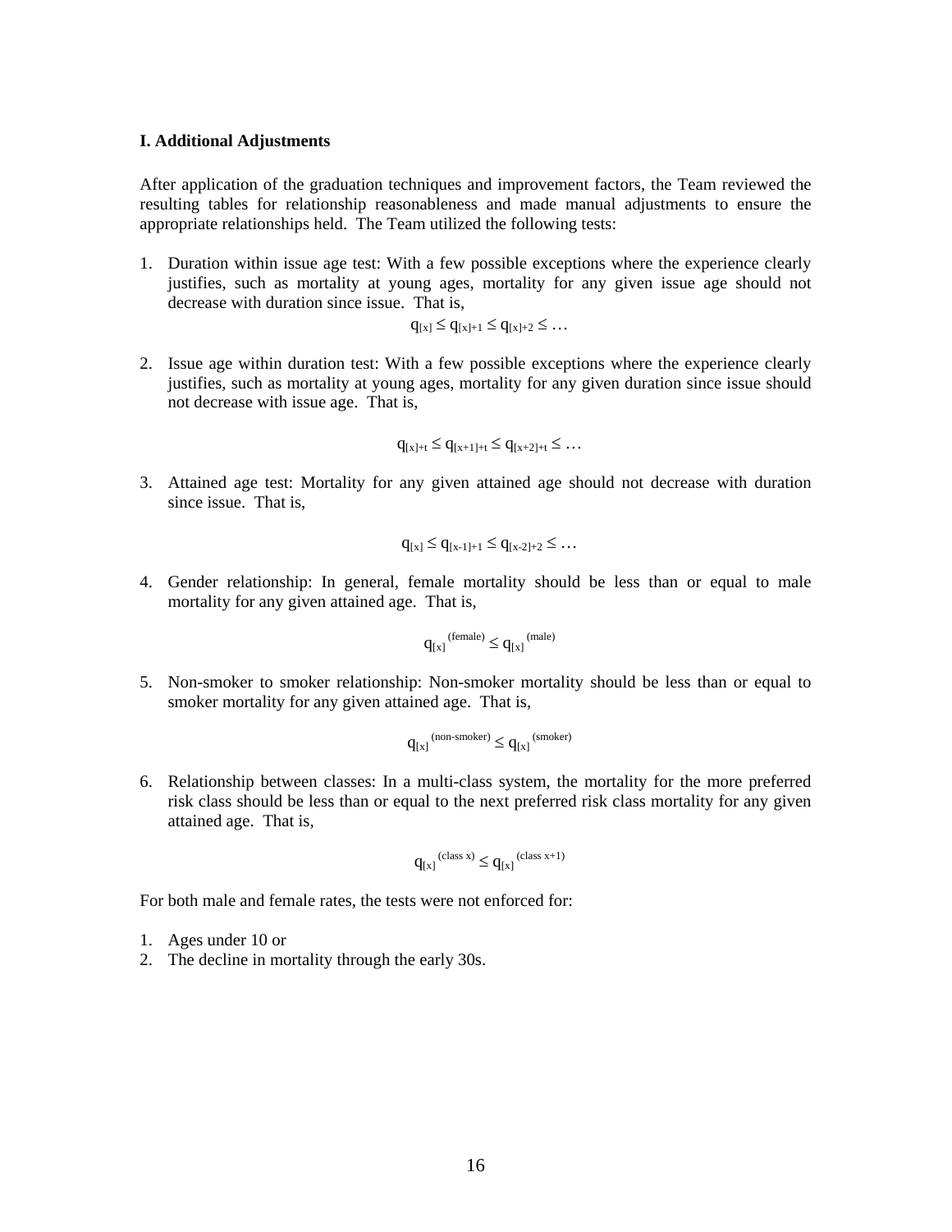### I. Additional Adjustments

After application of the graduation techniques and improvement factors, the Team reviewed the resulting tables for relationship reasonableness and made manual adjustments to ensure the appropriate relationships held. The Team utilized the following tests:

1. Duration within issue age test: With a few possible exceptions where the experience clearly justifies, such as mortality at young ages, mortality for any given issue age should not decrease with duration since issue. That is,

   $$q_{[x]} \leq q_{[x]+1} \leq q_{[x]+2} \leq \ldots$$

2. Issue age within duration test: With a few possible exceptions where the experience clearly justifies, such as mortality at young ages, mortality for any given duration since issue should not decrease with issue age. That is,

   $$q_{[x]+t} \leq q_{[x+1]+t} \leq q_{[x+2]+t} \leq \ldots$$

3. Attained age test: Mortality for any given attained age should not decrease with duration since issue. That is,

   $$q_{[x]} \leq q_{[x-1]+1} \leq q_{[x-2]+2} \leq \ldots$$

4. Gender relationship: In general, female mortality should be less than or equal to male mortality for any given attained age. That is,

   $$q_{[x]}^{\text{(female)}} \leq q_{[x]}^{\text{(male)}}$$

5. Non-smoker to smoker relationship: Non-smoker mortality should be less than or equal to smoker mortality for any given attained age. That is,

   $$q_{[x]}^{\text{(non-smoker)}} \leq q_{[x]}^{\text{(smoker)}}$$

6. Relationship between classes: In a multi-class system, the mortality for the more preferred risk class should be less than or equal to the next preferred risk class mortality for any given attained age. That is,

   $$q_{[x]}^{\text{(class x)}} \leq q_{[x]}^{\text{(class x+1)}}$$

For both male and female rates, the tests were not enforced for:

1. Ages under 10 or
2. The decline in mortality through the early 30s.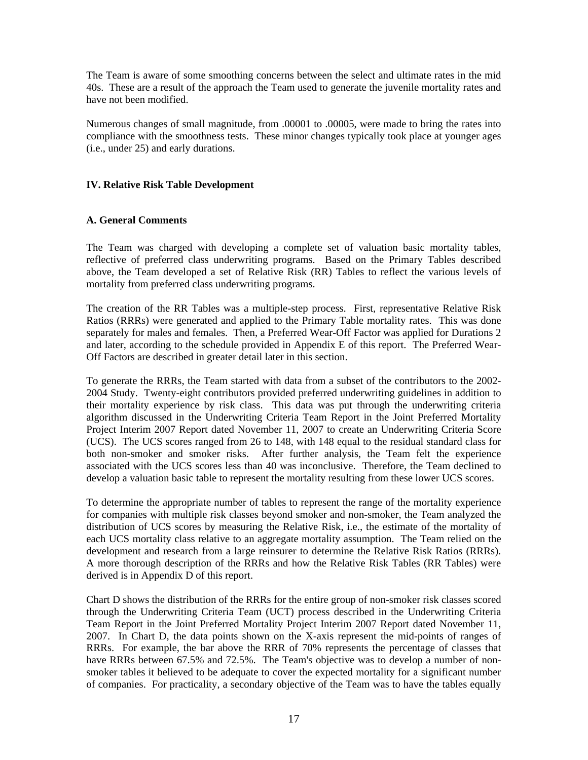The Team is aware of some smoothing concerns between the select and ultimate rates in the mid 40s. These are a result of the approach the Team used to generate the juvenile mortality rates and have not been modified.

Numerous changes of small magnitude, from .00001 to .00005, were made to bring the rates into compliance with the smoothness tests. These minor changes typically took place at younger ages (i.e., under 25) and early durations.

## IV. Relative Risk Table Development

### A. General Comments

The Team was charged with developing a complete set of valuation basic mortality tables, reflective of preferred class underwriting programs. Based on the Primary Tables described above, the Team developed a set of Relative Risk (RR) Tables to reflect the various levels of mortality from preferred class underwriting programs.

The creation of the RR Tables was a multiple-step process. First, representative Relative Risk Ratios (RRRs) were generated and applied to the Primary Table mortality rates. This was done separately for males and females. Then, a Preferred Wear-Off Factor was applied for Durations 2 and later, according to the schedule provided in Appendix E of this report. The Preferred Wear-Off Factors are described in greater detail later in this section.

To generate the RRRs, the Team started with data from a subset of the contributors to the 2002-2004 Study. Twenty-eight contributors provided preferred underwriting guidelines in addition to their mortality experience by risk class. This data was put through the underwriting criteria algorithm discussed in the Underwriting Criteria Team Report in the Joint Preferred Mortality Project Interim 2007 Report dated November 11, 2007 to create an Underwriting Criteria Score (UCS). The UCS scores ranged from 26 to 148, with 148 equal to the residual standard class for both non-smoker and smoker risks. After further analysis, the Team felt the experience associated with the UCS scores less than 40 was inconclusive. Therefore, the Team declined to develop a valuation basic table to represent the mortality resulting from these lower UCS scores.

To determine the appropriate number of tables to represent the range of the mortality experience for companies with multiple risk classes beyond smoker and non-smoker, the Team analyzed the distribution of UCS scores by measuring the Relative Risk, i.e., the estimate of the mortality of each UCS mortality class relative to an aggregate mortality assumption. The Team relied on the development and research from a large reinsurer to determine the Relative Risk Ratios (RRRs). A more thorough description of the RRRs and how the Relative Risk Tables (RR Tables) were derived is in Appendix D of this report.

Chart D shows the distribution of the RRRs for the entire group of non-smoker risk classes scored through the Underwriting Criteria Team (UCT) process described in the Underwriting Criteria Team Report in the Joint Preferred Mortality Project Interim 2007 Report dated November 11, 2007. In Chart D, the data points shown on the X-axis represent the mid-points of ranges of RRRs. For example, the bar above the RRR of 70% represents the percentage of classes that have RRRs between 67.5% and 72.5%. The Team's objective was to develop a number of non-smoker tables it believed to be adequate to cover the expected mortality for a significant number of companies. For practicality, a secondary objective of the Team was to have the tables equally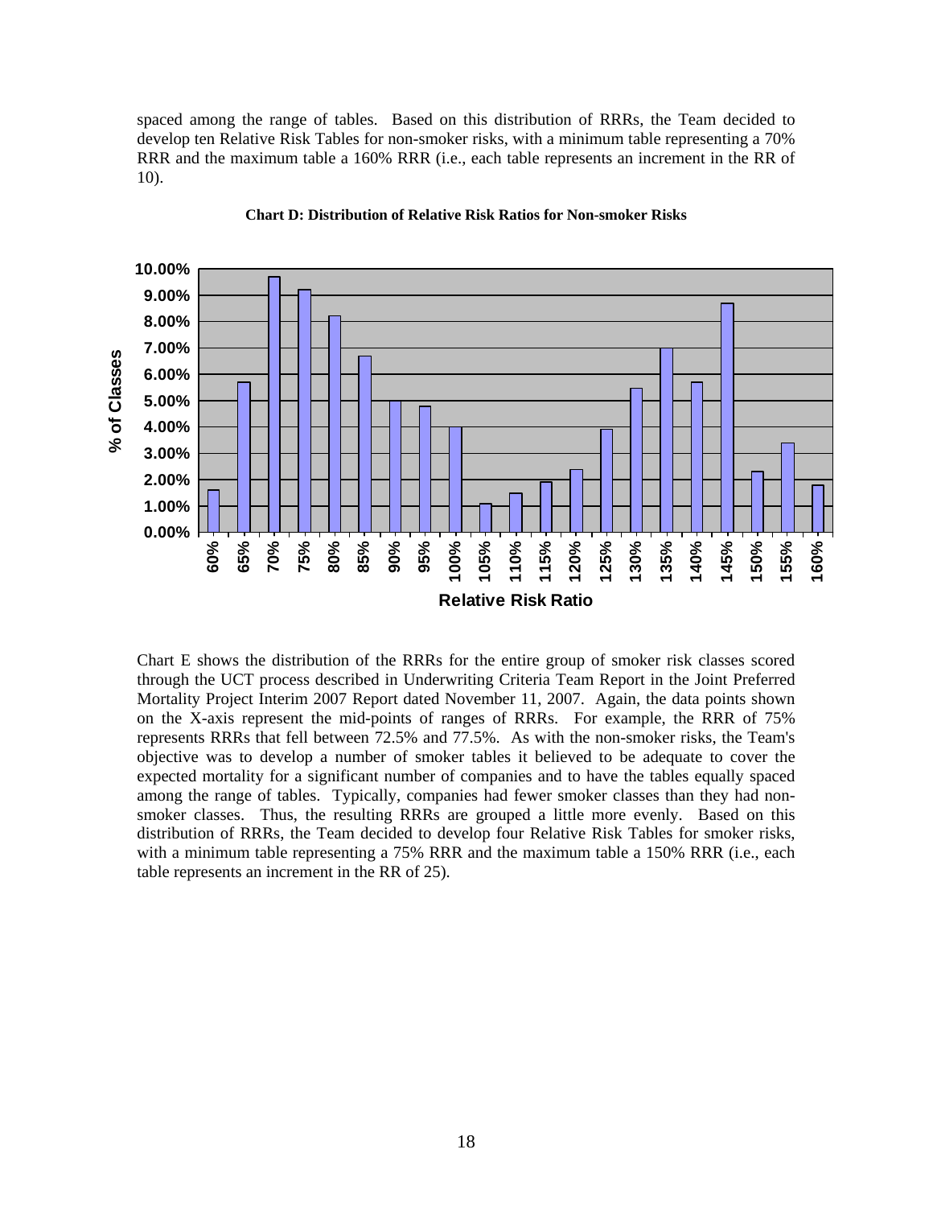spaced among the range of tables. Based on this distribution of RRRs, the Team decided to develop ten Relative Risk Tables for non-smoker risks, with a minimum table representing a 70% RRR and the maximum table a 160% RRR (i.e., each table represents an increment in the RR of 10).

**Chart D: Distribution of Relative Risk Ratios for Non-smoker Risks**

Chart E shows the distribution of the RRRs for the entire group of smoker risk classes scored through the UCT process described in Underwriting Criteria Team Report in the Joint Preferred Mortality Project Interim 2007 Report dated November 11, 2007. Again, the data points shown on the X-axis represent the mid-points of ranges of RRRs. For example, the RRR of 75% represents RRRs that fell between 72.5% and 77.5%. As with the non-smoker risks, the Team's objective was to develop a number of smoker tables it believed to be adequate to cover the expected mortality for a significant number of companies and to have the tables equally spaced among the range of tables. Typically, companies had fewer smoker classes than they had non-smoker classes. Thus, the resulting RRRs are grouped a little more evenly. Based on this distribution of RRRs, the Team decided to develop four Relative Risk Tables for smoker risks, with a minimum table representing a 75% RRR and the maximum table a 150% RRR (i.e., each table represents an increment in the RR of 25).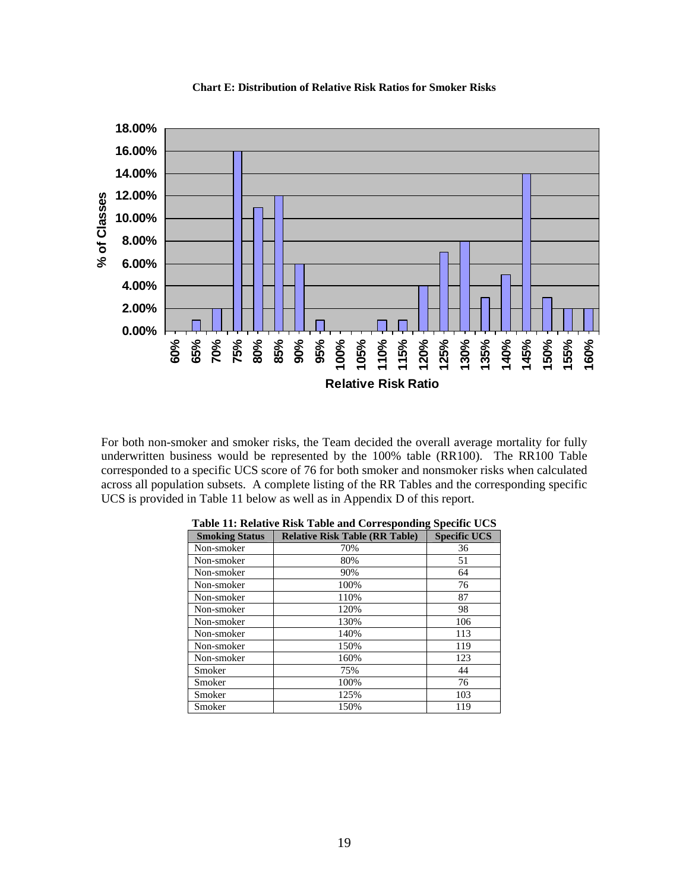**Chart E: Distribution of Relative Risk Ratios for Smoker Risks**

For both non-smoker and smoker risks, the Team decided the overall average mortality for fully underwritten business would be represented by the 100% table (RR100). The RR100 Table corresponded to a specific UCS score of 76 for both smoker and nonsmoker risks when calculated across all population subsets. A complete listing of the RR Tables and the corresponding specific UCS is provided in Table 11 below as well as in Appendix D of this report.

**Table 11: Relative Risk Table and Corresponding Specific UCS**

| Smoking Status | Relative Risk Table (RR Table) | Specific UCS |
|---|---|---|
| Non-smoker | 70% | 36 |
| Non-smoker | 80% | 51 |
| Non-smoker | 90% | 64 |
| Non-smoker | 100% | 76 |
| Non-smoker | 110% | 87 |
| Non-smoker | 120% | 98 |
| Non-smoker | 130% | 106 |
| Non-smoker | 140% | 113 |
| Non-smoker | 150% | 119 |
| Non-smoker | 160% | 123 |
| Smoker | 75% | 44 |
| Smoker | 100% | 76 |
| Smoker | 125% | 103 |
| Smoker | 150% | 119 |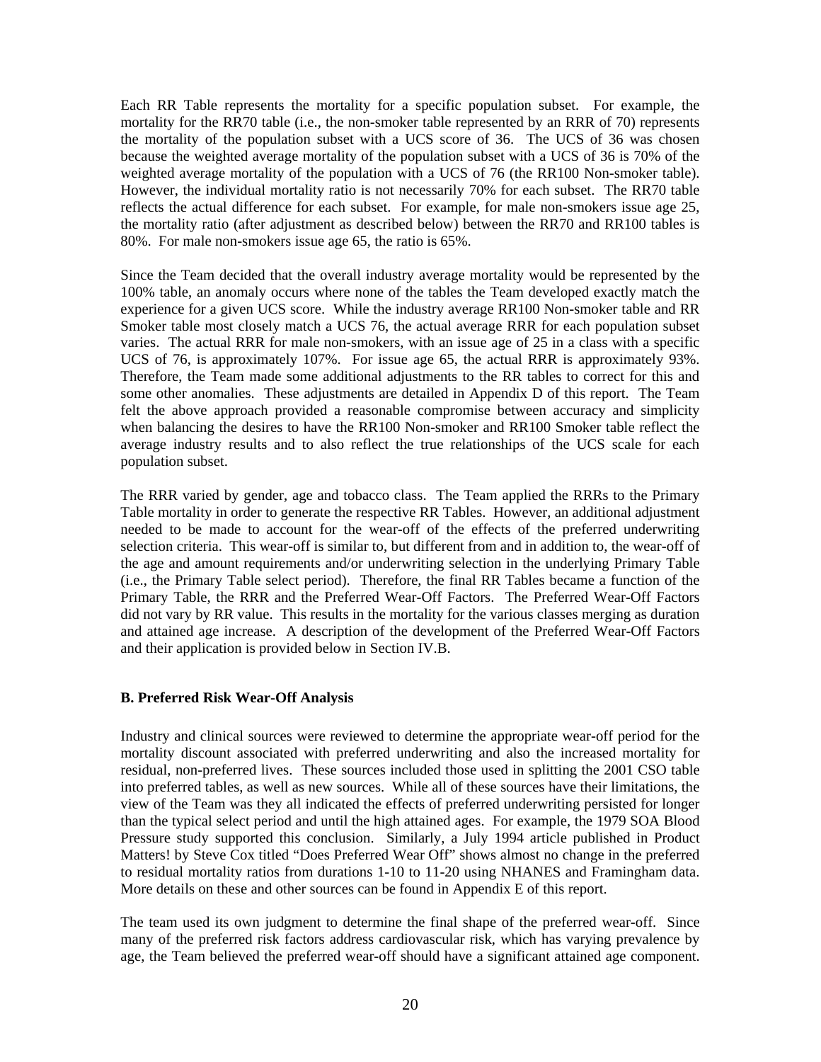Each RR Table represents the mortality for a specific population subset. For example, the mortality for the RR70 table (i.e., the non-smoker table represented by an RRR of 70) represents the mortality of the population subset with a UCS score of 36. The UCS of 36 was chosen because the weighted average mortality of the population subset with a UCS of 36 is 70% of the weighted average mortality of the population with a UCS of 76 (the RR100 Non-smoker table). However, the individual mortality ratio is not necessarily 70% for each subset. The RR70 table reflects the actual difference for each subset. For example, for male non-smokers issue age 25, the mortality ratio (after adjustment as described below) between the RR70 and RR100 tables is 80%. For male non-smokers issue age 65, the ratio is 65%.

Since the Team decided that the overall industry average mortality would be represented by the 100% table, an anomaly occurs where none of the tables the Team developed exactly match the experience for a given UCS score. While the industry average RR100 Non-smoker table and RR Smoker table most closely match a UCS 76, the actual average RRR for each population subset varies. The actual RRR for male non-smokers, with an issue age of 25 in a class with a specific UCS of 76, is approximately 107%. For issue age 65, the actual RRR is approximately 93%. Therefore, the Team made some additional adjustments to the RR tables to correct for this and some other anomalies. These adjustments are detailed in Appendix D of this report. The Team felt the above approach provided a reasonable compromise between accuracy and simplicity when balancing the desires to have the RR100 Non-smoker and RR100 Smoker table reflect the average industry results and to also reflect the true relationships of the UCS scale for each population subset.

The RRR varied by gender, age and tobacco class. The Team applied the RRRs to the Primary Table mortality in order to generate the respective RR Tables. However, an additional adjustment needed to be made to account for the wear-off of the effects of the preferred underwriting selection criteria. This wear-off is similar to, but different from and in addition to, the wear-off of the age and amount requirements and/or underwriting selection in the underlying Primary Table (i.e., the Primary Table select period). Therefore, the final RR Tables became a function of the Primary Table, the RRR and the Preferred Wear-Off Factors. The Preferred Wear-Off Factors did not vary by RR value. This results in the mortality for the various classes merging as duration and attained age increase. A description of the development of the Preferred Wear-Off Factors and their application is provided below in Section IV.B.

### B. Preferred Risk Wear-Off Analysis

Industry and clinical sources were reviewed to determine the appropriate wear-off period for the mortality discount associated with preferred underwriting and also the increased mortality for residual, non-preferred lives. These sources included those used in splitting the 2001 CSO table into preferred tables, as well as new sources. While all of these sources have their limitations, the view of the Team was they all indicated the effects of preferred underwriting persisted for longer than the typical select period and until the high attained ages. For example, the 1979 SOA Blood Pressure study supported this conclusion. Similarly, a July 1994 article published in Product Matters! by Steve Cox titled "Does Preferred Wear Off" shows almost no change in the preferred to residual mortality ratios from durations 1-10 to 11-20 using NHANES and Framingham data. More details on these and other sources can be found in Appendix E of this report.

The team used its own judgment to determine the final shape of the preferred wear-off. Since many of the preferred risk factors address cardiovascular risk, which has varying prevalence by age, the Team believed the preferred wear-off should have a significant attained age component.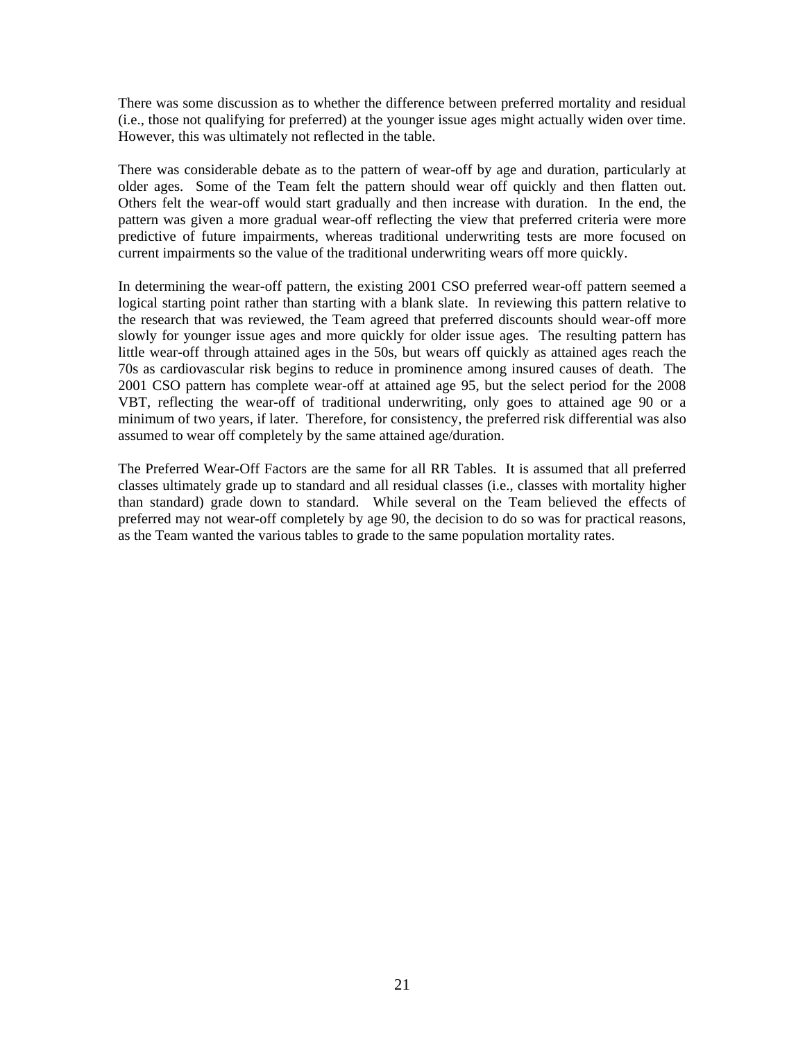There was some discussion as to whether the difference between preferred mortality and residual (i.e., those not qualifying for preferred) at the younger issue ages might actually widen over time. However, this was ultimately not reflected in the table.

There was considerable debate as to the pattern of wear-off by age and duration, particularly at older ages. Some of the Team felt the pattern should wear off quickly and then flatten out. Others felt the wear-off would start gradually and then increase with duration. In the end, the pattern was given a more gradual wear-off reflecting the view that preferred criteria were more predictive of future impairments, whereas traditional underwriting tests are more focused on current impairments so the value of the traditional underwriting wears off more quickly.

In determining the wear-off pattern, the existing 2001 CSO preferred wear-off pattern seemed a logical starting point rather than starting with a blank slate. In reviewing this pattern relative to the research that was reviewed, the Team agreed that preferred discounts should wear-off more slowly for younger issue ages and more quickly for older issue ages. The resulting pattern has little wear-off through attained ages in the 50s, but wears off quickly as attained ages reach the 70s as cardiovascular risk begins to reduce in prominence among insured causes of death. The 2001 CSO pattern has complete wear-off at attained age 95, but the select period for the 2008 VBT, reflecting the wear-off of traditional underwriting, only goes to attained age 90 or a minimum of two years, if later. Therefore, for consistency, the preferred risk differential was also assumed to wear off completely by the same attained age/duration.

The Preferred Wear-Off Factors are the same for all RR Tables. It is assumed that all preferred classes ultimately grade up to standard and all residual classes (i.e., classes with mortality higher than standard) grade down to standard. While several on the Team believed the effects of preferred may not wear-off completely by age 90, the decision to do so was for practical reasons, as the Team wanted the various tables to grade to the same population mortality rates.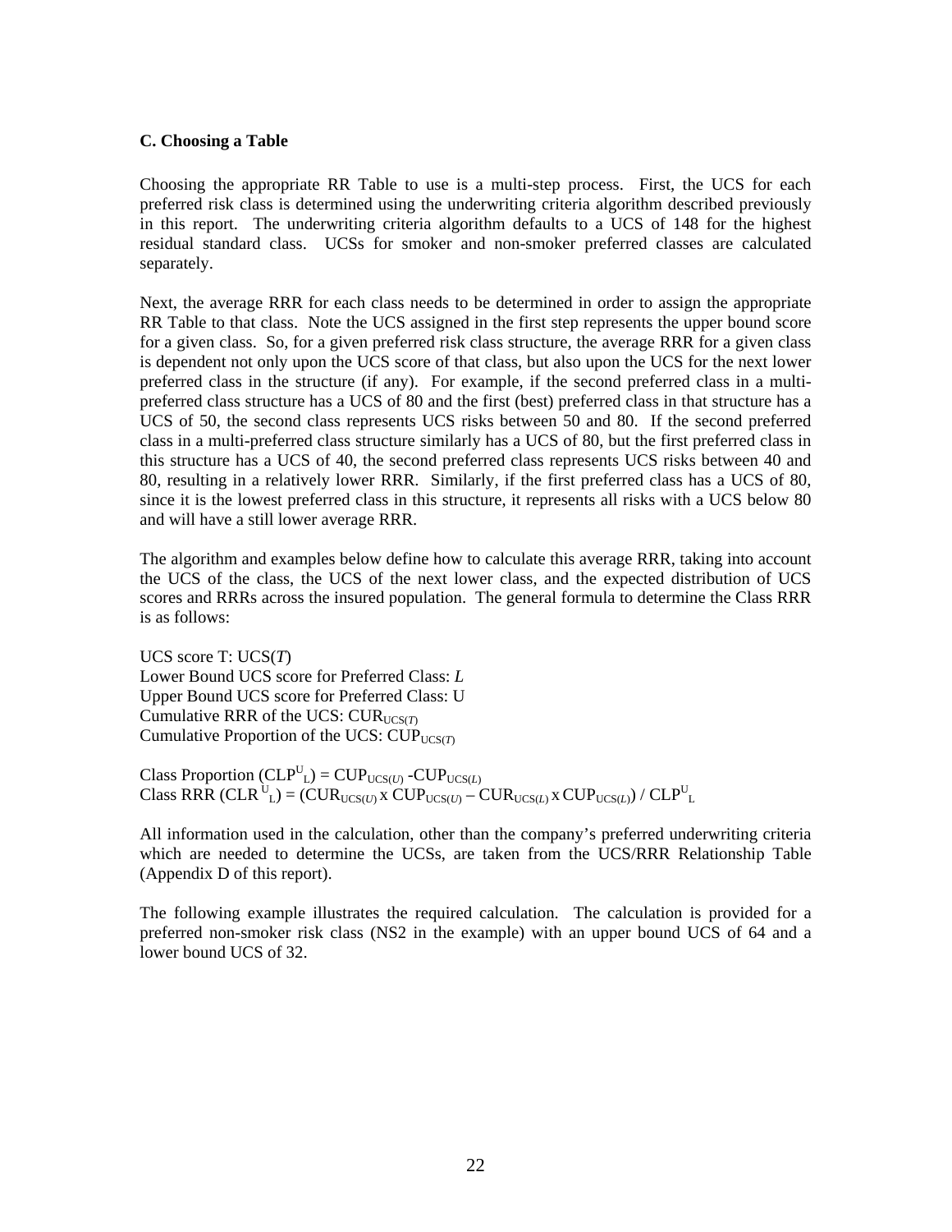### C. Choosing a Table

Choosing the appropriate RR Table to use is a multi-step process. First, the UCS for each preferred risk class is determined using the underwriting criteria algorithm described previously in this report. The underwriting criteria algorithm defaults to a UCS of 148 for the highest residual standard class. UCSs for smoker and non-smoker preferred classes are calculated separately.

Next, the average RRR for each class needs to be determined in order to assign the appropriate RR Table to that class. Note the UCS assigned in the first step represents the upper bound score for a given class. So, for a given preferred risk class structure, the average RRR for a given class is dependent not only upon the UCS score of that class, but also upon the UCS for the next lower preferred class in the structure (if any). For example, if the second preferred class in a multi-preferred class structure has a UCS of 80 and the first (best) preferred class in that structure has a UCS of 50, the second class represents UCS risks between 50 and 80. If the second preferred class in a multi-preferred class structure similarly has a UCS of 80, but the first preferred class in this structure has a UCS of 40, the second preferred class represents UCS risks between 40 and 80, resulting in a relatively lower RRR. Similarly, if the first preferred class has a UCS of 80, since it is the lowest preferred class in this structure, it represents all risks with a UCS below 80 and will have a still lower average RRR.

The algorithm and examples below define how to calculate this average RRR, taking into account the UCS of the class, the UCS of the next lower class, and the expected distribution of UCS scores and RRRs across the insured population. The general formula to determine the Class RRR is as follows:

UCS score T: UCS($T$)  
Lower Bound UCS score for Preferred Class: $L$  
Upper Bound UCS score for Preferred Class: U  
Cumulative RRR of the UCS: $CUR_{UCS(T)}$  
Cumulative Proportion of the UCS: $CUP_{UCS(T)}$

Class Proportion ($CLP^{U}_{L}$) = $CUP_{UCS(U)} - CUP_{UCS(L)}$  
Class RRR ($CLR^{U}_{L}$) = $(CUR_{UCS(U)} \times CUP_{UCS(U)} - CUR_{UCS(L)} \times CUP_{UCS(L)}) / CLP^{U}_{L}$

All information used in the calculation, other than the company's preferred underwriting criteria which are needed to determine the UCSs, are taken from the UCS/RRR Relationship Table (Appendix D of this report).

The following example illustrates the required calculation. The calculation is provided for a preferred non-smoker risk class (NS2 in the example) with an upper bound UCS of 64 and a lower bound UCS of 32.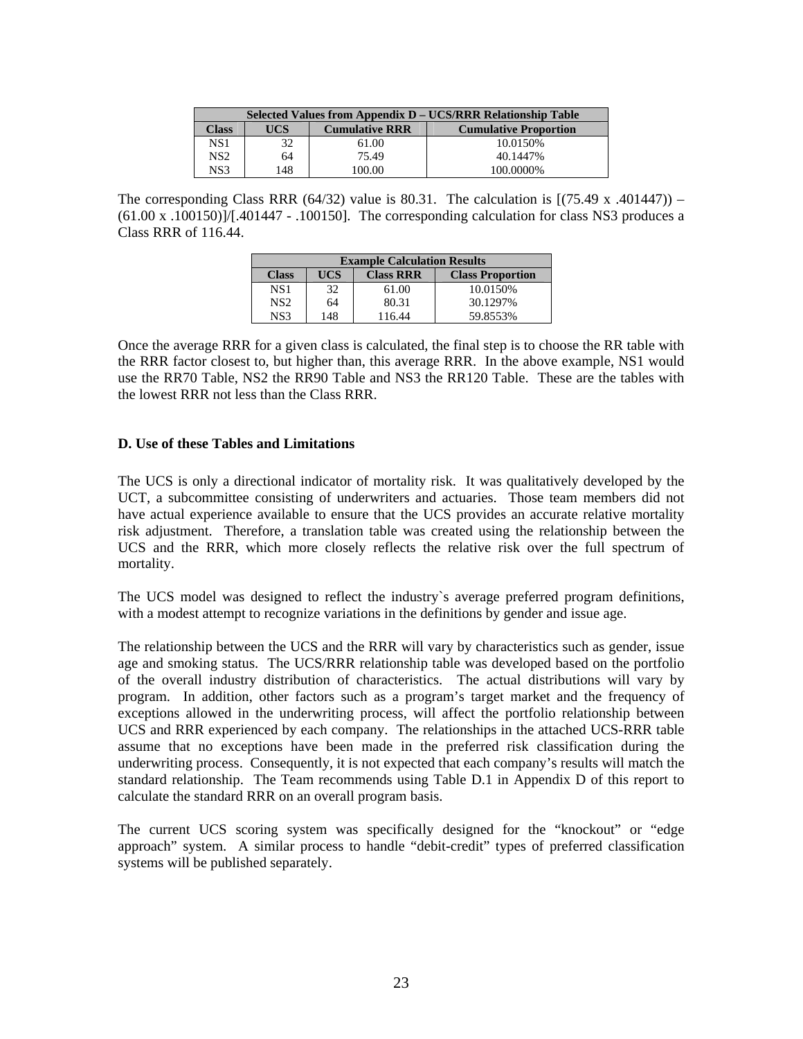| Selected Values from Appendix D – UCS/RRR Relationship Table | | | |
|---|---|---|---|
| Class | UCS | Cumulative RRR | Cumulative Proportion |
| NS1 | 32 | 61.00 | 10.0150% |
| NS2 | 64 | 75.49 | 40.1447% |
| NS3 | 148 | 100.00 | 100.0000% |

The corresponding Class RRR (64/32) value is 80.31. The calculation is [(75.49 x .401447)) – (61.00 x .100150)]/[.401447 - .100150]. The corresponding calculation for class NS3 produces a Class RRR of 116.44.

| Example Calculation Results | | | |
|---|---|---|---|
| Class | UCS | Class RRR | Class Proportion |
| NS1 | 32 | 61.00 | 10.0150% |
| NS2 | 64 | 80.31 | 30.1297% |
| NS3 | 148 | 116.44 | 59.8553% |

Once the average RRR for a given class is calculated, the final step is to choose the RR table with the RRR factor closest to, but higher than, this average RRR. In the above example, NS1 would use the RR70 Table, NS2 the RR90 Table and NS3 the RR120 Table. These are the tables with the lowest RRR not less than the Class RRR.

### D. Use of these Tables and Limitations

The UCS is only a directional indicator of mortality risk. It was qualitatively developed by the UCT, a subcommittee consisting of underwriters and actuaries. Those team members did not have actual experience available to ensure that the UCS provides an accurate relative mortality risk adjustment. Therefore, a translation table was created using the relationship between the UCS and the RRR, which more closely reflects the relative risk over the full spectrum of mortality.

The UCS model was designed to reflect the industry`s average preferred program definitions, with a modest attempt to recognize variations in the definitions by gender and issue age.

The relationship between the UCS and the RRR will vary by characteristics such as gender, issue age and smoking status. The UCS/RRR relationship table was developed based on the portfolio of the overall industry distribution of characteristics. The actual distributions will vary by program. In addition, other factors such as a program's target market and the frequency of exceptions allowed in the underwriting process, will affect the portfolio relationship between UCS and RRR experienced by each company. The relationships in the attached UCS-RRR table assume that no exceptions have been made in the preferred risk classification during the underwriting process. Consequently, it is not expected that each company's results will match the standard relationship. The Team recommends using Table D.1 in Appendix D of this report to calculate the standard RRR on an overall program basis.

The current UCS scoring system was specifically designed for the "knockout" or "edge approach" system. A similar process to handle "debit-credit" types of preferred classification systems will be published separately.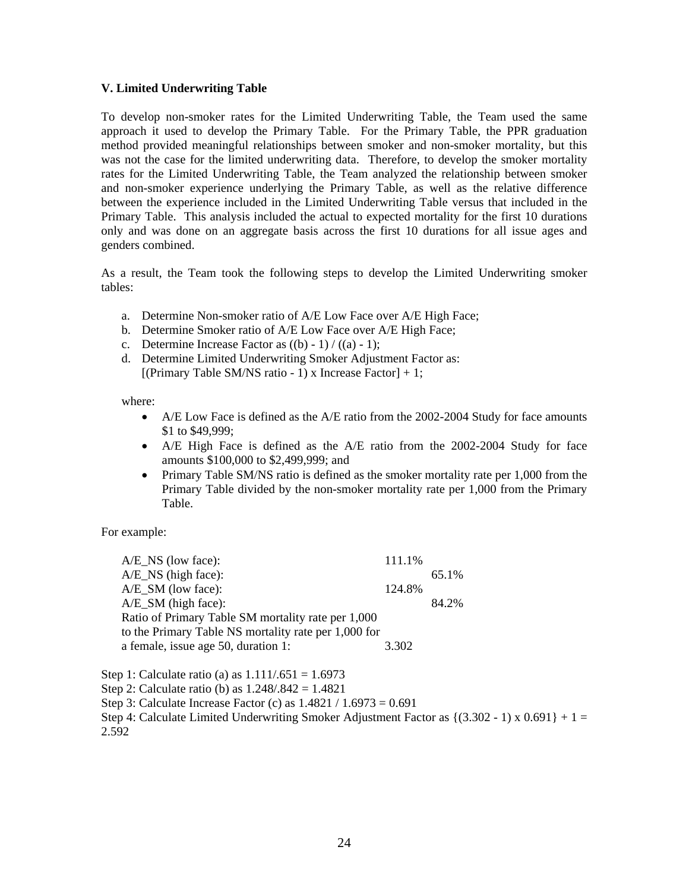### V. Limited Underwriting Table

To develop non-smoker rates for the Limited Underwriting Table, the Team used the same approach it used to develop the Primary Table. For the Primary Table, the PPR graduation method provided meaningful relationships between smoker and non-smoker mortality, but this was not the case for the limited underwriting data. Therefore, to develop the smoker mortality rates for the Limited Underwriting Table, the Team analyzed the relationship between smoker and non-smoker experience underlying the Primary Table, as well as the relative difference between the experience included in the Limited Underwriting Table versus that included in the Primary Table. This analysis included the actual to expected mortality for the first 10 durations only and was done on an aggregate basis across the first 10 durations for all issue ages and genders combined.

As a result, the Team took the following steps to develop the Limited Underwriting smoker tables:

a. Determine Non-smoker ratio of A/E Low Face over A/E High Face;
b. Determine Smoker ratio of A/E Low Face over A/E High Face;
c. Determine Increase Factor as ((b) - 1) / ((a) - 1);
d. Determine Limited Underwriting Smoker Adjustment Factor as:
   [(Primary Table SM/NS ratio - 1) x Increase Factor] + 1;

where:

- A/E Low Face is defined as the A/E ratio from the 2002-2004 Study for face amounts \$1 to \$49,999;
- A/E High Face is defined as the A/E ratio from the 2002-2004 Study for face amounts \$100,000 to \$2,499,999; and
- Primary Table SM/NS ratio is defined as the smoker mortality rate per 1,000 from the Primary Table divided by the non-smoker mortality rate per 1,000 from the Primary Table.

For example:

| | | |
|---|---|---|
| A/E_NS (low face): | 111.1% | |
| A/E_NS (high face): | | 65.1% |
| A/E_SM (low face): | 124.8% | |
| A/E_SM (high face): | | 84.2% |
| Ratio of Primary Table SM mortality rate per 1,000 to the Primary Table NS mortality rate per 1,000 for a female, issue age 50, duration 1: | 3.302 | |

Step 1: Calculate ratio (a) as 1.111/.651 = 1.6973
Step 2: Calculate ratio (b) as 1.248/.842 = 1.4821
Step 3: Calculate Increase Factor (c) as 1.4821 / 1.6973 = 0.691
Step 4: Calculate Limited Underwriting Smoker Adjustment Factor as {(3.302 - 1) x 0.691} + 1 = 2.592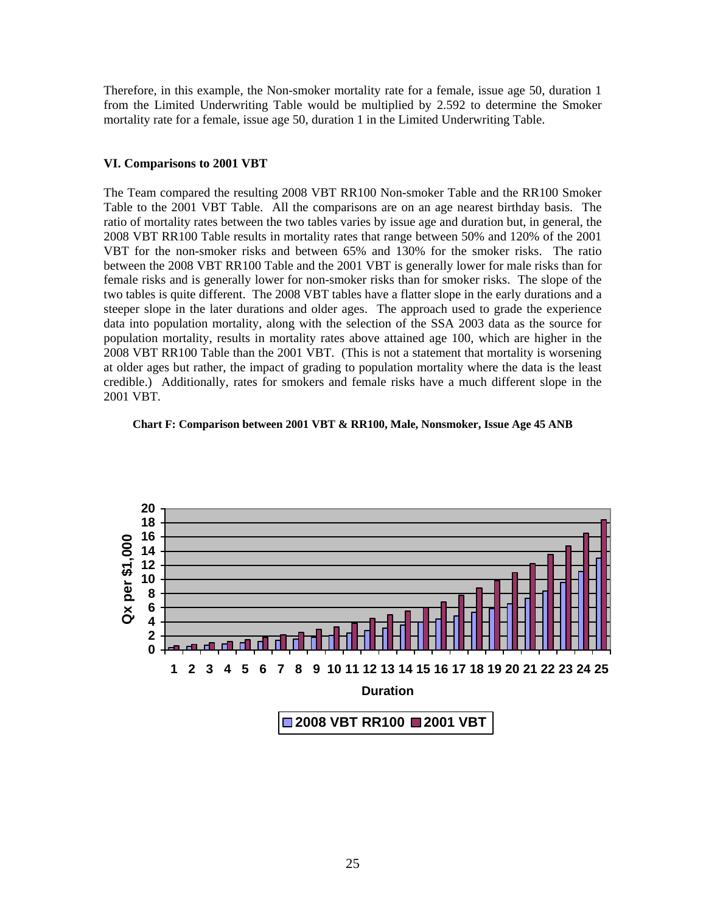Therefore, in this example, the Non-smoker mortality rate for a female, issue age 50, duration 1 from the Limited Underwriting Table would be multiplied by 2.592 to determine the Smoker mortality rate for a female, issue age 50, duration 1 in the Limited Underwriting Table.

### VI. Comparisons to 2001 VBT

The Team compared the resulting 2008 VBT RR100 Non-smoker Table and the RR100 Smoker Table to the 2001 VBT Table. All the comparisons are on an age nearest birthday basis. The ratio of mortality rates between the two tables varies by issue age and duration but, in general, the 2008 VBT RR100 Table results in mortality rates that range between 50% and 120% of the 2001 VBT for the non-smoker risks and between 65% and 130% for the smoker risks. The ratio between the 2008 VBT RR100 Table and the 2001 VBT is generally lower for male risks than for female risks and is generally lower for non-smoker risks than for smoker risks. The slope of the two tables is quite different. The 2008 VBT tables have a flatter slope in the early durations and a steeper slope in the later durations and older ages. The approach used to grade the experience data into population mortality, along with the selection of the SSA 2003 data as the source for population mortality, results in mortality rates above attained age 100, which are higher in the 2008 VBT RR100 Table than the 2001 VBT. (This is not a statement that mortality is worsening at older ages but rather, the impact of grading to population mortality where the data is the least credible.) Additionally, rates for smokers and female risks have a much different slope in the 2001 VBT.

**Chart F: Comparison between 2001 VBT & RR100, Male, Nonsmoker, Issue Age 45 ANB**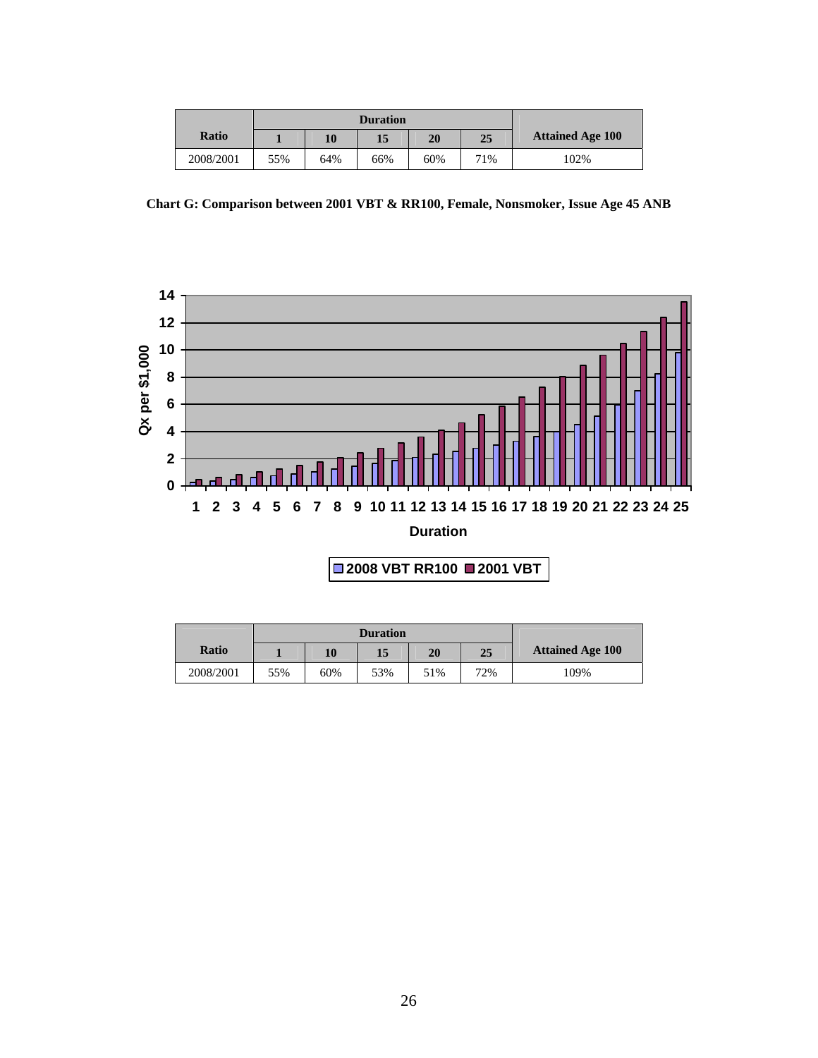| Ratio | Duration | | | | | Attained Age 100 |
|---|---|---|---|---|---|---|
| | 1 | 10 | 15 | 20 | 25 | |
| 2008/2001 | 55% | 64% | 66% | 60% | 71% | 102% |

**Chart G: Comparison between 2001 VBT & RR100, Female, Nonsmoker, Issue Age 45 ANB**

| Ratio | Duration | | | | | Attained Age 100 |
|---|---|---|---|---|---|---|
| | 1 | 10 | 15 | 20 | 25 | |
| 2008/2001 | 55% | 60% | 53% | 51% | 72% | 109% |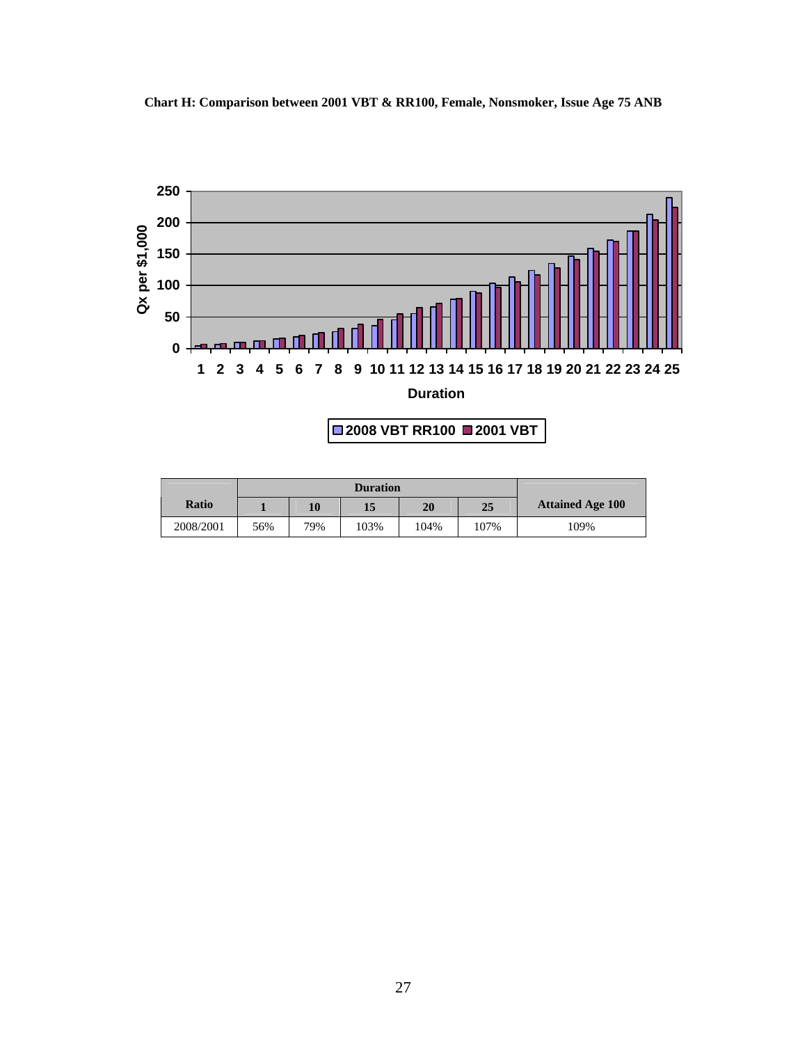**Chart H: Comparison between 2001 VBT & RR100, Female, Nonsmoker, Issue Age 75 ANB**

| Ratio | Duration | | | | | Attained Age 100 |
|---|---|---|---|---|---|---|
| | 1 | 10 | 15 | 20 | 25 | |
| 2008/2001 | 56% | 79% | 103% | 104% | 107% | 109% |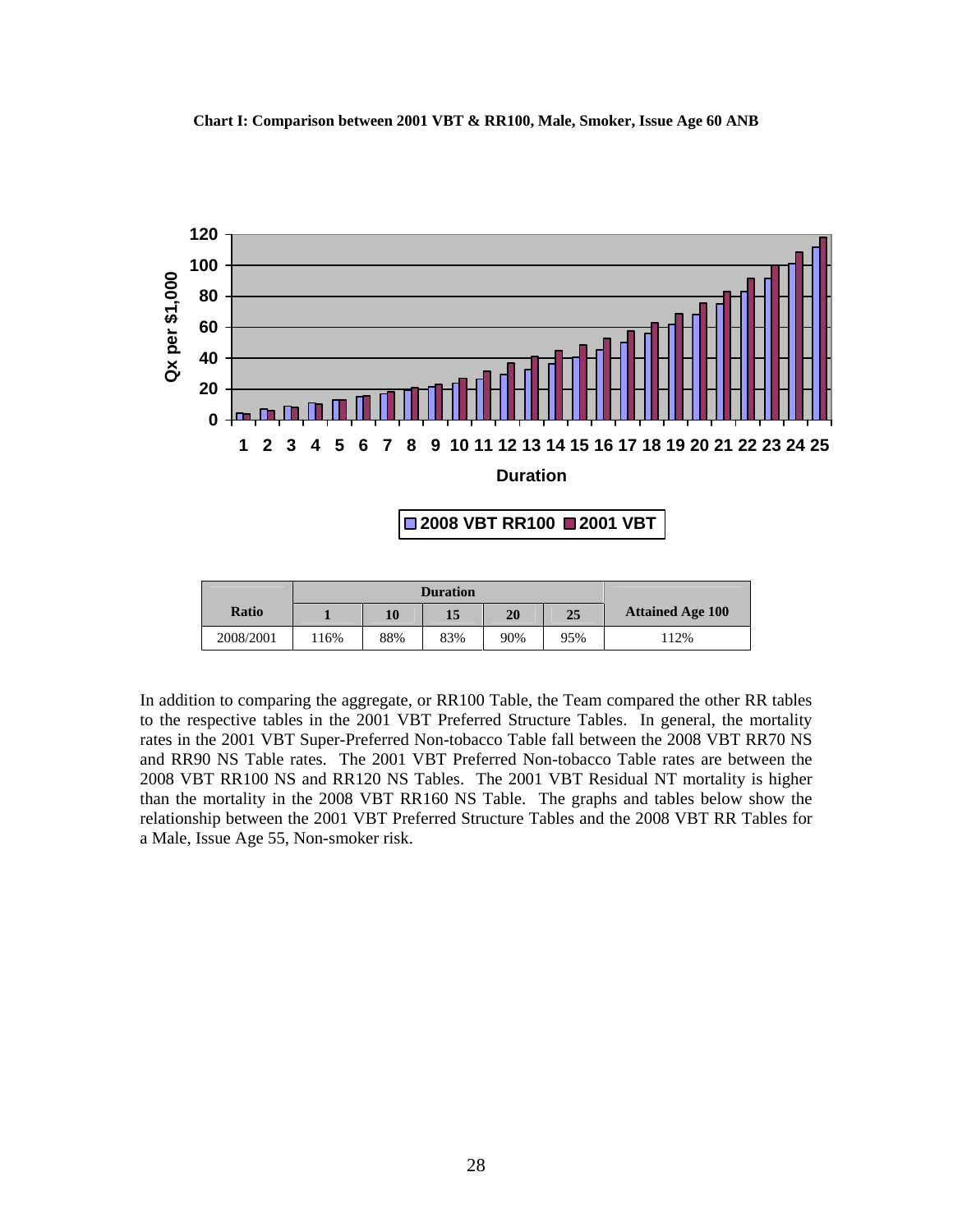**Chart I: Comparison between 2001 VBT & RR100, Male, Smoker, Issue Age 60 ANB**

| Ratio | Duration | | | | | Attained Age 100 |
|---|---|---|---|---|---|---|
| | 1 | 10 | 15 | 20 | 25 | |
| 2008/2001 | 116% | 88% | 83% | 90% | 95% | 112% |

In addition to comparing the aggregate, or RR100 Table, the Team compared the other RR tables to the respective tables in the 2001 VBT Preferred Structure Tables. In general, the mortality rates in the 2001 VBT Super-Preferred Non-tobacco Table fall between the 2008 VBT RR70 NS and RR90 NS Table rates. The 2001 VBT Preferred Non-tobacco Table rates are between the 2008 VBT RR100 NS and RR120 NS Tables. The 2001 VBT Residual NT mortality is higher than the mortality in the 2008 VBT RR160 NS Table. The graphs and tables below show the relationship between the 2001 VBT Preferred Structure Tables and the 2008 VBT RR Tables for a Male, Issue Age 55, Non-smoker risk.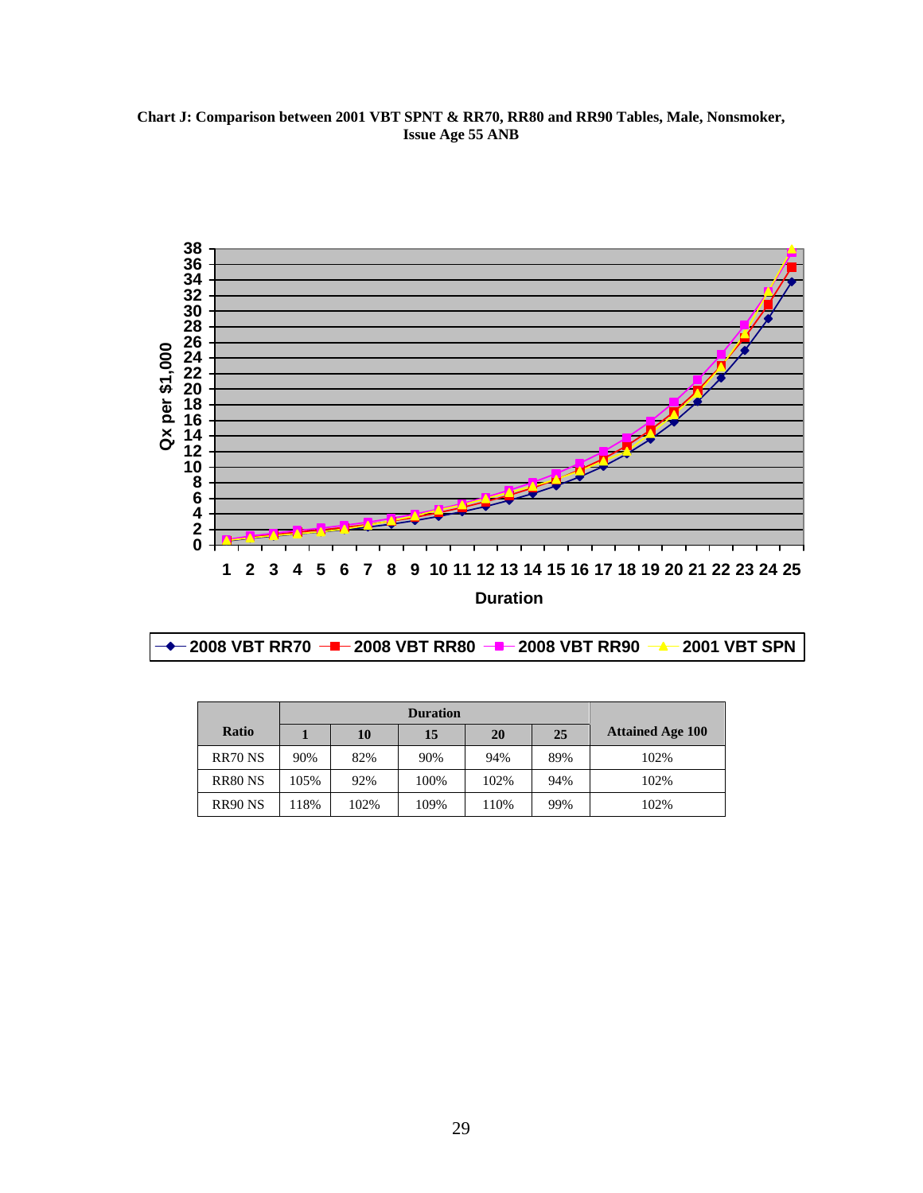**Chart J: Comparison between 2001 VBT SPNT & RR70, RR80 and RR90 Tables, Male, Nonsmoker, Issue Age 55 ANB**

| Ratio | Duration | | | | | Attained Age 100 |
|---|---|---|---|---|---|---|
| | 1 | 10 | 15 | 20 | 25 | |
| RR70 NS | 90% | 82% | 90% | 94% | 89% | 102% |
| RR80 NS | 105% | 92% | 100% | 102% | 94% | 102% |
| RR90 NS | 118% | 102% | 109% | 110% | 99% | 102% |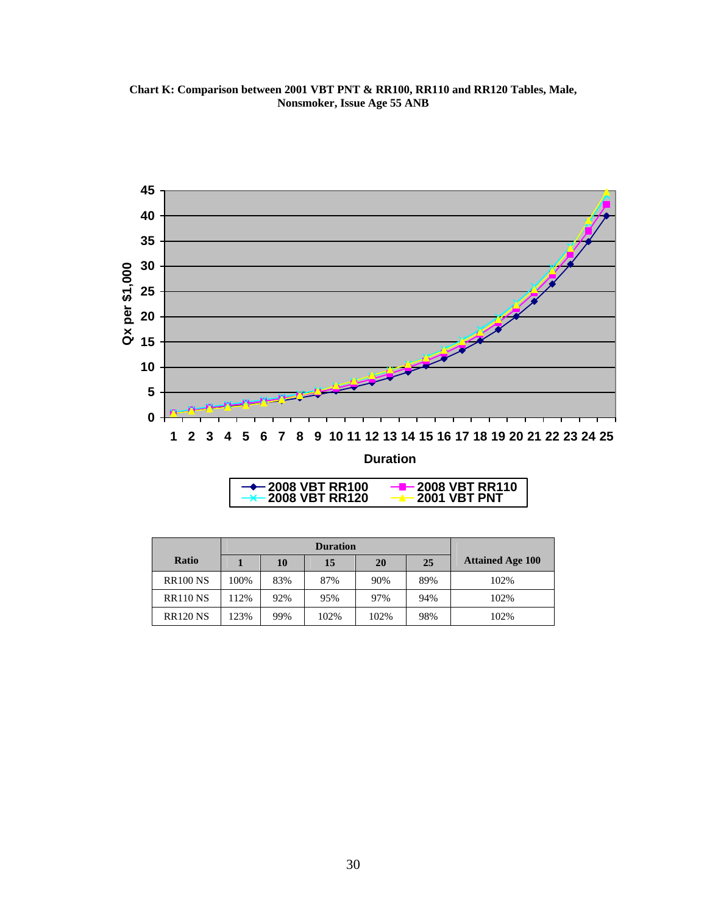**Chart K: Comparison between 2001 VBT PNT & RR100, RR110 and RR120 Tables, Male, Nonsmoker, Issue Age 55 ANB**

| Ratio | Duration | | | | | Attained Age 100 |
|---|---|---|---|---|---|---|
| | 1 | 10 | 15 | 20 | 25 | |
| RR100 NS | 100% | 83% | 87% | 90% | 89% | 102% |
| RR110 NS | 112% | 92% | 95% | 97% | 94% | 102% |
| RR120 NS | 123% | 99% | 102% | 102% | 98% | 102% |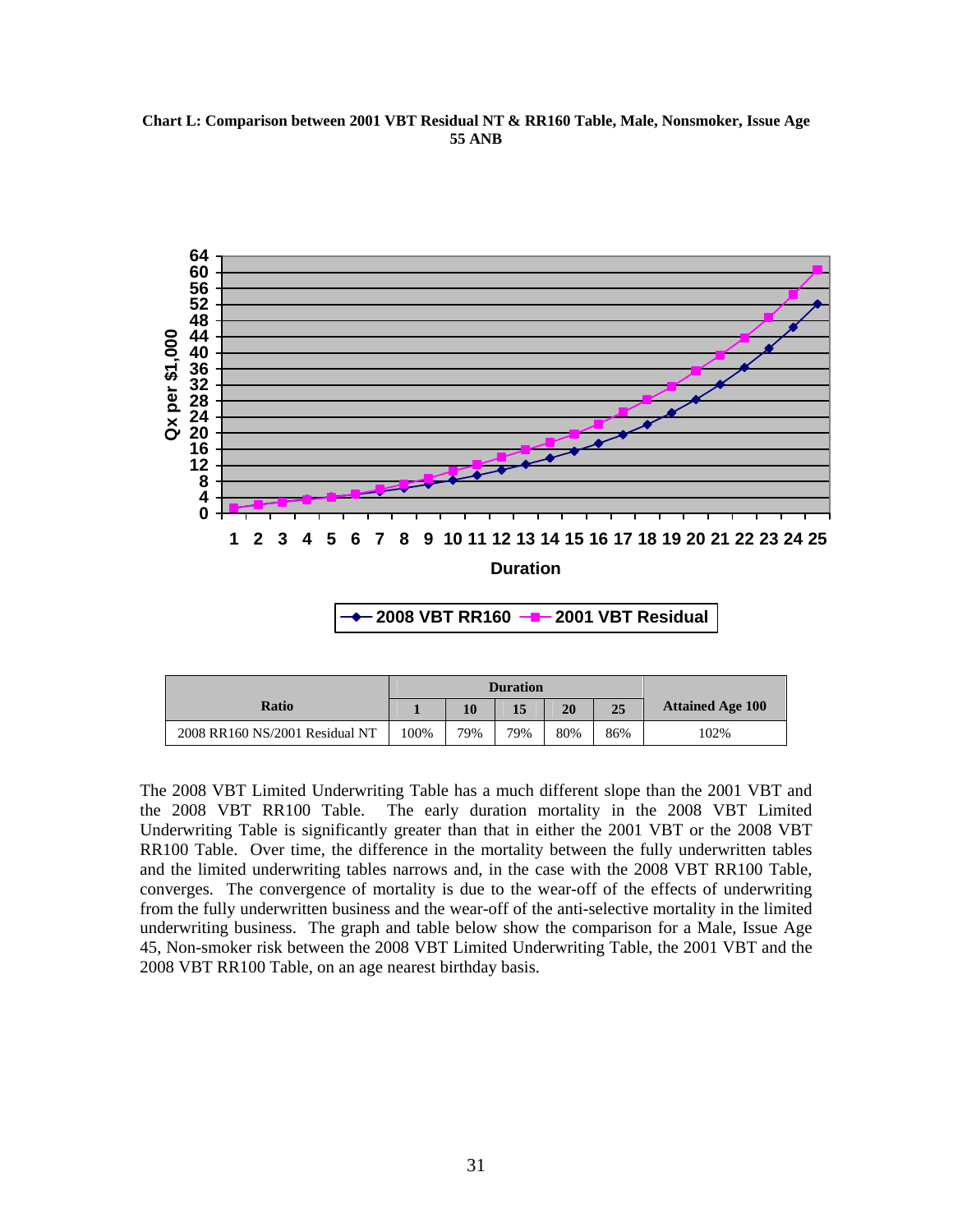**Chart L: Comparison between 2001 VBT Residual NT & RR160 Table, Male, Nonsmoker, Issue Age 55 ANB**

| Ratio | Duration | | | | | Attained Age 100 |
|---|---|---|---|---|---|---|
| | 1 | 10 | 15 | 20 | 25 | |
| 2008 RR160 NS/2001 Residual NT | 100% | 79% | 79% | 80% | 86% | 102% |

The 2008 VBT Limited Underwriting Table has a much different slope than the 2001 VBT and the 2008 VBT RR100 Table. The early duration mortality in the 2008 VBT Limited Underwriting Table is significantly greater than that in either the 2001 VBT or the 2008 VBT RR100 Table. Over time, the difference in the mortality between the fully underwritten tables and the limited underwriting tables narrows and, in the case with the 2008 VBT RR100 Table, converges. The convergence of mortality is due to the wear-off of the effects of underwriting from the fully underwritten business and the wear-off of the anti-selective mortality in the limited underwriting business. The graph and table below show the comparison for a Male, Issue Age 45, Non-smoker risk between the 2008 VBT Limited Underwriting Table, the 2001 VBT and the 2008 VBT RR100 Table, on an age nearest birthday basis.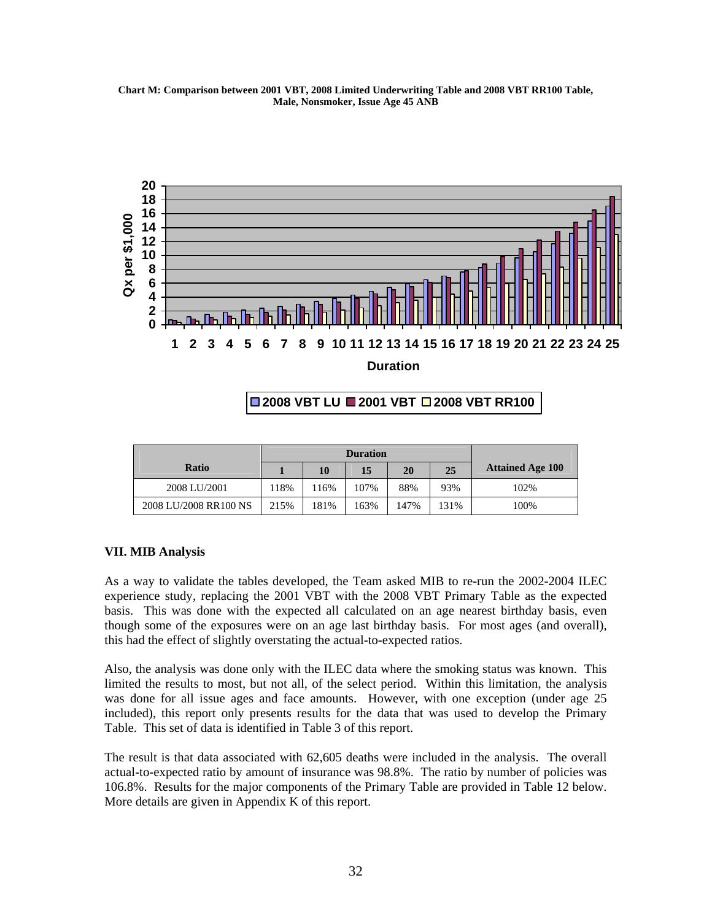**Chart M: Comparison between 2001 VBT, 2008 Limited Underwriting Table and 2008 VBT RR100 Table, Male, Nonsmoker, Issue Age 45 ANB**

| Ratio | Duration | | | | | Attained Age 100 |
|---|---|---|---|---|---|---|
| | 1 | 10 | 15 | 20 | 25 | |
| 2008 LU/2001 | 118% | 116% | 107% | 88% | 93% | 102% |
| 2008 LU/2008 RR100 NS | 215% | 181% | 163% | 147% | 131% | 100% |

## VII. MIB Analysis

As a way to validate the tables developed, the Team asked MIB to re-run the 2002-2004 ILEC experience study, replacing the 2001 VBT with the 2008 VBT Primary Table as the expected basis. This was done with the expected all calculated on an age nearest birthday basis, even though some of the exposures were on an age last birthday basis. For most ages (and overall), this had the effect of slightly overstating the actual-to-expected ratios.

Also, the analysis was done only with the ILEC data where the smoking status was known. This limited the results to most, but not all, of the select period. Within this limitation, the analysis was done for all issue ages and face amounts. However, with one exception (under age 25 included), this report only presents results for the data that was used to develop the Primary Table. This set of data is identified in Table 3 of this report.

The result is that data associated with 62,605 deaths were included in the analysis. The overall actual-to-expected ratio by amount of insurance was 98.8%. The ratio by number of policies was 106.8%. Results for the major components of the Primary Table are provided in Table 12 below. More details are given in Appendix K of this report.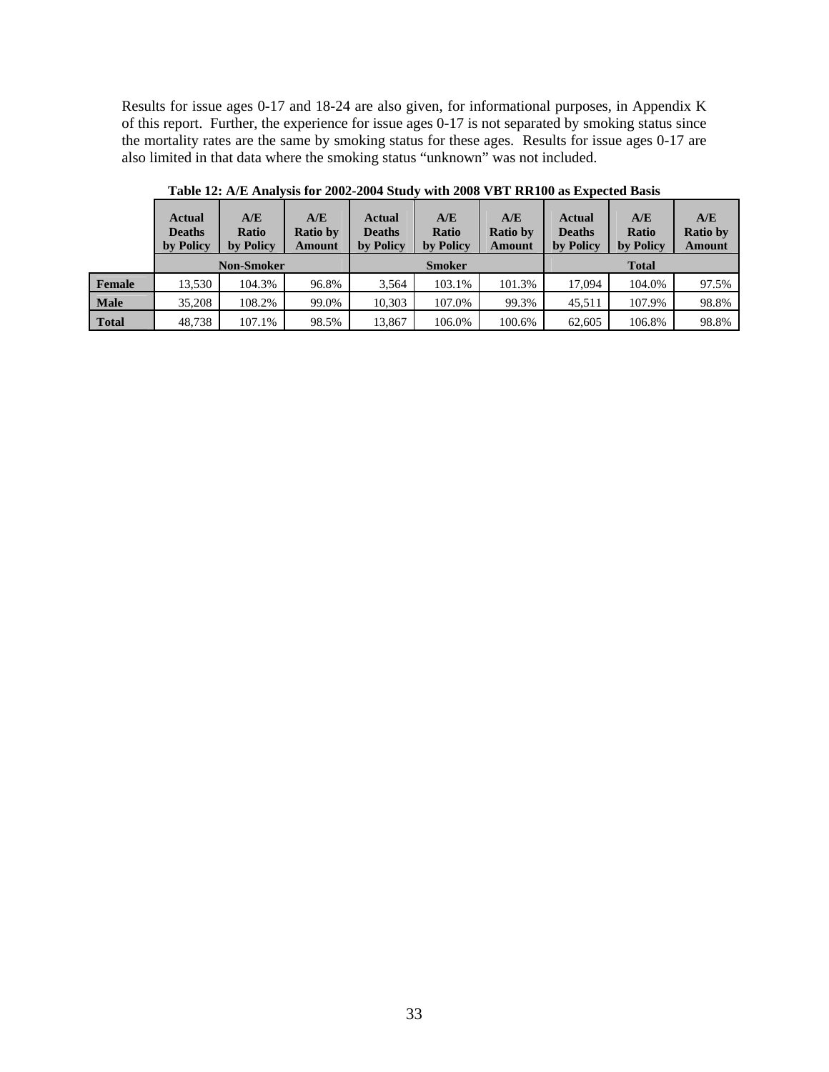Results for issue ages 0-17 and 18-24 are also given, for informational purposes, in Appendix K of this report. Further, the experience for issue ages 0-17 is not separated by smoking status since the mortality rates are the same by smoking status for these ages. Results for issue ages 0-17 are also limited in that data where the smoking status "unknown" was not included.

**Table 12: A/E Analysis for 2002-2004 Study with 2008 VBT RR100 as Expected Basis**

| | Actual Deaths by Policy | A/E Ratio by Policy | A/E Ratio by Amount | Actual Deaths by Policy | A/E Ratio by Policy | A/E Ratio by Amount | Actual Deaths by Policy | A/E Ratio by Policy | A/E Ratio by Amount |
|---|---|---|---|---|---|---|---|---|---|
| | Non-Smoker | | | Smoker | | | Total | | |
| **Female** | 13,530 | 104.3% | 96.8% | 3,564 | 103.1% | 101.3% | 17,094 | 104.0% | 97.5% |
| **Male** | 35,208 | 108.2% | 99.0% | 10,303 | 107.0% | 99.3% | 45,511 | 107.9% | 98.8% |
| **Total** | 48,738 | 107.1% | 98.5% | 13,867 | 106.0% | 100.6% | 62,605 | 106.8% | 98.8% |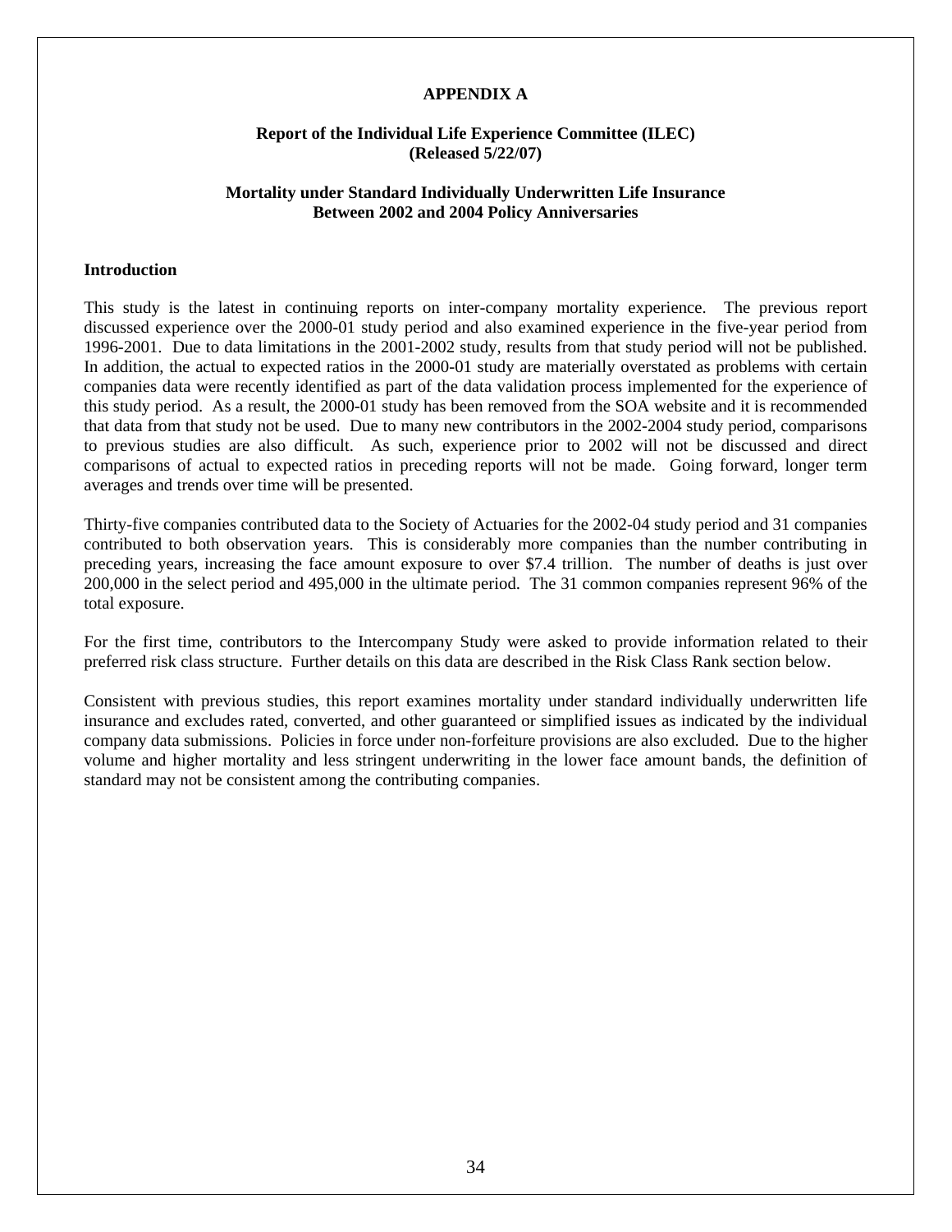## APPENDIX A

### Report of the Individual Life Experience Committee (ILEC) (Released 5/22/07)

### Mortality under Standard Individually Underwritten Life Insurance Between 2002 and 2004 Policy Anniversaries

**Introduction**

This study is the latest in continuing reports on inter-company mortality experience. The previous report discussed experience over the 2000-01 study period and also examined experience in the five-year period from 1996-2001. Due to data limitations in the 2001-2002 study, results from that study period will not be published. In addition, the actual to expected ratios in the 2000-01 study are materially overstated as problems with certain companies data were recently identified as part of the data validation process implemented for the experience of this study period. As a result, the 2000-01 study has been removed from the SOA website and it is recommended that data from that study not be used. Due to many new contributors in the 2002-2004 study period, comparisons to previous studies are also difficult. As such, experience prior to 2002 will not be discussed and direct comparisons of actual to expected ratios in preceding reports will not be made. Going forward, longer term averages and trends over time will be presented.

Thirty-five companies contributed data to the Society of Actuaries for the 2002-04 study period and 31 companies contributed to both observation years. This is considerably more companies than the number contributing in preceding years, increasing the face amount exposure to over $7.4 trillion. The number of deaths is just over 200,000 in the select period and 495,000 in the ultimate period. The 31 common companies represent 96% of the total exposure.

For the first time, contributors to the Intercompany Study were asked to provide information related to their preferred risk class structure. Further details on this data are described in the Risk Class Rank section below.

Consistent with previous studies, this report examines mortality under standard individually underwritten life insurance and excludes rated, converted, and other guaranteed or simplified issues as indicated by the individual company data submissions. Policies in force under non-forfeiture provisions are also excluded. Due to the higher volume and higher mortality and less stringent underwriting in the lower face amount bands, the definition of standard may not be consistent among the contributing companies.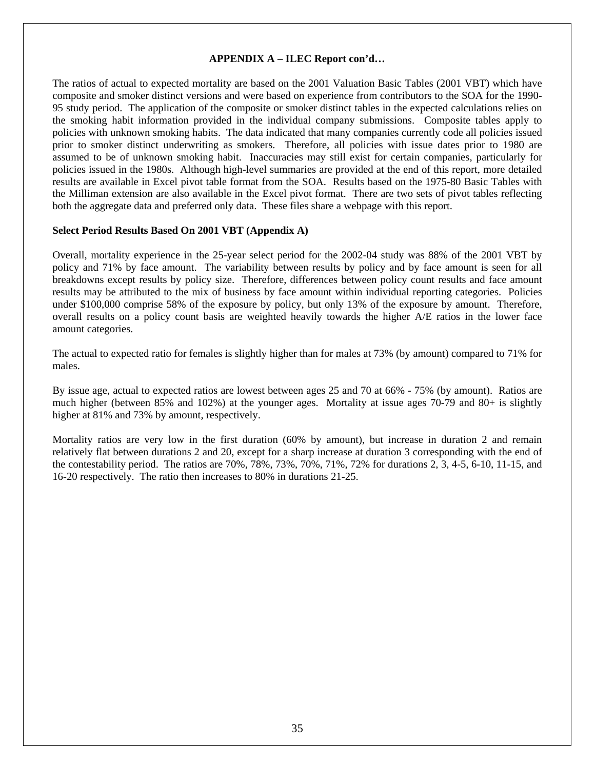**APPENDIX A – ILEC Report con'd…**

The ratios of actual to expected mortality are based on the 2001 Valuation Basic Tables (2001 VBT) which have composite and smoker distinct versions and were based on experience from contributors to the SOA for the 1990-95 study period. The application of the composite or smoker distinct tables in the expected calculations relies on the smoking habit information provided in the individual company submissions. Composite tables apply to policies with unknown smoking habits. The data indicated that many companies currently code all policies issued prior to smoker distinct underwriting as smokers. Therefore, all policies with issue dates prior to 1980 are assumed to be of unknown smoking habit. Inaccuracies may still exist for certain companies, particularly for policies issued in the 1980s. Although high-level summaries are provided at the end of this report, more detailed results are available in Excel pivot table format from the SOA. Results based on the 1975-80 Basic Tables with the Milliman extension are also available in the Excel pivot format. There are two sets of pivot tables reflecting both the aggregate data and preferred only data. These files share a webpage with this report.

**Select Period Results Based On 2001 VBT (Appendix A)**

Overall, mortality experience in the 25-year select period for the 2002-04 study was 88% of the 2001 VBT by policy and 71% by face amount. The variability between results by policy and by face amount is seen for all breakdowns except results by policy size. Therefore, differences between policy count results and face amount results may be attributed to the mix of business by face amount within individual reporting categories. Policies under $100,000 comprise 58% of the exposure by policy, but only 13% of the exposure by amount. Therefore, overall results on a policy count basis are weighted heavily towards the higher A/E ratios in the lower face amount categories.

The actual to expected ratio for females is slightly higher than for males at 73% (by amount) compared to 71% for males.

By issue age, actual to expected ratios are lowest between ages 25 and 70 at 66% - 75% (by amount). Ratios are much higher (between 85% and 102%) at the younger ages. Mortality at issue ages 70-79 and 80+ is slightly higher at 81% and 73% by amount, respectively.

Mortality ratios are very low in the first duration (60% by amount), but increase in duration 2 and remain relatively flat between durations 2 and 20, except for a sharp increase at duration 3 corresponding with the end of the contestability period. The ratios are 70%, 78%, 73%, 70%, 71%, 72% for durations 2, 3, 4-5, 6-10, 11-15, and 16-20 respectively. The ratio then increases to 80% in durations 21-25.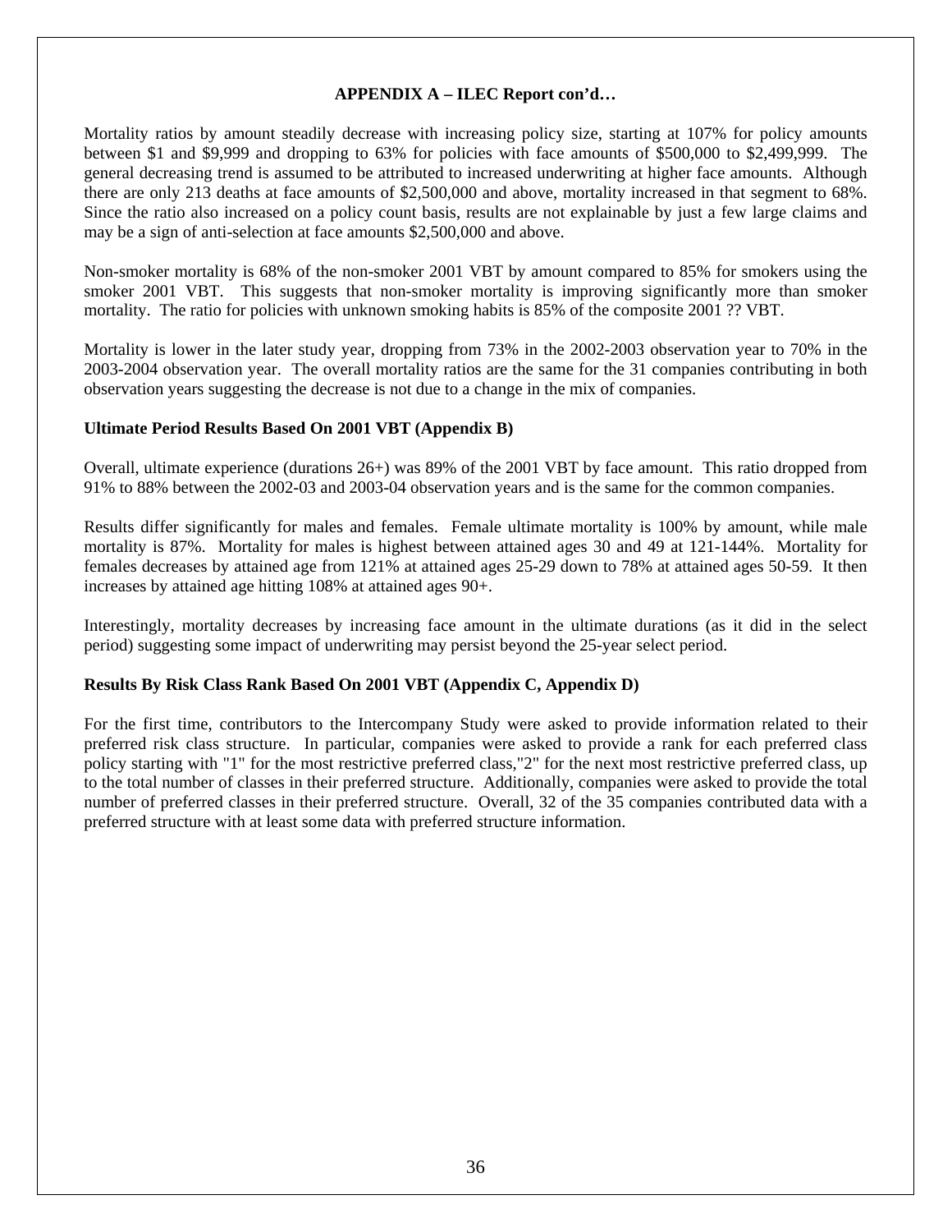**APPENDIX A – ILEC Report con'd…**

Mortality ratios by amount steadily decrease with increasing policy size, starting at 107% for policy amounts between $1 and $9,999 and dropping to 63% for policies with face amounts of $500,000 to $2,499,999. The general decreasing trend is assumed to be attributed to increased underwriting at higher face amounts. Although there are only 213 deaths at face amounts of $2,500,000 and above, mortality increased in that segment to 68%. Since the ratio also increased on a policy count basis, results are not explainable by just a few large claims and may be a sign of anti-selection at face amounts $2,500,000 and above.

Non-smoker mortality is 68% of the non-smoker 2001 VBT by amount compared to 85% for smokers using the smoker 2001 VBT. This suggests that non-smoker mortality is improving significantly more than smoker mortality. The ratio for policies with unknown smoking habits is 85% of the composite 2001 ?? VBT.

Mortality is lower in the later study year, dropping from 73% in the 2002-2003 observation year to 70% in the 2003-2004 observation year. The overall mortality ratios are the same for the 31 companies contributing in both observation years suggesting the decrease is not due to a change in the mix of companies.

**Ultimate Period Results Based On 2001 VBT (Appendix B)**

Overall, ultimate experience (durations 26+) was 89% of the 2001 VBT by face amount. This ratio dropped from 91% to 88% between the 2002-03 and 2003-04 observation years and is the same for the common companies.

Results differ significantly for males and females. Female ultimate mortality is 100% by amount, while male mortality is 87%. Mortality for males is highest between attained ages 30 and 49 at 121-144%. Mortality for females decreases by attained age from 121% at attained ages 25-29 down to 78% at attained ages 50-59. It then increases by attained age hitting 108% at attained ages 90+.

Interestingly, mortality decreases by increasing face amount in the ultimate durations (as it did in the select period) suggesting some impact of underwriting may persist beyond the 25-year select period.

**Results By Risk Class Rank Based On 2001 VBT (Appendix C, Appendix D)**

For the first time, contributors to the Intercompany Study were asked to provide information related to their preferred risk class structure. In particular, companies were asked to provide a rank for each preferred class policy starting with "1" for the most restrictive preferred class,"2" for the next most restrictive preferred class, up to the total number of classes in their preferred structure. Additionally, companies were asked to provide the total number of preferred classes in their preferred structure. Overall, 32 of the 35 companies contributed data with a preferred structure with at least some data with preferred structure information.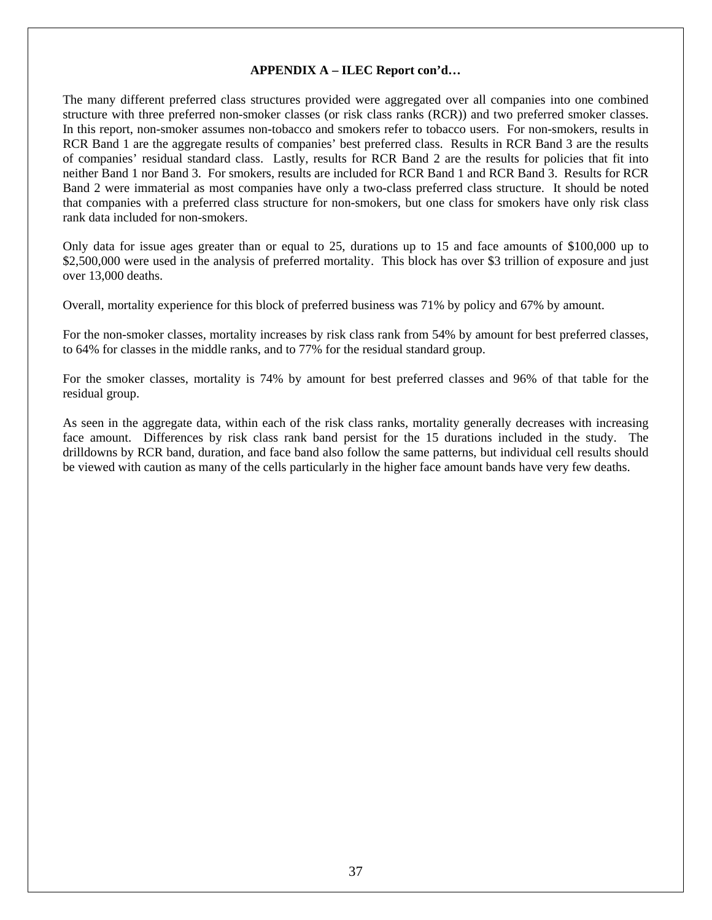**APPENDIX A – ILEC Report con'd…**

The many different preferred class structures provided were aggregated over all companies into one combined structure with three preferred non-smoker classes (or risk class ranks (RCR)) and two preferred smoker classes. In this report, non-smoker assumes non-tobacco and smokers refer to tobacco users. For non-smokers, results in RCR Band 1 are the aggregate results of companies' best preferred class. Results in RCR Band 3 are the results of companies' residual standard class. Lastly, results for RCR Band 2 are the results for policies that fit into neither Band 1 nor Band 3. For smokers, results are included for RCR Band 1 and RCR Band 3. Results for RCR Band 2 were immaterial as most companies have only a two-class preferred class structure. It should be noted that companies with a preferred class structure for non-smokers, but one class for smokers have only risk class rank data included for non-smokers.

Only data for issue ages greater than or equal to 25, durations up to 15 and face amounts of $100,000 up to $2,500,000 were used in the analysis of preferred mortality. This block has over $3 trillion of exposure and just over 13,000 deaths.

Overall, mortality experience for this block of preferred business was 71% by policy and 67% by amount.

For the non-smoker classes, mortality increases by risk class rank from 54% by amount for best preferred classes, to 64% for classes in the middle ranks, and to 77% for the residual standard group.

For the smoker classes, mortality is 74% by amount for best preferred classes and 96% of that table for the residual group.

As seen in the aggregate data, within each of the risk class ranks, mortality generally decreases with increasing face amount. Differences by risk class rank band persist for the 15 durations included in the study. The drilldowns by RCR band, duration, and face band also follow the same patterns, but individual cell results should be viewed with caution as many of the cells particularly in the higher face amount bands have very few deaths.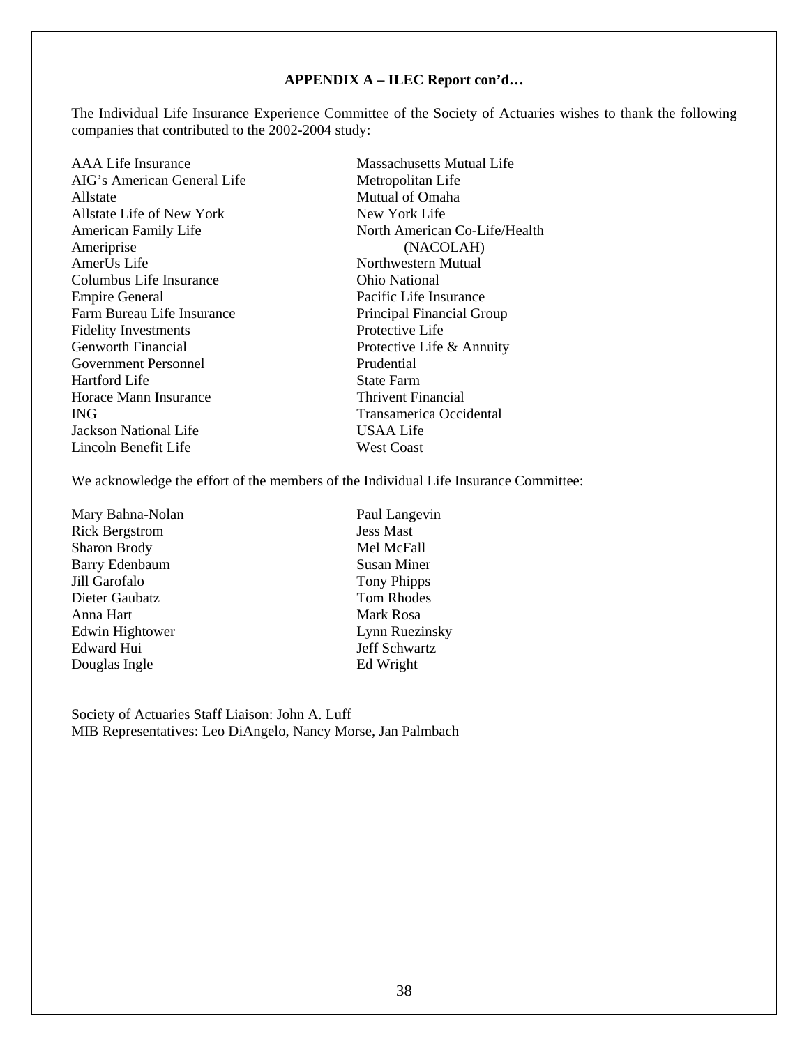**APPENDIX A – ILEC Report con'd…**

The Individual Life Insurance Experience Committee of the Society of Actuaries wishes to thank the following companies that contributed to the 2002-2004 study:

AAA Life Insurance
AIG's American General Life
Allstate
Allstate Life of New York
American Family Life
Ameriprise
AmerUs Life
Columbus Life Insurance
Empire General
Farm Bureau Life Insurance
Fidelity Investments
Genworth Financial
Government Personnel
Hartford Life
Horace Mann Insurance
ING
Jackson National Life
Lincoln Benefit Life
Massachusetts Mutual Life
Metropolitan Life
Mutual of Omaha
New York Life
North American Co-Life/Health (NACOLAH)
Northwestern Mutual
Ohio National
Pacific Life Insurance
Principal Financial Group
Protective Life
Protective Life & Annuity
Prudential
State Farm
Thrivent Financial
Transamerica Occidental
USAA Life
West Coast

We acknowledge the effort of the members of the Individual Life Insurance Committee:

Mary Bahna-Nolan
Rick Bergstrom
Sharon Brody
Barry Edenbaum
Jill Garofalo
Dieter Gaubatz
Anna Hart
Edwin Hightower
Edward Hui
Douglas Ingle
Paul Langevin
Jess Mast
Mel McFall
Susan Miner
Tony Phipps
Tom Rhodes
Mark Rosa
Lynn Ruezinsky
Jeff Schwartz
Ed Wright

Society of Actuaries Staff Liaison: John A. Luff
MIB Representatives: Leo DiAngelo, Nancy Morse, Jan Palmbach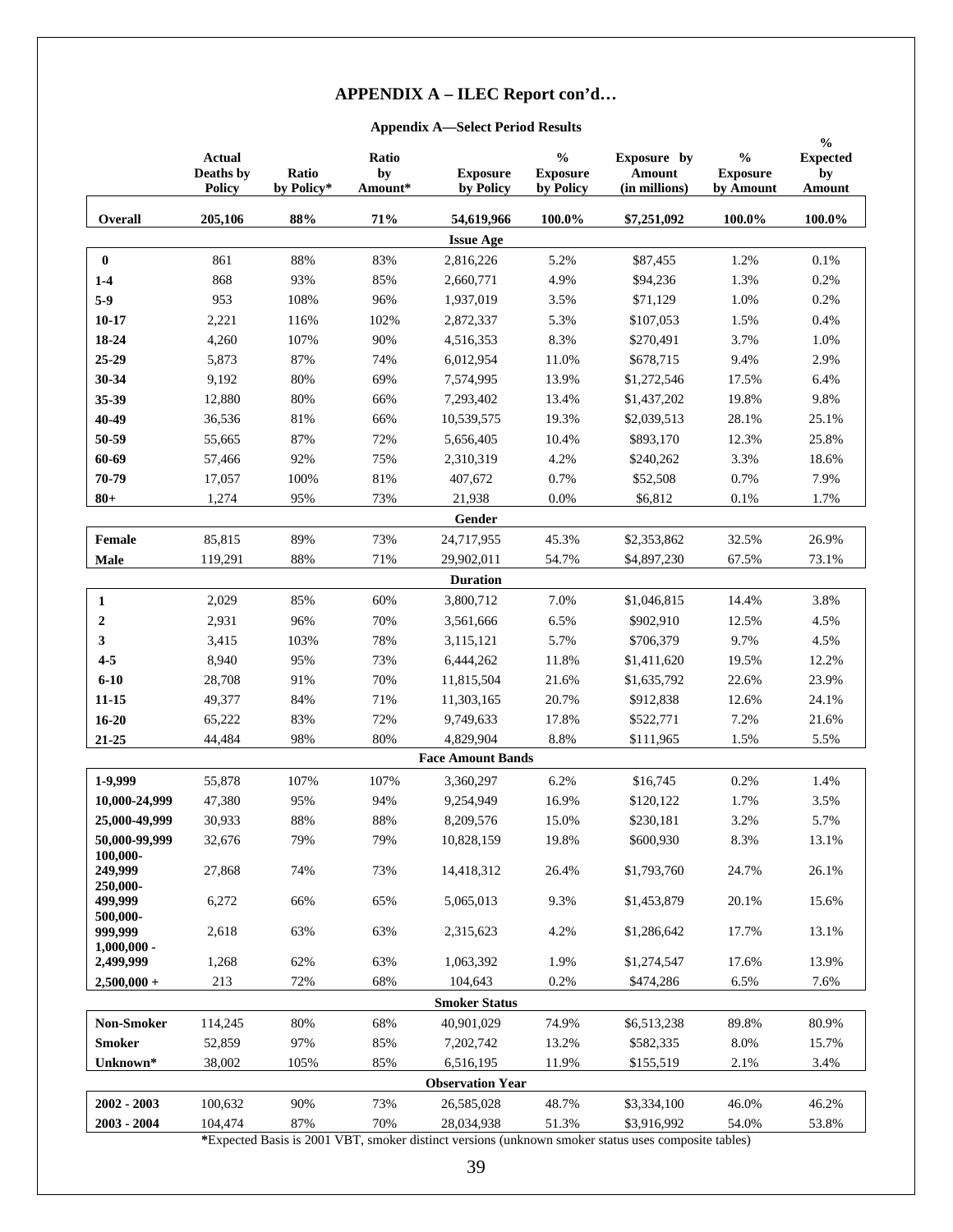# APPENDIX A – ILEC Report con'd…

**Appendix A—Select Period Results**

| | Actual Deaths by Policy | Ratio by Policy* | Ratio by Amount* | Exposure by Policy | % Exposure by Policy | Exposure by Amount (in millions) | % Exposure by Amount | % Expected by Amount |
|---|---|---|---|---|---|---|---|---|
| **Overall** | **205,106** | **88%** | **71%** | **54,619,966** | **100.0%** | **$7,251,092** | **100.0%** | **100.0%** |
| | | | | **Issue Age** | | | | |
| **0** | 861 | 88% | 83% | 2,816,226 | 5.2% | $87,455 | 1.2% | 0.1% |
| **1-4** | 868 | 93% | 85% | 2,660,771 | 4.9% | $94,236 | 1.3% | 0.2% |
| **5-9** | 953 | 108% | 96% | 1,937,019 | 3.5% | $71,129 | 1.0% | 0.2% |
| **10-17** | 2,221 | 116% | 102% | 2,872,337 | 5.3% | $107,053 | 1.5% | 0.4% |
| **18-24** | 4,260 | 107% | 90% | 4,516,353 | 8.3% | $270,491 | 3.7% | 1.0% |
| **25-29** | 5,873 | 87% | 74% | 6,012,954 | 11.0% | $678,715 | 9.4% | 2.9% |
| **30-34** | 9,192 | 80% | 69% | 7,574,995 | 13.9% | $1,272,546 | 17.5% | 6.4% |
| **35-39** | 12,880 | 80% | 66% | 7,293,402 | 13.4% | $1,437,202 | 19.8% | 9.8% |
| **40-49** | 36,536 | 81% | 66% | 10,539,575 | 19.3% | $2,039,513 | 28.1% | 25.1% |
| **50-59** | 55,665 | 87% | 72% | 5,656,405 | 10.4% | $893,170 | 12.3% | 25.8% |
| **60-69** | 57,466 | 92% | 75% | 2,310,319 | 4.2% | $240,262 | 3.3% | 18.6% |
| **70-79** | 17,057 | 100% | 81% | 407,672 | 0.7% | $52,508 | 0.7% | 7.9% |
| **80+** | 1,274 | 95% | 73% | 21,938 | 0.0% | $6,812 | 0.1% | 1.7% |
| | | | | **Gender** | | | | |
| **Female** | 85,815 | 89% | 73% | 24,717,955 | 45.3% | $2,353,862 | 32.5% | 26.9% |
| **Male** | 119,291 | 88% | 71% | 29,902,011 | 54.7% | $4,897,230 | 67.5% | 73.1% |
| | | | | **Duration** | | | | |
| **1** | 2,029 | 85% | 60% | 3,800,712 | 7.0% | $1,046,815 | 14.4% | 3.8% |
| **2** | 2,931 | 96% | 70% | 3,561,666 | 6.5% | $902,910 | 12.5% | 4.5% |
| **3** | 3,415 | 103% | 78% | 3,115,121 | 5.7% | $706,379 | 9.7% | 4.5% |
| **4-5** | 8,940 | 95% | 73% | 6,444,262 | 11.8% | $1,411,620 | 19.5% | 12.2% |
| **6-10** | 28,708 | 91% | 70% | 11,815,504 | 21.6% | $1,635,792 | 22.6% | 23.9% |
| **11-15** | 49,377 | 84% | 71% | 11,303,165 | 20.7% | $912,838 | 12.6% | 24.1% |
| **16-20** | 65,222 | 83% | 72% | 9,749,633 | 17.8% | $522,771 | 7.2% | 21.6% |
| **21-25** | 44,484 | 98% | 80% | 4,829,904 | 8.8% | $111,965 | 1.5% | 5.5% |
| | | | | **Face Amount Bands** | | | | |
| **1-9,999** | 55,878 | 107% | 107% | 3,360,297 | 6.2% | $16,745 | 0.2% | 1.4% |
| **10,000-24,999** | 47,380 | 95% | 94% | 9,254,949 | 16.9% | $120,122 | 1.7% | 3.5% |
| **25,000-49,999** | 30,933 | 88% | 88% | 8,209,576 | 15.0% | $230,181 | 3.2% | 5.7% |
| **50,000-99,999** | 32,676 | 79% | 79% | 10,828,159 | 19.8% | $600,930 | 8.3% | 13.1% |
| **100,000-249,999** | 27,868 | 74% | 73% | 14,418,312 | 26.4% | $1,793,760 | 24.7% | 26.1% |
| **250,000-499,999** | 6,272 | 66% | 65% | 5,065,013 | 9.3% | $1,453,879 | 20.1% | 15.6% |
| **500,000-999,999** | 2,618 | 63% | 63% | 2,315,623 | 4.2% | $1,286,642 | 17.7% | 13.1% |
| **1,000,000 - 2,499,999** | 1,268 | 62% | 63% | 1,063,392 | 1.9% | $1,274,547 | 17.6% | 13.9% |
| **2,500,000 +** | 213 | 72% | 68% | 104,643 | 0.2% | $474,286 | 6.5% | 7.6% |
| | | | | **Smoker Status** | | | | |
| **Non-Smoker** | 114,245 | 80% | 68% | 40,901,029 | 74.9% | $6,513,238 | 89.8% | 80.9% |
| **Smoker** | 52,859 | 97% | 85% | 7,202,742 | 13.2% | $582,335 | 8.0% | 15.7% |
| **Unknown*** | 38,002 | 105% | 85% | 6,516,195 | 11.9% | $155,519 | 2.1% | 3.4% |
| | | | | **Observation Year** | | | | |
| **2002 - 2003** | 100,632 | 90% | 73% | 26,585,028 | 48.7% | $3,334,100 | 46.0% | 46.2% |
| **2003 - 2004** | 104,474 | 87% | 70% | 28,034,938 | 51.3% | $3,916,992 | 54.0% | 53.8% |

***Expected Basis is 2001 VBT, smoker distinct versions (unknown smoker status uses composite tables)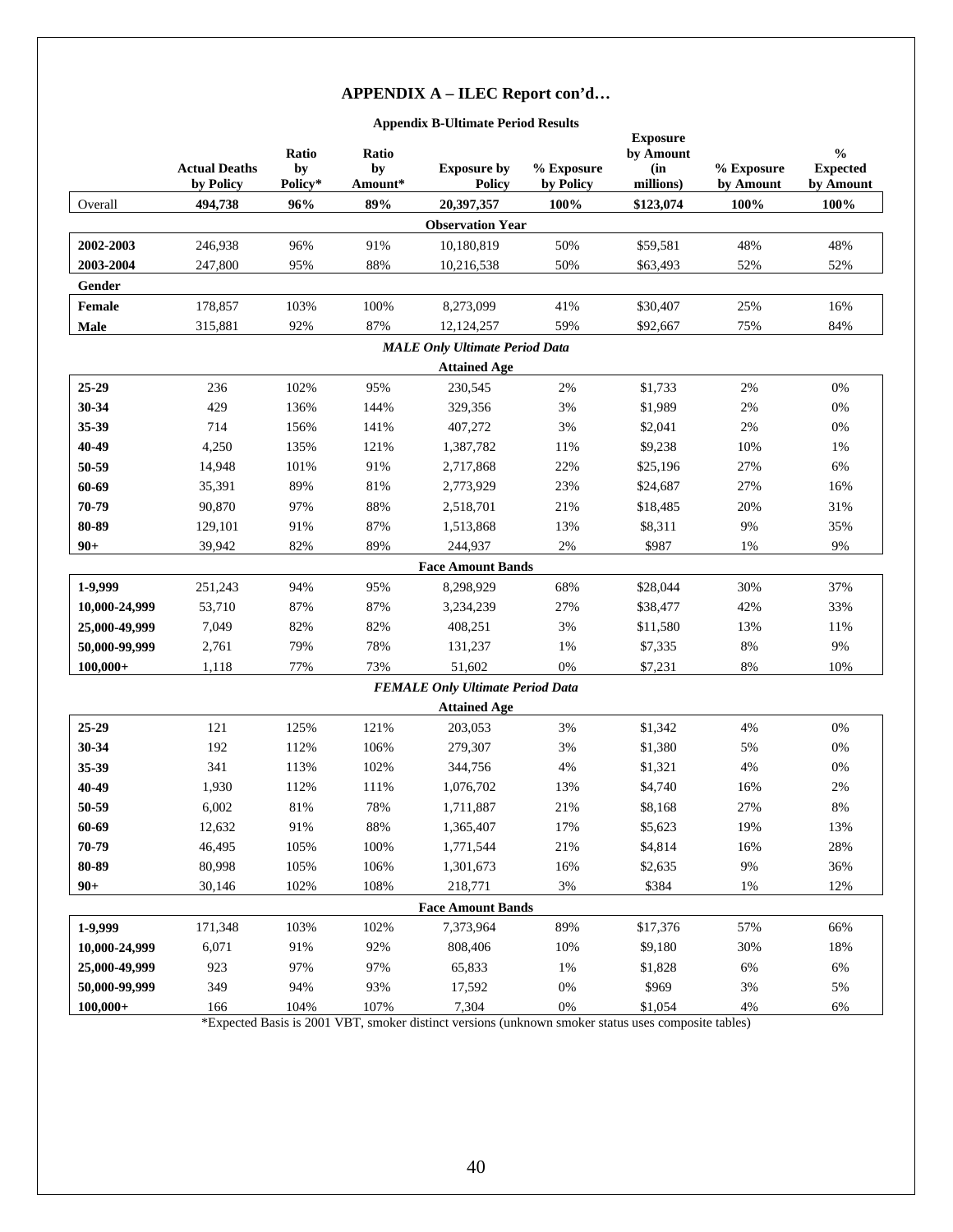## APPENDIX A – ILEC Report con'd…

### Appendix B-Ultimate Period Results

| | Actual Deaths by Policy | Ratio by Policy* | Ratio by Amount* | Exposure by Policy | % Exposure by Policy | Exposure by Amount (in millions) | % Exposure by Amount | % Expected by Amount |
|---|---|---|---|---|---|---|---|---|
| Overall | **494,738** | **96%** | **89%** | **20,397,357** | **100%** | **$123,074** | **100%** | **100%** |
| | | | | **Observation Year** | | | | |
| **2002-2003** | 246,938 | 96% | 91% | 10,180,819 | 50% | $59,581 | 48% | 48% |
| **2003-2004** | 247,800 | 95% | 88% | 10,216,538 | 50% | $63,493 | 52% | 52% |
| **Gender** | | | | | | | | |
| **Female** | 178,857 | 103% | 100% | 8,273,099 | 41% | $30,407 | 25% | 16% |
| **Male** | 315,881 | 92% | 87% | 12,124,257 | 59% | $92,667 | 75% | 84% |
| | | | | ***MALE Only Ultimate Period Data*** | | | | |
| | | | | **Attained Age** | | | | |
| **25-29** | 236 | 102% | 95% | 230,545 | 2% | $1,733 | 2% | 0% |
| **30-34** | 429 | 136% | 144% | 329,356 | 3% | $1,989 | 2% | 0% |
| **35-39** | 714 | 156% | 141% | 407,272 | 3% | $2,041 | 2% | 0% |
| **40-49** | 4,250 | 135% | 121% | 1,387,782 | 11% | $9,238 | 10% | 1% |
| **50-59** | 14,948 | 101% | 91% | 2,717,868 | 22% | $25,196 | 27% | 6% |
| **60-69** | 35,391 | 89% | 81% | 2,773,929 | 23% | $24,687 | 27% | 16% |
| **70-79** | 90,870 | 97% | 88% | 2,518,701 | 21% | $18,485 | 20% | 31% |
| **80-89** | 129,101 | 91% | 87% | 1,513,868 | 13% | $8,311 | 9% | 35% |
| **90+** | 39,942 | 82% | 89% | 244,937 | 2% | $987 | 1% | 9% |
| | | | | **Face Amount Bands** | | | | |
| **1-9,999** | 251,243 | 94% | 95% | 8,298,929 | 68% | $28,044 | 30% | 37% |
| **10,000-24,999** | 53,710 | 87% | 87% | 3,234,239 | 27% | $38,477 | 42% | 33% |
| **25,000-49,999** | 7,049 | 82% | 82% | 408,251 | 3% | $11,580 | 13% | 11% |
| **50,000-99,999** | 2,761 | 79% | 78% | 131,237 | 1% | $7,335 | 8% | 9% |
| **100,000+** | 1,118 | 77% | 73% | 51,602 | 0% | $7,231 | 8% | 10% |
| | | | | ***FEMALE Only Ultimate Period Data*** | | | | |
| | | | | **Attained Age** | | | | |
| **25-29** | 121 | 125% | 121% | 203,053 | 3% | $1,342 | 4% | 0% |
| **30-34** | 192 | 112% | 106% | 279,307 | 3% | $1,380 | 5% | 0% |
| **35-39** | 341 | 113% | 102% | 344,756 | 4% | $1,321 | 4% | 0% |
| **40-49** | 1,930 | 112% | 111% | 1,076,702 | 13% | $4,740 | 16% | 2% |
| **50-59** | 6,002 | 81% | 78% | 1,711,887 | 21% | $8,168 | 27% | 8% |
| **60-69** | 12,632 | 91% | 88% | 1,365,407 | 17% | $5,623 | 19% | 13% |
| **70-79** | 46,495 | 105% | 100% | 1,771,544 | 21% | $4,814 | 16% | 28% |
| **80-89** | 80,998 | 105% | 106% | 1,301,673 | 16% | $2,635 | 9% | 36% |
| **90+** | 30,146 | 102% | 108% | 218,771 | 3% | $384 | 1% | 12% |
| | | | | **Face Amount Bands** | | | | |
| **1-9,999** | 171,348 | 103% | 102% | 7,373,964 | 89% | $17,376 | 57% | 66% |
| **10,000-24,999** | 6,071 | 91% | 92% | 808,406 | 10% | $9,180 | 30% | 18% |
| **25,000-49,999** | 923 | 97% | 97% | 65,833 | 1% | $1,828 | 6% | 6% |
| **50,000-99,999** | 349 | 94% | 93% | 17,592 | 0% | $969 | 3% | 5% |
| **100,000+** | 166 | 104% | 107% | 7,304 | 0% | $1,054 | 4% | 6% |

*Expected Basis is 2001 VBT, smoker distinct versions (unknown smoker status uses composite tables)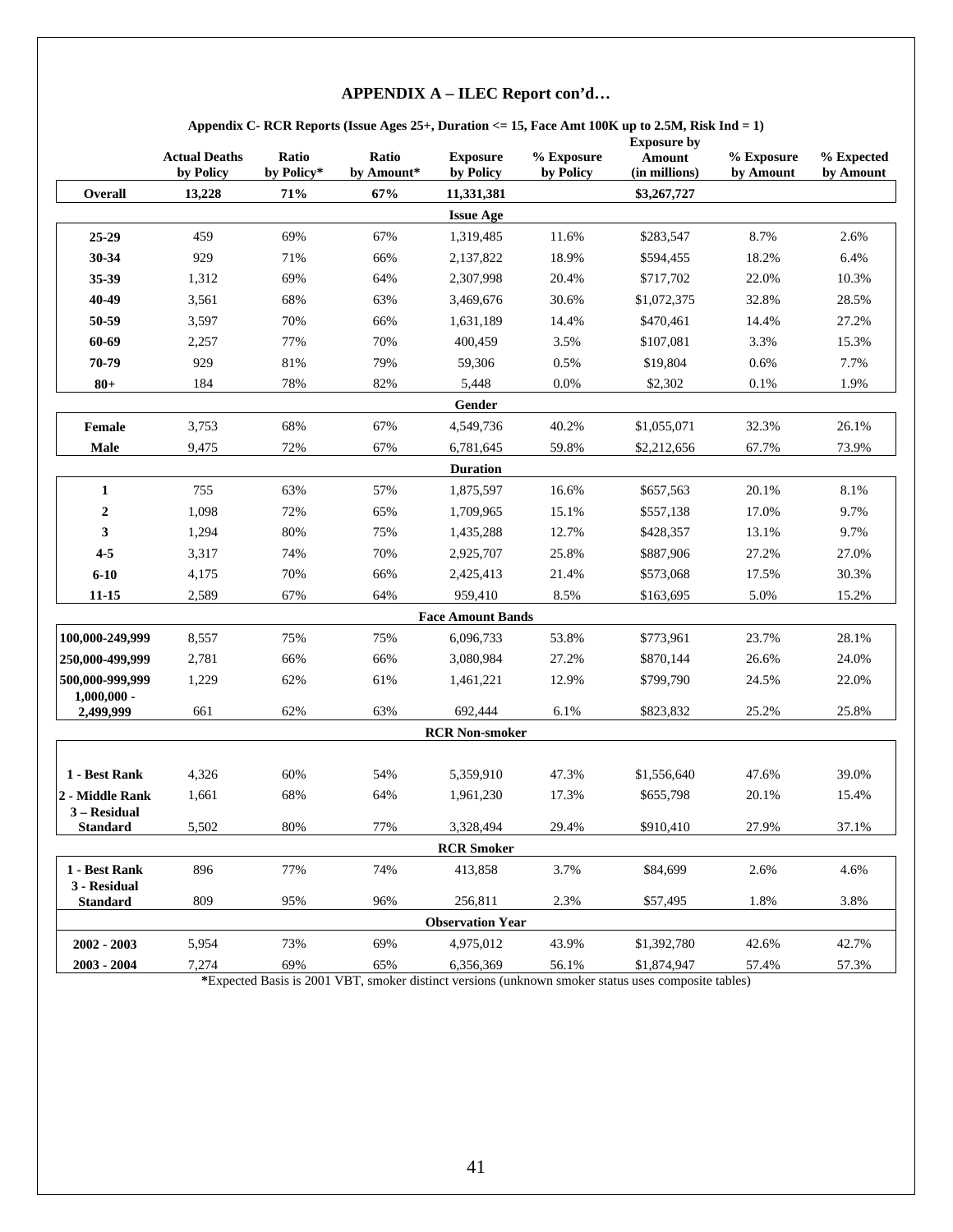## APPENDIX A – ILEC Report con'd…

**Appendix C- RCR Reports (Issue Ages 25+, Duration <= 15, Face Amt 100K up to 2.5M, Risk Ind = 1)**

| | Actual Deaths by Policy | Ratio by Policy* | Ratio by Amount* | Exposure by Policy | % Exposure by Policy | Exposure by Amount (in millions) | % Exposure by Amount | % Expected by Amount |
|---|---|---|---|---|---|---|---|---|
| **Overall** | **13,228** | **71%** | **67%** | **11,331,381** | | **$3,267,727** | | |
| | | | | **Issue Age** | | | | |
| **25-29** | 459 | 69% | 67% | 1,319,485 | 11.6% | $283,547 | 8.7% | 2.6% |
| **30-34** | 929 | 71% | 66% | 2,137,822 | 18.9% | $594,455 | 18.2% | 6.4% |
| **35-39** | 1,312 | 69% | 64% | 2,307,998 | 20.4% | $717,702 | 22.0% | 10.3% |
| **40-49** | 3,561 | 68% | 63% | 3,469,676 | 30.6% | $1,072,375 | 32.8% | 28.5% |
| **50-59** | 3,597 | 70% | 66% | 1,631,189 | 14.4% | $470,461 | 14.4% | 27.2% |
| **60-69** | 2,257 | 77% | 70% | 400,459 | 3.5% | $107,081 | 3.3% | 15.3% |
| **70-79** | 929 | 81% | 79% | 59,306 | 0.5% | $19,804 | 0.6% | 7.7% |
| **80+** | 184 | 78% | 82% | 5,448 | 0.0% | $2,302 | 0.1% | 1.9% |
| | | | | **Gender** | | | | |
| **Female** | 3,753 | 68% | 67% | 4,549,736 | 40.2% | $1,055,071 | 32.3% | 26.1% |
| **Male** | 9,475 | 72% | 67% | 6,781,645 | 59.8% | $2,212,656 | 67.7% | 73.9% |
| | | | | **Duration** | | | | |
| **1** | 755 | 63% | 57% | 1,875,597 | 16.6% | $657,563 | 20.1% | 8.1% |
| **2** | 1,098 | 72% | 65% | 1,709,965 | 15.1% | $557,138 | 17.0% | 9.7% |
| **3** | 1,294 | 80% | 75% | 1,435,288 | 12.7% | $428,357 | 13.1% | 9.7% |
| **4-5** | 3,317 | 74% | 70% | 2,925,707 | 25.8% | $887,906 | 27.2% | 27.0% |
| **6-10** | 4,175 | 70% | 66% | 2,425,413 | 21.4% | $573,068 | 17.5% | 30.3% |
| **11-15** | 2,589 | 67% | 64% | 959,410 | 8.5% | $163,695 | 5.0% | 15.2% |
| | | | | **Face Amount Bands** | | | | |
| **100,000-249,999** | 8,557 | 75% | 75% | 6,096,733 | 53.8% | $773,961 | 23.7% | 28.1% |
| **250,000-499,999** | 2,781 | 66% | 66% | 3,080,984 | 27.2% | $870,144 | 26.6% | 24.0% |
| **500,000-999,999** | 1,229 | 62% | 61% | 1,461,221 | 12.9% | $799,790 | 24.5% | 22.0% |
| **1,000,000 - 2,499,999** | 661 | 62% | 63% | 692,444 | 6.1% | $823,832 | 25.2% | 25.8% |
| | | | | **RCR Non-smoker** | | | | |
| **1 - Best Rank** | 4,326 | 60% | 54% | 5,359,910 | 47.3% | $1,556,640 | 47.6% | 39.0% |
| **2 - Middle Rank** | 1,661 | 68% | 64% | 1,961,230 | 17.3% | $655,798 | 20.1% | 15.4% |
| **3 – Residual Standard** | 5,502 | 80% | 77% | 3,328,494 | 29.4% | $910,410 | 27.9% | 37.1% |
| | | | | **RCR Smoker** | | | | |
| **1 - Best Rank** | 896 | 77% | 74% | 413,858 | 3.7% | $84,699 | 2.6% | 4.6% |
| **3 - Residual Standard** | 809 | 95% | 96% | 256,811 | 2.3% | $57,495 | 1.8% | 3.8% |
| | | | | **Observation Year** | | | | |
| **2002 - 2003** | 5,954 | 73% | 69% | 4,975,012 | 43.9% | $1,392,780 | 42.6% | 42.7% |
| **2003 - 2004** | 7,274 | 69% | 65% | 6,356,369 | 56.1% | $1,874,947 | 57.4% | 57.3% |

***Expected Basis is 2001 VBT, smoker distinct versions (unknown smoker status uses composite tables)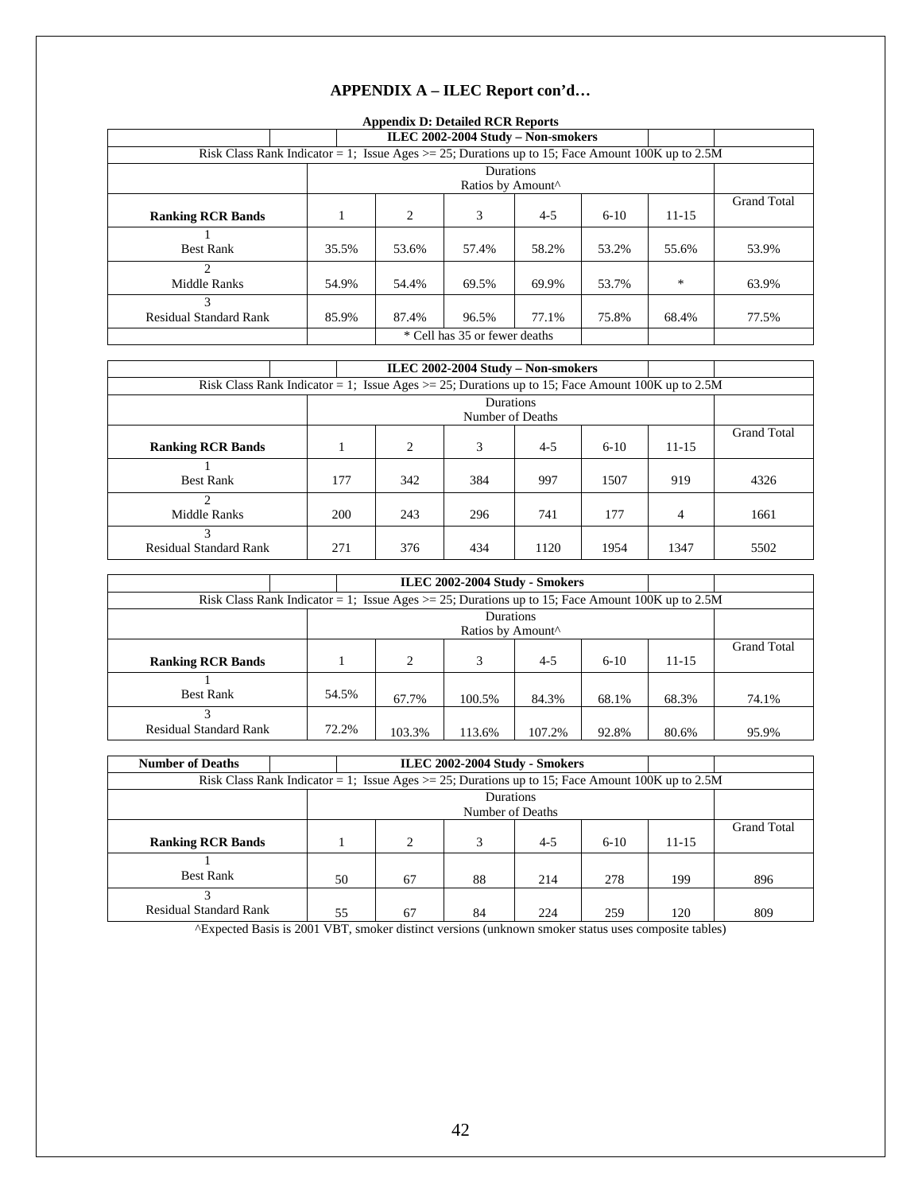## APPENDIX A – ILEC Report con'd…

**Appendix D: Detailed RCR Reports**

| **ILEC 2002-2004 Study – Non-smokers** | | | | | | | |
|---|---|---|---|---|---|---|---|
| Risk Class Rank Indicator = 1; Issue Ages >= 25; Durations up to 15; Face Amount 100K up to 2.5M | | | | | | | |
| | Durations<br>Ratios by Amount^ | | | | | | |
| **Ranking RCR Bands** | 1 | 2 | 3 | 4-5 | 6-10 | 11-15 | Grand Total |
| 1<br>Best Rank | 35.5% | 53.6% | 57.4% | 58.2% | 53.2% | 55.6% | 53.9% |
| 2<br>Middle Ranks | 54.9% | 54.4% | 69.5% | 69.9% | 53.7% | * | 63.9% |
| 3<br>Residual Standard Rank | 85.9% | 87.4% | 96.5% | 77.1% | 75.8% | 68.4% | 77.5% |
| | | * Cell has 35 or fewer deaths | | | | | |

| **ILEC 2002-2004 Study – Non-smokers** | | | | | | | |
|---|---|---|---|---|---|---|---|
| Risk Class Rank Indicator = 1; Issue Ages >= 25; Durations up to 15; Face Amount 100K up to 2.5M | | | | | | | |
| | Durations<br>Number of Deaths | | | | | | |
| **Ranking RCR Bands** | 1 | 2 | 3 | 4-5 | 6-10 | 11-15 | Grand Total |
| 1<br>Best Rank | 177 | 342 | 384 | 997 | 1507 | 919 | 4326 |
| 2<br>Middle Ranks | 200 | 243 | 296 | 741 | 177 | 4 | 1661 |
| 3<br>Residual Standard Rank | 271 | 376 | 434 | 1120 | 1954 | 1347 | 5502 |

| **ILEC 2002-2004 Study - Smokers** | | | | | | | |
|---|---|---|---|---|---|---|---|
| Risk Class Rank Indicator = 1; Issue Ages >= 25; Durations up to 15; Face Amount 100K up to 2.5M | | | | | | | |
| | Durations<br>Ratios by Amount^ | | | | | | |
| **Ranking RCR Bands** | 1 | 2 | 3 | 4-5 | 6-10 | 11-15 | Grand Total |
| 1<br>Best Rank | 54.5% | 67.7% | 100.5% | 84.3% | 68.1% | 68.3% | 74.1% |
| 3<br>Residual Standard Rank | 72.2% | 103.3% | 113.6% | 107.2% | 92.8% | 80.6% | 95.9% |

| **Number of Deaths** | **ILEC 2002-2004 Study - Smokers** | | | | | | |
|---|---|---|---|---|---|---|---|
| Risk Class Rank Indicator = 1; Issue Ages >= 25; Durations up to 15; Face Amount 100K up to 2.5M | | | | | | | |
| | Durations<br>Number of Deaths | | | | | | |
| **Ranking RCR Bands** | 1 | 2 | 3 | 4-5 | 6-10 | 11-15 | Grand Total |
| 1<br>Best Rank | 50 | 67 | 88 | 214 | 278 | 199 | 896 |
| 3<br>Residual Standard Rank | 55 | 67 | 84 | 224 | 259 | 120 | 809 |

^Expected Basis is 2001 VBT, smoker distinct versions (unknown smoker status uses composite tables)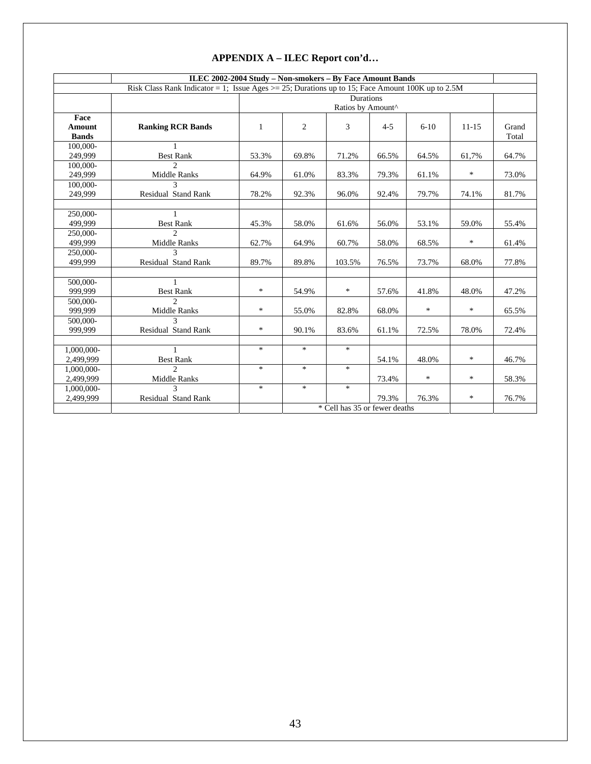## APPENDIX A – ILEC Report con'd…

| | ILEC 2002-2004 Study – Non-smokers – By Face Amount Bands | | | | | | | |
|---|---|---|---|---|---|---|---|---|
| Risk Class Rank Indicator = 1; Issue Ages >= 25; Durations up to 15; Face Amount 100K up to 2.5M | | | | | | | | |
| | | Durations<br>Ratios by Amount^ | | | | | | |
| **Face Amount Bands** | **Ranking RCR Bands** | 1 | 2 | 3 | 4-5 | 6-10 | 11-15 | Grand Total |
| 100,000-249,999 | 1<br>Best Rank | 53.3% | 69.8% | 71.2% | 66.5% | 64.5% | 61,7% | 64.7% |
| 100,000-249,999 | 2<br>Middle Ranks | 64.9% | 61.0% | 83.3% | 79.3% | 61.1% | * | 73.0% |
| 100,000-249,999 | 3<br>Residual Stand Rank | 78.2% | 92.3% | 96.0% | 92.4% | 79.7% | 74.1% | 81.7% |
| | | | | | | | | |
| 250,000-499,999 | 1<br>Best Rank | 45.3% | 58.0% | 61.6% | 56.0% | 53.1% | 59.0% | 55.4% |
| 250,000-499,999 | 2<br>Middle Ranks | 62.7% | 64.9% | 60.7% | 58.0% | 68.5% | * | 61.4% |
| 250,000-499,999 | 3<br>Residual Stand Rank | 89.7% | 89.8% | 103.5% | 76.5% | 73.7% | 68.0% | 77.8% |
| | | | | | | | | |
| 500,000-999,999 | 1<br>Best Rank | * | 54.9% | * | 57.6% | 41.8% | 48.0% | 47.2% |
| 500,000-999,999 | 2<br>Middle Ranks | * | 55.0% | 82.8% | 68.0% | * | * | 65.5% |
| 500,000-999,999 | 3<br>Residual Stand Rank | * | 90.1% | 83.6% | 61.1% | 72.5% | 78.0% | 72.4% |
| | | | | | | | | |
| 1,000,000-2,499,999 | 1<br>Best Rank | * | * | * | 54.1% | 48.0% | * | 46.7% |
| 1,000,000-2,499,999 | 2<br>Middle Ranks | * | * | * | 73.4% | * | * | 58.3% |
| 1,000,000-2,499,999 | 3<br>Residual Stand Rank | * | * | * | 79.3% | 76.3% | * | 76.7% |
| | | | * Cell has 35 or fewer deaths | | | | | |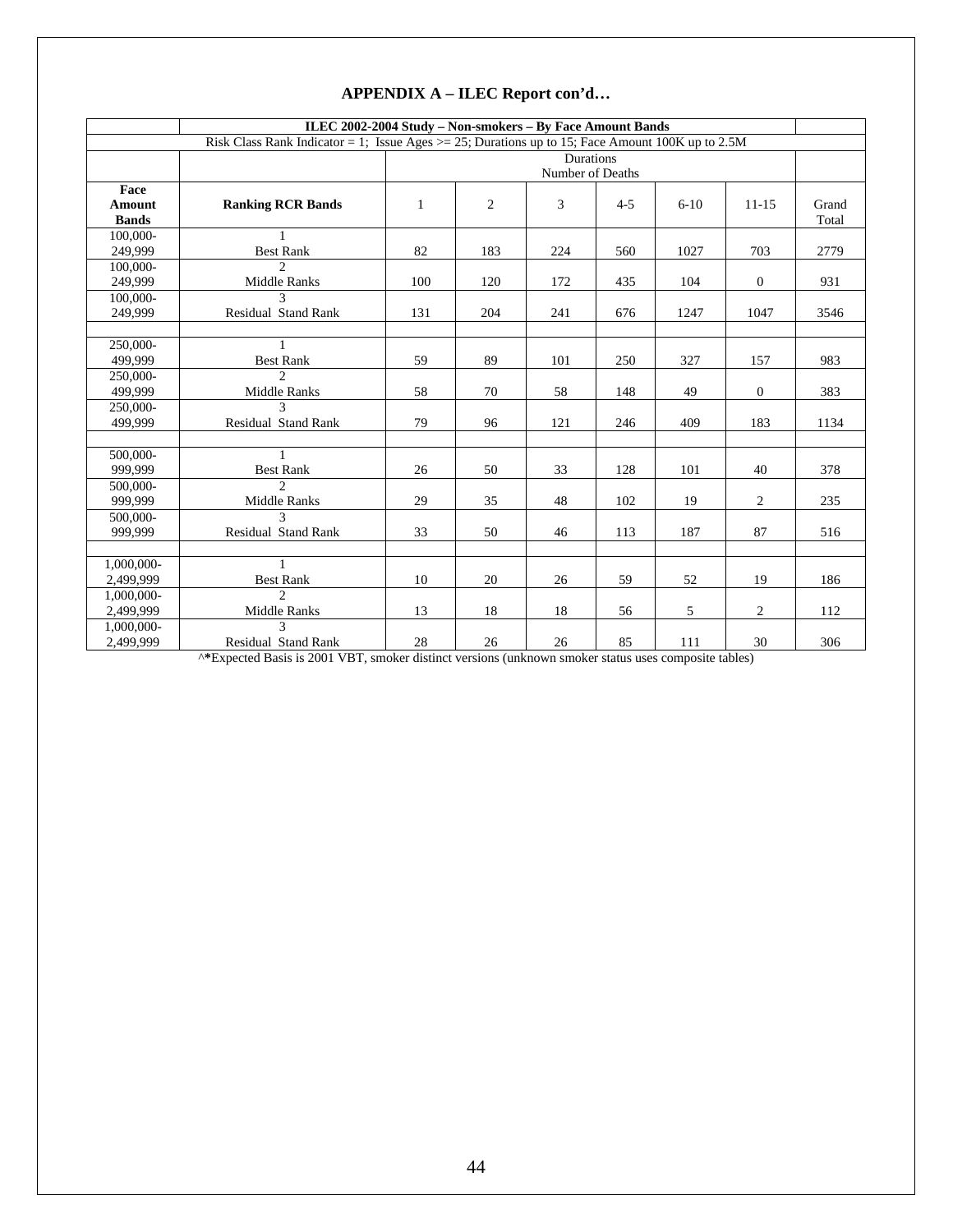## APPENDIX A – ILEC Report con'd…

| | ILEC 2002-2004 Study – Non-smokers – By Face Amount Bands | | | | | | | |
|---|---|---|---|---|---|---|---|---|
| Risk Class Rank Indicator = 1; Issue Ages >= 25; Durations up to 15; Face Amount 100K up to 2.5M | | | | | | | | |
| | | Durations Number of Deaths | | | | | | |
| **Face Amount Bands** | **Ranking RCR Bands** | 1 | 2 | 3 | 4-5 | 6-10 | 11-15 | Grand Total |
| 100,000-249,999 | 1 Best Rank | 82 | 183 | 224 | 560 | 1027 | 703 | 2779 |
| 100,000-249,999 | 2 Middle Ranks | 100 | 120 | 172 | 435 | 104 | 0 | 931 |
| 100,000-249,999 | 3 Residual Stand Rank | 131 | 204 | 241 | 676 | 1247 | 1047 | 3546 |
| | | | | | | | | |
| 250,000-499,999 | 1 Best Rank | 59 | 89 | 101 | 250 | 327 | 157 | 983 |
| 250,000-499,999 | 2 Middle Ranks | 58 | 70 | 58 | 148 | 49 | 0 | 383 |
| 250,000-499,999 | 3 Residual Stand Rank | 79 | 96 | 121 | 246 | 409 | 183 | 1134 |
| | | | | | | | | |
| 500,000-999,999 | 1 Best Rank | 26 | 50 | 33 | 128 | 101 | 40 | 378 |
| 500,000-999,999 | 2 Middle Ranks | 29 | 35 | 48 | 102 | 19 | 2 | 235 |
| 500,000-999,999 | 3 Residual Stand Rank | 33 | 50 | 46 | 113 | 187 | 87 | 516 |
| | | | | | | | | |
| 1,000,000-2,499,999 | 1 Best Rank | 10 | 20 | 26 | 59 | 52 | 19 | 186 |
| 1,000,000-2,499,999 | 2 Middle Ranks | 13 | 18 | 18 | 56 | 5 | 2 | 112 |
| 1,000,000-2,499,999 | 3 Residual Stand Rank | 28 | 26 | 26 | 85 | 111 | 30 | 306 |

^*Expected Basis is 2001 VBT, smoker distinct versions (unknown smoker status uses composite tables)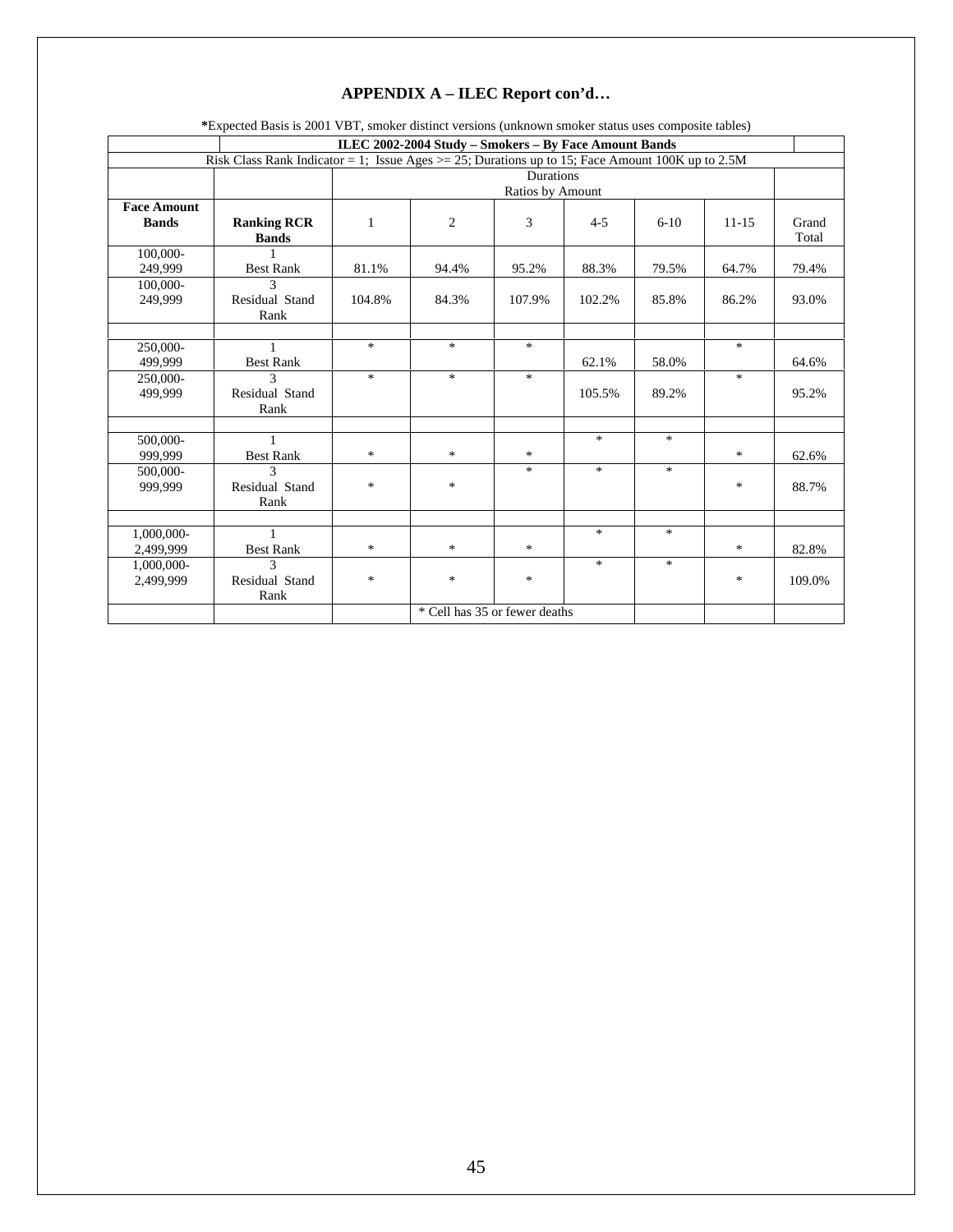## APPENDIX A – ILEC Report con'd…

**\***Expected Basis is 2001 VBT, smoker distinct versions (unknown smoker status uses composite tables)

| | **ILEC 2002-2004 Study – Smokers – By Face Amount Bands** | | | | | | | |
|---|---|---|---|---|---|---|---|---|
| Risk Class Rank Indicator = 1; Issue Ages >= 25; Durations up to 15; Face Amount 100K up to 2.5M | | | | | | | | |
| | | Durations<br>Ratios by Amount | | | | | | |
| **Face Amount Bands** | **Ranking RCR Bands** | 1 | 2 | 3 | 4-5 | 6-10 | 11-15 | Grand Total |
| 100,000-249,999 | 1<br>Best Rank | 81.1% | 94.4% | 95.2% | 88.3% | 79.5% | 64.7% | 79.4% |
| 100,000-249,999 | 3<br>Residual Stand Rank | 104.8% | 84.3% | 107.9% | 102.2% | 85.8% | 86.2% | 93.0% |
| | | | | | | | | |
| 250,000-499,999 | 1<br>Best Rank | * | * | * | 62.1% | 58.0% | * | 64.6% |
| 250,000-499,999 | 3<br>Residual Stand Rank | * | * | * | 105.5% | 89.2% | * | 95.2% |
| | | | | | | | | |
| 500,000-999,999 | 1<br>Best Rank | * | * | * | * | * | * | 62.6% |
| 500,000-999,999 | 3<br>Residual Stand Rank | * | * | * | * | * | * | 88.7% |
| | | | | | | | | |
| 1,000,000-2,499,999 | 1<br>Best Rank | * | * | * | * | * | * | 82.8% |
| 1,000,000-2,499,999 | 3<br>Residual Stand Rank | * | * | * | * | * | * | 109.0% |
| | | | * Cell has 35 or fewer deaths | | | | | |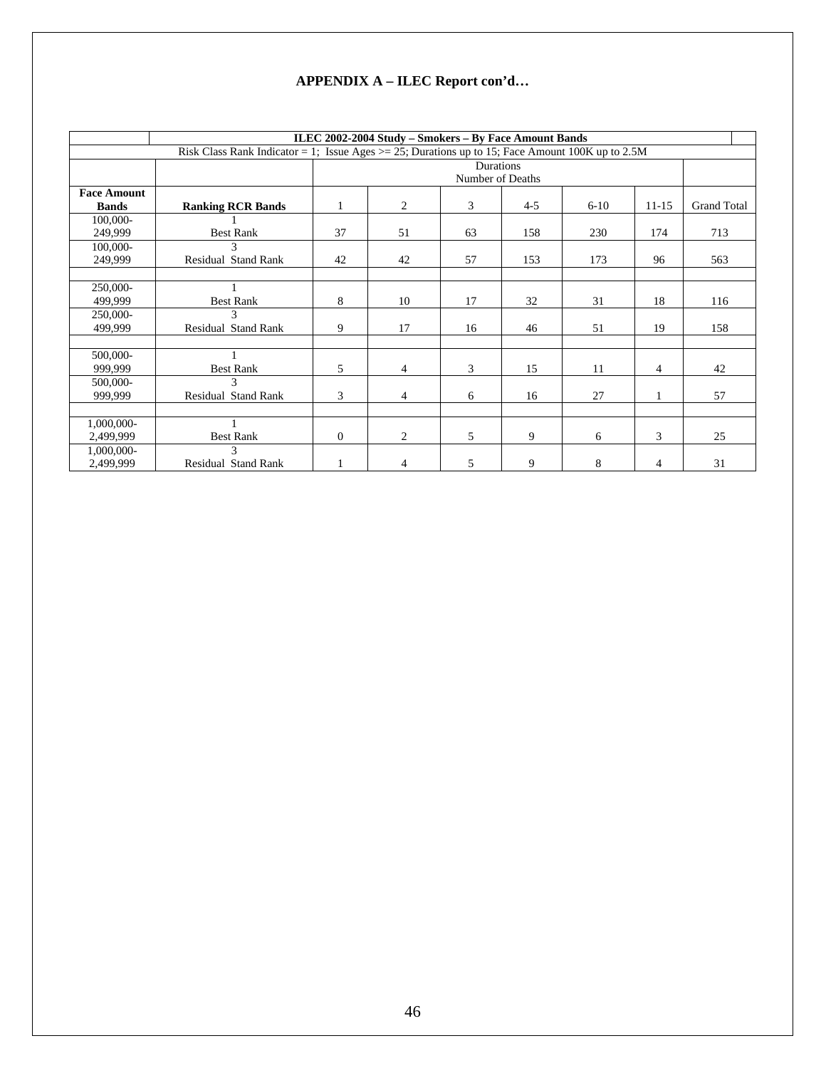**APPENDIX A – ILEC Report con'd…**

**ILEC 2002-2004 Study – Smokers – By Face Amount Bands**

Risk Class Rank Indicator = 1; Issue Ages >= 25; Durations up to 15; Face Amount 100K up to 2.5M

| | | Durations<br>Number of Deaths | | | | | | |
|---|---|---|---|---|---|---|---|---|
| **Face Amount Bands** | **Ranking RCR Bands** | 1 | 2 | 3 | 4-5 | 6-10 | 11-15 | Grand Total |
| 100,000-249,999 | 1<br>Best Rank | 37 | 51 | 63 | 158 | 230 | 174 | 713 |
| 100,000-249,999 | 3<br>Residual Stand Rank | 42 | 42 | 57 | 153 | 173 | 96 | 563 |
| | | | | | | | | |
| 250,000-499,999 | 1<br>Best Rank | 8 | 10 | 17 | 32 | 31 | 18 | 116 |
| 250,000-499,999 | 3<br>Residual Stand Rank | 9 | 17 | 16 | 46 | 51 | 19 | 158 |
| | | | | | | | | |
| 500,000-999,999 | 1<br>Best Rank | 5 | 4 | 3 | 15 | 11 | 4 | 42 |
| 500,000-999,999 | 3<br>Residual Stand Rank | 3 | 4 | 6 | 16 | 27 | 1 | 57 |
| | | | | | | | | |
| 1,000,000-2,499,999 | 1<br>Best Rank | 0 | 2 | 5 | 9 | 6 | 3 | 25 |
| 1,000,000-2,499,999 | 3<br>Residual Stand Rank | 1 | 4 | 5 | 9 | 8 | 4 | 31 |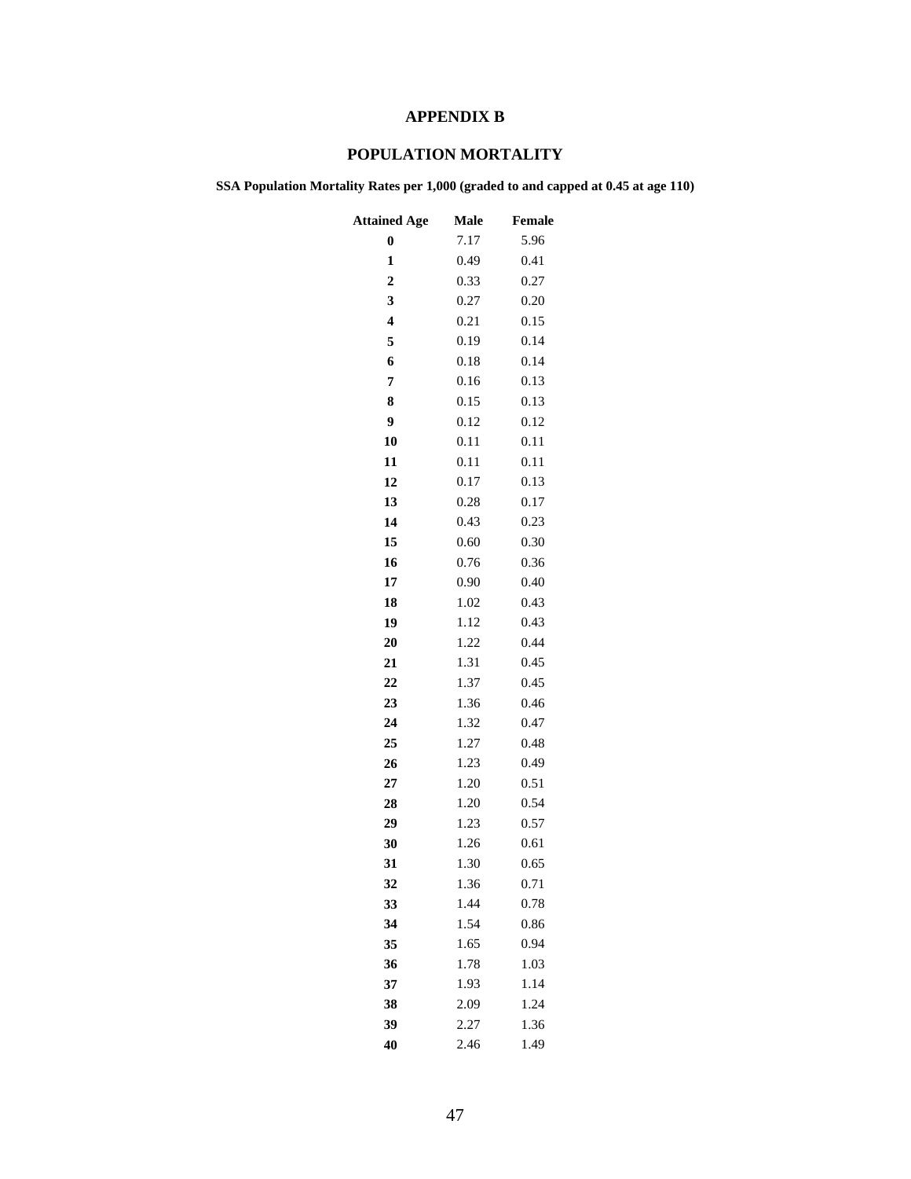# APPENDIX B

## POPULATION MORTALITY

**SSA Population Mortality Rates per 1,000 (graded to and capped at 0.45 at age 110)**

| Attained Age | Male | Female |
|---|---|---|
| **0** | 7.17 | 5.96 |
| **1** | 0.49 | 0.41 |
| **2** | 0.33 | 0.27 |
| **3** | 0.27 | 0.20 |
| **4** | 0.21 | 0.15 |
| **5** | 0.19 | 0.14 |
| **6** | 0.18 | 0.14 |
| **7** | 0.16 | 0.13 |
| **8** | 0.15 | 0.13 |
| **9** | 0.12 | 0.12 |
| **10** | 0.11 | 0.11 |
| **11** | 0.11 | 0.11 |
| **12** | 0.17 | 0.13 |
| **13** | 0.28 | 0.17 |
| **14** | 0.43 | 0.23 |
| **15** | 0.60 | 0.30 |
| **16** | 0.76 | 0.36 |
| **17** | 0.90 | 0.40 |
| **18** | 1.02 | 0.43 |
| **19** | 1.12 | 0.43 |
| **20** | 1.22 | 0.44 |
| **21** | 1.31 | 0.45 |
| **22** | 1.37 | 0.45 |
| **23** | 1.36 | 0.46 |
| **24** | 1.32 | 0.47 |
| **25** | 1.27 | 0.48 |
| **26** | 1.23 | 0.49 |
| **27** | 1.20 | 0.51 |
| **28** | 1.20 | 0.54 |
| **29** | 1.23 | 0.57 |
| **30** | 1.26 | 0.61 |
| **31** | 1.30 | 0.65 |
| **32** | 1.36 | 0.71 |
| **33** | 1.44 | 0.78 |
| **34** | 1.54 | 0.86 |
| **35** | 1.65 | 0.94 |
| **36** | 1.78 | 1.03 |
| **37** | 1.93 | 1.14 |
| **38** | 2.09 | 1.24 |
| **39** | 2.27 | 1.36 |
| **40** | 2.46 | 1.49 |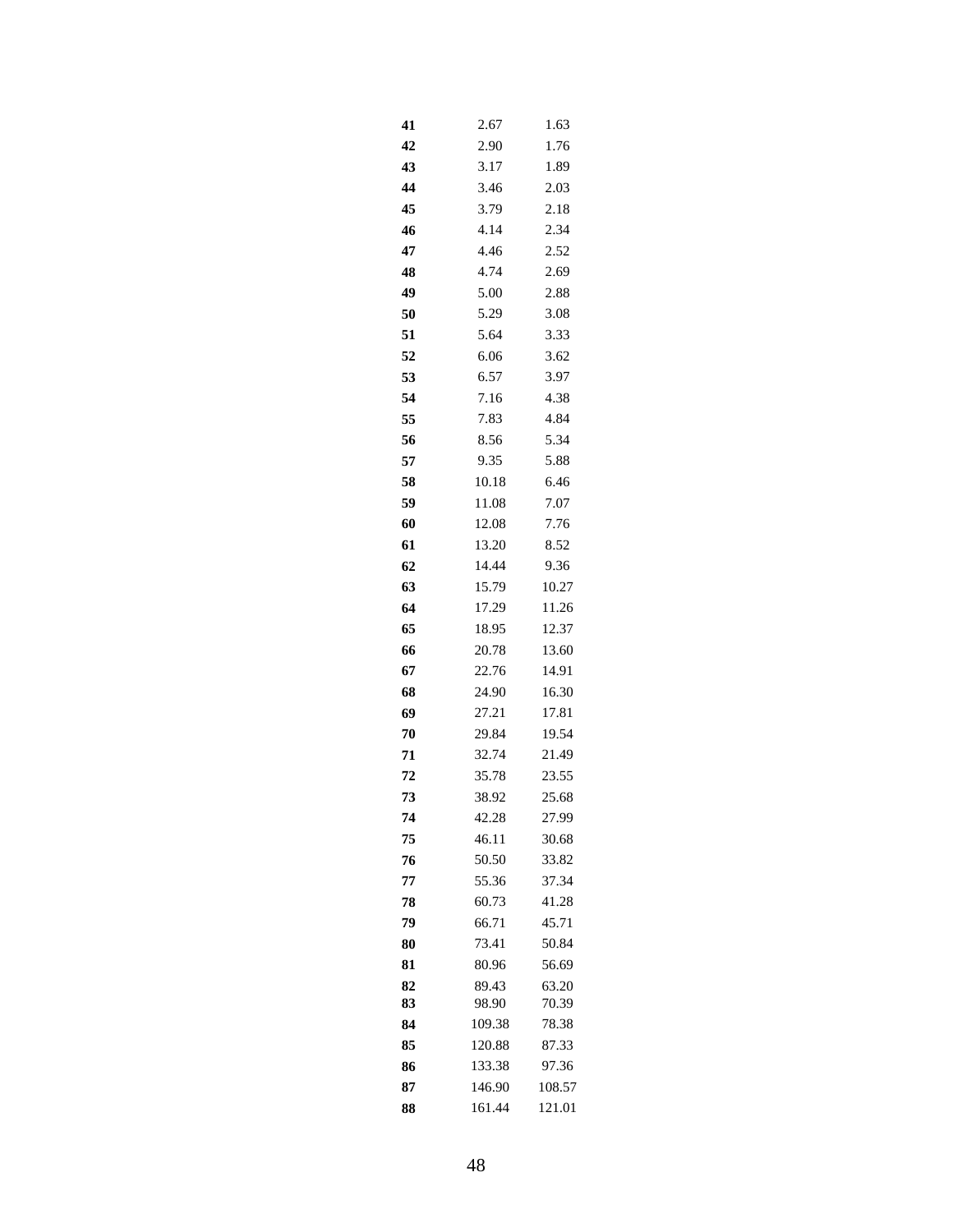| | | |
|---|---|---|
| **41** | 2.67 | 1.63 |
| **42** | 2.90 | 1.76 |
| **43** | 3.17 | 1.89 |
| **44** | 3.46 | 2.03 |
| **45** | 3.79 | 2.18 |
| **46** | 4.14 | 2.34 |
| **47** | 4.46 | 2.52 |
| **48** | 4.74 | 2.69 |
| **49** | 5.00 | 2.88 |
| **50** | 5.29 | 3.08 |
| **51** | 5.64 | 3.33 |
| **52** | 6.06 | 3.62 |
| **53** | 6.57 | 3.97 |
| **54** | 7.16 | 4.38 |
| **55** | 7.83 | 4.84 |
| **56** | 8.56 | 5.34 |
| **57** | 9.35 | 5.88 |
| **58** | 10.18 | 6.46 |
| **59** | 11.08 | 7.07 |
| **60** | 12.08 | 7.76 |
| **61** | 13.20 | 8.52 |
| **62** | 14.44 | 9.36 |
| **63** | 15.79 | 10.27 |
| **64** | 17.29 | 11.26 |
| **65** | 18.95 | 12.37 |
| **66** | 20.78 | 13.60 |
| **67** | 22.76 | 14.91 |
| **68** | 24.90 | 16.30 |
| **69** | 27.21 | 17.81 |
| **70** | 29.84 | 19.54 |
| **71** | 32.74 | 21.49 |
| **72** | 35.78 | 23.55 |
| **73** | 38.92 | 25.68 |
| **74** | 42.28 | 27.99 |
| **75** | 46.11 | 30.68 |
| **76** | 50.50 | 33.82 |
| **77** | 55.36 | 37.34 |
| **78** | 60.73 | 41.28 |
| **79** | 66.71 | 45.71 |
| **80** | 73.41 | 50.84 |
| **81** | 80.96 | 56.69 |
| **82** | 89.43 | 63.20 |
| **83** | 98.90 | 70.39 |
| **84** | 109.38 | 78.38 |
| **85** | 120.88 | 87.33 |
| **86** | 133.38 | 97.36 |
| **87** | 146.90 | 108.57 |
| **88** | 161.44 | 121.01 |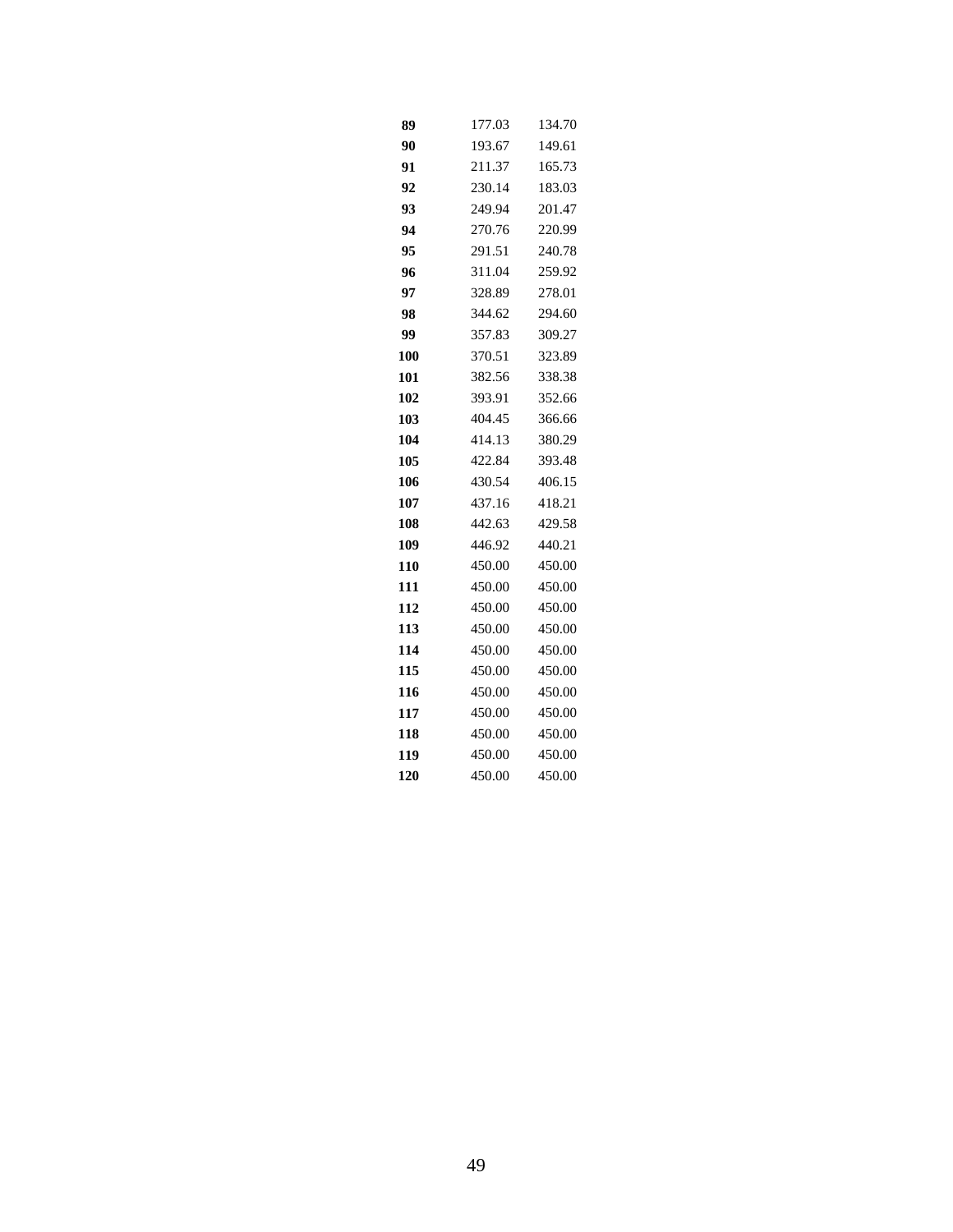| | | |
|---|---|---|
| **89** | 177.03 | 134.70 |
| **90** | 193.67 | 149.61 |
| **91** | 211.37 | 165.73 |
| **92** | 230.14 | 183.03 |
| **93** | 249.94 | 201.47 |
| **94** | 270.76 | 220.99 |
| **95** | 291.51 | 240.78 |
| **96** | 311.04 | 259.92 |
| **97** | 328.89 | 278.01 |
| **98** | 344.62 | 294.60 |
| **99** | 357.83 | 309.27 |
| **100** | 370.51 | 323.89 |
| **101** | 382.56 | 338.38 |
| **102** | 393.91 | 352.66 |
| **103** | 404.45 | 366.66 |
| **104** | 414.13 | 380.29 |
| **105** | 422.84 | 393.48 |
| **106** | 430.54 | 406.15 |
| **107** | 437.16 | 418.21 |
| **108** | 442.63 | 429.58 |
| **109** | 446.92 | 440.21 |
| **110** | 450.00 | 450.00 |
| **111** | 450.00 | 450.00 |
| **112** | 450.00 | 450.00 |
| **113** | 450.00 | 450.00 |
| **114** | 450.00 | 450.00 |
| **115** | 450.00 | 450.00 |
| **116** | 450.00 | 450.00 |
| **117** | 450.00 | 450.00 |
| **118** | 450.00 | 450.00 |
| **119** | 450.00 | 450.00 |
| **120** | 450.00 | 450.00 |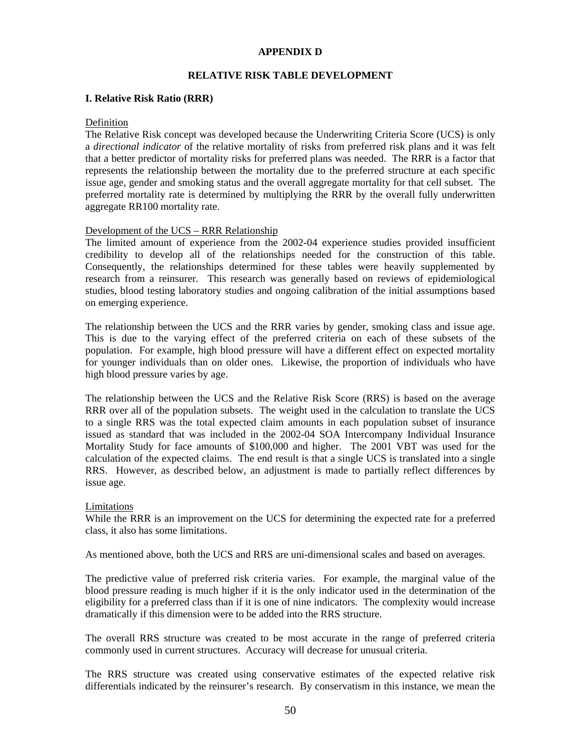# APPENDIX D

## RELATIVE RISK TABLE DEVELOPMENT

### I. Relative Risk Ratio (RRR)

Definition

The Relative Risk concept was developed because the Underwriting Criteria Score (UCS) is only a *directional indicator* of the relative mortality of risks from preferred risk plans and it was felt that a better predictor of mortality risks for preferred plans was needed. The RRR is a factor that represents the relationship between the mortality due to the preferred structure at each specific issue age, gender and smoking status and the overall aggregate mortality for that cell subset. The preferred mortality rate is determined by multiplying the RRR by the overall fully underwritten aggregate RR100 mortality rate.

Development of the UCS – RRR Relationship

The limited amount of experience from the 2002-04 experience studies provided insufficient credibility to develop all of the relationships needed for the construction of this table. Consequently, the relationships determined for these tables were heavily supplemented by research from a reinsurer. This research was generally based on reviews of epidemiological studies, blood testing laboratory studies and ongoing calibration of the initial assumptions based on emerging experience.

The relationship between the UCS and the RRR varies by gender, smoking class and issue age. This is due to the varying effect of the preferred criteria on each of these subsets of the population. For example, high blood pressure will have a different effect on expected mortality for younger individuals than on older ones. Likewise, the proportion of individuals who have high blood pressure varies by age.

The relationship between the UCS and the Relative Risk Score (RRS) is based on the average RRR over all of the population subsets. The weight used in the calculation to translate the UCS to a single RRS was the total expected claim amounts in each population subset of insurance issued as standard that was included in the 2002-04 SOA Intercompany Individual Insurance Mortality Study for face amounts of $100,000 and higher. The 2001 VBT was used for the calculation of the expected claims. The end result is that a single UCS is translated into a single RRS. However, as described below, an adjustment is made to partially reflect differences by issue age.

Limitations

While the RRR is an improvement on the UCS for determining the expected rate for a preferred class, it also has some limitations.

As mentioned above, both the UCS and RRS are uni-dimensional scales and based on averages.

The predictive value of preferred risk criteria varies. For example, the marginal value of the blood pressure reading is much higher if it is the only indicator used in the determination of the eligibility for a preferred class than if it is one of nine indicators. The complexity would increase dramatically if this dimension were to be added into the RRS structure.

The overall RRS structure was created to be most accurate in the range of preferred criteria commonly used in current structures. Accuracy will decrease for unusual criteria.

The RRS structure was created using conservative estimates of the expected relative risk differentials indicated by the reinsurer's research. By conservatism in this instance, we mean the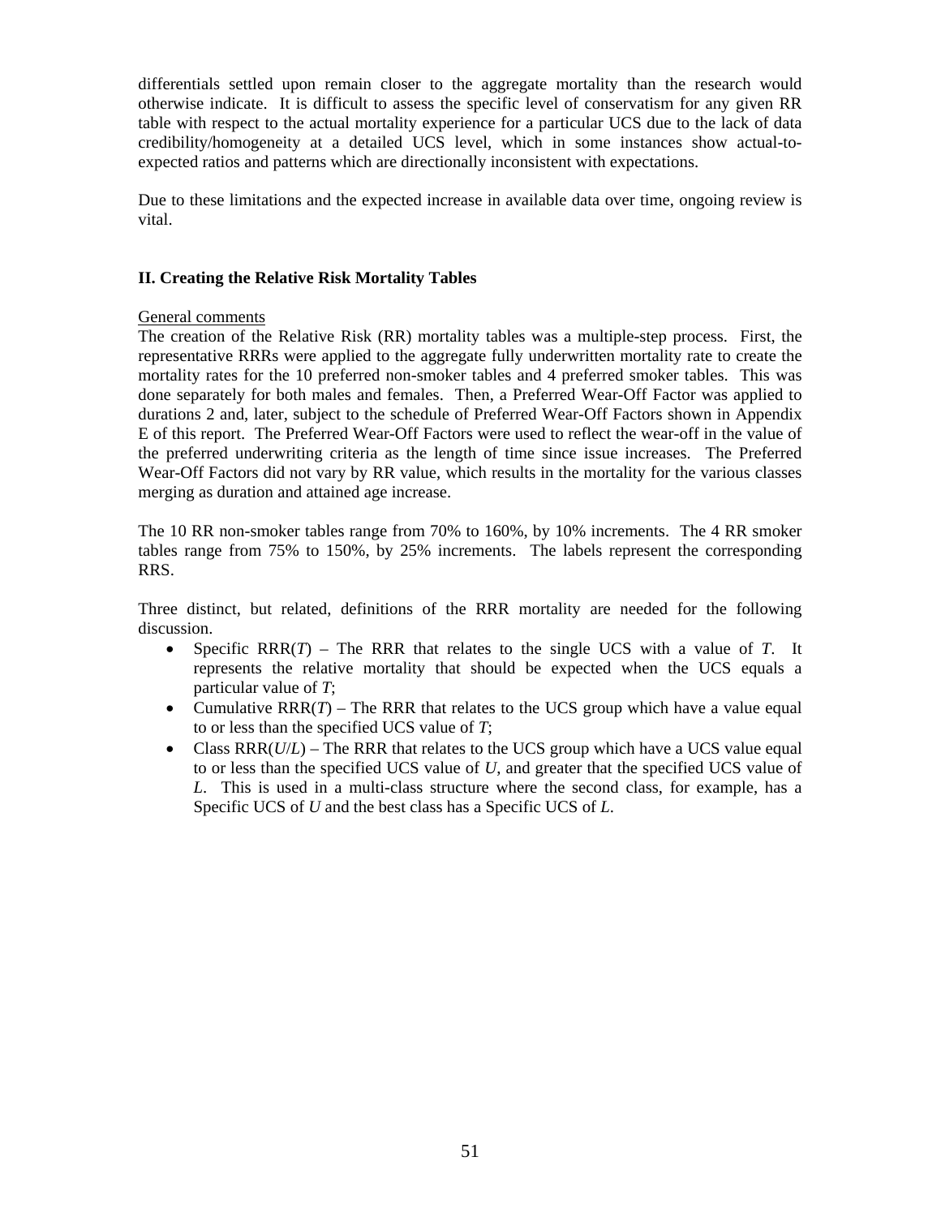differentials settled upon remain closer to the aggregate mortality than the research would otherwise indicate. It is difficult to assess the specific level of conservatism for any given RR table with respect to the actual mortality experience for a particular UCS due to the lack of data credibility/homogeneity at a detailed UCS level, which in some instances show actual-to-expected ratios and patterns which are directionally inconsistent with expectations.

Due to these limitations and the expected increase in available data over time, ongoing review is vital.

## II. Creating the Relative Risk Mortality Tables

General comments

The creation of the Relative Risk (RR) mortality tables was a multiple-step process. First, the representative RRRs were applied to the aggregate fully underwritten mortality rate to create the mortality rates for the 10 preferred non-smoker tables and 4 preferred smoker tables. This was done separately for both males and females. Then, a Preferred Wear-Off Factor was applied to durations 2 and, later, subject to the schedule of Preferred Wear-Off Factors shown in Appendix E of this report. The Preferred Wear-Off Factors were used to reflect the wear-off in the value of the preferred underwriting criteria as the length of time since issue increases. The Preferred Wear-Off Factors did not vary by RR value, which results in the mortality for the various classes merging as duration and attained age increase.

The 10 RR non-smoker tables range from 70% to 160%, by 10% increments. The 4 RR smoker tables range from 75% to 150%, by 25% increments. The labels represent the corresponding RRS.

Three distinct, but related, definitions of the RRR mortality are needed for the following discussion.

- Specific RRR(*T*) – The RRR that relates to the single UCS with a value of *T*. It represents the relative mortality that should be expected when the UCS equals a particular value of *T*;
- Cumulative RRR(*T*) – The RRR that relates to the UCS group which have a value equal to or less than the specified UCS value of *T*;
- Class RRR(*U*/*L*) – The RRR that relates to the UCS group which have a UCS value equal to or less than the specified UCS value of *U*, and greater that the specified UCS value of *L*. This is used in a multi-class structure where the second class, for example, has a Specific UCS of *U* and the best class has a Specific UCS of *L*.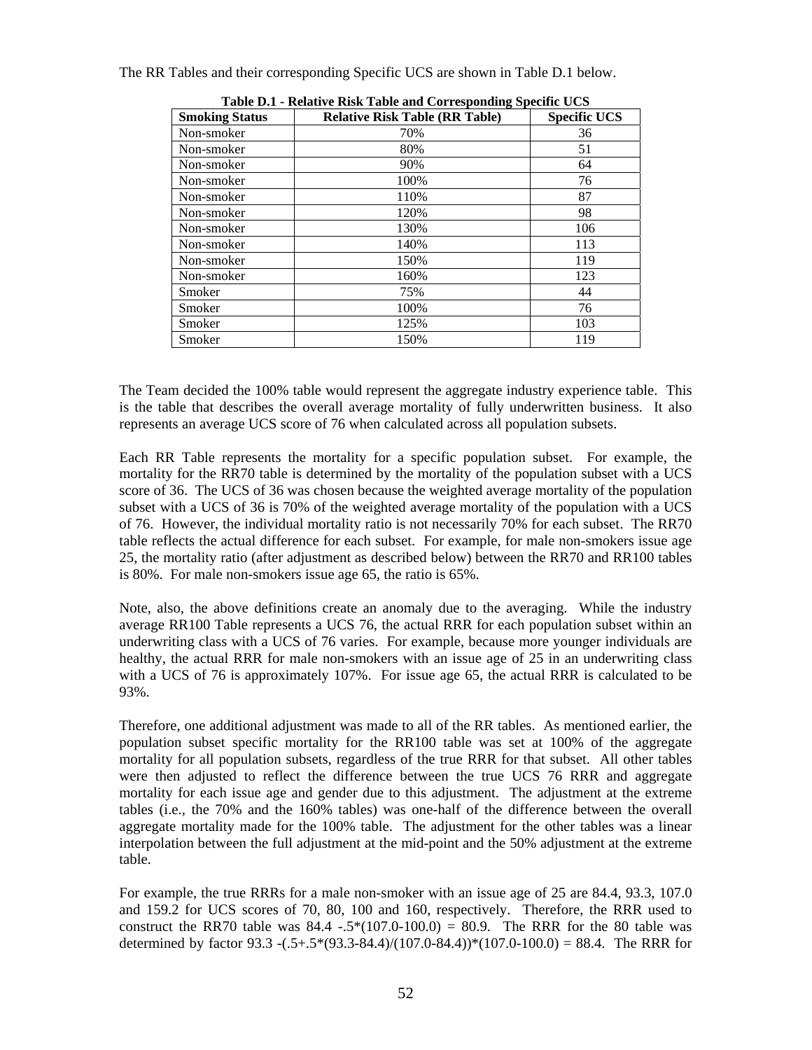The RR Tables and their corresponding Specific UCS are shown in Table D.1 below.

**Table D.1 - Relative Risk Table and Corresponding Specific UCS**

| Smoking Status | Relative Risk Table (RR Table) | Specific UCS |
|---|---|---|
| Non-smoker | 70% | 36 |
| Non-smoker | 80% | 51 |
| Non-smoker | 90% | 64 |
| Non-smoker | 100% | 76 |
| Non-smoker | 110% | 87 |
| Non-smoker | 120% | 98 |
| Non-smoker | 130% | 106 |
| Non-smoker | 140% | 113 |
| Non-smoker | 150% | 119 |
| Non-smoker | 160% | 123 |
| Smoker | 75% | 44 |
| Smoker | 100% | 76 |
| Smoker | 125% | 103 |
| Smoker | 150% | 119 |

The Team decided the 100% table would represent the aggregate industry experience table. This is the table that describes the overall average mortality of fully underwritten business. It also represents an average UCS score of 76 when calculated across all population subsets.

Each RR Table represents the mortality for a specific population subset. For example, the mortality for the RR70 table is determined by the mortality of the population subset with a UCS score of 36. The UCS of 36 was chosen because the weighted average mortality of the population subset with a UCS of 36 is 70% of the weighted average mortality of the population with a UCS of 76. However, the individual mortality ratio is not necessarily 70% for each subset. The RR70 table reflects the actual difference for each subset. For example, for male non-smokers issue age 25, the mortality ratio (after adjustment as described below) between the RR70 and RR100 tables is 80%. For male non-smokers issue age 65, the ratio is 65%.

Note, also, the above definitions create an anomaly due to the averaging. While the industry average RR100 Table represents a UCS 76, the actual RRR for each population subset within an underwriting class with a UCS of 76 varies. For example, because more younger individuals are healthy, the actual RRR for male non-smokers with an issue age of 25 in an underwriting class with a UCS of 76 is approximately 107%. For issue age 65, the actual RRR is calculated to be 93%.

Therefore, one additional adjustment was made to all of the RR tables. As mentioned earlier, the population subset specific mortality for the RR100 table was set at 100% of the aggregate mortality for all population subsets, regardless of the true RRR for that subset. All other tables were then adjusted to reflect the difference between the true UCS 76 RRR and aggregate mortality for each issue age and gender due to this adjustment. The adjustment at the extreme tables (i.e., the 70% and the 160% tables) was one-half of the difference between the overall aggregate mortality made for the 100% table. The adjustment for the other tables was a linear interpolation between the full adjustment at the mid-point and the 50% adjustment at the extreme table.

For example, the true RRRs for a male non-smoker with an issue age of 25 are 84.4, 93.3, 107.0 and 159.2 for UCS scores of 70, 80, 100 and 160, respectively. Therefore, the RRR used to construct the RR70 table was $84.4 - .5*(107.0-100.0) = 80.9$. The RRR for the 80 table was determined by factor $93.3 - (.5+.5*(93.3-84.4)/(107.0-84.4))*(107.0-100.0) = 88.4$. The RRR for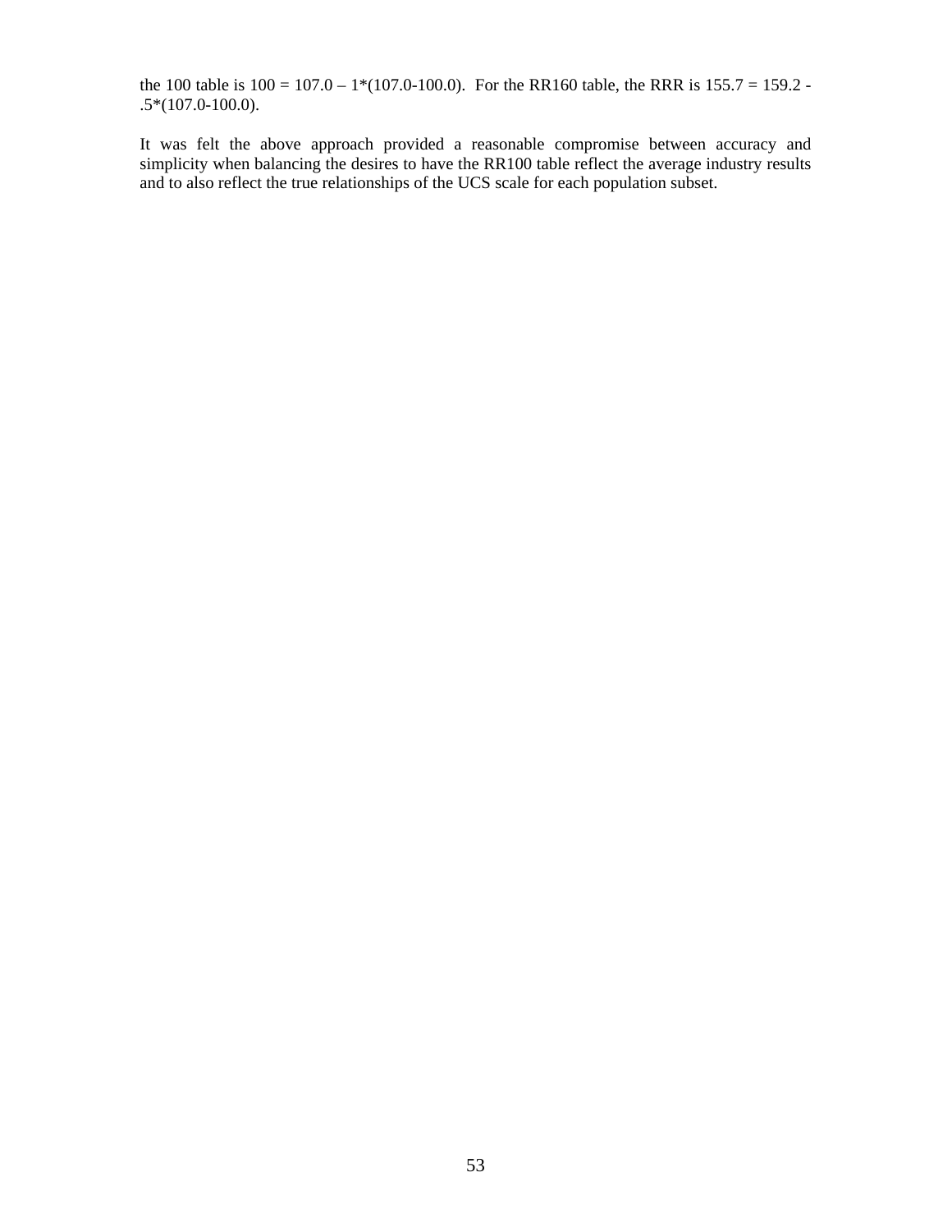the 100 table is $100 = 107.0 - 1*(107.0-100.0)$. For the RR160 table, the RRR is $155.7 = 159.2 - .5*(107.0-100.0)$.

It was felt the above approach provided a reasonable compromise between accuracy and simplicity when balancing the desires to have the RR100 table reflect the average industry results and to also reflect the true relationships of the UCS scale for each population subset.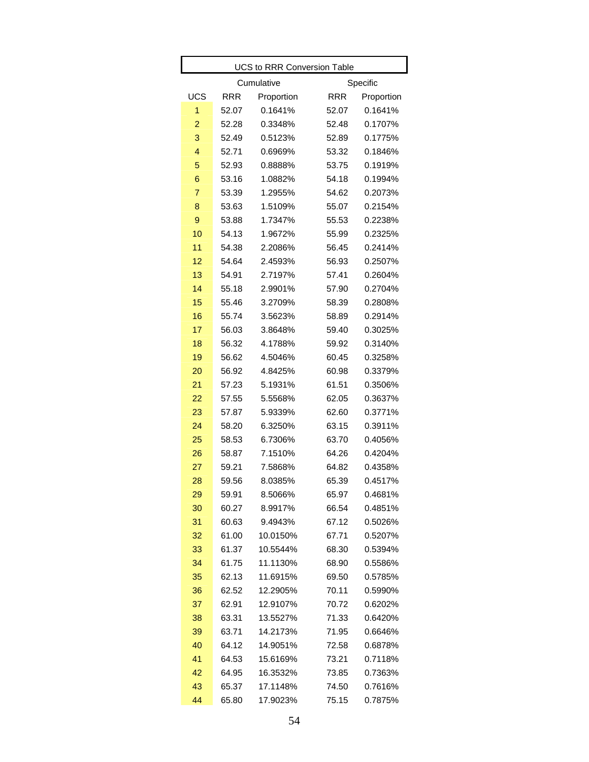| UCS to RRR Conversion Table | | | | |
|---|---|---|---|---|
| | Cumulative | | Specific | |
| UCS | RRR | Proportion | RRR | Proportion |
| 1 | 52.07 | 0.1641% | 52.07 | 0.1641% |
| 2 | 52.28 | 0.3348% | 52.48 | 0.1707% |
| 3 | 52.49 | 0.5123% | 52.89 | 0.1775% |
| 4 | 52.71 | 0.6969% | 53.32 | 0.1846% |
| 5 | 52.93 | 0.8888% | 53.75 | 0.1919% |
| 6 | 53.16 | 1.0882% | 54.18 | 0.1994% |
| 7 | 53.39 | 1.2955% | 54.62 | 0.2073% |
| 8 | 53.63 | 1.5109% | 55.07 | 0.2154% |
| 9 | 53.88 | 1.7347% | 55.53 | 0.2238% |
| 10 | 54.13 | 1.9672% | 55.99 | 0.2325% |
| 11 | 54.38 | 2.2086% | 56.45 | 0.2414% |
| 12 | 54.64 | 2.4593% | 56.93 | 0.2507% |
| 13 | 54.91 | 2.7197% | 57.41 | 0.2604% |
| 14 | 55.18 | 2.9901% | 57.90 | 0.2704% |
| 15 | 55.46 | 3.2709% | 58.39 | 0.2808% |
| 16 | 55.74 | 3.5623% | 58.89 | 0.2914% |
| 17 | 56.03 | 3.8648% | 59.40 | 0.3025% |
| 18 | 56.32 | 4.1788% | 59.92 | 0.3140% |
| 19 | 56.62 | 4.5046% | 60.45 | 0.3258% |
| 20 | 56.92 | 4.8425% | 60.98 | 0.3379% |
| 21 | 57.23 | 5.1931% | 61.51 | 0.3506% |
| 22 | 57.55 | 5.5568% | 62.05 | 0.3637% |
| 23 | 57.87 | 5.9339% | 62.60 | 0.3771% |
| 24 | 58.20 | 6.3250% | 63.15 | 0.3911% |
| 25 | 58.53 | 6.7306% | 63.70 | 0.4056% |
| 26 | 58.87 | 7.1510% | 64.26 | 0.4204% |
| 27 | 59.21 | 7.5868% | 64.82 | 0.4358% |
| 28 | 59.56 | 8.0385% | 65.39 | 0.4517% |
| 29 | 59.91 | 8.5066% | 65.97 | 0.4681% |
| 30 | 60.27 | 8.9917% | 66.54 | 0.4851% |
| 31 | 60.63 | 9.4943% | 67.12 | 0.5026% |
| 32 | 61.00 | 10.0150% | 67.71 | 0.5207% |
| 33 | 61.37 | 10.5544% | 68.30 | 0.5394% |
| 34 | 61.75 | 11.1130% | 68.90 | 0.5586% |
| 35 | 62.13 | 11.6915% | 69.50 | 0.5785% |
| 36 | 62.52 | 12.2905% | 70.11 | 0.5990% |
| 37 | 62.91 | 12.9107% | 70.72 | 0.6202% |
| 38 | 63.31 | 13.5527% | 71.33 | 0.6420% |
| 39 | 63.71 | 14.2173% | 71.95 | 0.6646% |
| 40 | 64.12 | 14.9051% | 72.58 | 0.6878% |
| 41 | 64.53 | 15.6169% | 73.21 | 0.7118% |
| 42 | 64.95 | 16.3532% | 73.85 | 0.7363% |
| 43 | 65.37 | 17.1148% | 74.50 | 0.7616% |
| 44 | 65.80 | 17.9023% | 75.15 | 0.7875% |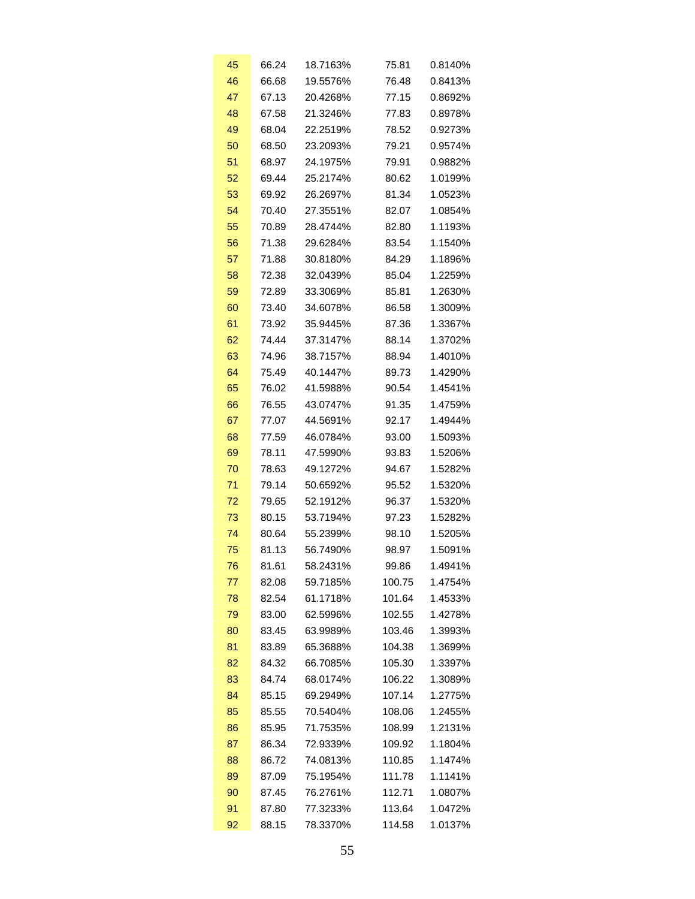| | | | | |
|---|---|---|---|---|
| 45 | 66.24 | 18.7163% | 75.81 | 0.8140% |
| 46 | 66.68 | 19.5576% | 76.48 | 0.8413% |
| 47 | 67.13 | 20.4268% | 77.15 | 0.8692% |
| 48 | 67.58 | 21.3246% | 77.83 | 0.8978% |
| 49 | 68.04 | 22.2519% | 78.52 | 0.9273% |
| 50 | 68.50 | 23.2093% | 79.21 | 0.9574% |
| 51 | 68.97 | 24.1975% | 79.91 | 0.9882% |
| 52 | 69.44 | 25.2174% | 80.62 | 1.0199% |
| 53 | 69.92 | 26.2697% | 81.34 | 1.0523% |
| 54 | 70.40 | 27.3551% | 82.07 | 1.0854% |
| 55 | 70.89 | 28.4744% | 82.80 | 1.1193% |
| 56 | 71.38 | 29.6284% | 83.54 | 1.1540% |
| 57 | 71.88 | 30.8180% | 84.29 | 1.1896% |
| 58 | 72.38 | 32.0439% | 85.04 | 1.2259% |
| 59 | 72.89 | 33.3069% | 85.81 | 1.2630% |
| 60 | 73.40 | 34.6078% | 86.58 | 1.3009% |
| 61 | 73.92 | 35.9445% | 87.36 | 1.3367% |
| 62 | 74.44 | 37.3147% | 88.14 | 1.3702% |
| 63 | 74.96 | 38.7157% | 88.94 | 1.4010% |
| 64 | 75.49 | 40.1447% | 89.73 | 1.4290% |
| 65 | 76.02 | 41.5988% | 90.54 | 1.4541% |
| 66 | 76.55 | 43.0747% | 91.35 | 1.4759% |
| 67 | 77.07 | 44.5691% | 92.17 | 1.4944% |
| 68 | 77.59 | 46.0784% | 93.00 | 1.5093% |
| 69 | 78.11 | 47.5990% | 93.83 | 1.5206% |
| 70 | 78.63 | 49.1272% | 94.67 | 1.5282% |
| 71 | 79.14 | 50.6592% | 95.52 | 1.5320% |
| 72 | 79.65 | 52.1912% | 96.37 | 1.5320% |
| 73 | 80.15 | 53.7194% | 97.23 | 1.5282% |
| 74 | 80.64 | 55.2399% | 98.10 | 1.5205% |
| 75 | 81.13 | 56.7490% | 98.97 | 1.5091% |
| 76 | 81.61 | 58.2431% | 99.86 | 1.4941% |
| 77 | 82.08 | 59.7185% | 100.75 | 1.4754% |
| 78 | 82.54 | 61.1718% | 101.64 | 1.4533% |
| 79 | 83.00 | 62.5996% | 102.55 | 1.4278% |
| 80 | 83.45 | 63.9989% | 103.46 | 1.3993% |
| 81 | 83.89 | 65.3688% | 104.38 | 1.3699% |
| 82 | 84.32 | 66.7085% | 105.30 | 1.3397% |
| 83 | 84.74 | 68.0174% | 106.22 | 1.3089% |
| 84 | 85.15 | 69.2949% | 107.14 | 1.2775% |
| 85 | 85.55 | 70.5404% | 108.06 | 1.2455% |
| 86 | 85.95 | 71.7535% | 108.99 | 1.2131% |
| 87 | 86.34 | 72.9339% | 109.92 | 1.1804% |
| 88 | 86.72 | 74.0813% | 110.85 | 1.1474% |
| 89 | 87.09 | 75.1954% | 111.78 | 1.1141% |
| 90 | 87.45 | 76.2761% | 112.71 | 1.0807% |
| 91 | 87.80 | 77.3233% | 113.64 | 1.0472% |
| 92 | 88.15 | 78.3370% | 114.58 | 1.0137% |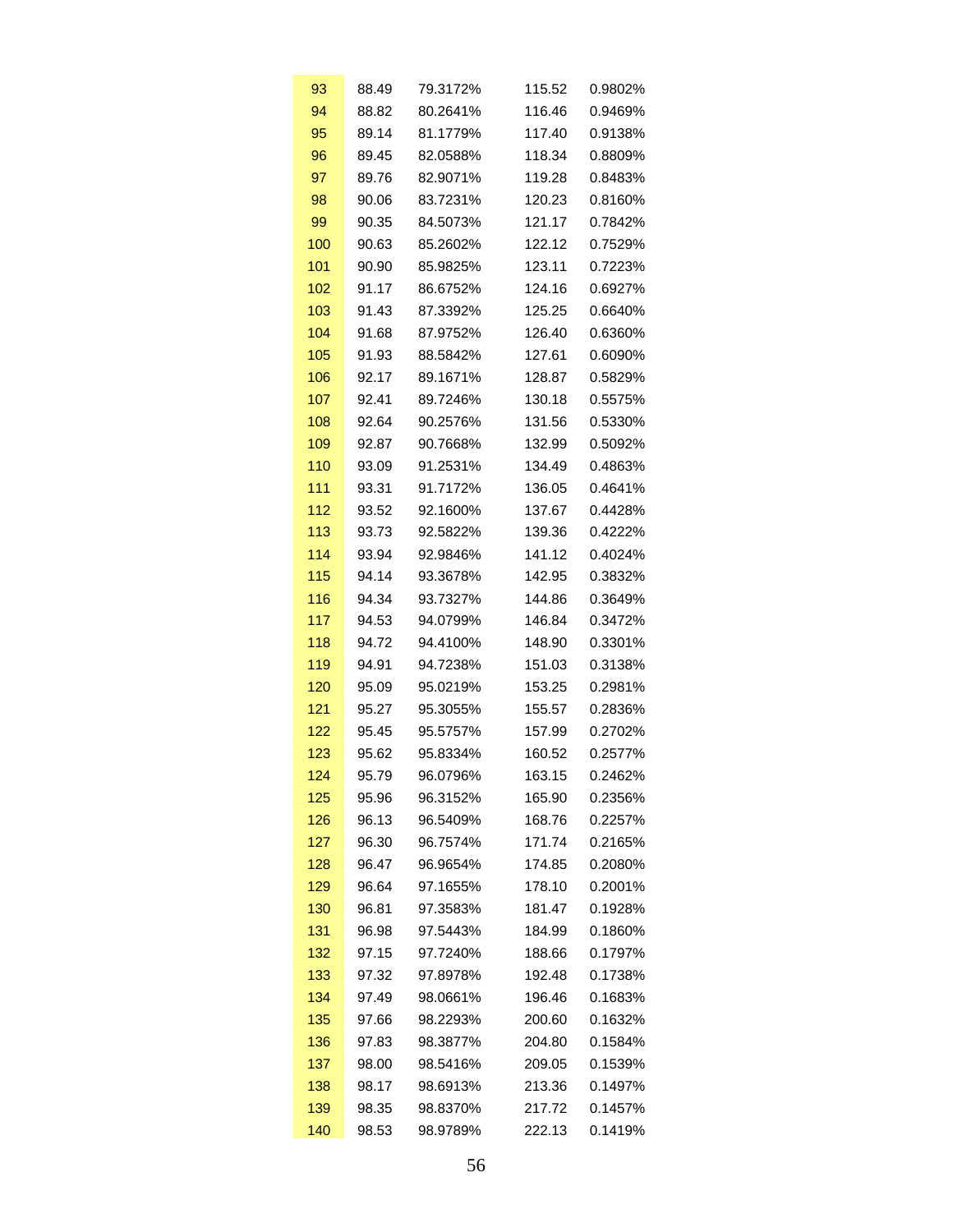| | | | | |
|---|---|---|---|---|
| 93 | 88.49 | 79.3172% | 115.52 | 0.9802% |
| 94 | 88.82 | 80.2641% | 116.46 | 0.9469% |
| 95 | 89.14 | 81.1779% | 117.40 | 0.9138% |
| 96 | 89.45 | 82.0588% | 118.34 | 0.8809% |
| 97 | 89.76 | 82.9071% | 119.28 | 0.8483% |
| 98 | 90.06 | 83.7231% | 120.23 | 0.8160% |
| 99 | 90.35 | 84.5073% | 121.17 | 0.7842% |
| 100 | 90.63 | 85.2602% | 122.12 | 0.7529% |
| 101 | 90.90 | 85.9825% | 123.11 | 0.7223% |
| 102 | 91.17 | 86.6752% | 124.16 | 0.6927% |
| 103 | 91.43 | 87.3392% | 125.25 | 0.6640% |
| 104 | 91.68 | 87.9752% | 126.40 | 0.6360% |
| 105 | 91.93 | 88.5842% | 127.61 | 0.6090% |
| 106 | 92.17 | 89.1671% | 128.87 | 0.5829% |
| 107 | 92.41 | 89.7246% | 130.18 | 0.5575% |
| 108 | 92.64 | 90.2576% | 131.56 | 0.5330% |
| 109 | 92.87 | 90.7668% | 132.99 | 0.5092% |
| 110 | 93.09 | 91.2531% | 134.49 | 0.4863% |
| 111 | 93.31 | 91.7172% | 136.05 | 0.4641% |
| 112 | 93.52 | 92.1600% | 137.67 | 0.4428% |
| 113 | 93.73 | 92.5822% | 139.36 | 0.4222% |
| 114 | 93.94 | 92.9846% | 141.12 | 0.4024% |
| 115 | 94.14 | 93.3678% | 142.95 | 0.3832% |
| 116 | 94.34 | 93.7327% | 144.86 | 0.3649% |
| 117 | 94.53 | 94.0799% | 146.84 | 0.3472% |
| 118 | 94.72 | 94.4100% | 148.90 | 0.3301% |
| 119 | 94.91 | 94.7238% | 151.03 | 0.3138% |
| 120 | 95.09 | 95.0219% | 153.25 | 0.2981% |
| 121 | 95.27 | 95.3055% | 155.57 | 0.2836% |
| 122 | 95.45 | 95.5757% | 157.99 | 0.2702% |
| 123 | 95.62 | 95.8334% | 160.52 | 0.2577% |
| 124 | 95.79 | 96.0796% | 163.15 | 0.2462% |
| 125 | 95.96 | 96.3152% | 165.90 | 0.2356% |
| 126 | 96.13 | 96.5409% | 168.76 | 0.2257% |
| 127 | 96.30 | 96.7574% | 171.74 | 0.2165% |
| 128 | 96.47 | 96.9654% | 174.85 | 0.2080% |
| 129 | 96.64 | 97.1655% | 178.10 | 0.2001% |
| 130 | 96.81 | 97.3583% | 181.47 | 0.1928% |
| 131 | 96.98 | 97.5443% | 184.99 | 0.1860% |
| 132 | 97.15 | 97.7240% | 188.66 | 0.1797% |
| 133 | 97.32 | 97.8978% | 192.48 | 0.1738% |
| 134 | 97.49 | 98.0661% | 196.46 | 0.1683% |
| 135 | 97.66 | 98.2293% | 200.60 | 0.1632% |
| 136 | 97.83 | 98.3877% | 204.80 | 0.1584% |
| 137 | 98.00 | 98.5416% | 209.05 | 0.1539% |
| 138 | 98.17 | 98.6913% | 213.36 | 0.1497% |
| 139 | 98.35 | 98.8370% | 217.72 | 0.1457% |
| 140 | 98.53 | 98.9789% | 222.13 | 0.1419% |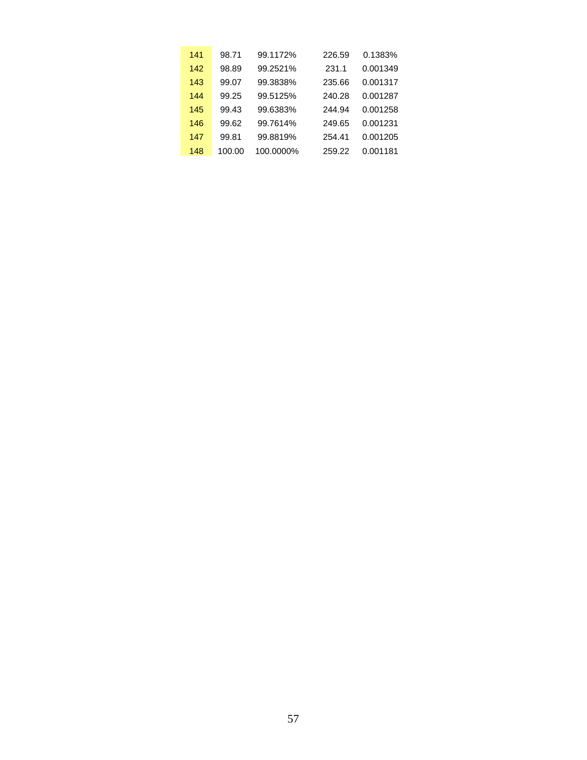| | | | | |
|---|---|---|---|---|
| 141 | 98.71 | 99.1172% | 226.59 | 0.1383% |
| 142 | 98.89 | 99.2521% | 231.1 | 0.001349 |
| 143 | 99.07 | 99.3838% | 235.66 | 0.001317 |
| 144 | 99.25 | 99.5125% | 240.28 | 0.001287 |
| 145 | 99.43 | 99.6383% | 244.94 | 0.001258 |
| 146 | 99.62 | 99.7614% | 249.65 | 0.001231 |
| 147 | 99.81 | 99.8819% | 254.41 | 0.001205 |
| 148 | 100.00 | 100.0000% | 259.22 | 0.001181 |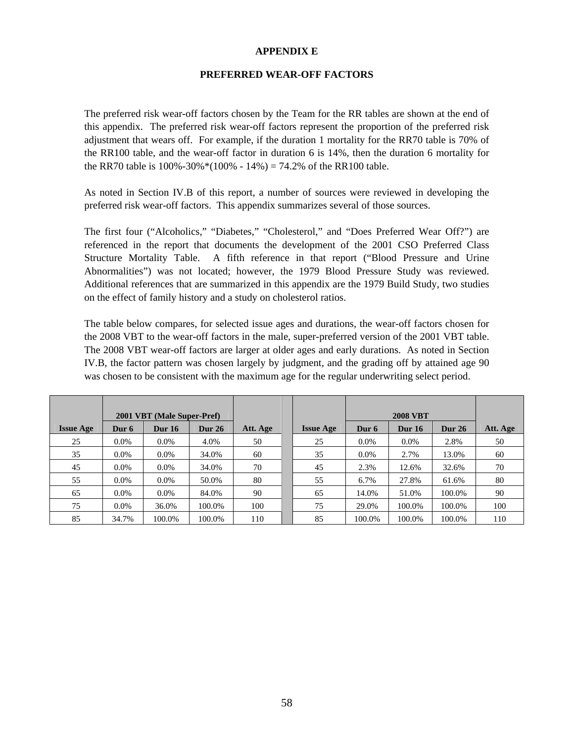# APPENDIX E

## PREFERRED WEAR-OFF FACTORS

The preferred risk wear-off factors chosen by the Team for the RR tables are shown at the end of this appendix. The preferred risk wear-off factors represent the proportion of the preferred risk adjustment that wears off. For example, if the duration 1 mortality for the RR70 table is 70% of the RR100 table, and the wear-off factor in duration 6 is 14%, then the duration 6 mortality for the RR70 table is 100%-30%*(100% - 14%) = 74.2% of the RR100 table.

As noted in Section IV.B of this report, a number of sources were reviewed in developing the preferred risk wear-off factors. This appendix summarizes several of those sources.

The first four ("Alcoholics," "Diabetes," "Cholesterol," and "Does Preferred Wear Off?") are referenced in the report that documents the development of the 2001 CSO Preferred Class Structure Mortality Table. A fifth reference in that report ("Blood Pressure and Urine Abnormalities") was not located; however, the 1979 Blood Pressure Study was reviewed. Additional references that are summarized in this appendix are the 1979 Build Study, two studies on the effect of family history and a study on cholesterol ratios.

The table below compares, for selected issue ages and durations, the wear-off factors chosen for the 2008 VBT to the wear-off factors in the male, super-preferred version of the 2001 VBT table. The 2008 VBT wear-off factors are larger at older ages and early durations. As noted in Section IV.B, the factor pattern was chosen largely by judgment, and the grading off by attained age 90 was chosen to be consistent with the maximum age for the regular underwriting select period.

| | 2001 VBT (Male Super-Pref) | | | | | | 2008 VBT | | | |
|---|---|---|---|---|---|---|---|---|---|---|
| Issue Age | Dur 6 | Dur 16 | Dur 26 | Att. Age | | Issue Age | Dur 6 | Dur 16 | Dur 26 | Att. Age |
| 25 | 0.0% | 0.0% | 4.0% | 50 | | 25 | 0.0% | 0.0% | 2.8% | 50 |
| 35 | 0.0% | 0.0% | 34.0% | 60 | | 35 | 0.0% | 2.7% | 13.0% | 60 |
| 45 | 0.0% | 0.0% | 34.0% | 70 | | 45 | 2.3% | 12.6% | 32.6% | 70 |
| 55 | 0.0% | 0.0% | 50.0% | 80 | | 55 | 6.7% | 27.8% | 61.6% | 80 |
| 65 | 0.0% | 0.0% | 84.0% | 90 | | 65 | 14.0% | 51.0% | 100.0% | 90 |
| 75 | 0.0% | 36.0% | 100.0% | 100 | | 75 | 29.0% | 100.0% | 100.0% | 100 |
| 85 | 34.7% | 100.0% | 100.0% | 110 | | 85 | 100.0% | 100.0% | 100.0% | 110 |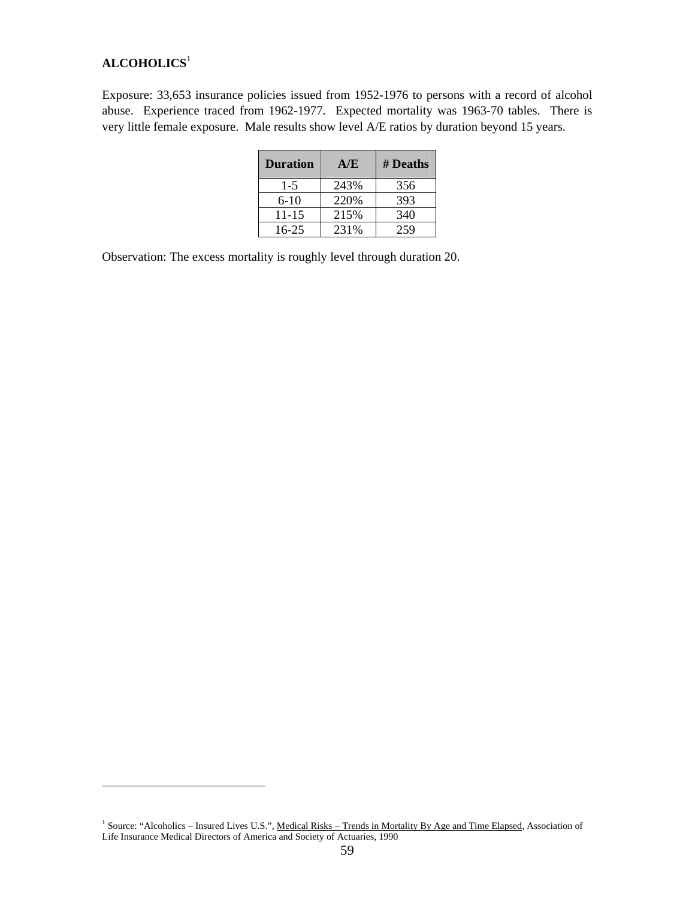**ALCOHOLICS**[1]

Exposure: 33,653 insurance policies issued from 1952-1976 to persons with a record of alcohol abuse. Experience traced from 1962-1977. Expected mortality was 1963-70 tables. There is very little female exposure. Male results show level A/E ratios by duration beyond 15 years.

| Duration | A/E | # Deaths |
|---|---|---|
| 1-5 | 243% | 356 |
| 6-10 | 220% | 393 |
| 11-15 | 215% | 340 |
| 16-25 | 231% | 259 |

Observation: The excess mortality is roughly level through duration 20.

[1] Source: "Alcoholics – Insured Lives U.S.", Medical Risks – Trends in Mortality By Age and Time Elapsed, Association of Life Insurance Medical Directors of America and Society of Actuaries, 1990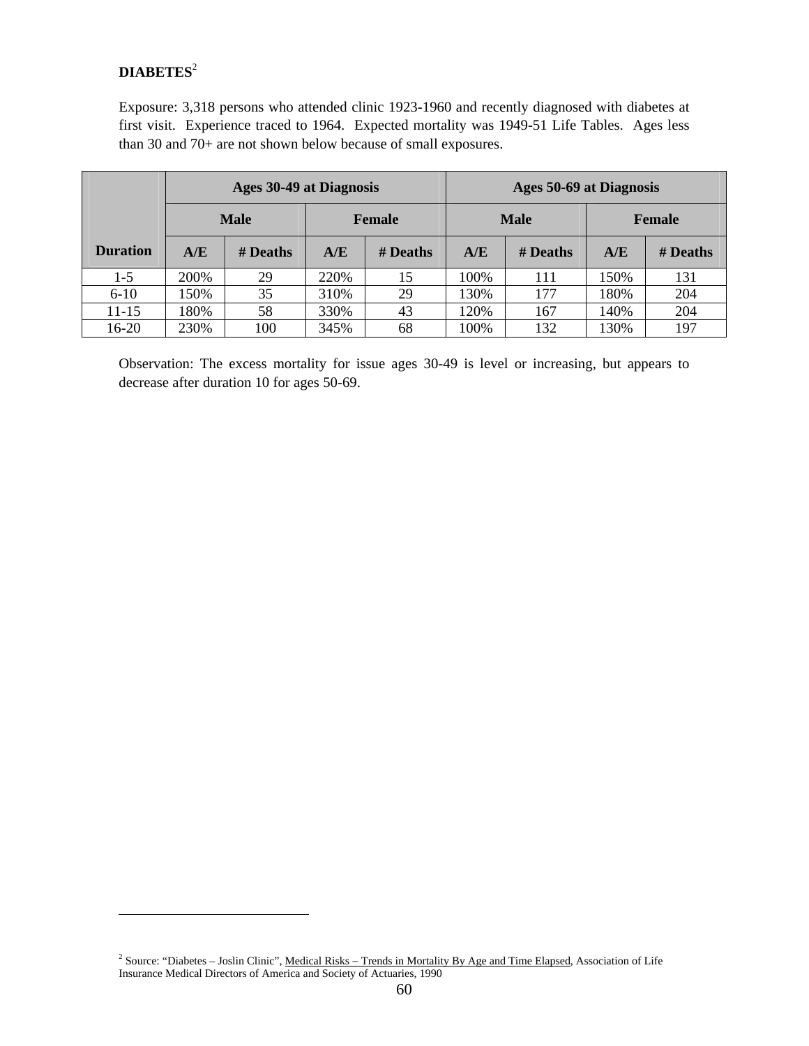## DIABETES[2]

Exposure: 3,318 persons who attended clinic 1923-1960 and recently diagnosed with diabetes at first visit. Experience traced to 1964. Expected mortality was 1949-51 Life Tables. Ages less than 30 and 70+ are not shown below because of small exposures.

| | Ages 30-49 at Diagnosis | | | | Ages 50-69 at Diagnosis | | | |
|---|---|---|---|---|---|---|---|---|
| | Male | | Female | | Male | | Female | |
| Duration | A/E | # Deaths | A/E | # Deaths | A/E | # Deaths | A/E | # Deaths |
| 1-5 | 200% | 29 | 220% | 15 | 100% | 111 | 150% | 131 |
| 6-10 | 150% | 35 | 310% | 29 | 130% | 177 | 180% | 204 |
| 11-15 | 180% | 58 | 330% | 43 | 120% | 167 | 140% | 204 |
| 16-20 | 230% | 100 | 345% | 68 | 100% | 132 | 130% | 197 |

Observation: The excess mortality for issue ages 30-49 is level or increasing, but appears to decrease after duration 10 for ages 50-69.

[2] Source: "Diabetes – Joslin Clinic", Medical Risks – Trends in Mortality By Age and Time Elapsed, Association of Life Insurance Medical Directors of America and Society of Actuaries, 1990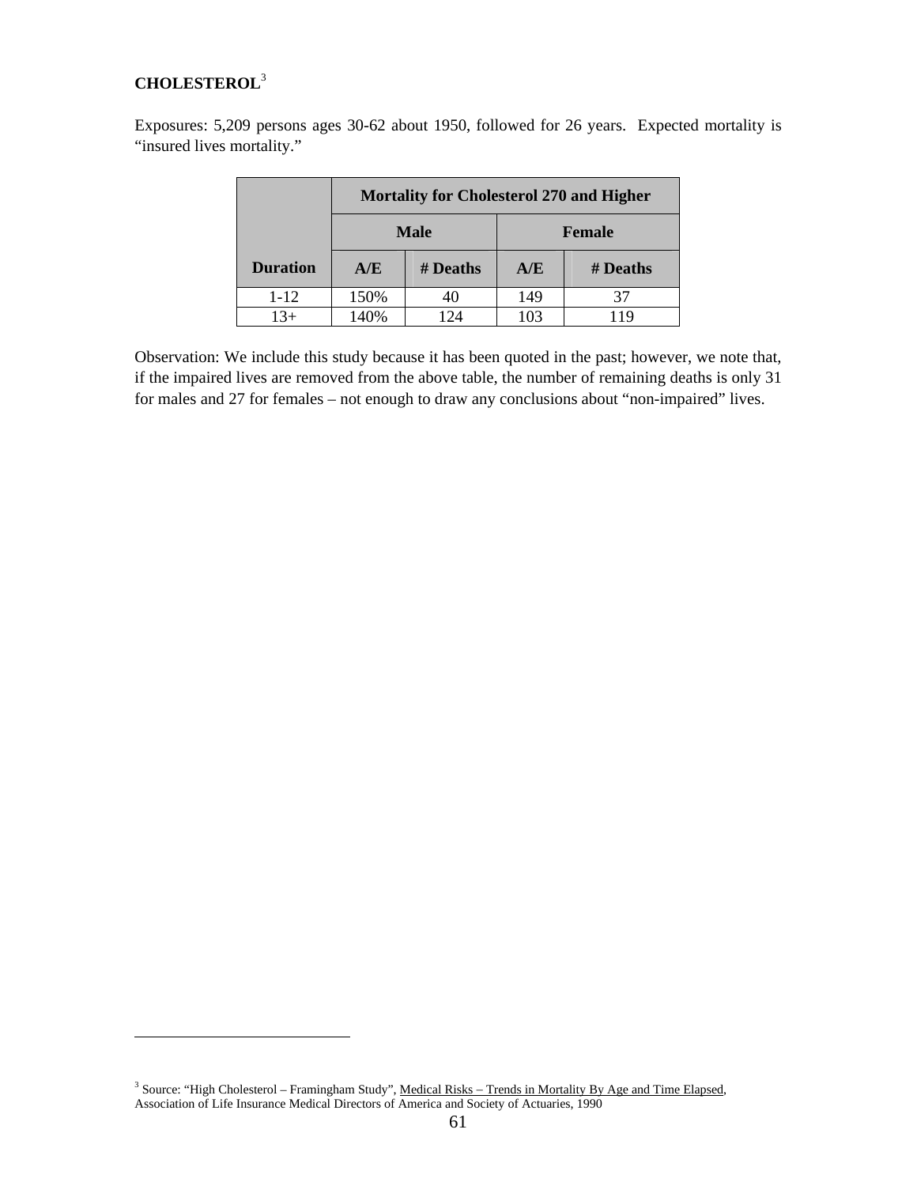**CHOLESTEROL**[3]

Exposures: 5,209 persons ages 30-62 about 1950, followed for 26 years. Expected mortality is "insured lives mortality."

| | Mortality for Cholesterol 270 and Higher | | | |
|---|---|---|---|---|
| | Male | | Female | |
| Duration | A/E | # Deaths | A/E | # Deaths |
| 1-12 | 150% | 40 | 149 | 37 |
| 13+ | 140% | 124 | 103 | 119 |

Observation: We include this study because it has been quoted in the past; however, we note that, if the impaired lives are removed from the above table, the number of remaining deaths is only 31 for males and 27 for females – not enough to draw any conclusions about "non-impaired" lives.

[3] Source: "High Cholesterol – Framingham Study", Medical Risks – Trends in Mortality By Age and Time Elapsed, Association of Life Insurance Medical Directors of America and Society of Actuaries, 1990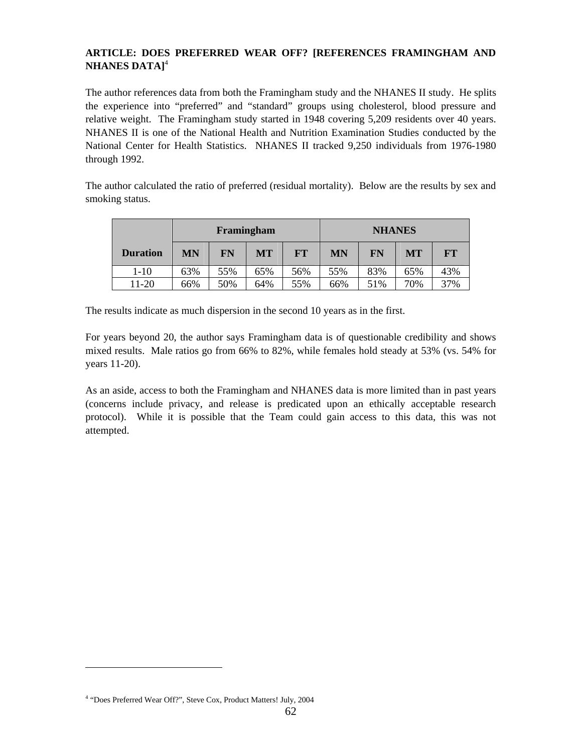## ARTICLE: DOES PREFERRED WEAR OFF? [REFERENCES FRAMINGHAM AND NHANES DATA][4]

The author references data from both the Framingham study and the NHANES II study. He splits the experience into "preferred" and "standard" groups using cholesterol, blood pressure and relative weight. The Framingham study started in 1948 covering 5,209 residents over 40 years. NHANES II is one of the National Health and Nutrition Examination Studies conducted by the National Center for Health Statistics. NHANES II tracked 9,250 individuals from 1976-1980 through 1992.

The author calculated the ratio of preferred (residual mortality). Below are the results by sex and smoking status.

| Duration | Framingham | | | | NHANES | | | |
|---|---|---|---|---|---|---|---|---|
| | MN | FN | MT | FT | MN | FN | MT | FT |
| 1-10 | 63% | 55% | 65% | 56% | 55% | 83% | 65% | 43% |
| 11-20 | 66% | 50% | 64% | 55% | 66% | 51% | 70% | 37% |

The results indicate as much dispersion in the second 10 years as in the first.

For years beyond 20, the author says Framingham data is of questionable credibility and shows mixed results. Male ratios go from 66% to 82%, while females hold steady at 53% (vs. 54% for years 11-20).

As an aside, access to both the Framingham and NHANES data is more limited than in past years (concerns include privacy, and release is predicated upon an ethically acceptable research protocol). While it is possible that the Team could gain access to this data, this was not attempted.

---

[4] "Does Preferred Wear Off?", Steve Cox, Product Matters! July, 2004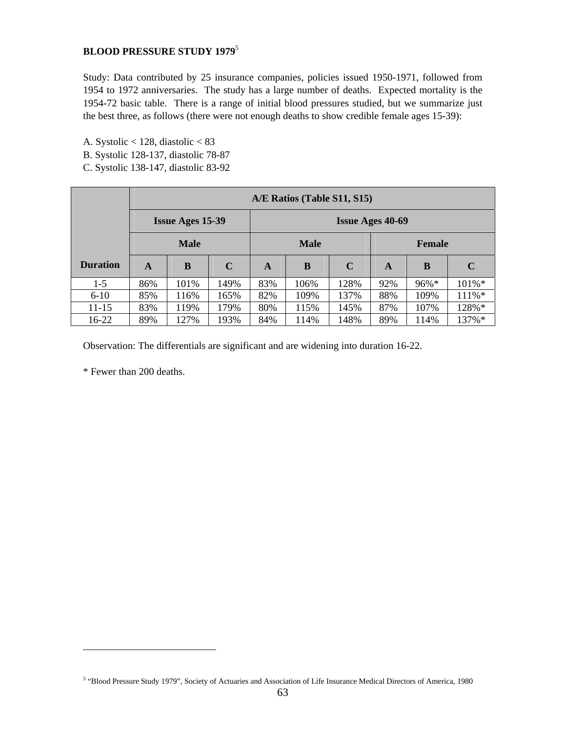**BLOOD PRESSURE STUDY 1979**[5]

Study: Data contributed by 25 insurance companies, policies issued 1950-1971, followed from 1954 to 1972 anniversaries. The study has a large number of deaths. Expected mortality is the 1954-72 basic table. There is a range of initial blood pressures studied, but we summarize just the best three, as follows (there were not enough deaths to show credible female ages 15-39):

A. Systolic < 128, diastolic < 83
B. Systolic 128-137, diastolic 78-87
C. Systolic 138-147, diastolic 83-92

| | A/E Ratios (Table S11, S15) | | | | | | | | |
|---|---|---|---|---|---|---|---|---|---|
| | Issue Ages 15-39 | | | Issue Ages 40-69 | | | | | |
| | Male | | | Male | | | Female | | |
| **Duration** | **A** | **B** | **C** | **A** | **B** | **C** | **A** | **B** | **C** |
| 1-5 | 86% | 101% | 149% | 83% | 106% | 128% | 92% | 96%* | 101%* |
| 6-10 | 85% | 116% | 165% | 82% | 109% | 137% | 88% | 109% | 111%* |
| 11-15 | 83% | 119% | 179% | 80% | 115% | 145% | 87% | 107% | 128%* |
| 16-22 | 89% | 127% | 193% | 84% | 114% | 148% | 89% | 114% | 137%* |

Observation: The differentials are significant and are widening into duration 16-22.

* Fewer than 200 deaths.

[5] "Blood Pressure Study 1979", Society of Actuaries and Association of Life Insurance Medical Directors of America, 1980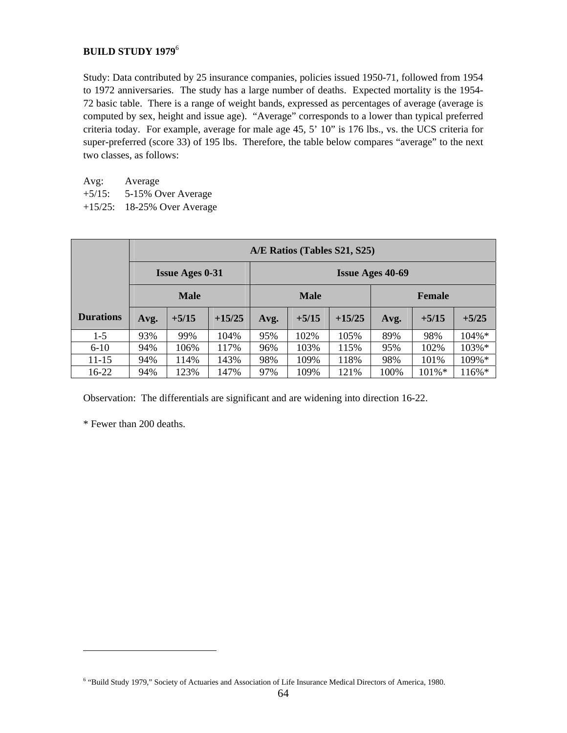**BUILD STUDY 1979**[6]

Study: Data contributed by 25 insurance companies, policies issued 1950-71, followed from 1954 to 1972 anniversaries. The study has a large number of deaths. Expected mortality is the 1954-72 basic table. There is a range of weight bands, expressed as percentages of average (average is computed by sex, height and issue age). "Average" corresponds to a lower than typical preferred criteria today. For example, average for male age 45, 5' 10" is 176 lbs., vs. the UCS criteria for super-preferred (score 33) of 195 lbs. Therefore, the table below compares "average" to the next two classes, as follows:

Avg: Average
+5/15: 5-15% Over Average
+15/25: 18-25% Over Average

| | A/E Ratios (Tables S21, S25) | | | | | | | | |
|---|---|---|---|---|---|---|---|---|---|
| | Issue Ages 0-31 | | | Issue Ages 40-69 | | | | | |
| | Male | | | Male | | | Female | | |
| Durations | Avg. | +5/15 | +15/25 | Avg. | +5/15 | +15/25 | Avg. | +5/15 | +5/25 |
| 1-5 | 93% | 99% | 104% | 95% | 102% | 105% | 89% | 98% | 104%* |
| 6-10 | 94% | 106% | 117% | 96% | 103% | 115% | 95% | 102% | 103%* |
| 11-15 | 94% | 114% | 143% | 98% | 109% | 118% | 98% | 101% | 109%* |
| 16-22 | 94% | 123% | 147% | 97% | 109% | 121% | 100% | 101%* | 116%* |

Observation: The differentials are significant and are widening into direction 16-22.

* Fewer than 200 deaths.

[6] "Build Study 1979," Society of Actuaries and Association of Life Insurance Medical Directors of America, 1980.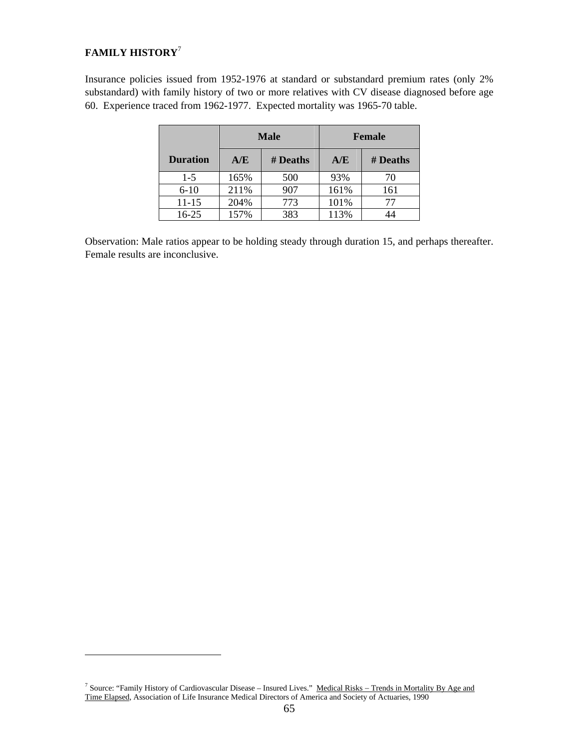**FAMILY HISTORY**[7]

Insurance policies issued from 1952-1976 at standard or substandard premium rates (only 2% substandard) with family history of two or more relatives with CV disease diagnosed before age 60. Experience traced from 1962-1977. Expected mortality was 1965-70 table.

| | Male | | Female | |
|---|---|---|---|---|
| **Duration** | **A/E** | **# Deaths** | **A/E** | **# Deaths** |
| 1-5 | 165% | 500 | 93% | 70 |
| 6-10 | 211% | 907 | 161% | 161 |
| 11-15 | 204% | 773 | 101% | 77 |
| 16-25 | 157% | 383 | 113% | 44 |

Observation: Male ratios appear to be holding steady through duration 15, and perhaps thereafter. Female results are inconclusive.

[7] Source: "Family History of Cardiovascular Disease – Insured Lives." Medical Risks – Trends in Mortality By Age and Time Elapsed, Association of Life Insurance Medical Directors of America and Society of Actuaries, 1990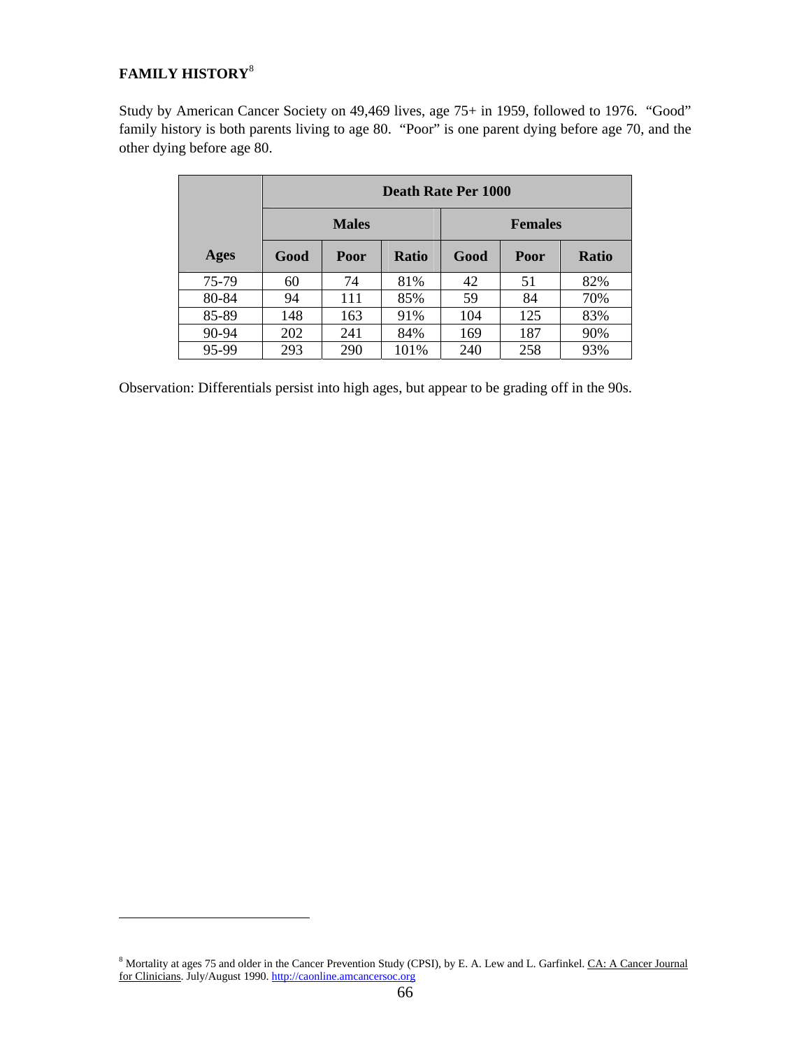## FAMILY HISTORY[8]

Study by American Cancer Society on 49,469 lives, age 75+ in 1959, followed to 1976. "Good" family history is both parents living to age 80. "Poor" is one parent dying before age 70, and the other dying before age 80.

| | Death Rate Per 1000 | | | | | |
|---|---|---|---|---|---|---|
| | Males | | | Females | | |
| Ages | Good | Poor | Ratio | Good | Poor | Ratio |
| 75-79 | 60 | 74 | 81% | 42 | 51 | 82% |
| 80-84 | 94 | 111 | 85% | 59 | 84 | 70% |
| 85-89 | 148 | 163 | 91% | 104 | 125 | 83% |
| 90-94 | 202 | 241 | 84% | 169 | 187 | 90% |
| 95-99 | 293 | 290 | 101% | 240 | 258 | 93% |

Observation: Differentials persist into high ages, but appear to be grading off in the 90s.

---

[8] Mortality at ages 75 and older in the Cancer Prevention Study (CPSI), by E. A. Lew and L. Garfinkel. CA: A Cancer Journal for Clinicians. July/August 1990. http://caonline.amcancersoc.org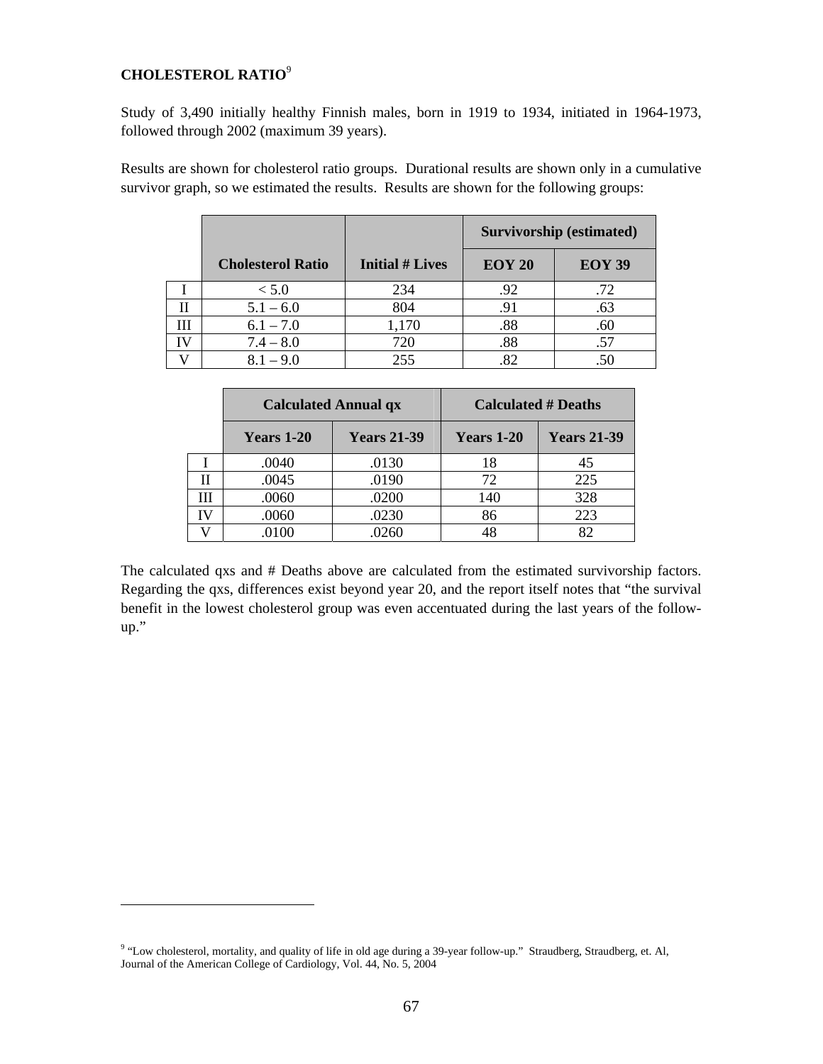## CHOLESTEROL RATIO[9]

Study of 3,490 initially healthy Finnish males, born in 1919 to 1934, initiated in 1964-1973, followed through 2002 (maximum 39 years).

Results are shown for cholesterol ratio groups. Durational results are shown only in a cumulative survivor graph, so we estimated the results. Results are shown for the following groups:

| | Cholesterol Ratio | Initial # Lives | Survivorship (estimated) | |
|---|---|---|---|---|
| | | | EOY 20 | EOY 39 |
| I | < 5.0 | 234 | .92 | .72 |
| II | 5.1 – 6.0 | 804 | .91 | .63 |
| III | 6.1 – 7.0 | 1,170 | .88 | .60 |
| IV | 7.4 – 8.0 | 720 | .88 | .57 |
| V | 8.1 – 9.0 | 255 | .82 | .50 |

| | Calculated Annual qx | | Calculated # Deaths | |
|---|---|---|---|---|
| | Years 1-20 | Years 21-39 | Years 1-20 | Years 21-39 |
| I | .0040 | .0130 | 18 | 45 |
| II | .0045 | .0190 | 72 | 225 |
| III | .0060 | .0200 | 140 | 328 |
| IV | .0060 | .0230 | 86 | 223 |
| V | .0100 | .0260 | 48 | 82 |

The calculated qxs and # Deaths above are calculated from the estimated survivorship factors. Regarding the qxs, differences exist beyond year 20, and the report itself notes that "the survival benefit in the lowest cholesterol group was even accentuated during the last years of the follow-up."

---

[9] "Low cholesterol, mortality, and quality of life in old age during a 39-year follow-up." Straudberg, Straudberg, et. Al, Journal of the American College of Cardiology, Vol. 44, No. 5, 2004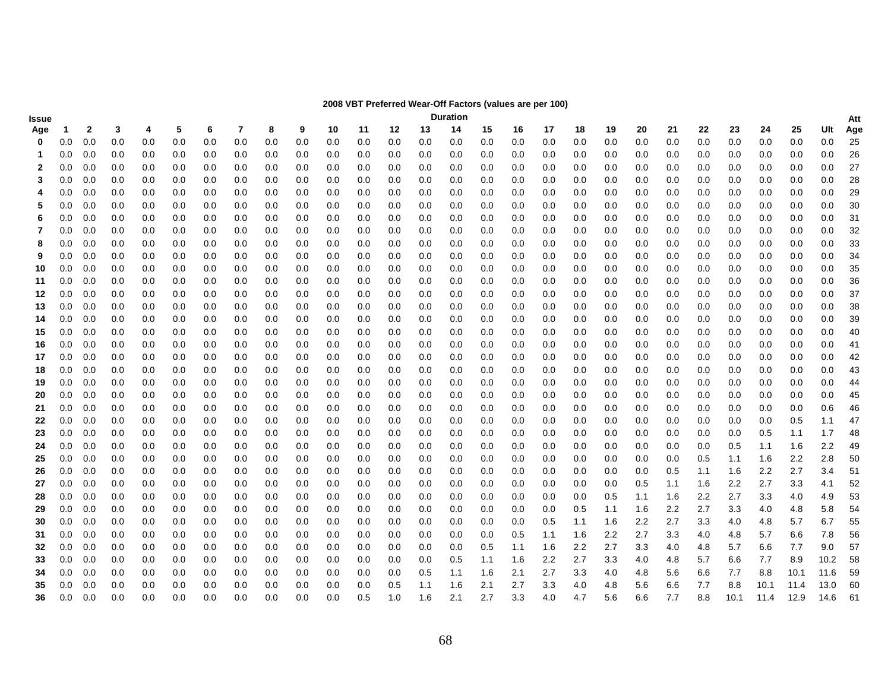**2008 VBT Preferred Wear-Off Factors (values are per 100)**

| Issue Age | 1 | 2 | 3 | 4 | 5 | 6 | 7 | 8 | 9 | 10 | 11 | 12 | 13 | 14 | 15 | 16 | 17 | 18 | 19 | 20 | 21 | 22 | 23 | 24 | 25 | Ult | Att Age |
|---|---|---|---|---|---|---|---|---|---|---|---|---|---|---|---|---|---|---|---|---|---|---|---|---|---|---|---|
| 0 | 0.0 | 0.0 | 0.0 | 0.0 | 0.0 | 0.0 | 0.0 | 0.0 | 0.0 | 0.0 | 0.0 | 0.0 | 0.0 | 0.0 | 0.0 | 0.0 | 0.0 | 0.0 | 0.0 | 0.0 | 0.0 | 0.0 | 0.0 | 0.0 | 0.0 | 0.0 | 25 |
| 1 | 0.0 | 0.0 | 0.0 | 0.0 | 0.0 | 0.0 | 0.0 | 0.0 | 0.0 | 0.0 | 0.0 | 0.0 | 0.0 | 0.0 | 0.0 | 0.0 | 0.0 | 0.0 | 0.0 | 0.0 | 0.0 | 0.0 | 0.0 | 0.0 | 0.0 | 0.0 | 26 |
| 2 | 0.0 | 0.0 | 0.0 | 0.0 | 0.0 | 0.0 | 0.0 | 0.0 | 0.0 | 0.0 | 0.0 | 0.0 | 0.0 | 0.0 | 0.0 | 0.0 | 0.0 | 0.0 | 0.0 | 0.0 | 0.0 | 0.0 | 0.0 | 0.0 | 0.0 | 0.0 | 27 |
| 3 | 0.0 | 0.0 | 0.0 | 0.0 | 0.0 | 0.0 | 0.0 | 0.0 | 0.0 | 0.0 | 0.0 | 0.0 | 0.0 | 0.0 | 0.0 | 0.0 | 0.0 | 0.0 | 0.0 | 0.0 | 0.0 | 0.0 | 0.0 | 0.0 | 0.0 | 0.0 | 28 |
| 4 | 0.0 | 0.0 | 0.0 | 0.0 | 0.0 | 0.0 | 0.0 | 0.0 | 0.0 | 0.0 | 0.0 | 0.0 | 0.0 | 0.0 | 0.0 | 0.0 | 0.0 | 0.0 | 0.0 | 0.0 | 0.0 | 0.0 | 0.0 | 0.0 | 0.0 | 0.0 | 29 |
| 5 | 0.0 | 0.0 | 0.0 | 0.0 | 0.0 | 0.0 | 0.0 | 0.0 | 0.0 | 0.0 | 0.0 | 0.0 | 0.0 | 0.0 | 0.0 | 0.0 | 0.0 | 0.0 | 0.0 | 0.0 | 0.0 | 0.0 | 0.0 | 0.0 | 0.0 | 0.0 | 30 |
| 6 | 0.0 | 0.0 | 0.0 | 0.0 | 0.0 | 0.0 | 0.0 | 0.0 | 0.0 | 0.0 | 0.0 | 0.0 | 0.0 | 0.0 | 0.0 | 0.0 | 0.0 | 0.0 | 0.0 | 0.0 | 0.0 | 0.0 | 0.0 | 0.0 | 0.0 | 0.0 | 31 |
| 7 | 0.0 | 0.0 | 0.0 | 0.0 | 0.0 | 0.0 | 0.0 | 0.0 | 0.0 | 0.0 | 0.0 | 0.0 | 0.0 | 0.0 | 0.0 | 0.0 | 0.0 | 0.0 | 0.0 | 0.0 | 0.0 | 0.0 | 0.0 | 0.0 | 0.0 | 0.0 | 32 |
| 8 | 0.0 | 0.0 | 0.0 | 0.0 | 0.0 | 0.0 | 0.0 | 0.0 | 0.0 | 0.0 | 0.0 | 0.0 | 0.0 | 0.0 | 0.0 | 0.0 | 0.0 | 0.0 | 0.0 | 0.0 | 0.0 | 0.0 | 0.0 | 0.0 | 0.0 | 0.0 | 33 |
| 9 | 0.0 | 0.0 | 0.0 | 0.0 | 0.0 | 0.0 | 0.0 | 0.0 | 0.0 | 0.0 | 0.0 | 0.0 | 0.0 | 0.0 | 0.0 | 0.0 | 0.0 | 0.0 | 0.0 | 0.0 | 0.0 | 0.0 | 0.0 | 0.0 | 0.0 | 0.0 | 34 |
| 10 | 0.0 | 0.0 | 0.0 | 0.0 | 0.0 | 0.0 | 0.0 | 0.0 | 0.0 | 0.0 | 0.0 | 0.0 | 0.0 | 0.0 | 0.0 | 0.0 | 0.0 | 0.0 | 0.0 | 0.0 | 0.0 | 0.0 | 0.0 | 0.0 | 0.0 | 0.0 | 35 |
| 11 | 0.0 | 0.0 | 0.0 | 0.0 | 0.0 | 0.0 | 0.0 | 0.0 | 0.0 | 0.0 | 0.0 | 0.0 | 0.0 | 0.0 | 0.0 | 0.0 | 0.0 | 0.0 | 0.0 | 0.0 | 0.0 | 0.0 | 0.0 | 0.0 | 0.0 | 0.0 | 36 |
| 12 | 0.0 | 0.0 | 0.0 | 0.0 | 0.0 | 0.0 | 0.0 | 0.0 | 0.0 | 0.0 | 0.0 | 0.0 | 0.0 | 0.0 | 0.0 | 0.0 | 0.0 | 0.0 | 0.0 | 0.0 | 0.0 | 0.0 | 0.0 | 0.0 | 0.0 | 0.0 | 37 |
| 13 | 0.0 | 0.0 | 0.0 | 0.0 | 0.0 | 0.0 | 0.0 | 0.0 | 0.0 | 0.0 | 0.0 | 0.0 | 0.0 | 0.0 | 0.0 | 0.0 | 0.0 | 0.0 | 0.0 | 0.0 | 0.0 | 0.0 | 0.0 | 0.0 | 0.0 | 0.0 | 38 |
| 14 | 0.0 | 0.0 | 0.0 | 0.0 | 0.0 | 0.0 | 0.0 | 0.0 | 0.0 | 0.0 | 0.0 | 0.0 | 0.0 | 0.0 | 0.0 | 0.0 | 0.0 | 0.0 | 0.0 | 0.0 | 0.0 | 0.0 | 0.0 | 0.0 | 0.0 | 0.0 | 39 |
| 15 | 0.0 | 0.0 | 0.0 | 0.0 | 0.0 | 0.0 | 0.0 | 0.0 | 0.0 | 0.0 | 0.0 | 0.0 | 0.0 | 0.0 | 0.0 | 0.0 | 0.0 | 0.0 | 0.0 | 0.0 | 0.0 | 0.0 | 0.0 | 0.0 | 0.0 | 0.0 | 40 |
| 16 | 0.0 | 0.0 | 0.0 | 0.0 | 0.0 | 0.0 | 0.0 | 0.0 | 0.0 | 0.0 | 0.0 | 0.0 | 0.0 | 0.0 | 0.0 | 0.0 | 0.0 | 0.0 | 0.0 | 0.0 | 0.0 | 0.0 | 0.0 | 0.0 | 0.0 | 0.0 | 41 |
| 17 | 0.0 | 0.0 | 0.0 | 0.0 | 0.0 | 0.0 | 0.0 | 0.0 | 0.0 | 0.0 | 0.0 | 0.0 | 0.0 | 0.0 | 0.0 | 0.0 | 0.0 | 0.0 | 0.0 | 0.0 | 0.0 | 0.0 | 0.0 | 0.0 | 0.0 | 0.0 | 42 |
| 18 | 0.0 | 0.0 | 0.0 | 0.0 | 0.0 | 0.0 | 0.0 | 0.0 | 0.0 | 0.0 | 0.0 | 0.0 | 0.0 | 0.0 | 0.0 | 0.0 | 0.0 | 0.0 | 0.0 | 0.0 | 0.0 | 0.0 | 0.0 | 0.0 | 0.0 | 0.0 | 43 |
| 19 | 0.0 | 0.0 | 0.0 | 0.0 | 0.0 | 0.0 | 0.0 | 0.0 | 0.0 | 0.0 | 0.0 | 0.0 | 0.0 | 0.0 | 0.0 | 0.0 | 0.0 | 0.0 | 0.0 | 0.0 | 0.0 | 0.0 | 0.0 | 0.0 | 0.0 | 0.0 | 44 |
| 20 | 0.0 | 0.0 | 0.0 | 0.0 | 0.0 | 0.0 | 0.0 | 0.0 | 0.0 | 0.0 | 0.0 | 0.0 | 0.0 | 0.0 | 0.0 | 0.0 | 0.0 | 0.0 | 0.0 | 0.0 | 0.0 | 0.0 | 0.0 | 0.0 | 0.0 | 0.0 | 45 |
| 21 | 0.0 | 0.0 | 0.0 | 0.0 | 0.0 | 0.0 | 0.0 | 0.0 | 0.0 | 0.0 | 0.0 | 0.0 | 0.0 | 0.0 | 0.0 | 0.0 | 0.0 | 0.0 | 0.0 | 0.0 | 0.0 | 0.0 | 0.0 | 0.0 | 0.0 | 0.6 | 46 |
| 22 | 0.0 | 0.0 | 0.0 | 0.0 | 0.0 | 0.0 | 0.0 | 0.0 | 0.0 | 0.0 | 0.0 | 0.0 | 0.0 | 0.0 | 0.0 | 0.0 | 0.0 | 0.0 | 0.0 | 0.0 | 0.0 | 0.0 | 0.0 | 0.0 | 0.5 | 1.1 | 47 |
| 23 | 0.0 | 0.0 | 0.0 | 0.0 | 0.0 | 0.0 | 0.0 | 0.0 | 0.0 | 0.0 | 0.0 | 0.0 | 0.0 | 0.0 | 0.0 | 0.0 | 0.0 | 0.0 | 0.0 | 0.0 | 0.0 | 0.0 | 0.0 | 0.5 | 1.1 | 1.7 | 48 |
| 24 | 0.0 | 0.0 | 0.0 | 0.0 | 0.0 | 0.0 | 0.0 | 0.0 | 0.0 | 0.0 | 0.0 | 0.0 | 0.0 | 0.0 | 0.0 | 0.0 | 0.0 | 0.0 | 0.0 | 0.0 | 0.0 | 0.0 | 0.5 | 1.1 | 1.6 | 2.2 | 49 |
| 25 | 0.0 | 0.0 | 0.0 | 0.0 | 0.0 | 0.0 | 0.0 | 0.0 | 0.0 | 0.0 | 0.0 | 0.0 | 0.0 | 0.0 | 0.0 | 0.0 | 0.0 | 0.0 | 0.0 | 0.0 | 0.0 | 0.5 | 1.1 | 1.6 | 2.2 | 2.8 | 50 |
| 26 | 0.0 | 0.0 | 0.0 | 0.0 | 0.0 | 0.0 | 0.0 | 0.0 | 0.0 | 0.0 | 0.0 | 0.0 | 0.0 | 0.0 | 0.0 | 0.0 | 0.0 | 0.0 | 0.0 | 0.0 | 0.5 | 1.1 | 1.6 | 2.2 | 2.7 | 3.4 | 51 |
| 27 | 0.0 | 0.0 | 0.0 | 0.0 | 0.0 | 0.0 | 0.0 | 0.0 | 0.0 | 0.0 | 0.0 | 0.0 | 0.0 | 0.0 | 0.0 | 0.0 | 0.0 | 0.0 | 0.0 | 0.5 | 1.1 | 1.6 | 2.2 | 2.7 | 3.3 | 4.1 | 52 |
| 28 | 0.0 | 0.0 | 0.0 | 0.0 | 0.0 | 0.0 | 0.0 | 0.0 | 0.0 | 0.0 | 0.0 | 0.0 | 0.0 | 0.0 | 0.0 | 0.0 | 0.0 | 0.0 | 0.5 | 1.1 | 1.6 | 2.2 | 2.7 | 3.3 | 4.0 | 4.9 | 53 |
| 29 | 0.0 | 0.0 | 0.0 | 0.0 | 0.0 | 0.0 | 0.0 | 0.0 | 0.0 | 0.0 | 0.0 | 0.0 | 0.0 | 0.0 | 0.0 | 0.0 | 0.0 | 0.5 | 1.1 | 1.6 | 2.2 | 2.7 | 3.3 | 4.0 | 4.8 | 5.8 | 54 |
| 30 | 0.0 | 0.0 | 0.0 | 0.0 | 0.0 | 0.0 | 0.0 | 0.0 | 0.0 | 0.0 | 0.0 | 0.0 | 0.0 | 0.0 | 0.0 | 0.0 | 0.5 | 1.1 | 1.6 | 2.2 | 2.7 | 3.3 | 4.0 | 4.8 | 5.7 | 6.7 | 55 |
| 31 | 0.0 | 0.0 | 0.0 | 0.0 | 0.0 | 0.0 | 0.0 | 0.0 | 0.0 | 0.0 | 0.0 | 0.0 | 0.0 | 0.0 | 0.0 | 0.5 | 1.1 | 1.6 | 2.2 | 2.7 | 3.3 | 4.0 | 4.8 | 5.7 | 6.6 | 7.8 | 56 |
| 32 | 0.0 | 0.0 | 0.0 | 0.0 | 0.0 | 0.0 | 0.0 | 0.0 | 0.0 | 0.0 | 0.0 | 0.0 | 0.0 | 0.0 | 0.5 | 1.1 | 1.6 | 2.2 | 2.7 | 3.3 | 4.0 | 4.8 | 5.7 | 6.6 | 7.7 | 9.0 | 57 |
| 33 | 0.0 | 0.0 | 0.0 | 0.0 | 0.0 | 0.0 | 0.0 | 0.0 | 0.0 | 0.0 | 0.0 | 0.0 | 0.0 | 0.5 | 1.1 | 1.6 | 2.2 | 2.7 | 3.3 | 4.0 | 4.8 | 5.7 | 6.6 | 7.7 | 8.9 | 10.2 | 58 |
| 34 | 0.0 | 0.0 | 0.0 | 0.0 | 0.0 | 0.0 | 0.0 | 0.0 | 0.0 | 0.0 | 0.0 | 0.0 | 0.5 | 1.1 | 1.6 | 2.1 | 2.7 | 3.3 | 4.0 | 4.8 | 5.6 | 6.6 | 7.7 | 8.8 | 10.1 | 11.6 | 59 |
| 35 | 0.0 | 0.0 | 0.0 | 0.0 | 0.0 | 0.0 | 0.0 | 0.0 | 0.0 | 0.0 | 0.0 | 0.5 | 1.1 | 1.6 | 2.1 | 2.7 | 3.3 | 4.0 | 4.8 | 5.6 | 6.6 | 7.7 | 8.8 | 10.1 | 11.4 | 13.0 | 60 |
| 36 | 0.0 | 0.0 | 0.0 | 0.0 | 0.0 | 0.0 | 0.0 | 0.0 | 0.0 | 0.0 | 0.5 | 1.0 | 1.6 | 2.1 | 2.7 | 3.3 | 4.0 | 4.7 | 5.6 | 6.6 | 7.7 | 8.8 | 10.1 | 11.4 | 12.9 | 14.6 | 61 |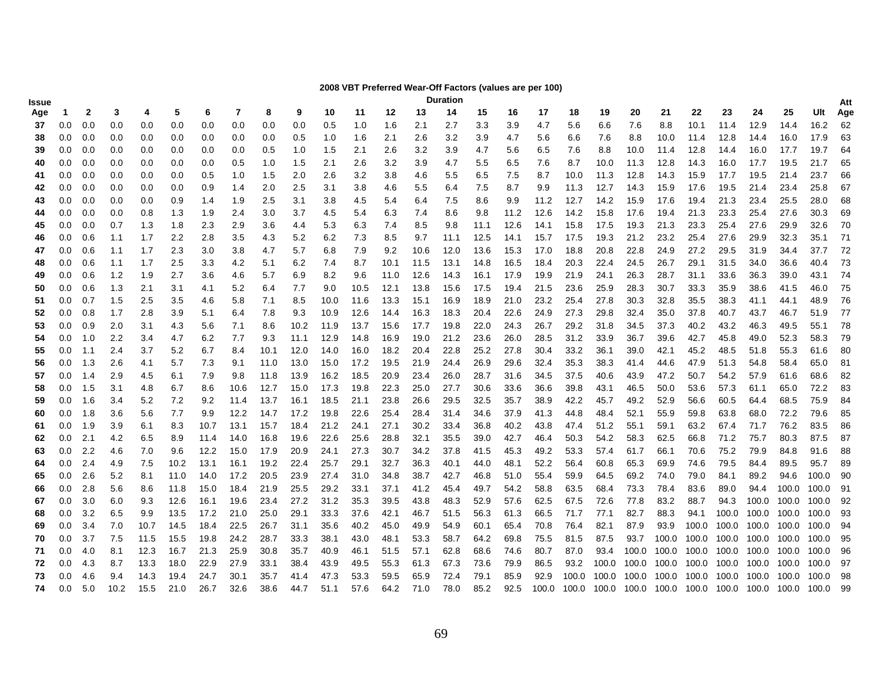**2008 VBT Preferred Wear-Off Factors (values are per 100)**

| Issue Age | 1 | 2 | 3 | 4 | 5 | 6 | 7 | 8 | 9 | 10 | 11 | 12 | 13 | 14 | 15 | 16 | 17 | 18 | 19 | 20 | 21 | 22 | 23 | 24 | 25 | Ult | Att Age |
|---|---|---|---|---|---|---|---|---|---|---|---|---|---|---|---|---|---|---|---|---|---|---|---|---|---|---|---|
| 37 | 0.0 | 0.0 | 0.0 | 0.0 | 0.0 | 0.0 | 0.0 | 0.0 | 0.0 | 0.5 | 1.0 | 1.6 | 2.1 | 2.7 | 3.3 | 3.9 | 4.7 | 5.6 | 6.6 | 7.6 | 8.8 | 10.1 | 11.4 | 12.9 | 14.4 | 16.2 | 62 |
| 38 | 0.0 | 0.0 | 0.0 | 0.0 | 0.0 | 0.0 | 0.0 | 0.0 | 0.5 | 1.0 | 1.6 | 2.1 | 2.6 | 3.2 | 3.9 | 4.7 | 5.6 | 6.6 | 7.6 | 8.8 | 10.0 | 11.4 | 12.8 | 14.4 | 16.0 | 17.9 | 63 |
| 39 | 0.0 | 0.0 | 0.0 | 0.0 | 0.0 | 0.0 | 0.0 | 0.5 | 1.0 | 1.5 | 2.1 | 2.6 | 3.2 | 3.9 | 4.7 | 5.6 | 6.5 | 7.6 | 8.8 | 10.0 | 11.4 | 12.8 | 14.4 | 16.0 | 17.7 | 19.7 | 64 |
| 40 | 0.0 | 0.0 | 0.0 | 0.0 | 0.0 | 0.0 | 0.5 | 1.0 | 1.5 | 2.1 | 2.6 | 3.2 | 3.9 | 4.7 | 5.5 | 6.5 | 7.6 | 8.7 | 10.0 | 11.3 | 12.8 | 14.3 | 16.0 | 17.7 | 19.5 | 21.7 | 65 |
| 41 | 0.0 | 0.0 | 0.0 | 0.0 | 0.0 | 0.5 | 1.0 | 1.5 | 2.0 | 2.6 | 3.2 | 3.8 | 4.6 | 5.5 | 6.5 | 7.5 | 8.7 | 10.0 | 11.3 | 12.8 | 14.3 | 15.9 | 17.7 | 19.5 | 21.4 | 23.7 | 66 |
| 42 | 0.0 | 0.0 | 0.0 | 0.0 | 0.0 | 0.9 | 1.4 | 2.0 | 2.5 | 3.1 | 3.8 | 4.6 | 5.5 | 6.4 | 7.5 | 8.7 | 9.9 | 11.3 | 12.7 | 14.3 | 15.9 | 17.6 | 19.5 | 21.4 | 23.4 | 25.8 | 67 |
| 43 | 0.0 | 0.0 | 0.0 | 0.0 | 0.9 | 1.4 | 1.9 | 2.5 | 3.1 | 3.8 | 4.5 | 5.4 | 6.4 | 7.5 | 8.6 | 9.9 | 11.2 | 12.7 | 14.2 | 15.9 | 17.6 | 19.4 | 21.3 | 23.4 | 25.5 | 28.0 | 68 |
| 44 | 0.0 | 0.0 | 0.0 | 0.8 | 1.3 | 1.9 | 2.4 | 3.0 | 3.7 | 4.5 | 5.4 | 6.3 | 7.4 | 8.6 | 9.8 | 11.2 | 12.6 | 14.2 | 15.8 | 17.6 | 19.4 | 21.3 | 23.3 | 25.4 | 27.6 | 30.3 | 69 |
| 45 | 0.0 | 0.0 | 0.7 | 1.3 | 1.8 | 2.3 | 2.9 | 3.6 | 4.4 | 5.3 | 6.3 | 7.4 | 8.5 | 9.8 | 11.1 | 12.6 | 14.1 | 15.8 | 17.5 | 19.3 | 21.3 | 23.3 | 25.4 | 27.6 | 29.9 | 32.6 | 70 |
| 46 | 0.0 | 0.6 | 1.1 | 1.7 | 2.2 | 2.8 | 3.5 | 4.3 | 5.2 | 6.2 | 7.3 | 8.5 | 9.7 | 11.1 | 12.5 | 14.1 | 15.7 | 17.5 | 19.3 | 21.2 | 23.2 | 25.4 | 27.6 | 29.9 | 32.3 | 35.1 | 71 |
| 47 | 0.0 | 0.6 | 1.1 | 1.7 | 2.3 | 3.0 | 3.8 | 4.7 | 5.7 | 6.8 | 7.9 | 9.2 | 10.6 | 12.0 | 13.6 | 15.3 | 17.0 | 18.8 | 20.8 | 22.8 | 24.9 | 27.2 | 29.5 | 31.9 | 34.4 | 37.7 | 72 |
| 48 | 0.0 | 0.6 | 1.1 | 1.7 | 2.5 | 3.3 | 4.2 | 5.1 | 6.2 | 7.4 | 8.7 | 10.1 | 11.5 | 13.1 | 14.8 | 16.5 | 18.4 | 20.3 | 22.4 | 24.5 | 26.7 | 29.1 | 31.5 | 34.0 | 36.6 | 40.4 | 73 |
| 49 | 0.0 | 0.6 | 1.2 | 1.9 | 2.7 | 3.6 | 4.6 | 5.7 | 6.9 | 8.2 | 9.6 | 11.0 | 12.6 | 14.3 | 16.1 | 17.9 | 19.9 | 21.9 | 24.1 | 26.3 | 28.7 | 31.1 | 33.6 | 36.3 | 39.0 | 43.1 | 74 |
| 50 | 0.0 | 0.6 | 1.3 | 2.1 | 3.1 | 4.1 | 5.2 | 6.4 | 7.7 | 9.0 | 10.5 | 12.1 | 13.8 | 15.6 | 17.5 | 19.4 | 21.5 | 23.6 | 25.9 | 28.3 | 30.7 | 33.3 | 35.9 | 38.6 | 41.5 | 46.0 | 75 |
| 51 | 0.0 | 0.7 | 1.5 | 2.5 | 3.5 | 4.6 | 5.8 | 7.1 | 8.5 | 10.0 | 11.6 | 13.3 | 15.1 | 16.9 | 18.9 | 21.0 | 23.2 | 25.4 | 27.8 | 30.3 | 32.8 | 35.5 | 38.3 | 41.1 | 44.1 | 48.9 | 76 |
| 52 | 0.0 | 0.8 | 1.7 | 2.8 | 3.9 | 5.1 | 6.4 | 7.8 | 9.3 | 10.9 | 12.6 | 14.4 | 16.3 | 18.3 | 20.4 | 22.6 | 24.9 | 27.3 | 29.8 | 32.4 | 35.0 | 37.8 | 40.7 | 43.7 | 46.7 | 51.9 | 77 |
| 53 | 0.0 | 0.9 | 2.0 | 3.1 | 4.3 | 5.6 | 7.1 | 8.6 | 10.2 | 11.9 | 13.7 | 15.6 | 17.7 | 19.8 | 22.0 | 24.3 | 26.7 | 29.2 | 31.8 | 34.5 | 37.3 | 40.2 | 43.2 | 46.3 | 49.5 | 55.1 | 78 |
| 54 | 0.0 | 1.0 | 2.2 | 3.4 | 4.7 | 6.2 | 7.7 | 9.3 | 11.1 | 12.9 | 14.8 | 16.9 | 19.0 | 21.2 | 23.6 | 26.0 | 28.5 | 31.2 | 33.9 | 36.7 | 39.6 | 42.7 | 45.8 | 49.0 | 52.3 | 58.3 | 79 |
| 55 | 0.0 | 1.1 | 2.4 | 3.7 | 5.2 | 6.7 | 8.4 | 10.1 | 12.0 | 14.0 | 16.0 | 18.2 | 20.4 | 22.8 | 25.2 | 27.8 | 30.4 | 33.2 | 36.1 | 39.0 | 42.1 | 45.2 | 48.5 | 51.8 | 55.3 | 61.6 | 80 |
| 56 | 0.0 | 1.3 | 2.6 | 4.1 | 5.7 | 7.3 | 9.1 | 11.0 | 13.0 | 15.0 | 17.2 | 19.5 | 21.9 | 24.4 | 26.9 | 29.6 | 32.4 | 35.3 | 38.3 | 41.4 | 44.6 | 47.9 | 51.3 | 54.8 | 58.4 | 65.0 | 81 |
| 57 | 0.0 | 1.4 | 2.9 | 4.5 | 6.1 | 7.9 | 9.8 | 11.8 | 13.9 | 16.2 | 18.5 | 20.9 | 23.4 | 26.0 | 28.7 | 31.6 | 34.5 | 37.5 | 40.6 | 43.9 | 47.2 | 50.7 | 54.2 | 57.9 | 61.6 | 68.6 | 82 |
| 58 | 0.0 | 1.5 | 3.1 | 4.8 | 6.7 | 8.6 | 10.6 | 12.7 | 15.0 | 17.3 | 19.8 | 22.3 | 25.0 | 27.7 | 30.6 | 33.6 | 36.6 | 39.8 | 43.1 | 46.5 | 50.0 | 53.6 | 57.3 | 61.1 | 65.0 | 72.2 | 83 |
| 59 | 0.0 | 1.6 | 3.4 | 5.2 | 7.2 | 9.2 | 11.4 | 13.7 | 16.1 | 18.5 | 21.1 | 23.8 | 26.6 | 29.5 | 32.5 | 35.7 | 38.9 | 42.2 | 45.7 | 49.2 | 52.9 | 56.6 | 60.5 | 64.4 | 68.5 | 75.9 | 84 |
| 60 | 0.0 | 1.8 | 3.6 | 5.6 | 7.7 | 9.9 | 12.2 | 14.7 | 17.2 | 19.8 | 22.6 | 25.4 | 28.4 | 31.4 | 34.6 | 37.9 | 41.3 | 44.8 | 48.4 | 52.1 | 55.9 | 59.8 | 63.8 | 68.0 | 72.2 | 79.6 | 85 |
| 61 | 0.0 | 1.9 | 3.9 | 6.1 | 8.3 | 10.7 | 13.1 | 15.7 | 18.4 | 21.2 | 24.1 | 27.1 | 30.2 | 33.4 | 36.8 | 40.2 | 43.8 | 47.4 | 51.2 | 55.1 | 59.1 | 63.2 | 67.4 | 71.7 | 76.2 | 83.5 | 86 |
| 62 | 0.0 | 2.1 | 4.2 | 6.5 | 8.9 | 11.4 | 14.0 | 16.8 | 19.6 | 22.6 | 25.6 | 28.8 | 32.1 | 35.5 | 39.0 | 42.7 | 46.4 | 50.3 | 54.2 | 58.3 | 62.5 | 66.8 | 71.2 | 75.7 | 80.3 | 87.5 | 87 |
| 63 | 0.0 | 2.2 | 4.6 | 7.0 | 9.6 | 12.2 | 15.0 | 17.9 | 20.9 | 24.1 | 27.3 | 30.7 | 34.2 | 37.8 | 41.5 | 45.3 | 49.2 | 53.3 | 57.4 | 61.7 | 66.1 | 70.6 | 75.2 | 79.9 | 84.8 | 91.6 | 88 |
| 64 | 0.0 | 2.4 | 4.9 | 7.5 | 10.2 | 13.1 | 16.1 | 19.2 | 22.4 | 25.7 | 29.1 | 32.7 | 36.3 | 40.1 | 44.0 | 48.1 | 52.2 | 56.4 | 60.8 | 65.3 | 69.9 | 74.6 | 79.5 | 84.4 | 89.5 | 95.7 | 89 |
| 65 | 0.0 | 2.6 | 5.2 | 8.1 | 11.0 | 14.0 | 17.2 | 20.5 | 23.9 | 27.4 | 31.0 | 34.8 | 38.7 | 42.7 | 46.8 | 51.0 | 55.4 | 59.9 | 64.5 | 69.2 | 74.0 | 79.0 | 84.1 | 89.2 | 94.6 | 100.0 | 90 |
| 66 | 0.0 | 2.8 | 5.6 | 8.6 | 11.8 | 15.0 | 18.4 | 21.9 | 25.5 | 29.2 | 33.1 | 37.1 | 41.2 | 45.4 | 49.7 | 54.2 | 58.8 | 63.5 | 68.4 | 73.3 | 78.4 | 83.6 | 89.0 | 94.4 | 100.0 | 100.0 | 91 |
| 67 | 0.0 | 3.0 | 6.0 | 9.3 | 12.6 | 16.1 | 19.6 | 23.4 | 27.2 | 31.2 | 35.3 | 39.5 | 43.8 | 48.3 | 52.9 | 57.6 | 62.5 | 67.5 | 72.6 | 77.8 | 83.2 | 88.7 | 94.3 | 100.0 | 100.0 | 100.0 | 92 |
| 68 | 0.0 | 3.2 | 6.5 | 9.9 | 13.5 | 17.2 | 21.0 | 25.0 | 29.1 | 33.3 | 37.6 | 42.1 | 46.7 | 51.5 | 56.3 | 61.3 | 66.5 | 71.7 | 77.1 | 82.7 | 88.3 | 94.1 | 100.0 | 100.0 | 100.0 | 100.0 | 93 |
| 69 | 0.0 | 3.4 | 7.0 | 10.7 | 14.5 | 18.4 | 22.5 | 26.7 | 31.1 | 35.6 | 40.2 | 45.0 | 49.9 | 54.9 | 60.1 | 65.4 | 70.8 | 76.4 | 82.1 | 87.9 | 93.9 | 100.0 | 100.0 | 100.0 | 100.0 | 100.0 | 94 |
| 70 | 0.0 | 3.7 | 7.5 | 11.5 | 15.5 | 19.8 | 24.2 | 28.7 | 33.3 | 38.1 | 43.0 | 48.1 | 53.3 | 58.7 | 64.2 | 69.8 | 75.5 | 81.5 | 87.5 | 93.7 | 100.0 | 100.0 | 100.0 | 100.0 | 100.0 | 100.0 | 95 |
| 71 | 0.0 | 4.0 | 8.1 | 12.3 | 16.7 | 21.3 | 25.9 | 30.8 | 35.7 | 40.9 | 46.1 | 51.5 | 57.1 | 62.8 | 68.6 | 74.6 | 80.7 | 87.0 | 93.4 | 100.0 | 100.0 | 100.0 | 100.0 | 100.0 | 100.0 | 100.0 | 96 |
| 72 | 0.0 | 4.3 | 8.7 | 13.3 | 18.0 | 22.9 | 27.9 | 33.1 | 38.4 | 43.9 | 49.5 | 55.3 | 61.3 | 67.3 | 73.6 | 79.9 | 86.5 | 93.2 | 100.0 | 100.0 | 100.0 | 100.0 | 100.0 | 100.0 | 100.0 | 100.0 | 97 |
| 73 | 0.0 | 4.6 | 9.4 | 14.3 | 19.4 | 24.7 | 30.1 | 35.7 | 41.4 | 47.3 | 53.3 | 59.5 | 65.9 | 72.4 | 79.1 | 85.9 | 92.9 | 100.0 | 100.0 | 100.0 | 100.0 | 100.0 | 100.0 | 100.0 | 100.0 | 100.0 | 98 |
| 74 | 0.0 | 5.0 | 10.2 | 15.5 | 21.0 | 26.7 | 32.6 | 38.6 | 44.7 | 51.1 | 57.6 | 64.2 | 71.0 | 78.0 | 85.2 | 92.5 | 100.0 | 100.0 | 100.0 | 100.0 | 100.0 | 100.0 | 100.0 | 100.0 | 100.0 | 100.0 | 99 |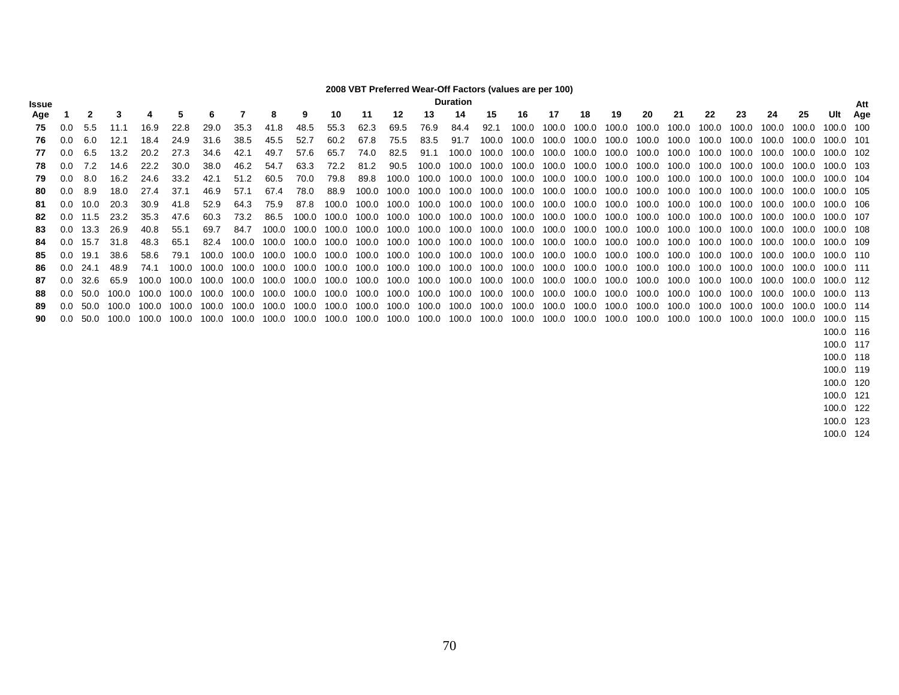**2008 VBT Preferred Wear-Off Factors (values are per 100)**

| Issue Age | 1 | 2 | 3 | 4 | 5 | 6 | 7 | 8 | 9 | 10 | 11 | 12 | 13 | 14 | 15 | 16 | 17 | 18 | 19 | 20 | 21 | 22 | 23 | 24 | 25 | Ult | Att Age |
|---|---|---|---|---|---|---|---|---|---|---|---|---|---|---|---|---|---|---|---|---|---|---|---|---|---|---|---|
| **75** | 0.0 | 5.5 | 11.1 | 16.9 | 22.8 | 29.0 | 35.3 | 41.8 | 48.5 | 55.3 | 62.3 | 69.5 | 76.9 | 84.4 | 92.1 | 100.0 | 100.0 | 100.0 | 100.0 | 100.0 | 100.0 | 100.0 | 100.0 | 100.0 | 100.0 | 100.0 | 100 |
| **76** | 0.0 | 6.0 | 12.1 | 18.4 | 24.9 | 31.6 | 38.5 | 45.5 | 52.7 | 60.2 | 67.8 | 75.5 | 83.5 | 91.7 | 100.0 | 100.0 | 100.0 | 100.0 | 100.0 | 100.0 | 100.0 | 100.0 | 100.0 | 100.0 | 100.0 | 100.0 | 101 |
| **77** | 0.0 | 6.5 | 13.2 | 20.2 | 27.3 | 34.6 | 42.1 | 49.7 | 57.6 | 65.7 | 74.0 | 82.5 | 91.1 | 100.0 | 100.0 | 100.0 | 100.0 | 100.0 | 100.0 | 100.0 | 100.0 | 100.0 | 100.0 | 100.0 | 100.0 | 100.0 | 102 |
| **78** | 0.0 | 7.2 | 14.6 | 22.2 | 30.0 | 38.0 | 46.2 | 54.7 | 63.3 | 72.2 | 81.2 | 90.5 | 100.0 | 100.0 | 100.0 | 100.0 | 100.0 | 100.0 | 100.0 | 100.0 | 100.0 | 100.0 | 100.0 | 100.0 | 100.0 | 100.0 | 103 |
| **79** | 0.0 | 8.0 | 16.2 | 24.6 | 33.2 | 42.1 | 51.2 | 60.5 | 70.0 | 79.8 | 89.8 | 100.0 | 100.0 | 100.0 | 100.0 | 100.0 | 100.0 | 100.0 | 100.0 | 100.0 | 100.0 | 100.0 | 100.0 | 100.0 | 100.0 | 100.0 | 104 |
| **80** | 0.0 | 8.9 | 18.0 | 27.4 | 37.1 | 46.9 | 57.1 | 67.4 | 78.0 | 88.9 | 100.0 | 100.0 | 100.0 | 100.0 | 100.0 | 100.0 | 100.0 | 100.0 | 100.0 | 100.0 | 100.0 | 100.0 | 100.0 | 100.0 | 100.0 | 100.0 | 105 |
| **81** | 0.0 | 10.0 | 20.3 | 30.9 | 41.8 | 52.9 | 64.3 | 75.9 | 87.8 | 100.0 | 100.0 | 100.0 | 100.0 | 100.0 | 100.0 | 100.0 | 100.0 | 100.0 | 100.0 | 100.0 | 100.0 | 100.0 | 100.0 | 100.0 | 100.0 | 100.0 | 106 |
| **82** | 0.0 | 11.5 | 23.2 | 35.3 | 47.6 | 60.3 | 73.2 | 86.5 | 100.0 | 100.0 | 100.0 | 100.0 | 100.0 | 100.0 | 100.0 | 100.0 | 100.0 | 100.0 | 100.0 | 100.0 | 100.0 | 100.0 | 100.0 | 100.0 | 100.0 | 100.0 | 107 |
| **83** | 0.0 | 13.3 | 26.9 | 40.8 | 55.1 | 69.7 | 84.7 | 100.0 | 100.0 | 100.0 | 100.0 | 100.0 | 100.0 | 100.0 | 100.0 | 100.0 | 100.0 | 100.0 | 100.0 | 100.0 | 100.0 | 100.0 | 100.0 | 100.0 | 100.0 | 100.0 | 108 |
| **84** | 0.0 | 15.7 | 31.8 | 48.3 | 65.1 | 82.4 | 100.0 | 100.0 | 100.0 | 100.0 | 100.0 | 100.0 | 100.0 | 100.0 | 100.0 | 100.0 | 100.0 | 100.0 | 100.0 | 100.0 | 100.0 | 100.0 | 100.0 | 100.0 | 100.0 | 100.0 | 109 |
| **85** | 0.0 | 19.1 | 38.6 | 58.6 | 79.1 | 100.0 | 100.0 | 100.0 | 100.0 | 100.0 | 100.0 | 100.0 | 100.0 | 100.0 | 100.0 | 100.0 | 100.0 | 100.0 | 100.0 | 100.0 | 100.0 | 100.0 | 100.0 | 100.0 | 100.0 | 100.0 | 110 |
| **86** | 0.0 | 24.1 | 48.9 | 74.1 | 100.0 | 100.0 | 100.0 | 100.0 | 100.0 | 100.0 | 100.0 | 100.0 | 100.0 | 100.0 | 100.0 | 100.0 | 100.0 | 100.0 | 100.0 | 100.0 | 100.0 | 100.0 | 100.0 | 100.0 | 100.0 | 100.0 | 111 |
| **87** | 0.0 | 32.6 | 65.9 | 100.0 | 100.0 | 100.0 | 100.0 | 100.0 | 100.0 | 100.0 | 100.0 | 100.0 | 100.0 | 100.0 | 100.0 | 100.0 | 100.0 | 100.0 | 100.0 | 100.0 | 100.0 | 100.0 | 100.0 | 100.0 | 100.0 | 100.0 | 112 |
| **88** | 0.0 | 50.0 | 100.0 | 100.0 | 100.0 | 100.0 | 100.0 | 100.0 | 100.0 | 100.0 | 100.0 | 100.0 | 100.0 | 100.0 | 100.0 | 100.0 | 100.0 | 100.0 | 100.0 | 100.0 | 100.0 | 100.0 | 100.0 | 100.0 | 100.0 | 100.0 | 113 |
| **89** | 0.0 | 50.0 | 100.0 | 100.0 | 100.0 | 100.0 | 100.0 | 100.0 | 100.0 | 100.0 | 100.0 | 100.0 | 100.0 | 100.0 | 100.0 | 100.0 | 100.0 | 100.0 | 100.0 | 100.0 | 100.0 | 100.0 | 100.0 | 100.0 | 100.0 | 100.0 | 114 |
| **90** | 0.0 | 50.0 | 100.0 | 100.0 | 100.0 | 100.0 | 100.0 | 100.0 | 100.0 | 100.0 | 100.0 | 100.0 | 100.0 | 100.0 | 100.0 | 100.0 | 100.0 | 100.0 | 100.0 | 100.0 | 100.0 | 100.0 | 100.0 | 100.0 | 100.0 | 100.0 | 115 |
| | | | | | | | | | | | | | | | | | | | | | | | | | | 100.0 | 116 |
| | | | | | | | | | | | | | | | | | | | | | | | | | | 100.0 | 117 |
| | | | | | | | | | | | | | | | | | | | | | | | | | | 100.0 | 118 |
| | | | | | | | | | | | | | | | | | | | | | | | | | | 100.0 | 119 |
| | | | | | | | | | | | | | | | | | | | | | | | | | | 100.0 | 120 |
| | | | | | | | | | | | | | | | | | | | | | | | | | | 100.0 | 121 |
| | | | | | | | | | | | | | | | | | | | | | | | | | | 100.0 | 122 |
| | | | | | | | | | | | | | | | | | | | | | | | | | | 100.0 | 123 |
| | | | | | | | | | | | | | | | | | | | | | | | | | | 100.0 | 124 |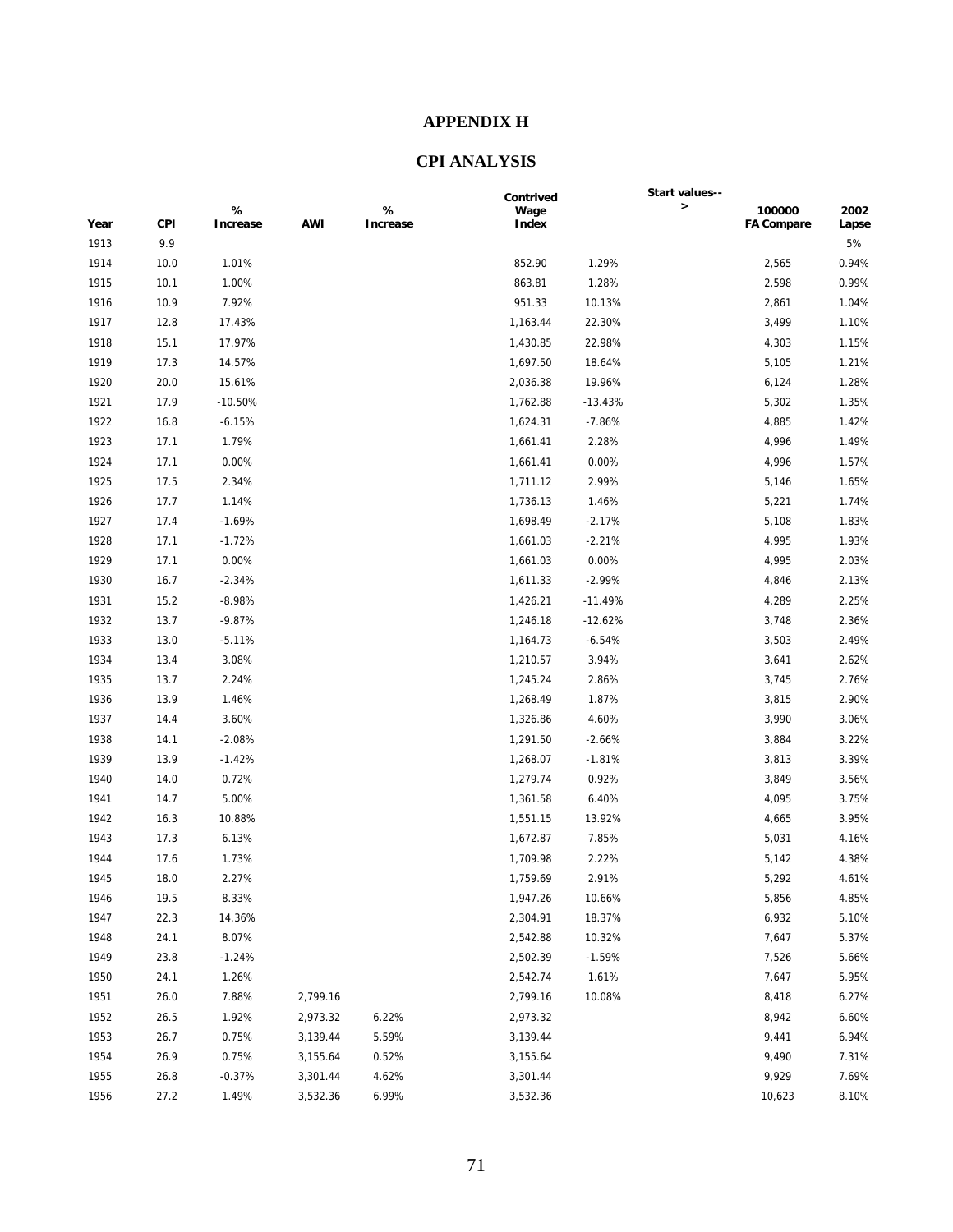# APPENDIX H

## CPI ANALYSIS

| Year | CPI | % Increase | AWI | % Increase | Contrived Wage Index | | Start values-- > | 100000 FA Compare | 2002 Lapse |
|---|---|---|---|---|---|---|---|---|---|
| 1913 | 9.9 | | | | | | | | 5% |
| 1914 | 10.0 | 1.01% | | | 852.90 | 1.29% | | 2,565 | 0.94% |
| 1915 | 10.1 | 1.00% | | | 863.81 | 1.28% | | 2,598 | 0.99% |
| 1916 | 10.9 | 7.92% | | | 951.33 | 10.13% | | 2,861 | 1.04% |
| 1917 | 12.8 | 17.43% | | | 1,163.44 | 22.30% | | 3,499 | 1.10% |
| 1918 | 15.1 | 17.97% | | | 1,430.85 | 22.98% | | 4,303 | 1.15% |
| 1919 | 17.3 | 14.57% | | | 1,697.50 | 18.64% | | 5,105 | 1.21% |
| 1920 | 20.0 | 15.61% | | | 2,036.38 | 19.96% | | 6,124 | 1.28% |
| 1921 | 17.9 | -10.50% | | | 1,762.88 | -13.43% | | 5,302 | 1.35% |
| 1922 | 16.8 | -6.15% | | | 1,624.31 | -7.86% | | 4,885 | 1.42% |
| 1923 | 17.1 | 1.79% | | | 1,661.41 | 2.28% | | 4,996 | 1.49% |
| 1924 | 17.1 | 0.00% | | | 1,661.41 | 0.00% | | 4,996 | 1.57% |
| 1925 | 17.5 | 2.34% | | | 1,711.12 | 2.99% | | 5,146 | 1.65% |
| 1926 | 17.7 | 1.14% | | | 1,736.13 | 1.46% | | 5,221 | 1.74% |
| 1927 | 17.4 | -1.69% | | | 1,698.49 | -2.17% | | 5,108 | 1.83% |
| 1928 | 17.1 | -1.72% | | | 1,661.03 | -2.21% | | 4,995 | 1.93% |
| 1929 | 17.1 | 0.00% | | | 1,661.03 | 0.00% | | 4,995 | 2.03% |
| 1930 | 16.7 | -2.34% | | | 1,611.33 | -2.99% | | 4,846 | 2.13% |
| 1931 | 15.2 | -8.98% | | | 1,426.21 | -11.49% | | 4,289 | 2.25% |
| 1932 | 13.7 | -9.87% | | | 1,246.18 | -12.62% | | 3,748 | 2.36% |
| 1933 | 13.0 | -5.11% | | | 1,164.73 | -6.54% | | 3,503 | 2.49% |
| 1934 | 13.4 | 3.08% | | | 1,210.57 | 3.94% | | 3,641 | 2.62% |
| 1935 | 13.7 | 2.24% | | | 1,245.24 | 2.86% | | 3,745 | 2.76% |
| 1936 | 13.9 | 1.46% | | | 1,268.49 | 1.87% | | 3,815 | 2.90% |
| 1937 | 14.4 | 3.60% | | | 1,326.86 | 4.60% | | 3,990 | 3.06% |
| 1938 | 14.1 | -2.08% | | | 1,291.50 | -2.66% | | 3,884 | 3.22% |
| 1939 | 13.9 | -1.42% | | | 1,268.07 | -1.81% | | 3,813 | 3.39% |
| 1940 | 14.0 | 0.72% | | | 1,279.74 | 0.92% | | 3,849 | 3.56% |
| 1941 | 14.7 | 5.00% | | | 1,361.58 | 6.40% | | 4,095 | 3.75% |
| 1942 | 16.3 | 10.88% | | | 1,551.15 | 13.92% | | 4,665 | 3.95% |
| 1943 | 17.3 | 6.13% | | | 1,672.87 | 7.85% | | 5,031 | 4.16% |
| 1944 | 17.6 | 1.73% | | | 1,709.98 | 2.22% | | 5,142 | 4.38% |
| 1945 | 18.0 | 2.27% | | | 1,759.69 | 2.91% | | 5,292 | 4.61% |
| 1946 | 19.5 | 8.33% | | | 1,947.26 | 10.66% | | 5,856 | 4.85% |
| 1947 | 22.3 | 14.36% | | | 2,304.91 | 18.37% | | 6,932 | 5.10% |
| 1948 | 24.1 | 8.07% | | | 2,542.88 | 10.32% | | 7,647 | 5.37% |
| 1949 | 23.8 | -1.24% | | | 2,502.39 | -1.59% | | 7,526 | 5.66% |
| 1950 | 24.1 | 1.26% | | | 2,542.74 | 1.61% | | 7,647 | 5.95% |
| 1951 | 26.0 | 7.88% | 2,799.16 | | 2,799.16 | 10.08% | | 8,418 | 6.27% |
| 1952 | 26.5 | 1.92% | 2,973.32 | 6.22% | 2,973.32 | | | 8,942 | 6.60% |
| 1953 | 26.7 | 0.75% | 3,139.44 | 5.59% | 3,139.44 | | | 9,441 | 6.94% |
| 1954 | 26.9 | 0.75% | 3,155.64 | 0.52% | 3,155.64 | | | 9,490 | 7.31% |
| 1955 | 26.8 | -0.37% | 3,301.44 | 4.62% | 3,301.44 | | | 9,929 | 7.69% |
| 1956 | 27.2 | 1.49% | 3,532.36 | 6.99% | 3,532.36 | | | 10,623 | 8.10% |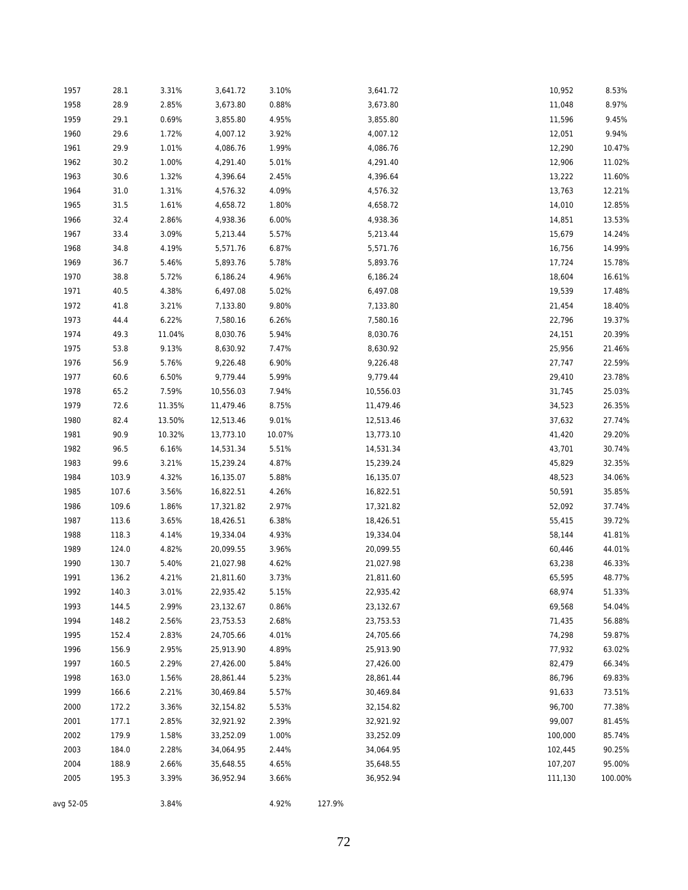| | | | | | | | | |
|---|---|---|---|---|---|---|---|---|
| 1957 | 28.1 | 3.31% | 3,641.72 | 3.10% | | 3,641.72 | 10,952 | 8.53% |
| 1958 | 28.9 | 2.85% | 3,673.80 | 0.88% | | 3,673.80 | 11,048 | 8.97% |
| 1959 | 29.1 | 0.69% | 3,855.80 | 4.95% | | 3,855.80 | 11,596 | 9.45% |
| 1960 | 29.6 | 1.72% | 4,007.12 | 3.92% | | 4,007.12 | 12,051 | 9.94% |
| 1961 | 29.9 | 1.01% | 4,086.76 | 1.99% | | 4,086.76 | 12,290 | 10.47% |
| 1962 | 30.2 | 1.00% | 4,291.40 | 5.01% | | 4,291.40 | 12,906 | 11.02% |
| 1963 | 30.6 | 1.32% | 4,396.64 | 2.45% | | 4,396.64 | 13,222 | 11.60% |
| 1964 | 31.0 | 1.31% | 4,576.32 | 4.09% | | 4,576.32 | 13,763 | 12.21% |
| 1965 | 31.5 | 1.61% | 4,658.72 | 1.80% | | 4,658.72 | 14,010 | 12.85% |
| 1966 | 32.4 | 2.86% | 4,938.36 | 6.00% | | 4,938.36 | 14,851 | 13.53% |
| 1967 | 33.4 | 3.09% | 5,213.44 | 5.57% | | 5,213.44 | 15,679 | 14.24% |
| 1968 | 34.8 | 4.19% | 5,571.76 | 6.87% | | 5,571.76 | 16,756 | 14.99% |
| 1969 | 36.7 | 5.46% | 5,893.76 | 5.78% | | 5,893.76 | 17,724 | 15.78% |
| 1970 | 38.8 | 5.72% | 6,186.24 | 4.96% | | 6,186.24 | 18,604 | 16.61% |
| 1971 | 40.5 | 4.38% | 6,497.08 | 5.02% | | 6,497.08 | 19,539 | 17.48% |
| 1972 | 41.8 | 3.21% | 7,133.80 | 9.80% | | 7,133.80 | 21,454 | 18.40% |
| 1973 | 44.4 | 6.22% | 7,580.16 | 6.26% | | 7,580.16 | 22,796 | 19.37% |
| 1974 | 49.3 | 11.04% | 8,030.76 | 5.94% | | 8,030.76 | 24,151 | 20.39% |
| 1975 | 53.8 | 9.13% | 8,630.92 | 7.47% | | 8,630.92 | 25,956 | 21.46% |
| 1976 | 56.9 | 5.76% | 9,226.48 | 6.90% | | 9,226.48 | 27,747 | 22.59% |
| 1977 | 60.6 | 6.50% | 9,779.44 | 5.99% | | 9,779.44 | 29,410 | 23.78% |
| 1978 | 65.2 | 7.59% | 10,556.03 | 7.94% | | 10,556.03 | 31,745 | 25.03% |
| 1979 | 72.6 | 11.35% | 11,479.46 | 8.75% | | 11,479.46 | 34,523 | 26.35% |
| 1980 | 82.4 | 13.50% | 12,513.46 | 9.01% | | 12,513.46 | 37,632 | 27.74% |
| 1981 | 90.9 | 10.32% | 13,773.10 | 10.07% | | 13,773.10 | 41,420 | 29.20% |
| 1982 | 96.5 | 6.16% | 14,531.34 | 5.51% | | 14,531.34 | 43,701 | 30.74% |
| 1983 | 99.6 | 3.21% | 15,239.24 | 4.87% | | 15,239.24 | 45,829 | 32.35% |
| 1984 | 103.9 | 4.32% | 16,135.07 | 5.88% | | 16,135.07 | 48,523 | 34.06% |
| 1985 | 107.6 | 3.56% | 16,822.51 | 4.26% | | 16,822.51 | 50,591 | 35.85% |
| 1986 | 109.6 | 1.86% | 17,321.82 | 2.97% | | 17,321.82 | 52,092 | 37.74% |
| 1987 | 113.6 | 3.65% | 18,426.51 | 6.38% | | 18,426.51 | 55,415 | 39.72% |
| 1988 | 118.3 | 4.14% | 19,334.04 | 4.93% | | 19,334.04 | 58,144 | 41.81% |
| 1989 | 124.0 | 4.82% | 20,099.55 | 3.96% | | 20,099.55 | 60,446 | 44.01% |
| 1990 | 130.7 | 5.40% | 21,027.98 | 4.62% | | 21,027.98 | 63,238 | 46.33% |
| 1991 | 136.2 | 4.21% | 21,811.60 | 3.73% | | 21,811.60 | 65,595 | 48.77% |
| 1992 | 140.3 | 3.01% | 22,935.42 | 5.15% | | 22,935.42 | 68,974 | 51.33% |
| 1993 | 144.5 | 2.99% | 23,132.67 | 0.86% | | 23,132.67 | 69,568 | 54.04% |
| 1994 | 148.2 | 2.56% | 23,753.53 | 2.68% | | 23,753.53 | 71,435 | 56.88% |
| 1995 | 152.4 | 2.83% | 24,705.66 | 4.01% | | 24,705.66 | 74,298 | 59.87% |
| 1996 | 156.9 | 2.95% | 25,913.90 | 4.89% | | 25,913.90 | 77,932 | 63.02% |
| 1997 | 160.5 | 2.29% | 27,426.00 | 5.84% | | 27,426.00 | 82,479 | 66.34% |
| 1998 | 163.0 | 1.56% | 28,861.44 | 5.23% | | 28,861.44 | 86,796 | 69.83% |
| 1999 | 166.6 | 2.21% | 30,469.84 | 5.57% | | 30,469.84 | 91,633 | 73.51% |
| 2000 | 172.2 | 3.36% | 32,154.82 | 5.53% | | 32,154.82 | 96,700 | 77.38% |
| 2001 | 177.1 | 2.85% | 32,921.92 | 2.39% | | 32,921.92 | 99,007 | 81.45% |
| 2002 | 179.9 | 1.58% | 33,252.09 | 1.00% | | 33,252.09 | 100,000 | 85.74% |
| 2003 | 184.0 | 2.28% | 34,064.95 | 2.44% | | 34,064.95 | 102,445 | 90.25% |
| 2004 | 188.9 | 2.66% | 35,648.55 | 4.65% | | 35,648.55 | 107,207 | 95.00% |
| 2005 | 195.3 | 3.39% | 36,952.94 | 3.66% | | 36,952.94 | 111,130 | 100.00% |
| avg 52-05 | | 3.84% | | 4.92% | 127.9% | | | |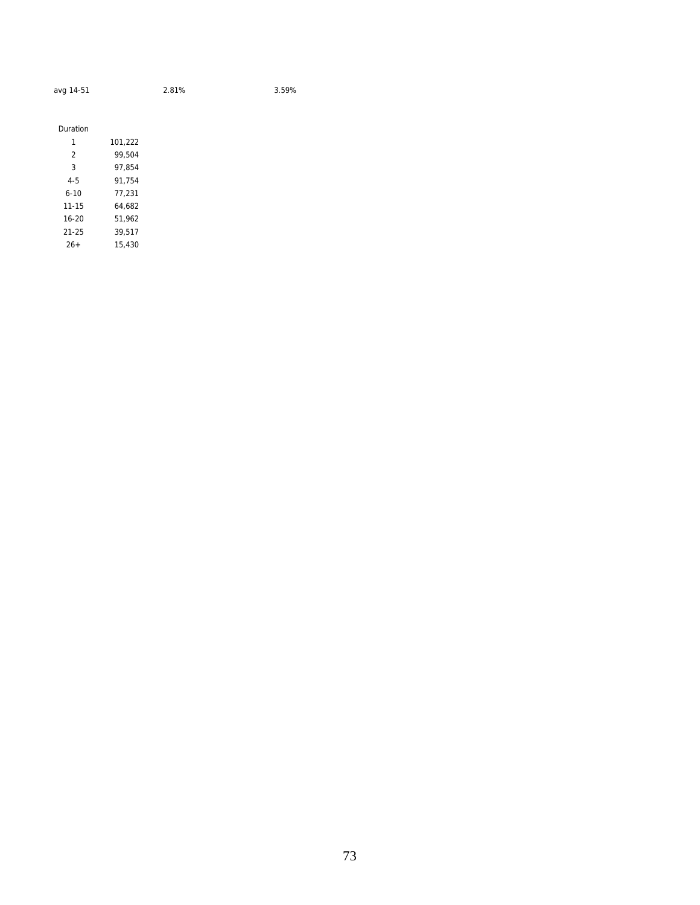| avg 14-51 | 2.81% | 3.59% |
|---|---|---|

| Duration | |
|---|---|
| 1 | 101,222 |
| 2 | 99,504 |
| 3 | 97,854 |
| 4-5 | 91,754 |
| 6-10 | 77,231 |
| 11-15 | 64,682 |
| 16-20 | 51,962 |
| 21-25 | 39,517 |
| 26+ | 15,430 |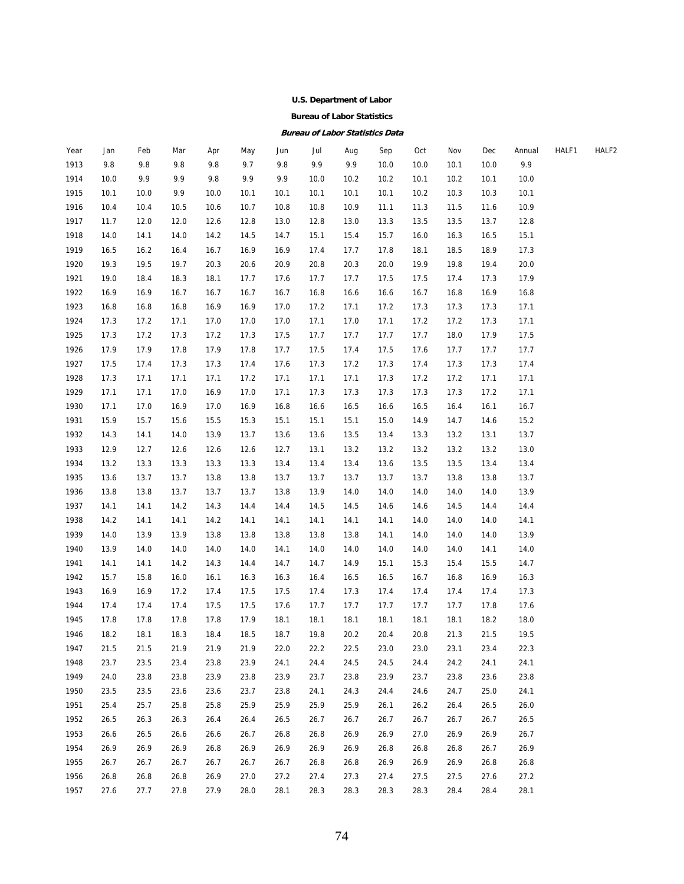**U.S. Department of Labor**

**Bureau of Labor Statistics**

***Bureau of Labor Statistics Data***

| Year | Jan | Feb | Mar | Apr | May | Jun | Jul | Aug | Sep | Oct | Nov | Dec | Annual | HALF1 | HALF2 |
|---|---|---|---|---|---|---|---|---|---|---|---|---|---|---|---|
| 1913 | 9.8 | 9.8 | 9.8 | 9.8 | 9.7 | 9.8 | 9.9 | 9.9 | 10.0 | 10.0 | 10.1 | 10.0 | 9.9 | | |
| 1914 | 10.0 | 9.9 | 9.9 | 9.8 | 9.9 | 9.9 | 10.0 | 10.2 | 10.2 | 10.1 | 10.2 | 10.1 | 10.0 | | |
| 1915 | 10.1 | 10.0 | 9.9 | 10.0 | 10.1 | 10.1 | 10.1 | 10.1 | 10.1 | 10.2 | 10.3 | 10.3 | 10.1 | | |
| 1916 | 10.4 | 10.4 | 10.5 | 10.6 | 10.7 | 10.8 | 10.8 | 10.9 | 11.1 | 11.3 | 11.5 | 11.6 | 10.9 | | |
| 1917 | 11.7 | 12.0 | 12.0 | 12.6 | 12.8 | 13.0 | 12.8 | 13.0 | 13.3 | 13.5 | 13.5 | 13.7 | 12.8 | | |
| 1918 | 14.0 | 14.1 | 14.0 | 14.2 | 14.5 | 14.7 | 15.1 | 15.4 | 15.7 | 16.0 | 16.3 | 16.5 | 15.1 | | |
| 1919 | 16.5 | 16.2 | 16.4 | 16.7 | 16.9 | 16.9 | 17.4 | 17.7 | 17.8 | 18.1 | 18.5 | 18.9 | 17.3 | | |
| 1920 | 19.3 | 19.5 | 19.7 | 20.3 | 20.6 | 20.9 | 20.8 | 20.3 | 20.0 | 19.9 | 19.8 | 19.4 | 20.0 | | |
| 1921 | 19.0 | 18.4 | 18.3 | 18.1 | 17.7 | 17.6 | 17.7 | 17.7 | 17.5 | 17.5 | 17.4 | 17.3 | 17.9 | | |
| 1922 | 16.9 | 16.9 | 16.7 | 16.7 | 16.7 | 16.7 | 16.8 | 16.6 | 16.6 | 16.7 | 16.8 | 16.9 | 16.8 | | |
| 1923 | 16.8 | 16.8 | 16.8 | 16.9 | 16.9 | 17.0 | 17.2 | 17.1 | 17.2 | 17.3 | 17.3 | 17.3 | 17.1 | | |
| 1924 | 17.3 | 17.2 | 17.1 | 17.0 | 17.0 | 17.0 | 17.1 | 17.0 | 17.1 | 17.2 | 17.2 | 17.3 | 17.1 | | |
| 1925 | 17.3 | 17.2 | 17.3 | 17.2 | 17.3 | 17.5 | 17.7 | 17.7 | 17.7 | 17.7 | 18.0 | 17.9 | 17.5 | | |
| 1926 | 17.9 | 17.9 | 17.8 | 17.9 | 17.8 | 17.7 | 17.5 | 17.4 | 17.5 | 17.6 | 17.7 | 17.7 | 17.7 | | |
| 1927 | 17.5 | 17.4 | 17.3 | 17.3 | 17.4 | 17.6 | 17.3 | 17.2 | 17.3 | 17.4 | 17.3 | 17.3 | 17.4 | | |
| 1928 | 17.3 | 17.1 | 17.1 | 17.1 | 17.2 | 17.1 | 17.1 | 17.1 | 17.3 | 17.2 | 17.2 | 17.1 | 17.1 | | |
| 1929 | 17.1 | 17.1 | 17.0 | 16.9 | 17.0 | 17.1 | 17.3 | 17.3 | 17.3 | 17.3 | 17.3 | 17.2 | 17.1 | | |
| 1930 | 17.1 | 17.0 | 16.9 | 17.0 | 16.9 | 16.8 | 16.6 | 16.5 | 16.6 | 16.5 | 16.4 | 16.1 | 16.7 | | |
| 1931 | 15.9 | 15.7 | 15.6 | 15.5 | 15.3 | 15.1 | 15.1 | 15.1 | 15.0 | 14.9 | 14.7 | 14.6 | 15.2 | | |
| 1932 | 14.3 | 14.1 | 14.0 | 13.9 | 13.7 | 13.6 | 13.6 | 13.5 | 13.4 | 13.3 | 13.2 | 13.1 | 13.7 | | |
| 1933 | 12.9 | 12.7 | 12.6 | 12.6 | 12.6 | 12.7 | 13.1 | 13.2 | 13.2 | 13.2 | 13.2 | 13.2 | 13.0 | | |
| 1934 | 13.2 | 13.3 | 13.3 | 13.3 | 13.3 | 13.4 | 13.4 | 13.4 | 13.6 | 13.5 | 13.5 | 13.4 | 13.4 | | |
| 1935 | 13.6 | 13.7 | 13.7 | 13.8 | 13.8 | 13.7 | 13.7 | 13.7 | 13.7 | 13.7 | 13.8 | 13.8 | 13.7 | | |
| 1936 | 13.8 | 13.8 | 13.7 | 13.7 | 13.7 | 13.8 | 13.9 | 14.0 | 14.0 | 14.0 | 14.0 | 14.0 | 13.9 | | |
| 1937 | 14.1 | 14.1 | 14.2 | 14.3 | 14.4 | 14.4 | 14.5 | 14.5 | 14.6 | 14.6 | 14.5 | 14.4 | 14.4 | | |
| 1938 | 14.2 | 14.1 | 14.1 | 14.2 | 14.1 | 14.1 | 14.1 | 14.1 | 14.1 | 14.0 | 14.0 | 14.0 | 14.1 | | |
| 1939 | 14.0 | 13.9 | 13.9 | 13.8 | 13.8 | 13.8 | 13.8 | 13.8 | 14.1 | 14.0 | 14.0 | 14.0 | 13.9 | | |
| 1940 | 13.9 | 14.0 | 14.0 | 14.0 | 14.0 | 14.1 | 14.0 | 14.0 | 14.0 | 14.0 | 14.0 | 14.1 | 14.0 | | |
| 1941 | 14.1 | 14.1 | 14.2 | 14.3 | 14.4 | 14.7 | 14.7 | 14.9 | 15.1 | 15.3 | 15.4 | 15.5 | 14.7 | | |
| 1942 | 15.7 | 15.8 | 16.0 | 16.1 | 16.3 | 16.3 | 16.4 | 16.5 | 16.5 | 16.7 | 16.8 | 16.9 | 16.3 | | |
| 1943 | 16.9 | 16.9 | 17.2 | 17.4 | 17.5 | 17.5 | 17.4 | 17.3 | 17.4 | 17.4 | 17.4 | 17.4 | 17.3 | | |
| 1944 | 17.4 | 17.4 | 17.4 | 17.5 | 17.5 | 17.6 | 17.7 | 17.7 | 17.7 | 17.7 | 17.7 | 17.8 | 17.6 | | |
| 1945 | 17.8 | 17.8 | 17.8 | 17.8 | 17.9 | 18.1 | 18.1 | 18.1 | 18.1 | 18.1 | 18.1 | 18.2 | 18.0 | | |
| 1946 | 18.2 | 18.1 | 18.3 | 18.4 | 18.5 | 18.7 | 19.8 | 20.2 | 20.4 | 20.8 | 21.3 | 21.5 | 19.5 | | |
| 1947 | 21.5 | 21.5 | 21.9 | 21.9 | 21.9 | 22.0 | 22.2 | 22.5 | 23.0 | 23.0 | 23.1 | 23.4 | 22.3 | | |
| 1948 | 23.7 | 23.5 | 23.4 | 23.8 | 23.9 | 24.1 | 24.4 | 24.5 | 24.5 | 24.4 | 24.2 | 24.1 | 24.1 | | |
| 1949 | 24.0 | 23.8 | 23.8 | 23.9 | 23.8 | 23.9 | 23.7 | 23.8 | 23.9 | 23.7 | 23.8 | 23.6 | 23.8 | | |
| 1950 | 23.5 | 23.5 | 23.6 | 23.6 | 23.7 | 23.8 | 24.1 | 24.3 | 24.4 | 24.6 | 24.7 | 25.0 | 24.1 | | |
| 1951 | 25.4 | 25.7 | 25.8 | 25.8 | 25.9 | 25.9 | 25.9 | 25.9 | 26.1 | 26.2 | 26.4 | 26.5 | 26.0 | | |
| 1952 | 26.5 | 26.3 | 26.3 | 26.4 | 26.4 | 26.5 | 26.7 | 26.7 | 26.7 | 26.7 | 26.7 | 26.7 | 26.5 | | |
| 1953 | 26.6 | 26.5 | 26.6 | 26.6 | 26.7 | 26.8 | 26.8 | 26.9 | 26.9 | 27.0 | 26.9 | 26.9 | 26.7 | | |
| 1954 | 26.9 | 26.9 | 26.9 | 26.8 | 26.9 | 26.9 | 26.9 | 26.9 | 26.8 | 26.8 | 26.8 | 26.7 | 26.9 | | |
| 1955 | 26.7 | 26.7 | 26.7 | 26.7 | 26.7 | 26.7 | 26.8 | 26.8 | 26.9 | 26.9 | 26.9 | 26.8 | 26.8 | | |
| 1956 | 26.8 | 26.8 | 26.8 | 26.9 | 27.0 | 27.2 | 27.4 | 27.3 | 27.4 | 27.5 | 27.5 | 27.6 | 27.2 | | |
| 1957 | 27.6 | 27.7 | 27.8 | 27.9 | 28.0 | 28.1 | 28.3 | 28.3 | 28.3 | 28.3 | 28.4 | 28.4 | 28.1 | | |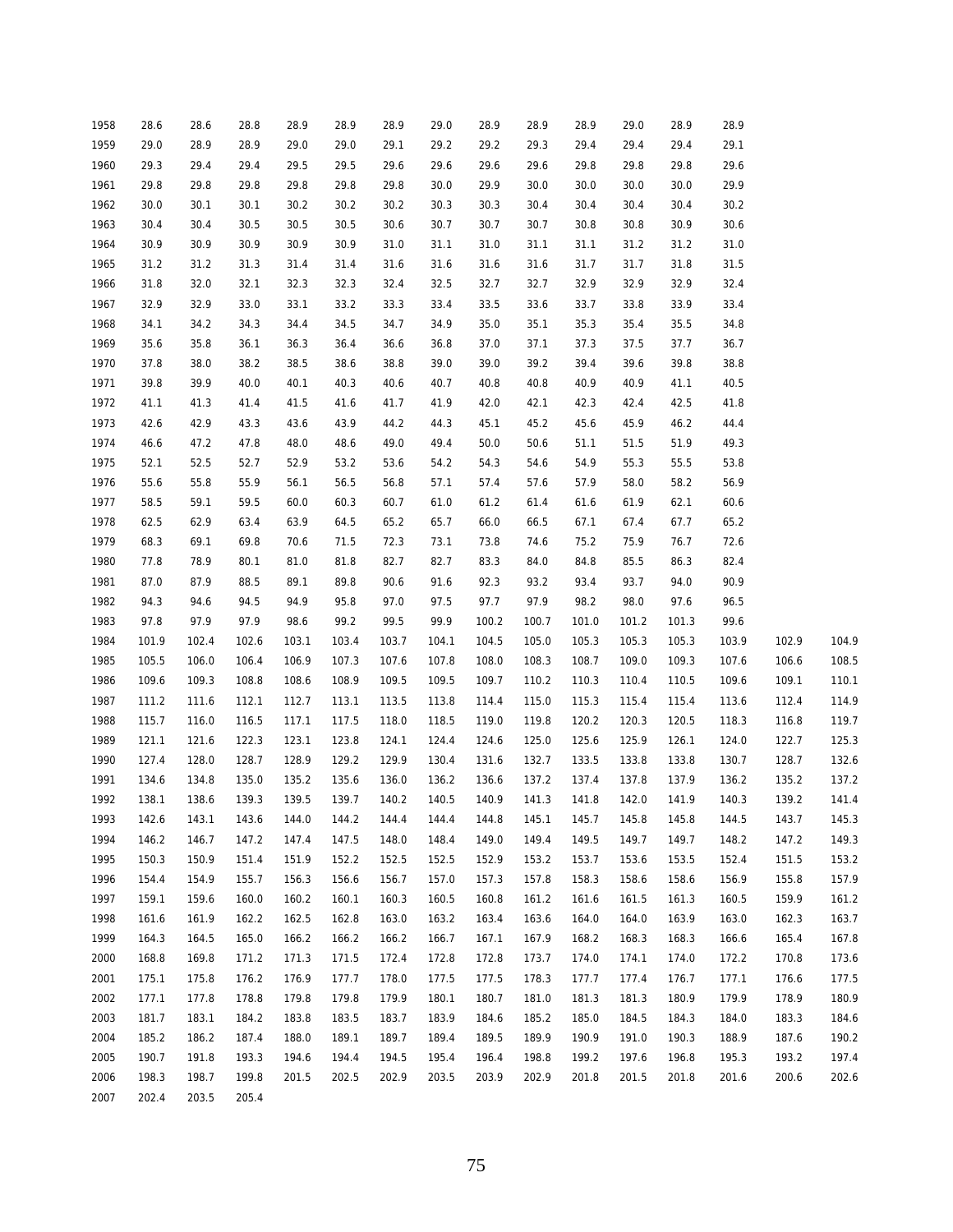| | | | | | | | | | | | | | | | |
|---|---|---|---|---|---|---|---|---|---|---|---|---|---|---|---|
| 1958 | 28.6 | 28.6 | 28.8 | 28.9 | 28.9 | 28.9 | 29.0 | 28.9 | 28.9 | 28.9 | 29.0 | 28.9 | 28.9 | | |
| 1959 | 29.0 | 28.9 | 28.9 | 29.0 | 29.0 | 29.1 | 29.2 | 29.2 | 29.3 | 29.4 | 29.4 | 29.4 | 29.1 | | |
| 1960 | 29.3 | 29.4 | 29.4 | 29.5 | 29.5 | 29.6 | 29.6 | 29.6 | 29.6 | 29.8 | 29.8 | 29.8 | 29.6 | | |
| 1961 | 29.8 | 29.8 | 29.8 | 29.8 | 29.8 | 29.8 | 30.0 | 29.9 | 30.0 | 30.0 | 30.0 | 30.0 | 29.9 | | |
| 1962 | 30.0 | 30.1 | 30.1 | 30.2 | 30.2 | 30.2 | 30.3 | 30.3 | 30.4 | 30.4 | 30.4 | 30.4 | 30.2 | | |
| 1963 | 30.4 | 30.4 | 30.5 | 30.5 | 30.5 | 30.6 | 30.7 | 30.7 | 30.7 | 30.8 | 30.8 | 30.9 | 30.6 | | |
| 1964 | 30.9 | 30.9 | 30.9 | 30.9 | 30.9 | 31.0 | 31.1 | 31.0 | 31.1 | 31.1 | 31.2 | 31.2 | 31.0 | | |
| 1965 | 31.2 | 31.2 | 31.3 | 31.4 | 31.4 | 31.6 | 31.6 | 31.6 | 31.6 | 31.7 | 31.7 | 31.8 | 31.5 | | |
| 1966 | 31.8 | 32.0 | 32.1 | 32.3 | 32.3 | 32.4 | 32.5 | 32.7 | 32.7 | 32.9 | 32.9 | 32.9 | 32.4 | | |
| 1967 | 32.9 | 32.9 | 33.0 | 33.1 | 33.2 | 33.3 | 33.4 | 33.5 | 33.6 | 33.7 | 33.8 | 33.9 | 33.4 | | |
| 1968 | 34.1 | 34.2 | 34.3 | 34.4 | 34.5 | 34.7 | 34.9 | 35.0 | 35.1 | 35.3 | 35.4 | 35.5 | 34.8 | | |
| 1969 | 35.6 | 35.8 | 36.1 | 36.3 | 36.4 | 36.6 | 36.8 | 37.0 | 37.1 | 37.3 | 37.5 | 37.7 | 36.7 | | |
| 1970 | 37.8 | 38.0 | 38.2 | 38.5 | 38.6 | 38.8 | 39.0 | 39.0 | 39.2 | 39.4 | 39.6 | 39.8 | 38.8 | | |
| 1971 | 39.8 | 39.9 | 40.0 | 40.1 | 40.3 | 40.6 | 40.7 | 40.8 | 40.8 | 40.9 | 40.9 | 41.1 | 40.5 | | |
| 1972 | 41.1 | 41.3 | 41.4 | 41.5 | 41.6 | 41.7 | 41.9 | 42.0 | 42.1 | 42.3 | 42.4 | 42.5 | 41.8 | | |
| 1973 | 42.6 | 42.9 | 43.3 | 43.6 | 43.9 | 44.2 | 44.3 | 45.1 | 45.2 | 45.6 | 45.9 | 46.2 | 44.4 | | |
| 1974 | 46.6 | 47.2 | 47.8 | 48.0 | 48.6 | 49.0 | 49.4 | 50.0 | 50.6 | 51.1 | 51.5 | 51.9 | 49.3 | | |
| 1975 | 52.1 | 52.5 | 52.7 | 52.9 | 53.2 | 53.6 | 54.2 | 54.3 | 54.6 | 54.9 | 55.3 | 55.5 | 53.8 | | |
| 1976 | 55.6 | 55.8 | 55.9 | 56.1 | 56.5 | 56.8 | 57.1 | 57.4 | 57.6 | 57.9 | 58.0 | 58.2 | 56.9 | | |
| 1977 | 58.5 | 59.1 | 59.5 | 60.0 | 60.3 | 60.7 | 61.0 | 61.2 | 61.4 | 61.6 | 61.9 | 62.1 | 60.6 | | |
| 1978 | 62.5 | 62.9 | 63.4 | 63.9 | 64.5 | 65.2 | 65.7 | 66.0 | 66.5 | 67.1 | 67.4 | 67.7 | 65.2 | | |
| 1979 | 68.3 | 69.1 | 69.8 | 70.6 | 71.5 | 72.3 | 73.1 | 73.8 | 74.6 | 75.2 | 75.9 | 76.7 | 72.6 | | |
| 1980 | 77.8 | 78.9 | 80.1 | 81.0 | 81.8 | 82.7 | 82.7 | 83.3 | 84.0 | 84.8 | 85.5 | 86.3 | 82.4 | | |
| 1981 | 87.0 | 87.9 | 88.5 | 89.1 | 89.8 | 90.6 | 91.6 | 92.3 | 93.2 | 93.4 | 93.7 | 94.0 | 90.9 | | |
| 1982 | 94.3 | 94.6 | 94.5 | 94.9 | 95.8 | 97.0 | 97.5 | 97.7 | 97.9 | 98.2 | 98.0 | 97.6 | 96.5 | | |
| 1983 | 97.8 | 97.9 | 97.9 | 98.6 | 99.2 | 99.5 | 99.9 | 100.2 | 100.7 | 101.0 | 101.2 | 101.3 | 99.6 | | |
| 1984 | 101.9 | 102.4 | 102.6 | 103.1 | 103.4 | 103.7 | 104.1 | 104.5 | 105.0 | 105.3 | 105.3 | 105.3 | 103.9 | 102.9 | 104.9 |
| 1985 | 105.5 | 106.0 | 106.4 | 106.9 | 107.3 | 107.6 | 107.8 | 108.0 | 108.3 | 108.7 | 109.0 | 109.3 | 107.6 | 106.6 | 108.5 |
| 1986 | 109.6 | 109.3 | 108.8 | 108.6 | 108.9 | 109.5 | 109.5 | 109.7 | 110.2 | 110.3 | 110.4 | 110.5 | 109.6 | 109.1 | 110.1 |
| 1987 | 111.2 | 111.6 | 112.1 | 112.7 | 113.1 | 113.5 | 113.8 | 114.4 | 115.0 | 115.3 | 115.4 | 115.4 | 113.6 | 112.4 | 114.9 |
| 1988 | 115.7 | 116.0 | 116.5 | 117.1 | 117.5 | 118.0 | 118.5 | 119.0 | 119.8 | 120.2 | 120.3 | 120.5 | 118.3 | 116.8 | 119.7 |
| 1989 | 121.1 | 121.6 | 122.3 | 123.1 | 123.8 | 124.1 | 124.4 | 124.6 | 125.0 | 125.6 | 125.9 | 126.1 | 124.0 | 122.7 | 125.3 |
| 1990 | 127.4 | 128.0 | 128.7 | 128.9 | 129.2 | 129.9 | 130.4 | 131.6 | 132.7 | 133.5 | 133.8 | 133.8 | 130.7 | 128.7 | 132.6 |
| 1991 | 134.6 | 134.8 | 135.0 | 135.2 | 135.6 | 136.0 | 136.2 | 136.6 | 137.2 | 137.4 | 137.8 | 137.9 | 136.2 | 135.2 | 137.2 |
| 1992 | 138.1 | 138.6 | 139.3 | 139.5 | 139.7 | 140.2 | 140.5 | 140.9 | 141.3 | 141.8 | 142.0 | 141.9 | 140.3 | 139.2 | 141.4 |
| 1993 | 142.6 | 143.1 | 143.6 | 144.0 | 144.2 | 144.4 | 144.4 | 144.8 | 145.1 | 145.7 | 145.8 | 145.8 | 144.5 | 143.7 | 145.3 |
| 1994 | 146.2 | 146.7 | 147.2 | 147.4 | 147.5 | 148.0 | 148.4 | 149.0 | 149.4 | 149.5 | 149.7 | 149.7 | 148.2 | 147.2 | 149.3 |
| 1995 | 150.3 | 150.9 | 151.4 | 151.9 | 152.2 | 152.5 | 152.5 | 152.9 | 153.2 | 153.7 | 153.6 | 153.5 | 152.4 | 151.5 | 153.2 |
| 1996 | 154.4 | 154.9 | 155.7 | 156.3 | 156.6 | 156.7 | 157.0 | 157.3 | 157.8 | 158.3 | 158.6 | 158.6 | 156.9 | 155.8 | 157.9 |
| 1997 | 159.1 | 159.6 | 160.0 | 160.2 | 160.1 | 160.3 | 160.5 | 160.8 | 161.2 | 161.6 | 161.5 | 161.3 | 160.5 | 159.9 | 161.2 |
| 1998 | 161.6 | 161.9 | 162.2 | 162.5 | 162.8 | 163.0 | 163.2 | 163.4 | 163.6 | 164.0 | 164.0 | 163.9 | 163.0 | 162.3 | 163.7 |
| 1999 | 164.3 | 164.5 | 165.0 | 166.2 | 166.2 | 166.2 | 166.7 | 167.1 | 167.9 | 168.2 | 168.3 | 168.3 | 166.6 | 165.4 | 167.8 |
| 2000 | 168.8 | 169.8 | 171.2 | 171.3 | 171.5 | 172.4 | 172.8 | 172.8 | 173.7 | 174.0 | 174.1 | 174.0 | 172.2 | 170.8 | 173.6 |
| 2001 | 175.1 | 175.8 | 176.2 | 176.9 | 177.7 | 178.0 | 177.5 | 177.5 | 178.3 | 177.7 | 177.4 | 176.7 | 177.1 | 176.6 | 177.5 |
| 2002 | 177.1 | 177.8 | 178.8 | 179.8 | 179.8 | 179.9 | 180.1 | 180.7 | 181.0 | 181.3 | 181.3 | 180.9 | 179.9 | 178.9 | 180.9 |
| 2003 | 181.7 | 183.1 | 184.2 | 183.8 | 183.5 | 183.7 | 183.9 | 184.6 | 185.2 | 185.0 | 184.5 | 184.3 | 184.0 | 183.3 | 184.6 |
| 2004 | 185.2 | 186.2 | 187.4 | 188.0 | 189.1 | 189.7 | 189.4 | 189.5 | 189.9 | 190.9 | 191.0 | 190.3 | 188.9 | 187.6 | 190.2 |
| 2005 | 190.7 | 191.8 | 193.3 | 194.6 | 194.4 | 194.5 | 195.4 | 196.4 | 198.8 | 199.2 | 197.6 | 196.8 | 195.3 | 193.2 | 197.4 |
| 2006 | 198.3 | 198.7 | 199.8 | 201.5 | 202.5 | 202.9 | 203.5 | 203.9 | 202.9 | 201.8 | 201.5 | 201.8 | 201.6 | 200.6 | 202.6 |
| 2007 | 202.4 | 203.5 | 205.4 | | | | | | | | | | | | |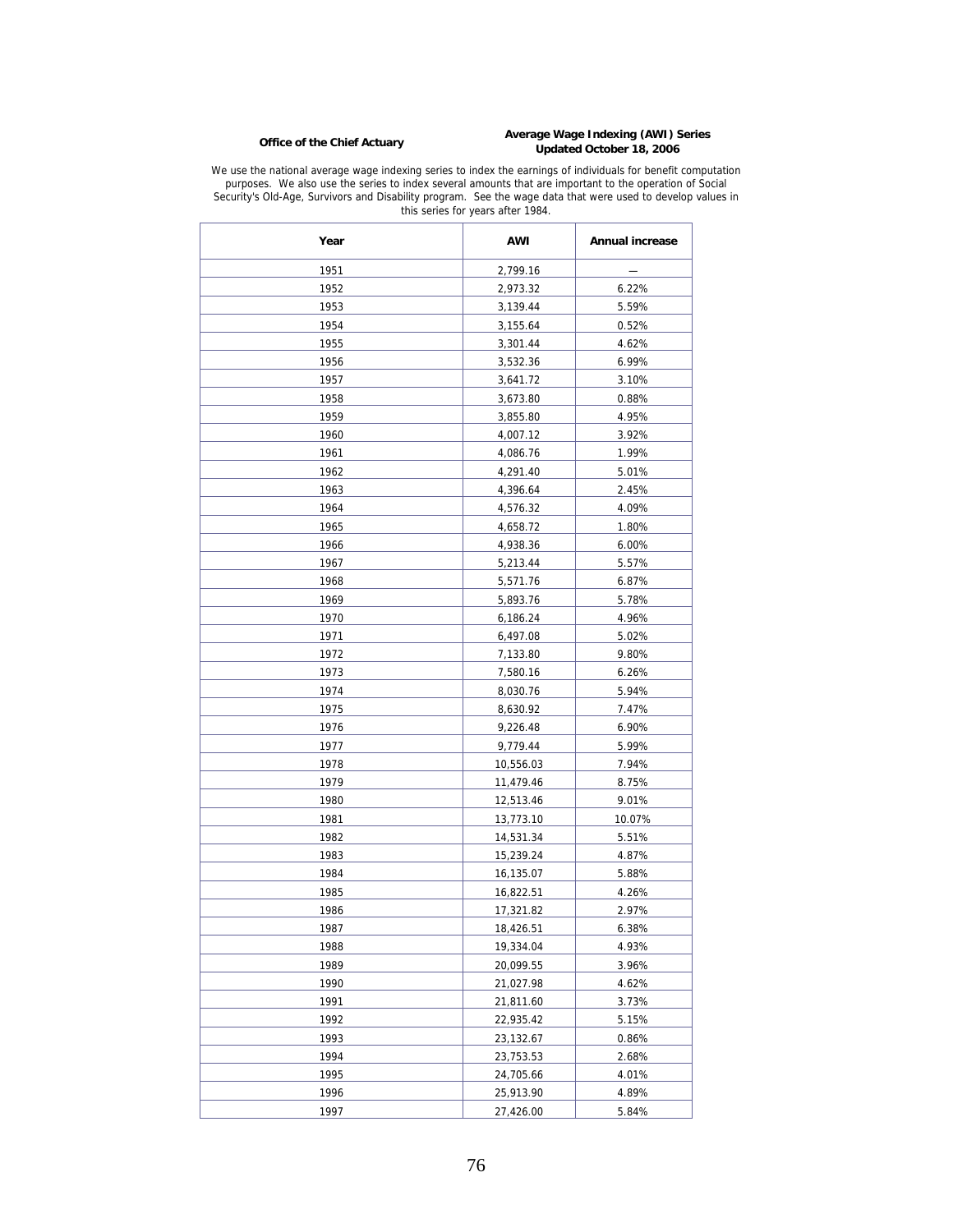**Office of the Chief Actuary**

**Average Wage Indexing (AWI) Series**
**Updated October 18, 2006**

We use the national average wage indexing series to index the earnings of individuals for benefit computation purposes. We also use the series to index several amounts that are important to the operation of Social Security's Old-Age, Survivors and Disability program. See the wage data that were used to develop values in this series for years after 1984.

| Year | AWI | Annual increase |
|---|---|---|
| 1951 | 2,799.16 | — |
| 1952 | 2,973.32 | 6.22% |
| 1953 | 3,139.44 | 5.59% |
| 1954 | 3,155.64 | 0.52% |
| 1955 | 3,301.44 | 4.62% |
| 1956 | 3,532.36 | 6.99% |
| 1957 | 3,641.72 | 3.10% |
| 1958 | 3,673.80 | 0.88% |
| 1959 | 3,855.80 | 4.95% |
| 1960 | 4,007.12 | 3.92% |
| 1961 | 4,086.76 | 1.99% |
| 1962 | 4,291.40 | 5.01% |
| 1963 | 4,396.64 | 2.45% |
| 1964 | 4,576.32 | 4.09% |
| 1965 | 4,658.72 | 1.80% |
| 1966 | 4,938.36 | 6.00% |
| 1967 | 5,213.44 | 5.57% |
| 1968 | 5,571.76 | 6.87% |
| 1969 | 5,893.76 | 5.78% |
| 1970 | 6,186.24 | 4.96% |
| 1971 | 6,497.08 | 5.02% |
| 1972 | 7,133.80 | 9.80% |
| 1973 | 7,580.16 | 6.26% |
| 1974 | 8,030.76 | 5.94% |
| 1975 | 8,630.92 | 7.47% |
| 1976 | 9,226.48 | 6.90% |
| 1977 | 9,779.44 | 5.99% |
| 1978 | 10,556.03 | 7.94% |
| 1979 | 11,479.46 | 8.75% |
| 1980 | 12,513.46 | 9.01% |
| 1981 | 13,773.10 | 10.07% |
| 1982 | 14,531.34 | 5.51% |
| 1983 | 15,239.24 | 4.87% |
| 1984 | 16,135.07 | 5.88% |
| 1985 | 16,822.51 | 4.26% |
| 1986 | 17,321.82 | 2.97% |
| 1987 | 18,426.51 | 6.38% |
| 1988 | 19,334.04 | 4.93% |
| 1989 | 20,099.55 | 3.96% |
| 1990 | 21,027.98 | 4.62% |
| 1991 | 21,811.60 | 3.73% |
| 1992 | 22,935.42 | 5.15% |
| 1993 | 23,132.67 | 0.86% |
| 1994 | 23,753.53 | 2.68% |
| 1995 | 24,705.66 | 4.01% |
| 1996 | 25,913.90 | 4.89% |
| 1997 | 27,426.00 | 5.84% |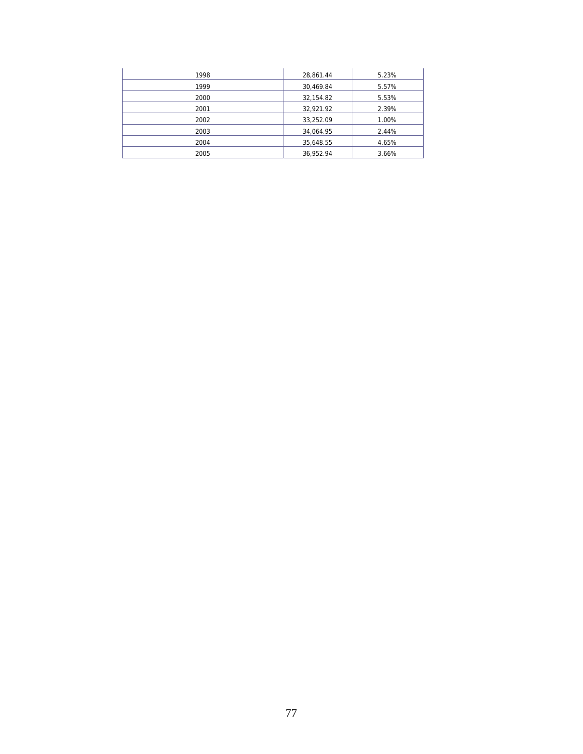| | | |
|---|---|---|
| 1998 | 28,861.44 | 5.23% |
| 1999 | 30,469.84 | 5.57% |
| 2000 | 32,154.82 | 5.53% |
| 2001 | 32,921.92 | 2.39% |
| 2002 | 33,252.09 | 1.00% |
| 2003 | 34,064.95 | 2.44% |
| 2004 | 35,648.55 | 4.65% |
| 2005 | 36,952.94 | 3.66% |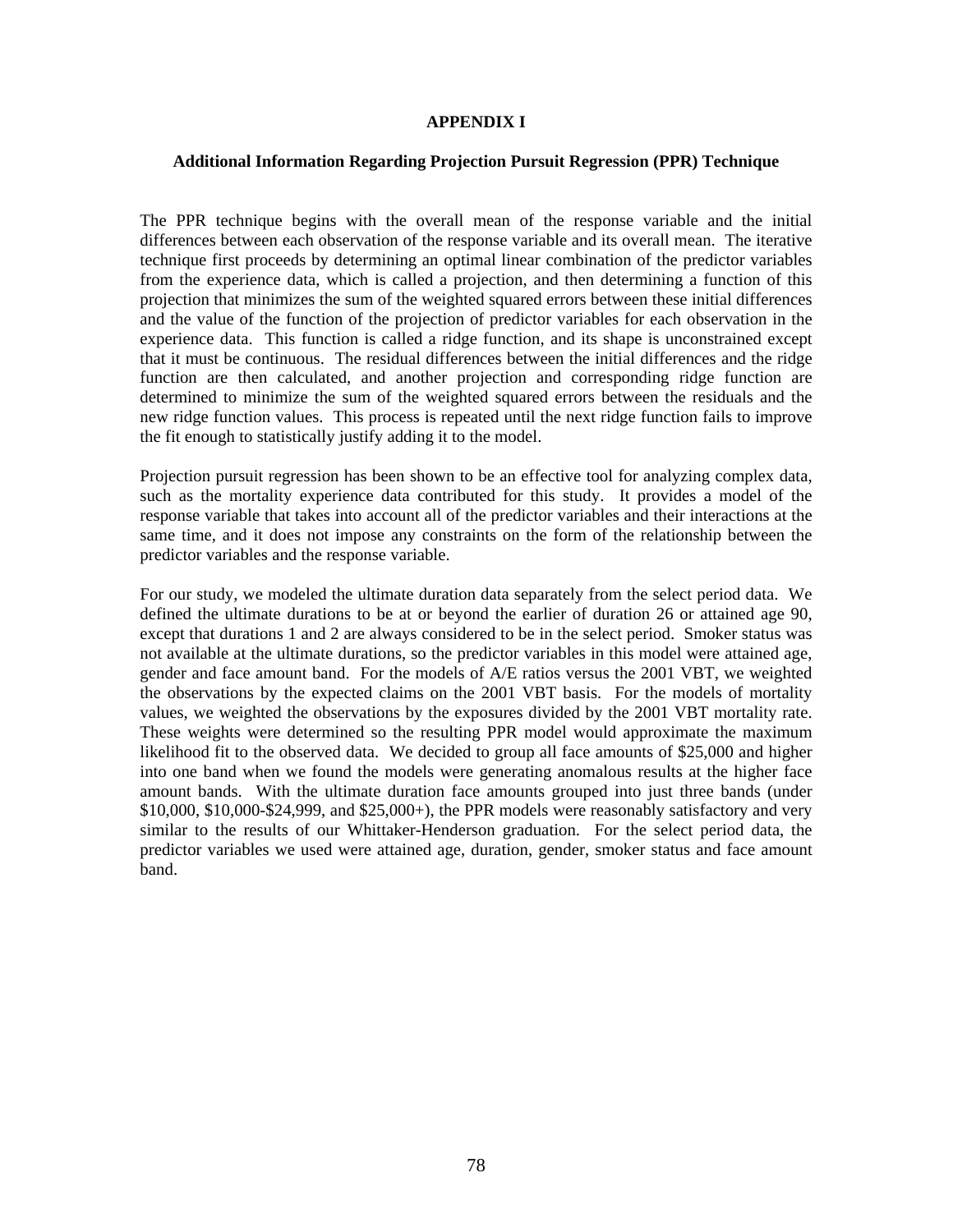# APPENDIX I

## Additional Information Regarding Projection Pursuit Regression (PPR) Technique

The PPR technique begins with the overall mean of the response variable and the initial differences between each observation of the response variable and its overall mean. The iterative technique first proceeds by determining an optimal linear combination of the predictor variables from the experience data, which is called a projection, and then determining a function of this projection that minimizes the sum of the weighted squared errors between these initial differences and the value of the function of the projection of predictor variables for each observation in the experience data. This function is called a ridge function, and its shape is unconstrained except that it must be continuous. The residual differences between the initial differences and the ridge function are then calculated, and another projection and corresponding ridge function are determined to minimize the sum of the weighted squared errors between the residuals and the new ridge function values. This process is repeated until the next ridge function fails to improve the fit enough to statistically justify adding it to the model.

Projection pursuit regression has been shown to be an effective tool for analyzing complex data, such as the mortality experience data contributed for this study. It provides a model of the response variable that takes into account all of the predictor variables and their interactions at the same time, and it does not impose any constraints on the form of the relationship between the predictor variables and the response variable.

For our study, we modeled the ultimate duration data separately from the select period data. We defined the ultimate durations to be at or beyond the earlier of duration 26 or attained age 90, except that durations 1 and 2 are always considered to be in the select period. Smoker status was not available at the ultimate durations, so the predictor variables in this model were attained age, gender and face amount band. For the models of A/E ratios versus the 2001 VBT, we weighted the observations by the expected claims on the 2001 VBT basis. For the models of mortality values, we weighted the observations by the exposures divided by the 2001 VBT mortality rate. These weights were determined so the resulting PPR model would approximate the maximum likelihood fit to the observed data. We decided to group all face amounts of $25,000 and higher into one band when we found the models were generating anomalous results at the higher face amount bands. With the ultimate duration face amounts grouped into just three bands (under $10,000, $10,000-$24,999, and $25,000+), the PPR models were reasonably satisfactory and very similar to the results of our Whittaker-Henderson graduation. For the select period data, the predictor variables we used were attained age, duration, gender, smoker status and face amount band.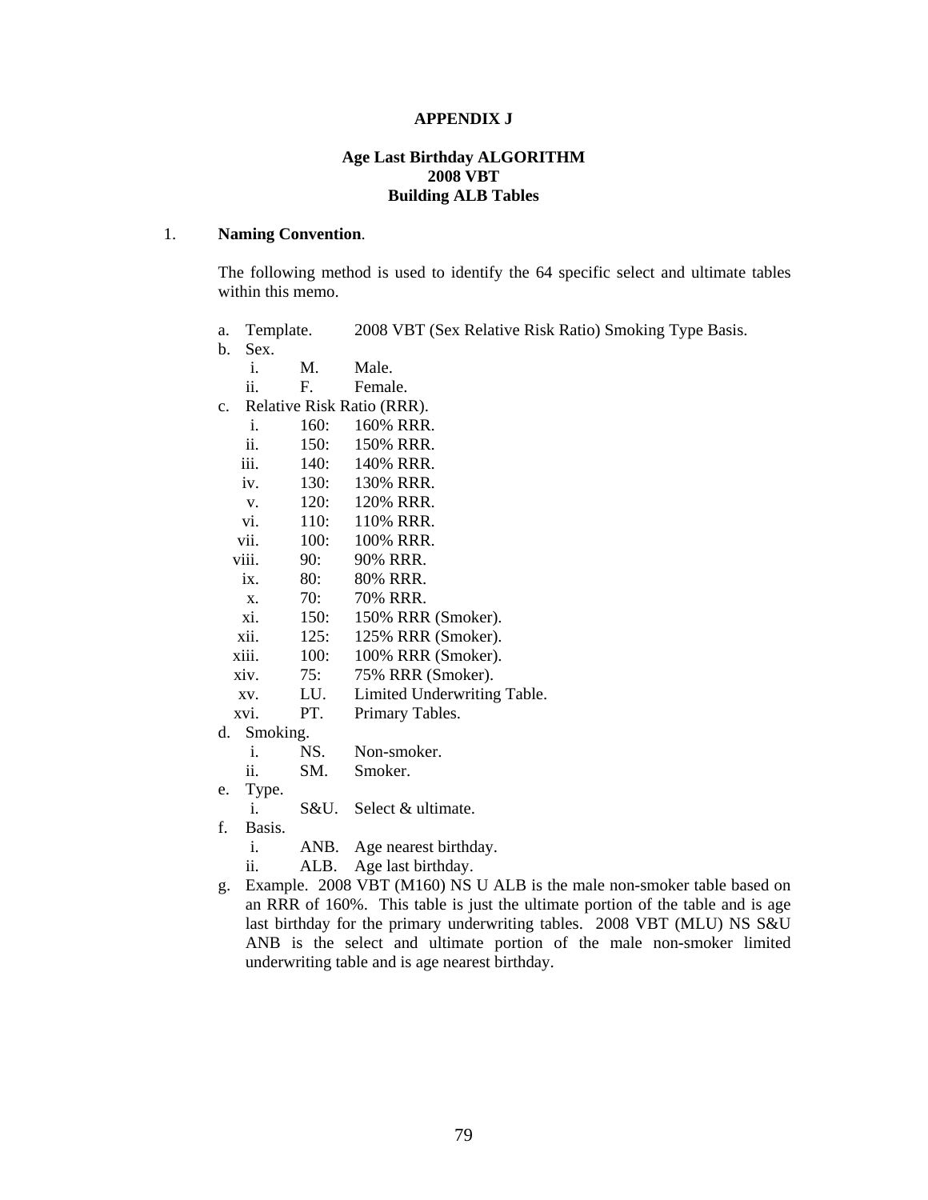**APPENDIX J**

**Age Last Birthday ALGORITHM**
**2008 VBT**
**Building ALB Tables**

1. **Naming Convention**.

   The following method is used to identify the 64 specific select and ultimate tables within this memo.

   a. Template. 2008 VBT (Sex Relative Risk Ratio) Smoking Type Basis.
   b. Sex.
      - i. M. Male.
      - ii. F. Female.
   c. Relative Risk Ratio (RRR).
      - i. 160: 160% RRR.
      - ii. 150: 150% RRR.
      - iii. 140: 140% RRR.
      - iv. 130: 130% RRR.
      - v. 120: 120% RRR.
      - vi. 110: 110% RRR.
      - vii. 100: 100% RRR.
      - viii. 90: 90% RRR.
      - ix. 80: 80% RRR.
      - x. 70: 70% RRR.
      - xi. 150: 150% RRR (Smoker).
      - xii. 125: 125% RRR (Smoker).
      - xiii. 100: 100% RRR (Smoker).
      - xiv. 75: 75% RRR (Smoker).
      - xv. LU. Limited Underwriting Table.
      - xvi. PT. Primary Tables.
   d. Smoking.
      - i. NS. Non-smoker.
      - ii. SM. Smoker.
   e. Type.
      - i. S&U. Select & ultimate.
   f. Basis.
      - i. ANB. Age nearest birthday.
      - ii. ALB. Age last birthday.
   g. Example. 2008 VBT (M160) NS U ALB is the male non-smoker table based on an RRR of 160%. This table is just the ultimate portion of the table and is age last birthday for the primary underwriting tables. 2008 VBT (MLU) NS S&U ANB is the select and ultimate portion of the male non-smoker limited underwriting table and is age nearest birthday.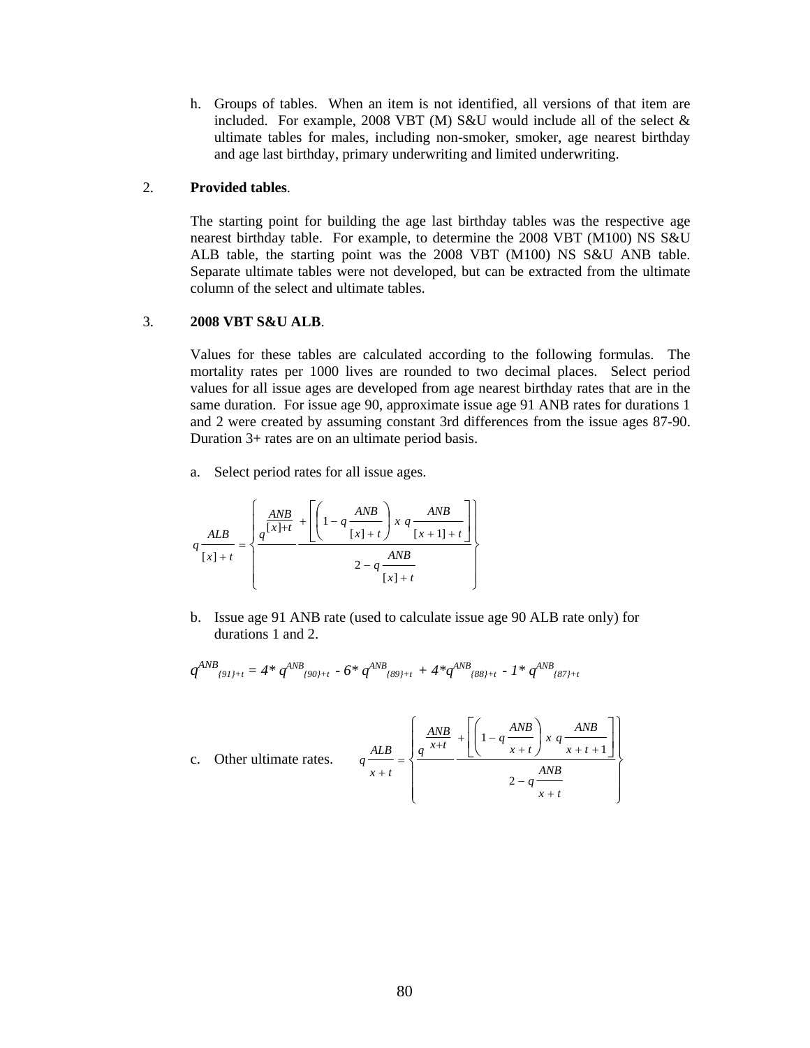h. Groups of tables. When an item is not identified, all versions of that item are included. For example, 2008 VBT (M) S&U would include all of the select & ultimate tables for males, including non-smoker, smoker, age nearest birthday and age last birthday, primary underwriting and limited underwriting.

2. **Provided tables**.

The starting point for building the age last birthday tables was the respective age nearest birthday table. For example, to determine the 2008 VBT (M100) NS S&U ALB table, the starting point was the 2008 VBT (M100) NS S&U ANB table. Separate ultimate tables were not developed, but can be extracted from the ultimate column of the select and ultimate tables.

3. **2008 VBT S&U ALB**.

Values for these tables are calculated according to the following formulas. The mortality rates per 1000 lives are rounded to two decimal places. Select period values for all issue ages are developed from age nearest birthday rates that are in the same duration. For issue age 90, approximate issue age 91 ANB rates for durations 1 and 2 were created by assuming constant 3rd differences from the issue ages 87-90. Duration 3+ rates are on an ultimate period basis.

a. Select period rates for all issue ages.

$$q^{ALB}_{[x]+t} = \left\{ \frac{q^{ANB}_{[x]+t} + \left[ \left( 1 - q^{ANB}_{[x]+t} \right) x \; q^{ANB}_{[x+1]+t} \right]}{2 - q^{ANB}_{[x]+t}} \right\}$$

b. Issue age 91 ANB rate (used to calculate issue age 90 ALB rate only) for durations 1 and 2.

$$q^{ANB}_{\{91\}+t} = 4 * q^{ANB}_{\{90\}+t} - 6 * q^{ANB}_{\{89\}+t} + 4 * q^{ANB}_{\{88\}+t} - 1 * q^{ANB}_{\{87\}+t}$$

c. Other ultimate rates.

$$q^{ALB}_{x+t} = \left\{ \frac{q^{ANB}_{x+t} + \left[ \left( 1 - q^{ANB}_{x+t} \right) x \; q^{ANB}_{x+t+1} \right]}{2 - q^{ANB}_{x+t}} \right\}$$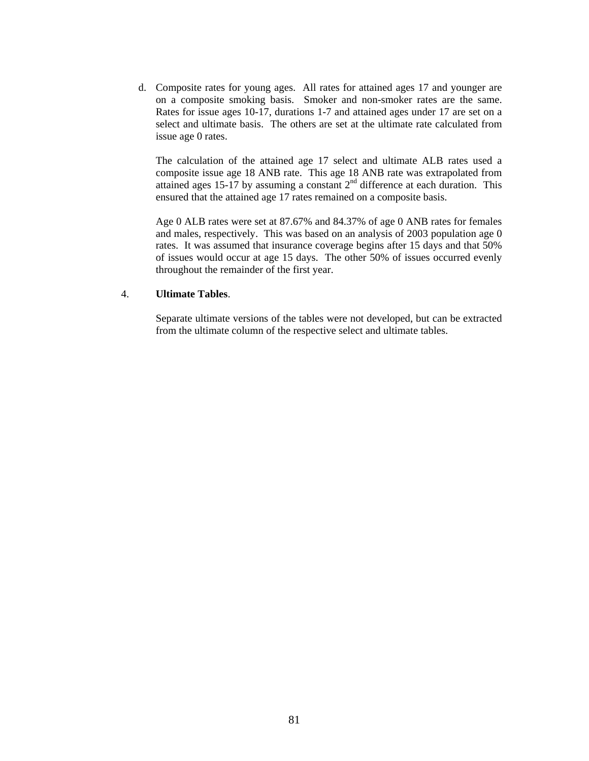d. Composite rates for young ages. All rates for attained ages 17 and younger are on a composite smoking basis. Smoker and non-smoker rates are the same. Rates for issue ages 10-17, durations 1-7 and attained ages under 17 are set on a select and ultimate basis. The others are set at the ultimate rate calculated from issue age 0 rates.

   The calculation of the attained age 17 select and ultimate ALB rates used a composite issue age 18 ANB rate. This age 18 ANB rate was extrapolated from attained ages 15-17 by assuming a constant 2nd difference at each duration. This ensured that the attained age 17 rates remained on a composite basis.

   Age 0 ALB rates were set at 87.67% and 84.37% of age 0 ANB rates for females and males, respectively. This was based on an analysis of 2003 population age 0 rates. It was assumed that insurance coverage begins after 15 days and that 50% of issues would occur at age 15 days. The other 50% of issues occurred evenly throughout the remainder of the first year.

4. **Ultimate Tables**.

   Separate ultimate versions of the tables were not developed, but can be extracted from the ultimate column of the respective select and ultimate tables.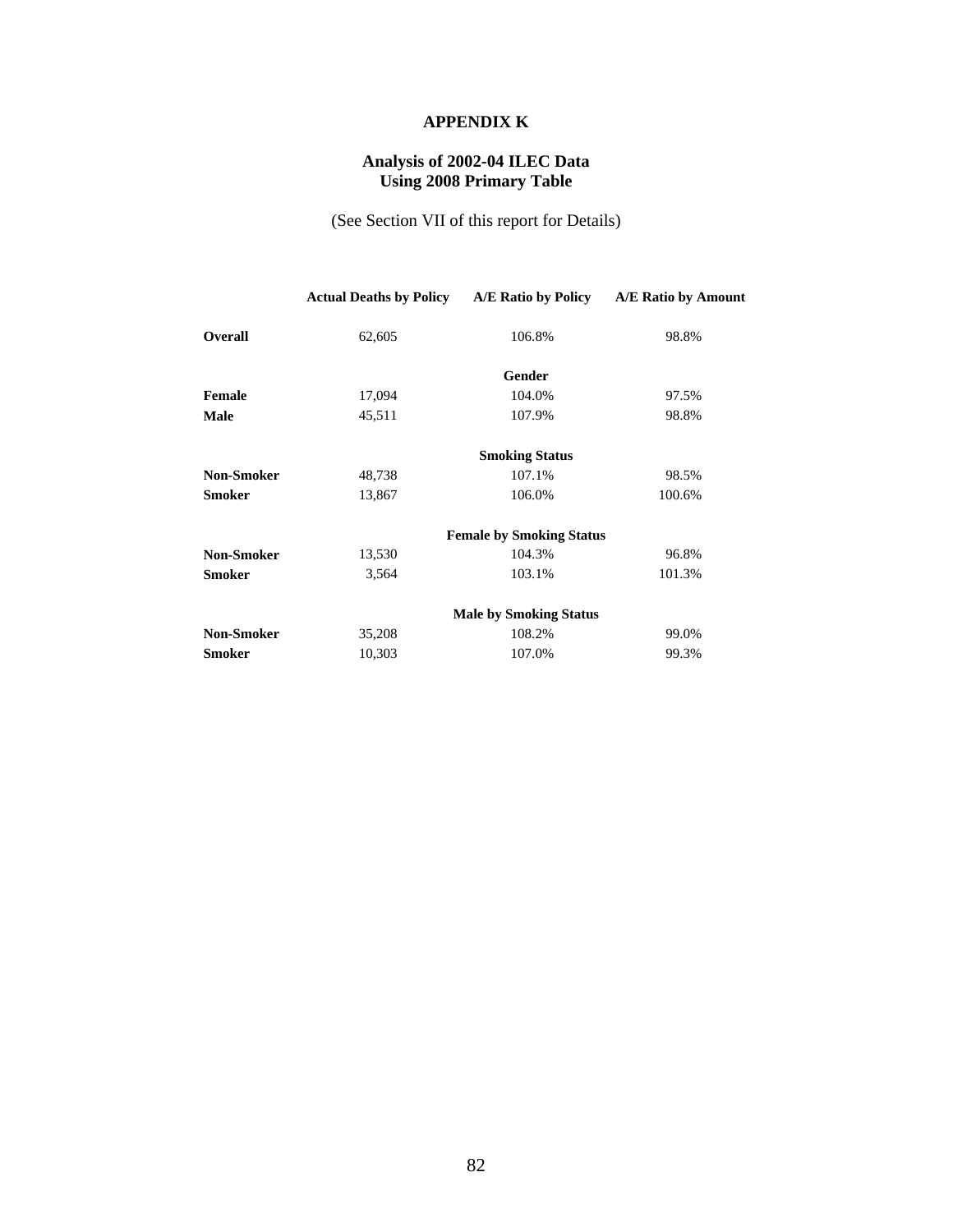# APPENDIX K

## Analysis of 2002-04 ILEC Data Using 2008 Primary Table

(See Section VII of this report for Details)

| | Actual Deaths by Policy | A/E Ratio by Policy | A/E Ratio by Amount |
|---|---|---|---|
| **Overall** | 62,605 | 106.8% | 98.8% |
| | | **Gender** | |
| **Female** | 17,094 | 104.0% | 97.5% |
| **Male** | 45,511 | 107.9% | 98.8% |
| | | **Smoking Status** | |
| **Non-Smoker** | 48,738 | 107.1% | 98.5% |
| **Smoker** | 13,867 | 106.0% | 100.6% |
| | | **Female by Smoking Status** | |
| **Non-Smoker** | 13,530 | 104.3% | 96.8% |
| **Smoker** | 3,564 | 103.1% | 101.3% |
| | | **Male by Smoking Status** | |
| **Non-Smoker** | 35,208 | 108.2% | 99.0% |
| **Smoker** | 10,303 | 107.0% | 99.3% |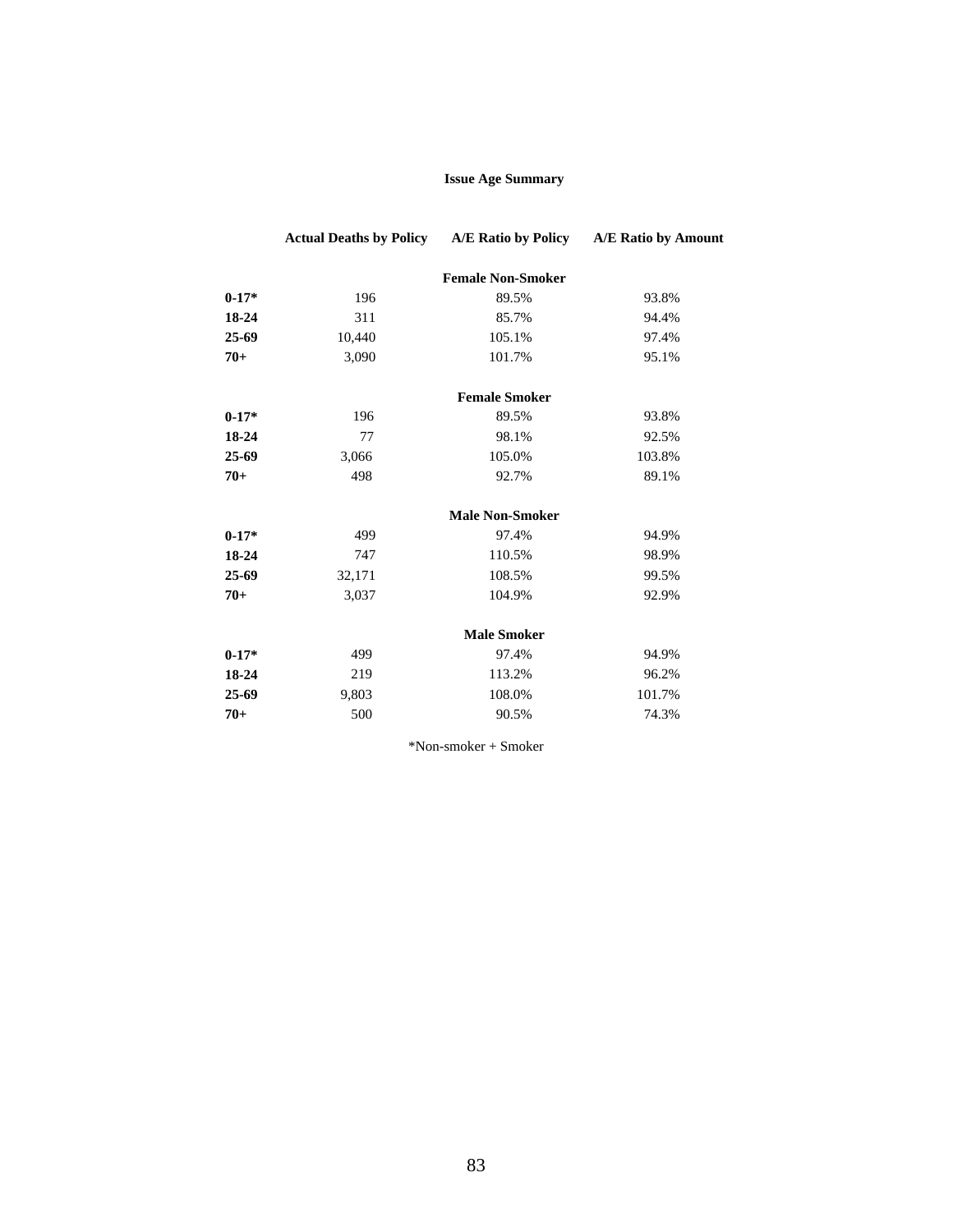**Issue Age Summary**

| | Actual Deaths by Policy | A/E Ratio by Policy | A/E Ratio by Amount |
|---|---|---|---|
| | | **Female Non-Smoker** | |
| **0-17*** | 196 | 89.5% | 93.8% |
| **18-24** | 311 | 85.7% | 94.4% |
| **25-69** | 10,440 | 105.1% | 97.4% |
| **70+** | 3,090 | 101.7% | 95.1% |
| | | **Female Smoker** | |
| **0-17*** | 196 | 89.5% | 93.8% |
| **18-24** | 77 | 98.1% | 92.5% |
| **25-69** | 3,066 | 105.0% | 103.8% |
| **70+** | 498 | 92.7% | 89.1% |
| | | **Male Non-Smoker** | |
| **0-17*** | 499 | 97.4% | 94.9% |
| **18-24** | 747 | 110.5% | 98.9% |
| **25-69** | 32,171 | 108.5% | 99.5% |
| **70+** | 3,037 | 104.9% | 92.9% |
| | | **Male Smoker** | |
| **0-17*** | 499 | 97.4% | 94.9% |
| **18-24** | 219 | 113.2% | 96.2% |
| **25-69** | 9,803 | 108.0% | 101.7% |
| **70+** | 500 | 90.5% | 74.3% |

*Non-smoker + Smoker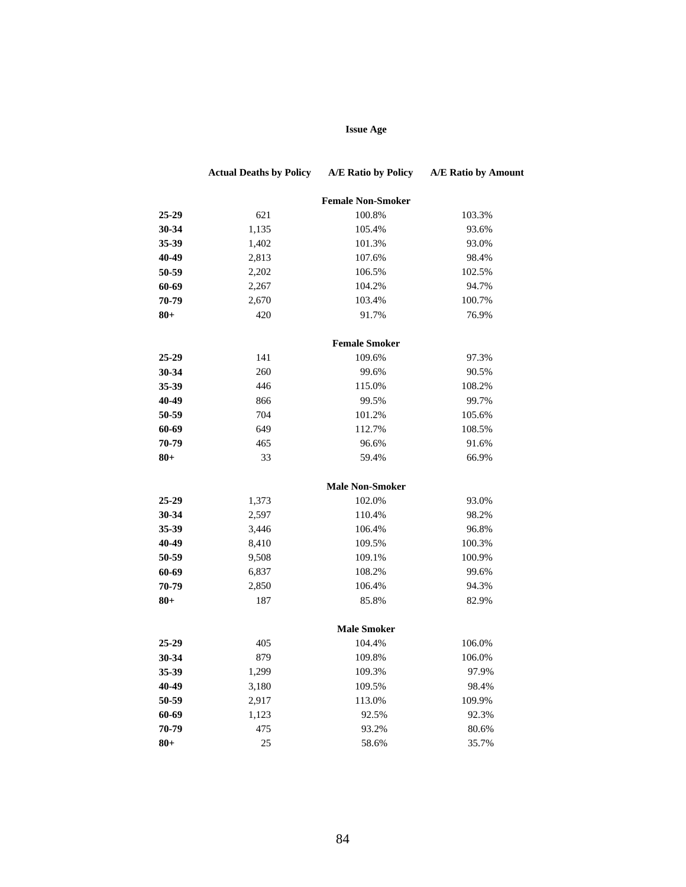## Issue Age

| | Actual Deaths by Policy | A/E Ratio by Policy | A/E Ratio by Amount |
|---|---|---|---|
| | | **Female Non-Smoker** | |
| **25-29** | 621 | 100.8% | 103.3% |
| **30-34** | 1,135 | 105.4% | 93.6% |
| **35-39** | 1,402 | 101.3% | 93.0% |
| **40-49** | 2,813 | 107.6% | 98.4% |
| **50-59** | 2,202 | 106.5% | 102.5% |
| **60-69** | 2,267 | 104.2% | 94.7% |
| **70-79** | 2,670 | 103.4% | 100.7% |
| **80+** | 420 | 91.7% | 76.9% |
| | | **Female Smoker** | |
| **25-29** | 141 | 109.6% | 97.3% |
| **30-34** | 260 | 99.6% | 90.5% |
| **35-39** | 446 | 115.0% | 108.2% |
| **40-49** | 866 | 99.5% | 99.7% |
| **50-59** | 704 | 101.2% | 105.6% |
| **60-69** | 649 | 112.7% | 108.5% |
| **70-79** | 465 | 96.6% | 91.6% |
| **80+** | 33 | 59.4% | 66.9% |
| | | **Male Non-Smoker** | |
| **25-29** | 1,373 | 102.0% | 93.0% |
| **30-34** | 2,597 | 110.4% | 98.2% |
| **35-39** | 3,446 | 106.4% | 96.8% |
| **40-49** | 8,410 | 109.5% | 100.3% |
| **50-59** | 9,508 | 109.1% | 100.9% |
| **60-69** | 6,837 | 108.2% | 99.6% |
| **70-79** | 2,850 | 106.4% | 94.3% |
| **80+** | 187 | 85.8% | 82.9% |
| | | **Male Smoker** | |
| **25-29** | 405 | 104.4% | 106.0% |
| **30-34** | 879 | 109.8% | 106.0% |
| **35-39** | 1,299 | 109.3% | 97.9% |
| **40-49** | 3,180 | 109.5% | 98.4% |
| **50-59** | 2,917 | 113.0% | 109.9% |
| **60-69** | 1,123 | 92.5% | 92.3% |
| **70-79** | 475 | 93.2% | 80.6% |
| **80+** | 25 | 58.6% | 35.7% |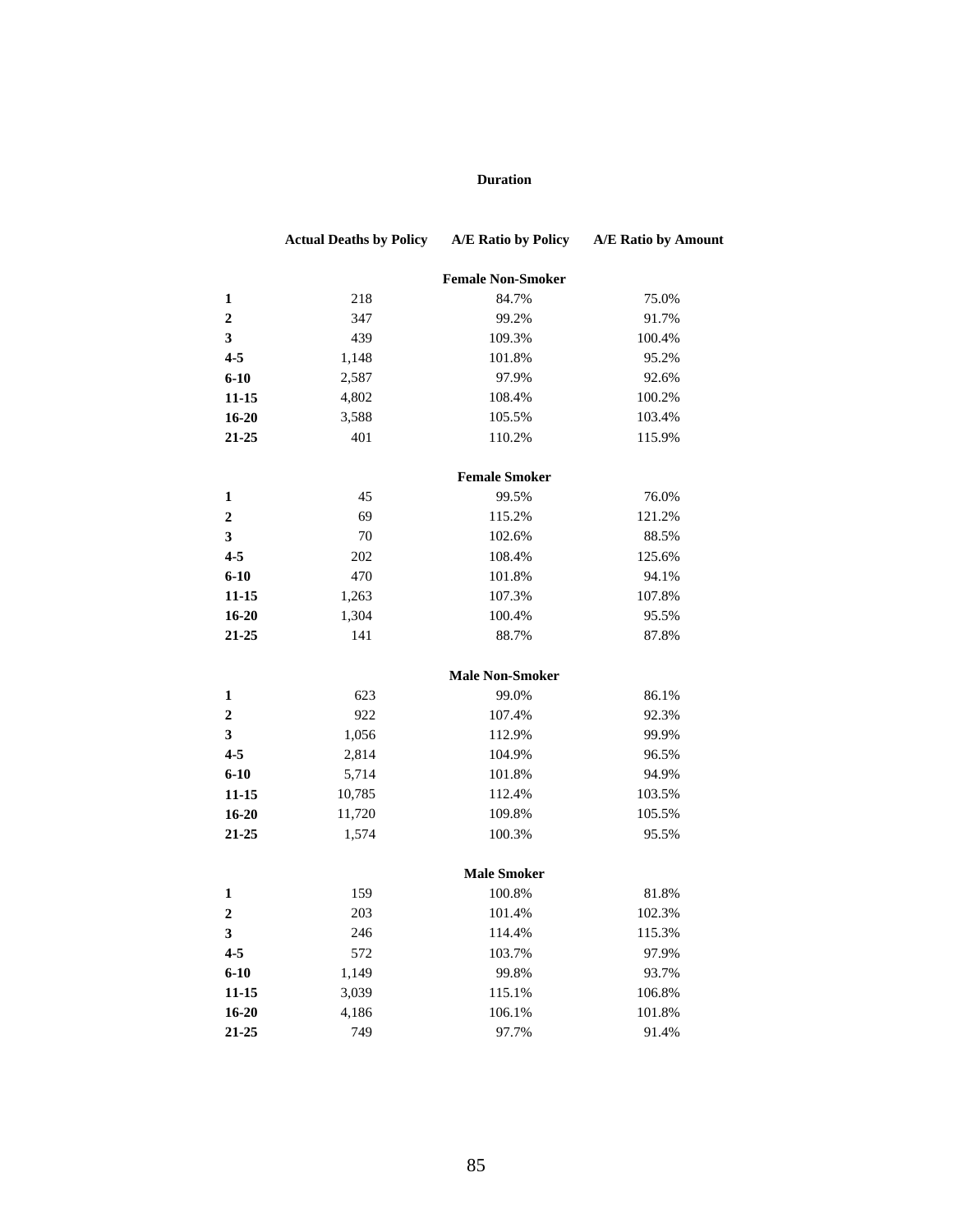**Duration**

| | Actual Deaths by Policy | A/E Ratio by Policy | A/E Ratio by Amount |
|---|---|---|---|
| | | **Female Non-Smoker** | |
| **1** | 218 | 84.7% | 75.0% |
| **2** | 347 | 99.2% | 91.7% |
| **3** | 439 | 109.3% | 100.4% |
| **4-5** | 1,148 | 101.8% | 95.2% |
| **6-10** | 2,587 | 97.9% | 92.6% |
| **11-15** | 4,802 | 108.4% | 100.2% |
| **16-20** | 3,588 | 105.5% | 103.4% |
| **21-25** | 401 | 110.2% | 115.9% |
| | | **Female Smoker** | |
| **1** | 45 | 99.5% | 76.0% |
| **2** | 69 | 115.2% | 121.2% |
| **3** | 70 | 102.6% | 88.5% |
| **4-5** | 202 | 108.4% | 125.6% |
| **6-10** | 470 | 101.8% | 94.1% |
| **11-15** | 1,263 | 107.3% | 107.8% |
| **16-20** | 1,304 | 100.4% | 95.5% |
| **21-25** | 141 | 88.7% | 87.8% |
| | | **Male Non-Smoker** | |
| **1** | 623 | 99.0% | 86.1% |
| **2** | 922 | 107.4% | 92.3% |
| **3** | 1,056 | 112.9% | 99.9% |
| **4-5** | 2,814 | 104.9% | 96.5% |
| **6-10** | 5,714 | 101.8% | 94.9% |
| **11-15** | 10,785 | 112.4% | 103.5% |
| **16-20** | 11,720 | 109.8% | 105.5% |
| **21-25** | 1,574 | 100.3% | 95.5% |
| | | **Male Smoker** | |
| **1** | 159 | 100.8% | 81.8% |
| **2** | 203 | 101.4% | 102.3% |
| **3** | 246 | 114.4% | 115.3% |
| **4-5** | 572 | 103.7% | 97.9% |
| **6-10** | 1,149 | 99.8% | 93.7% |
| **11-15** | 3,039 | 115.1% | 106.8% |
| **16-20** | 4,186 | 106.1% | 101.8% |
| **21-25** | 749 | 97.7% | 91.4% |